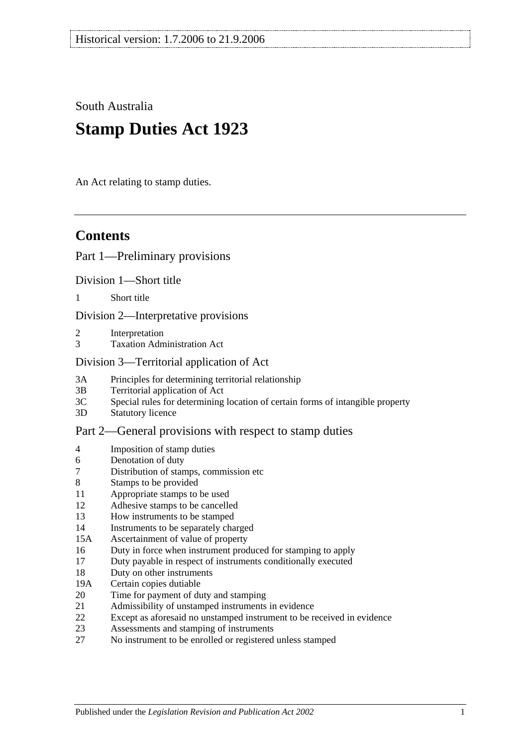Historical version: 1.7.2006 to 21.9.2006

South Australia

# Stamp Duties Act 1923

An Act relating to stamp duties.

## Contents

### Part 1—Preliminary provisions

#### Division 1—Short title

1 Short title

#### Division 2—Interpretative provisions

2 Interpretation
3 Taxation Administration Act

#### Division 3—Territorial application of Act

3A Principles for determining territorial relationship
3B Territorial application of Act
3C Special rules for determining location of certain forms of intangible property
3D Statutory licence

### Part 2—General provisions with respect to stamp duties

4 Imposition of stamp duties
6 Denotation of duty
7 Distribution of stamps, commission etc
8 Stamps to be provided
11 Appropriate stamps to be used
12 Adhesive stamps to be cancelled
13 How instruments to be stamped
14 Instruments to be separately charged
15A Ascertainment of value of property
16 Duty in force when instrument produced for stamping to apply
17 Duty payable in respect of instruments conditionally executed
18 Duty on other instruments
19A Certain copies dutiable
20 Time for payment of duty and stamping
21 Admissibility of unstamped instruments in evidence
22 Except as aforesaid no unstamped instrument to be received in evidence
23 Assessments and stamping of instruments
27 No instrument to be enrolled or registered unless stamped

Published under the *Legislation Revision and Publication Act 2002*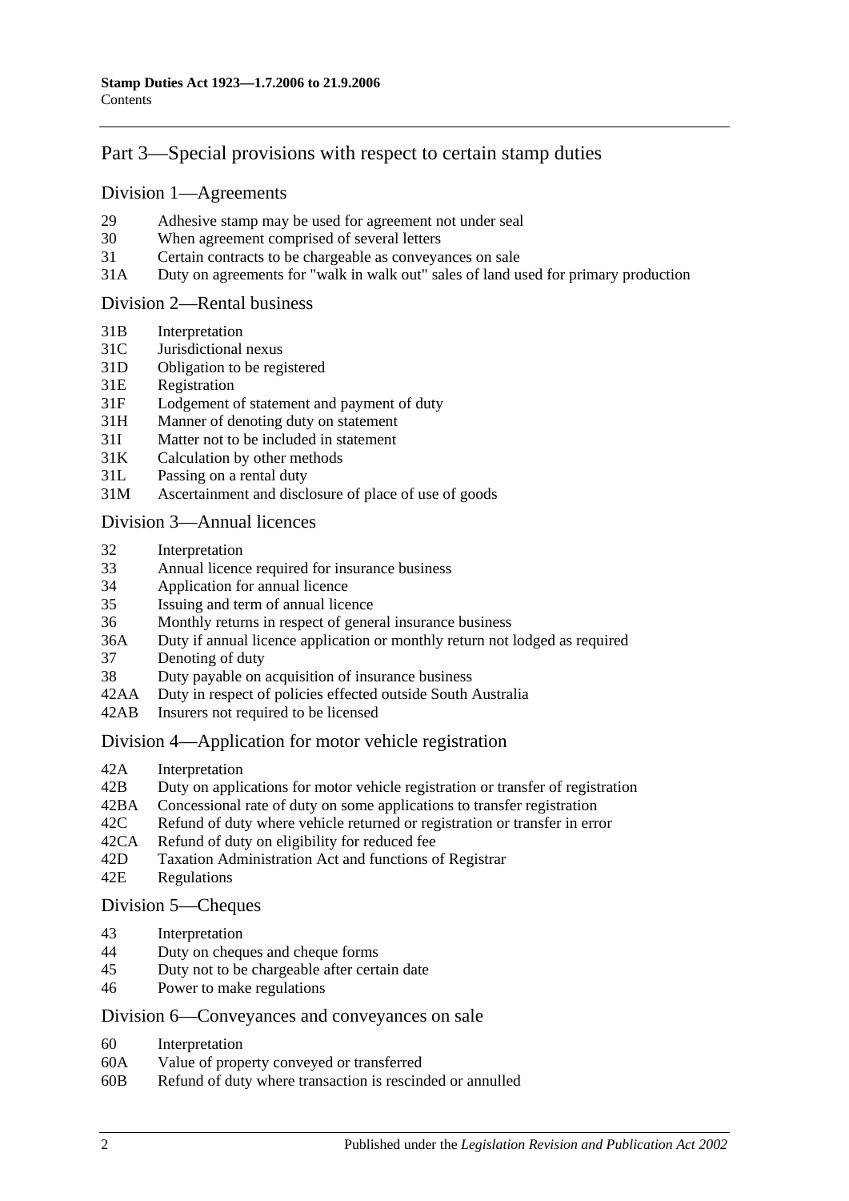## Part 3—Special provisions with respect to certain stamp duties

### Division 1—Agreements

29 Adhesive stamp may be used for agreement not under seal
30 When agreement comprised of several letters
31 Certain contracts to be chargeable as conveyances on sale
31A Duty on agreements for "walk in walk out" sales of land used for primary production

### Division 2—Rental business

31B Interpretation
31C Jurisdictional nexus
31D Obligation to be registered
31E Registration
31F Lodgement of statement and payment of duty
31H Manner of denoting duty on statement
31I Matter not to be included in statement
31K Calculation by other methods
31L Passing on a rental duty
31M Ascertainment and disclosure of place of use of goods

### Division 3—Annual licences

32 Interpretation
33 Annual licence required for insurance business
34 Application for annual licence
35 Issuing and term of annual licence
36 Monthly returns in respect of general insurance business
36A Duty if annual licence application or monthly return not lodged as required
37 Denoting of duty
38 Duty payable on acquisition of insurance business
42AA Duty in respect of policies effected outside South Australia
42AB Insurers not required to be licensed

### Division 4—Application for motor vehicle registration

42A Interpretation
42B Duty on applications for motor vehicle registration or transfer of registration
42BA Concessional rate of duty on some applications to transfer registration
42C Refund of duty where vehicle returned or registration or transfer in error
42CA Refund of duty on eligibility for reduced fee
42D Taxation Administration Act and functions of Registrar
42E Regulations

### Division 5—Cheques

43 Interpretation
44 Duty on cheques and cheque forms
45 Duty not to be chargeable after certain date
46 Power to make regulations

### Division 6—Conveyances and conveyances on sale

60 Interpretation
60A Value of property conveyed or transferred
60B Refund of duty where transaction is rescinded or annulled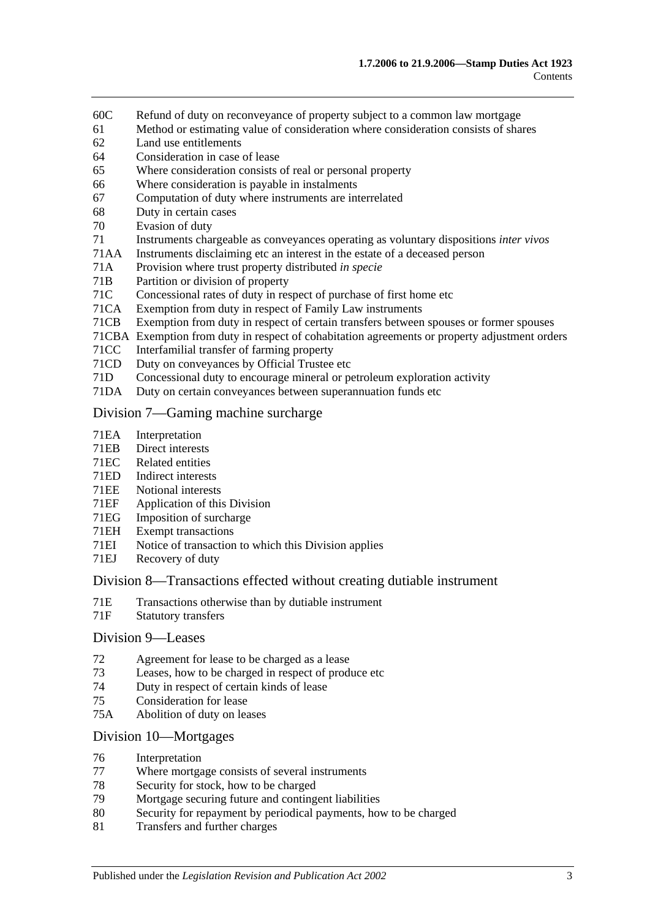60C Refund of duty on reconveyance of property subject to a common law mortgage
61 Method or estimating value of consideration where consideration consists of shares
62 Land use entitlements
64 Consideration in case of lease
65 Where consideration consists of real or personal property
66 Where consideration is payable in instalments
67 Computation of duty where instruments are interrelated
68 Duty in certain cases
70 Evasion of duty
71 Instruments chargeable as conveyances operating as voluntary dispositions *inter vivos*
71AA Instruments disclaiming etc an interest in the estate of a deceased person
71A Provision where trust property distributed *in specie*
71B Partition or division of property
71C Concessional rates of duty in respect of purchase of first home etc
71CA Exemption from duty in respect of Family Law instruments
71CB Exemption from duty in respect of certain transfers between spouses or former spouses
71CBA Exemption from duty in respect of cohabitation agreements or property adjustment orders
71CC Interfamilial transfer of farming property
71CD Duty on conveyances by Official Trustee etc
71D Concessional duty to encourage mineral or petroleum exploration activity
71DA Duty on certain conveyances between superannuation funds etc

## Division 7—Gaming machine surcharge

71EA Interpretation
71EB Direct interests
71EC Related entities
71ED Indirect interests
71EE Notional interests
71EF Application of this Division
71EG Imposition of surcharge
71EH Exempt transactions
71EI Notice of transaction to which this Division applies
71EJ Recovery of duty

## Division 8—Transactions effected without creating dutiable instrument

71E Transactions otherwise than by dutiable instrument
71F Statutory transfers

## Division 9—Leases

72 Agreement for lease to be charged as a lease
73 Leases, how to be charged in respect of produce etc
74 Duty in respect of certain kinds of lease
75 Consideration for lease
75A Abolition of duty on leases

## Division 10—Mortgages

76 Interpretation
77 Where mortgage consists of several instruments
78 Security for stock, how to be charged
79 Mortgage securing future and contingent liabilities
80 Security for repayment by periodical payments, how to be charged
81 Transfers and further charges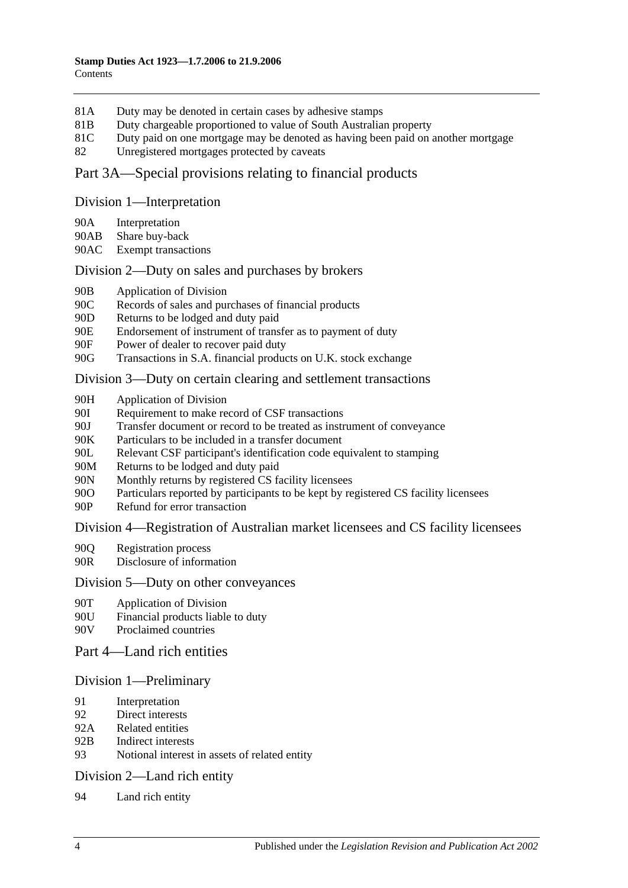81A Duty may be denoted in certain cases by adhesive stamps
81B Duty chargeable proportioned to value of South Australian property
81C Duty paid on one mortgage may be denoted as having been paid on another mortgage
82 Unregistered mortgages protected by caveats

## Part 3A—Special provisions relating to financial products

### Division 1—Interpretation

90A Interpretation
90AB Share buy-back
90AC Exempt transactions

### Division 2—Duty on sales and purchases by brokers

90B Application of Division
90C Records of sales and purchases of financial products
90D Returns to be lodged and duty paid
90E Endorsement of instrument of transfer as to payment of duty
90F Power of dealer to recover paid duty
90G Transactions in S.A. financial products on U.K. stock exchange

### Division 3—Duty on certain clearing and settlement transactions

90H Application of Division
90I Requirement to make record of CSF transactions
90J Transfer document or record to be treated as instrument of conveyance
90K Particulars to be included in a transfer document
90L Relevant CSF participant's identification code equivalent to stamping
90M Returns to be lodged and duty paid
90N Monthly returns by registered CS facility licensees
90O Particulars reported by participants to be kept by registered CS facility licensees
90P Refund for error transaction

### Division 4—Registration of Australian market licensees and CS facility licensees

90Q Registration process
90R Disclosure of information

### Division 5—Duty on other conveyances

90T Application of Division
90U Financial products liable to duty
90V Proclaimed countries

## Part 4—Land rich entities

### Division 1—Preliminary

91 Interpretation
92 Direct interests
92A Related entities
92B Indirect interests
93 Notional interest in assets of related entity

### Division 2—Land rich entity

94 Land rich entity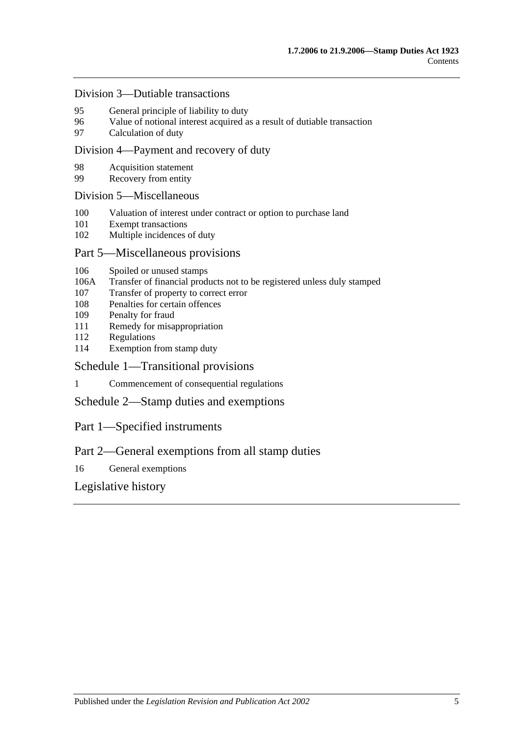## Division 3—Dutiable transactions

95 General principle of liability to duty
96 Value of notional interest acquired as a result of dutiable transaction
97 Calculation of duty

## Division 4—Payment and recovery of duty

98 Acquisition statement
99 Recovery from entity

## Division 5—Miscellaneous

100 Valuation of interest under contract or option to purchase land
101 Exempt transactions
102 Multiple incidences of duty

## Part 5—Miscellaneous provisions

106 Spoiled or unused stamps
106A Transfer of financial products not to be registered unless duly stamped
107 Transfer of property to correct error
108 Penalties for certain offences
109 Penalty for fraud
111 Remedy for misappropriation
112 Regulations
114 Exemption from stamp duty

## Schedule 1—Transitional provisions

1 Commencement of consequential regulations

## Schedule 2—Stamp duties and exemptions

## Part 1—Specified instruments

## Part 2—General exemptions from all stamp duties

16 General exemptions

## Legislative history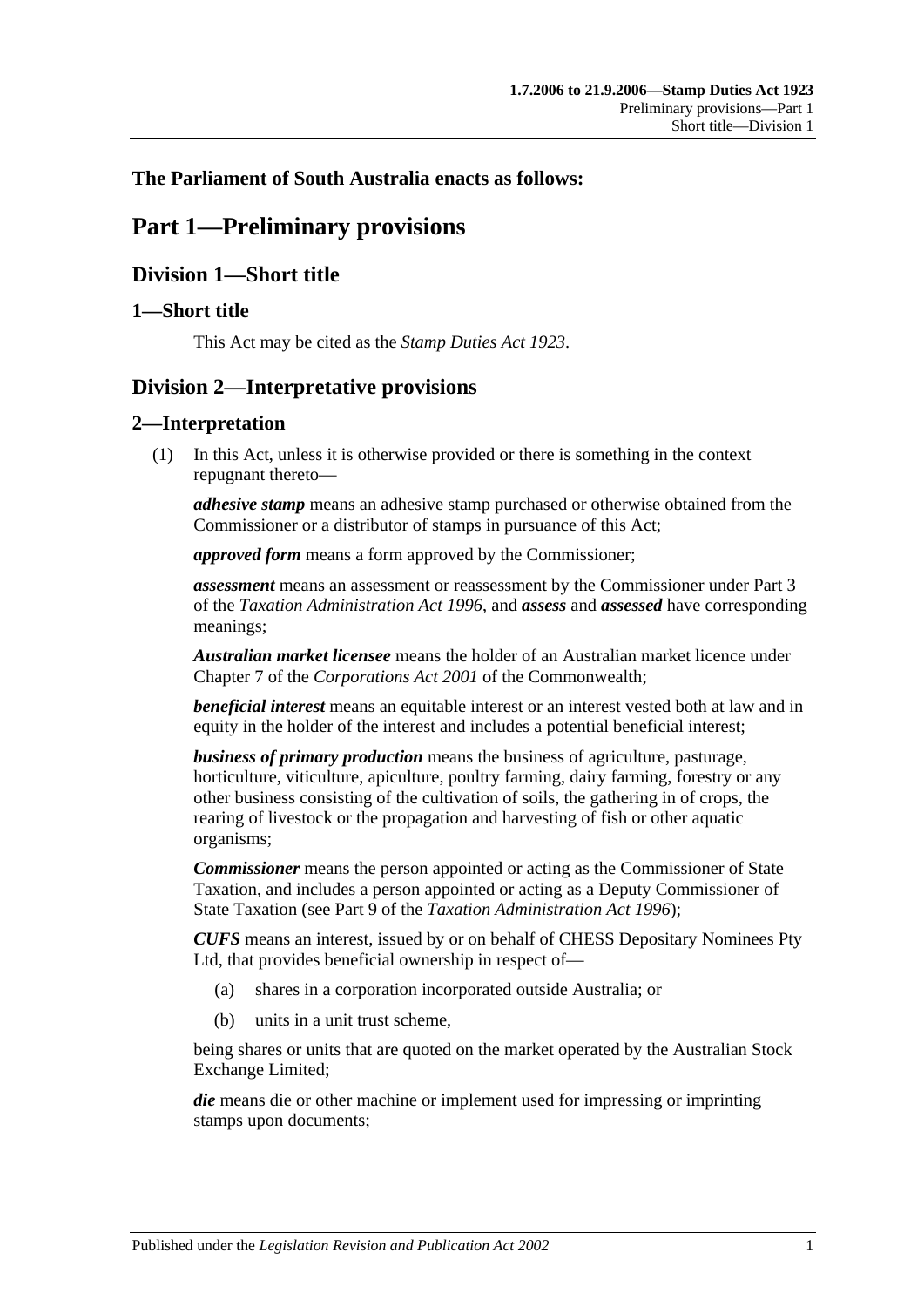**The Parliament of South Australia enacts as follows:**

# Part 1—Preliminary provisions

## Division 1—Short title

### 1—Short title

This Act may be cited as the *Stamp Duties Act 1923*.

## Division 2—Interpretative provisions

### 2—Interpretation

(1) In this Act, unless it is otherwise provided or there is something in the context repugnant thereto—

***adhesive stamp*** means an adhesive stamp purchased or otherwise obtained from the Commissioner or a distributor of stamps in pursuance of this Act;

***approved form*** means a form approved by the Commissioner;

***assessment*** means an assessment or reassessment by the Commissioner under Part 3 of the *Taxation Administration Act 1996*, and ***assess*** and ***assessed*** have corresponding meanings;

***Australian market licensee*** means the holder of an Australian market licence under Chapter 7 of the *Corporations Act 2001* of the Commonwealth;

***beneficial interest*** means an equitable interest or an interest vested both at law and in equity in the holder of the interest and includes a potential beneficial interest;

***business of primary production*** means the business of agriculture, pasturage, horticulture, viticulture, apiculture, poultry farming, dairy farming, forestry or any other business consisting of the cultivation of soils, the gathering in of crops, the rearing of livestock or the propagation and harvesting of fish or other aquatic organisms;

***Commissioner*** means the person appointed or acting as the Commissioner of State Taxation, and includes a person appointed or acting as a Deputy Commissioner of State Taxation (see Part 9 of the *Taxation Administration Act 1996*);

***CUFS*** means an interest, issued by or on behalf of CHESS Depositary Nominees Pty Ltd, that provides beneficial ownership in respect of—

(a) shares in a corporation incorporated outside Australia; or

(b) units in a unit trust scheme,

being shares or units that are quoted on the market operated by the Australian Stock Exchange Limited;

***die*** means die or other machine or implement used for impressing or imprinting stamps upon documents;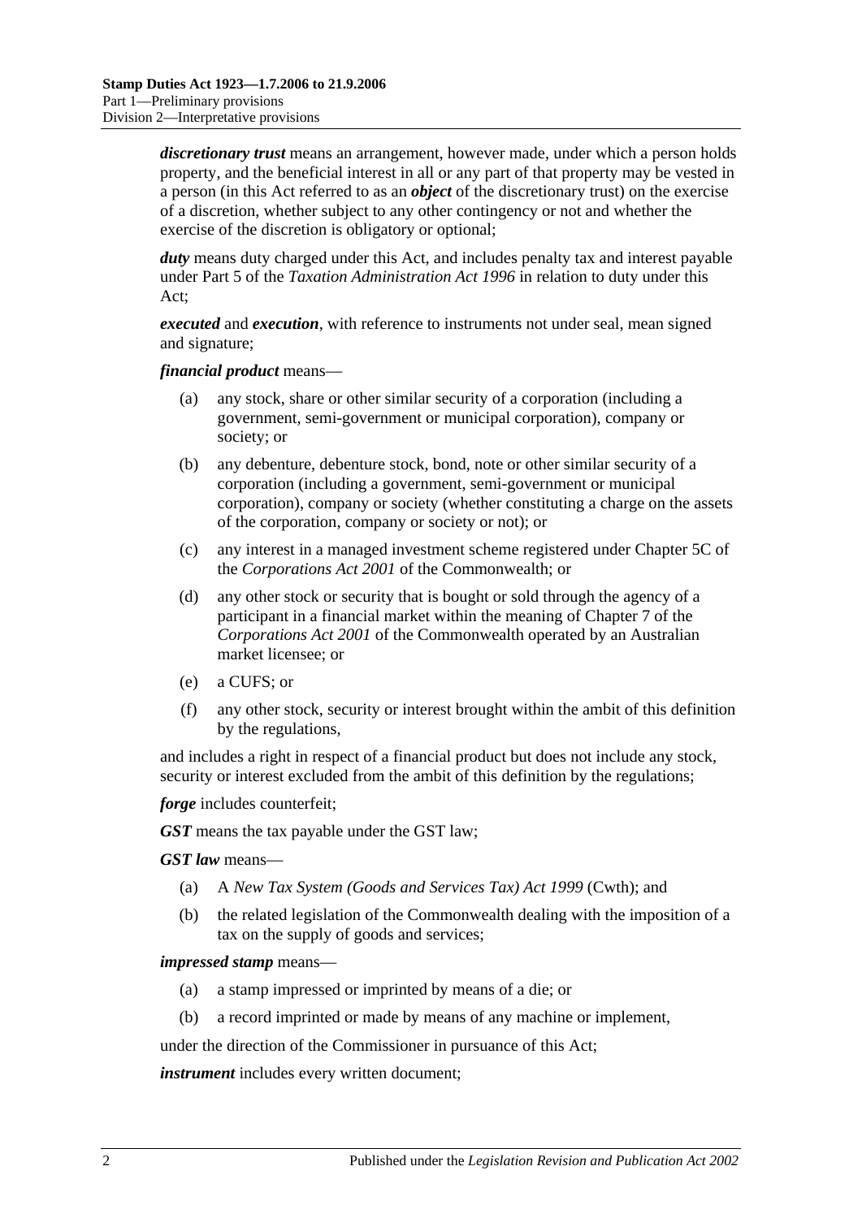***discretionary trust*** means an arrangement, however made, under which a person holds property, and the beneficial interest in all or any part of that property may be vested in a person (in this Act referred to as an ***object*** of the discretionary trust) on the exercise of a discretion, whether subject to any other contingency or not and whether the exercise of the discretion is obligatory or optional;

***duty*** means duty charged under this Act, and includes penalty tax and interest payable under Part 5 of the *Taxation Administration Act 1996* in relation to duty under this Act;

***executed*** and ***execution***, with reference to instruments not under seal, mean signed and signature;

***financial product*** means—

(a) any stock, share or other similar security of a corporation (including a government, semi-government or municipal corporation), company or society; or

(b) any debenture, debenture stock, bond, note or other similar security of a corporation (including a government, semi-government or municipal corporation), company or society (whether constituting a charge on the assets of the corporation, company or society or not); or

(c) any interest in a managed investment scheme registered under Chapter 5C of the *Corporations Act 2001* of the Commonwealth; or

(d) any other stock or security that is bought or sold through the agency of a participant in a financial market within the meaning of Chapter 7 of the *Corporations Act 2001* of the Commonwealth operated by an Australian market licensee; or

(e) a CUFS; or

(f) any other stock, security or interest brought within the ambit of this definition by the regulations,

and includes a right in respect of a financial product but does not include any stock, security or interest excluded from the ambit of this definition by the regulations;

***forge*** includes counterfeit;

***GST*** means the tax payable under the GST law;

***GST law*** means—

(a) A *New Tax System (Goods and Services Tax) Act 1999* (Cwth); and

(b) the related legislation of the Commonwealth dealing with the imposition of a tax on the supply of goods and services;

***impressed stamp*** means—

(a) a stamp impressed or imprinted by means of a die; or

(b) a record imprinted or made by means of any machine or implement,

under the direction of the Commissioner in pursuance of this Act;

***instrument*** includes every written document;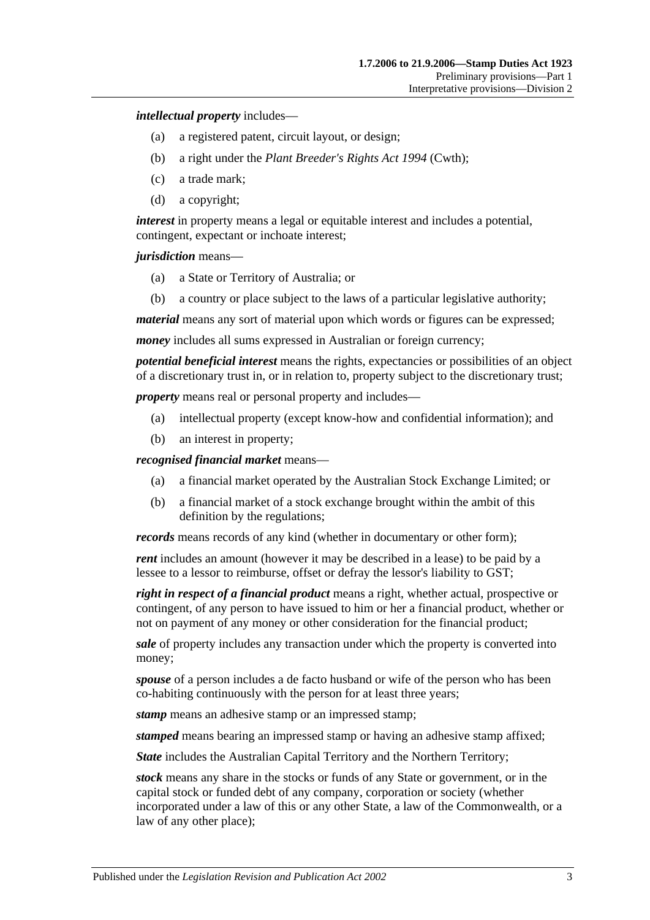***intellectual property*** includes—

(a) a registered patent, circuit layout, or design;

(b) a right under the *Plant Breeder's Rights Act 1994* (Cwth);

(c) a trade mark;

(d) a copyright;

***interest*** in property means a legal or equitable interest and includes a potential, contingent, expectant or inchoate interest;

***jurisdiction*** means—

(a) a State or Territory of Australia; or

(b) a country or place subject to the laws of a particular legislative authority;

***material*** means any sort of material upon which words or figures can be expressed;

***money*** includes all sums expressed in Australian or foreign currency;

***potential beneficial interest*** means the rights, expectancies or possibilities of an object of a discretionary trust in, or in relation to, property subject to the discretionary trust;

***property*** means real or personal property and includes—

(a) intellectual property (except know-how and confidential information); and

(b) an interest in property;

***recognised financial market*** means—

(a) a financial market operated by the Australian Stock Exchange Limited; or

(b) a financial market of a stock exchange brought within the ambit of this definition by the regulations;

***records*** means records of any kind (whether in documentary or other form);

***rent*** includes an amount (however it may be described in a lease) to be paid by a lessee to a lessor to reimburse, offset or defray the lessor's liability to GST;

***right in respect of a financial product*** means a right, whether actual, prospective or contingent, of any person to have issued to him or her a financial product, whether or not on payment of any money or other consideration for the financial product;

***sale*** of property includes any transaction under which the property is converted into money;

***spouse*** of a person includes a de facto husband or wife of the person who has been co-habiting continuously with the person for at least three years;

***stamp*** means an adhesive stamp or an impressed stamp;

***stamped*** means bearing an impressed stamp or having an adhesive stamp affixed;

***State*** includes the Australian Capital Territory and the Northern Territory;

***stock*** means any share in the stocks or funds of any State or government, or in the capital stock or funded debt of any company, corporation or society (whether incorporated under a law of this or any other State, a law of the Commonwealth, or a law of any other place);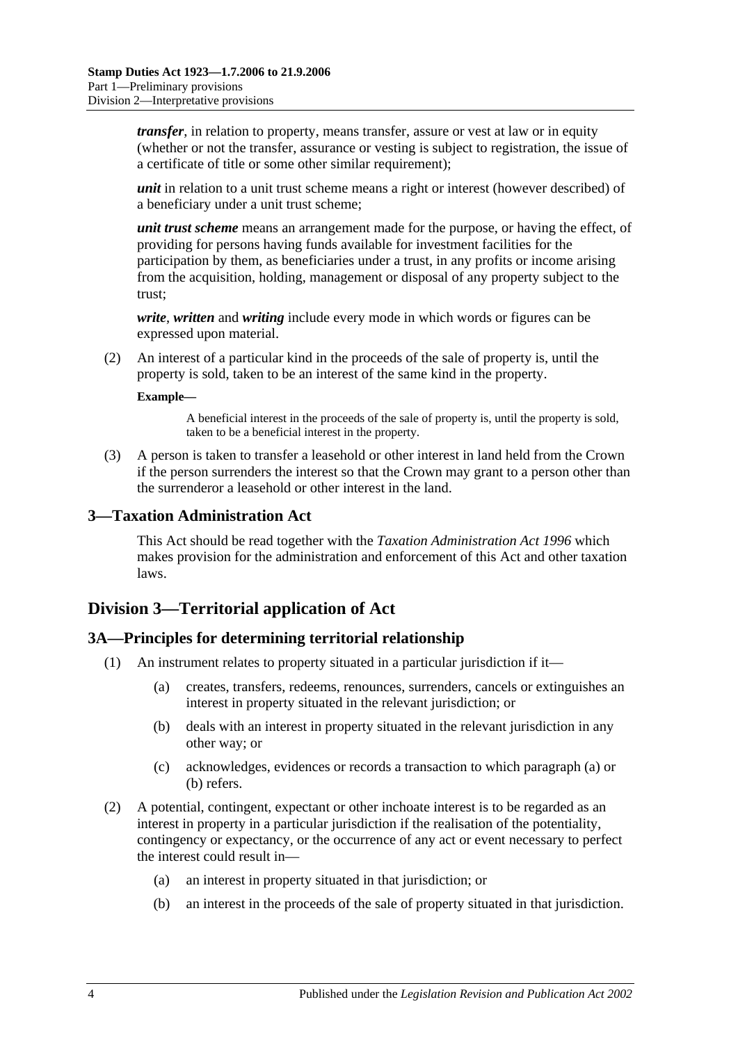***transfer***, in relation to property, means transfer, assure or vest at law or in equity (whether or not the transfer, assurance or vesting is subject to registration, the issue of a certificate of title or some other similar requirement);

***unit*** in relation to a unit trust scheme means a right or interest (however described) of a beneficiary under a unit trust scheme;

***unit trust scheme*** means an arrangement made for the purpose, or having the effect, of providing for persons having funds available for investment facilities for the participation by them, as beneficiaries under a trust, in any profits or income arising from the acquisition, holding, management or disposal of any property subject to the trust;

***write***, ***written*** and ***writing*** include every mode in which words or figures can be expressed upon material.

(2) An interest of a particular kind in the proceeds of the sale of property is, until the property is sold, taken to be an interest of the same kind in the property.

**Example—**

A beneficial interest in the proceeds of the sale of property is, until the property is sold, taken to be a beneficial interest in the property.

(3) A person is taken to transfer a leasehold or other interest in land held from the Crown if the person surrenders the interest so that the Crown may grant to a person other than the surrenderor a leasehold or other interest in the land.

## 3—Taxation Administration Act

This Act should be read together with the *Taxation Administration Act 1996* which makes provision for the administration and enforcement of this Act and other taxation laws.

# Division 3—Territorial application of Act

## 3A—Principles for determining territorial relationship

(1) An instrument relates to property situated in a particular jurisdiction if it—

(a) creates, transfers, redeems, renounces, surrenders, cancels or extinguishes an interest in property situated in the relevant jurisdiction; or

(b) deals with an interest in property situated in the relevant jurisdiction in any other way; or

(c) acknowledges, evidences or records a transaction to which paragraph (a) or (b) refers.

(2) A potential, contingent, expectant or other inchoate interest is to be regarded as an interest in property in a particular jurisdiction if the realisation of the potentiality, contingency or expectancy, or the occurrence of any act or event necessary to perfect the interest could result in—

(a) an interest in property situated in that jurisdiction; or

(b) an interest in the proceeds of the sale of property situated in that jurisdiction.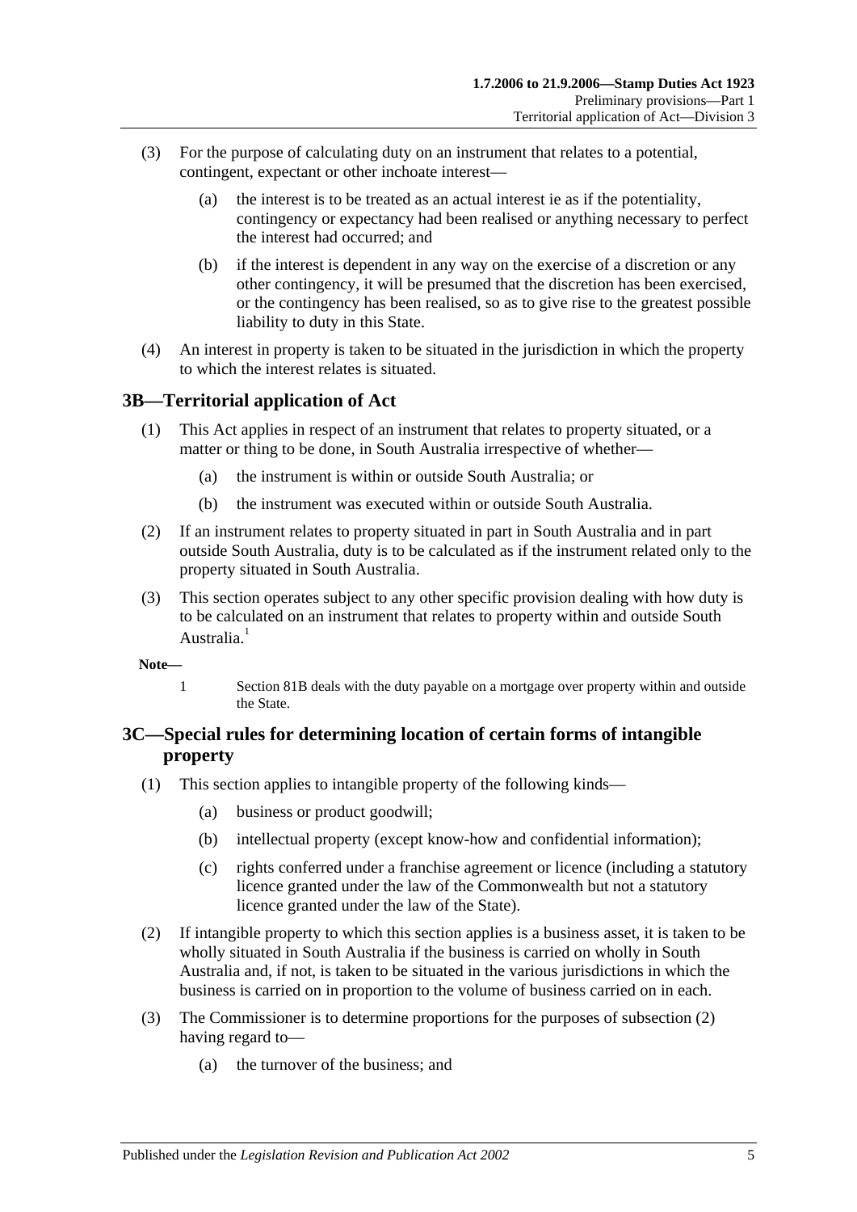(3) For the purpose of calculating duty on an instrument that relates to a potential, contingent, expectant or other inchoate interest—

(a) the interest is to be treated as an actual interest ie as if the potentiality, contingency or expectancy had been realised or anything necessary to perfect the interest had occurred; and

(b) if the interest is dependent in any way on the exercise of a discretion or any other contingency, it will be presumed that the discretion has been exercised, or the contingency has been realised, so as to give rise to the greatest possible liability to duty in this State.

(4) An interest in property is taken to be situated in the jurisdiction in which the property to which the interest relates is situated.

## 3B—Territorial application of Act

(1) This Act applies in respect of an instrument that relates to property situated, or a matter or thing to be done, in South Australia irrespective of whether—

(a) the instrument is within or outside South Australia; or

(b) the instrument was executed within or outside South Australia.

(2) If an instrument relates to property situated in part in South Australia and in part outside South Australia, duty is to be calculated as if the instrument related only to the property situated in South Australia.

(3) This section operates subject to any other specific provision dealing with how duty is to be calculated on an instrument that relates to property within and outside South Australia.[1]

**Note—**

1 Section 81B deals with the duty payable on a mortgage over property within and outside the State.

## 3C—Special rules for determining location of certain forms of intangible property

(1) This section applies to intangible property of the following kinds—

(a) business or product goodwill;

(b) intellectual property (except know-how and confidential information);

(c) rights conferred under a franchise agreement or licence (including a statutory licence granted under the law of the Commonwealth but not a statutory licence granted under the law of the State).

(2) If intangible property to which this section applies is a business asset, it is taken to be wholly situated in South Australia if the business is carried on wholly in South Australia and, if not, is taken to be situated in the various jurisdictions in which the business is carried on in proportion to the volume of business carried on in each.

(3) The Commissioner is to determine proportions for the purposes of subsection (2) having regard to—

(a) the turnover of the business; and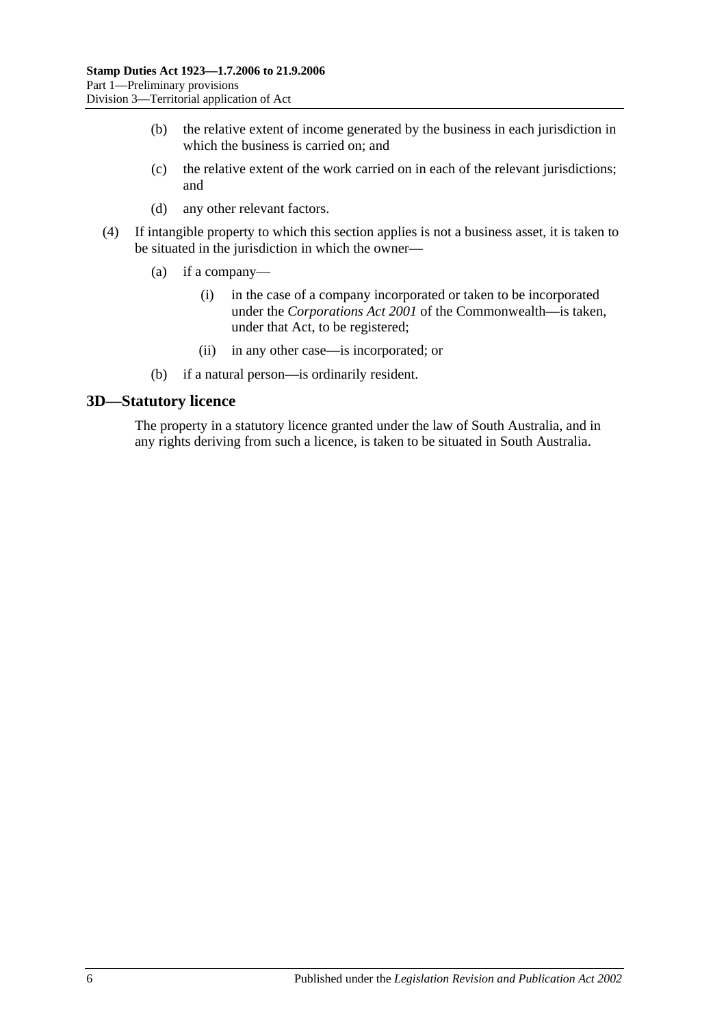(b) the relative extent of income generated by the business in each jurisdiction in which the business is carried on; and

(c) the relative extent of the work carried on in each of the relevant jurisdictions; and

(d) any other relevant factors.

(4) If intangible property to which this section applies is not a business asset, it is taken to be situated in the jurisdiction in which the owner—

(a) if a company—

(i) in the case of a company incorporated or taken to be incorporated under the *Corporations Act 2001* of the Commonwealth—is taken, under that Act, to be registered;

(ii) in any other case—is incorporated; or

(b) if a natural person—is ordinarily resident.

## 3D—Statutory licence

The property in a statutory licence granted under the law of South Australia, and in any rights deriving from such a licence, is taken to be situated in South Australia.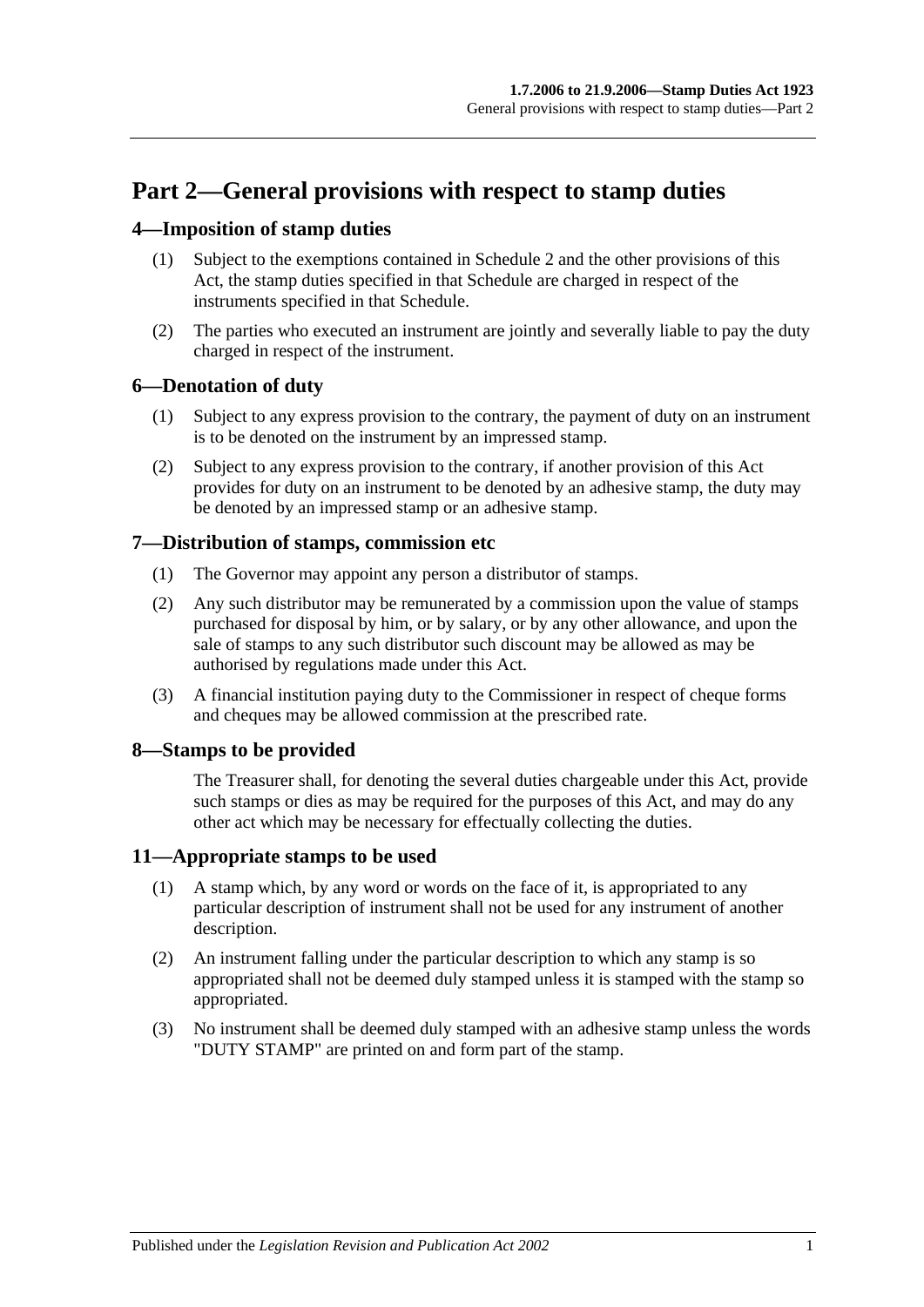# Part 2—General provisions with respect to stamp duties

## 4—Imposition of stamp duties

(1) Subject to the exemptions contained in Schedule 2 and the other provisions of this Act, the stamp duties specified in that Schedule are charged in respect of the instruments specified in that Schedule.

(2) The parties who executed an instrument are jointly and severally liable to pay the duty charged in respect of the instrument.

## 6—Denotation of duty

(1) Subject to any express provision to the contrary, the payment of duty on an instrument is to be denoted on the instrument by an impressed stamp.

(2) Subject to any express provision to the contrary, if another provision of this Act provides for duty on an instrument to be denoted by an adhesive stamp, the duty may be denoted by an impressed stamp or an adhesive stamp.

## 7—Distribution of stamps, commission etc

(1) The Governor may appoint any person a distributor of stamps.

(2) Any such distributor may be remunerated by a commission upon the value of stamps purchased for disposal by him, or by salary, or by any other allowance, and upon the sale of stamps to any such distributor such discount may be allowed as may be authorised by regulations made under this Act.

(3) A financial institution paying duty to the Commissioner in respect of cheque forms and cheques may be allowed commission at the prescribed rate.

## 8—Stamps to be provided

The Treasurer shall, for denoting the several duties chargeable under this Act, provide such stamps or dies as may be required for the purposes of this Act, and may do any other act which may be necessary for effectually collecting the duties.

## 11—Appropriate stamps to be used

(1) A stamp which, by any word or words on the face of it, is appropriated to any particular description of instrument shall not be used for any instrument of another description.

(2) An instrument falling under the particular description to which any stamp is so appropriated shall not be deemed duly stamped unless it is stamped with the stamp so appropriated.

(3) No instrument shall be deemed duly stamped with an adhesive stamp unless the words "DUTY STAMP" are printed on and form part of the stamp.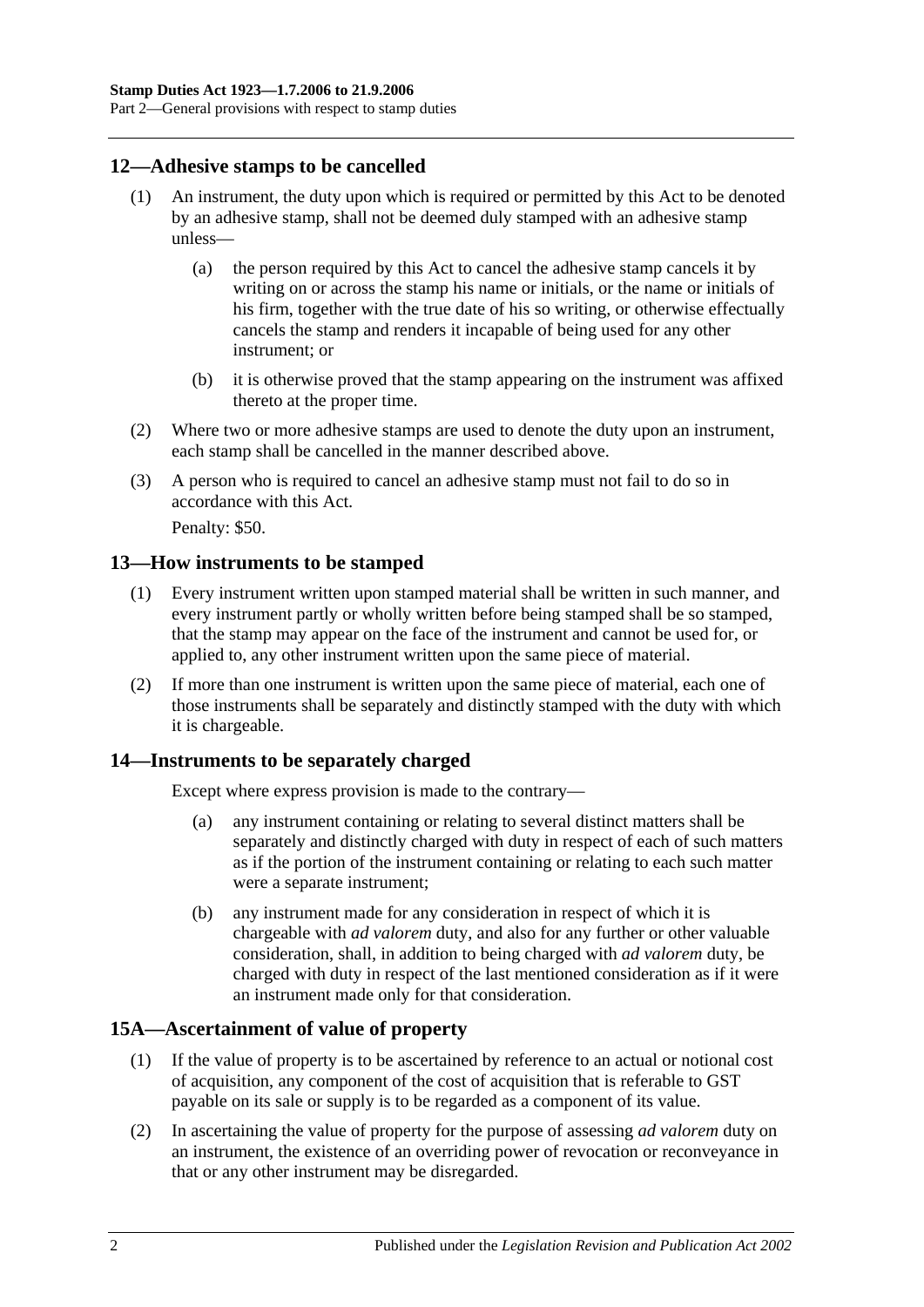## 12—Adhesive stamps to be cancelled

(1) An instrument, the duty upon which is required or permitted by this Act to be denoted by an adhesive stamp, shall not be deemed duly stamped with an adhesive stamp unless—

(a) the person required by this Act to cancel the adhesive stamp cancels it by writing on or across the stamp his name or initials, or the name or initials of his firm, together with the true date of his so writing, or otherwise effectually cancels the stamp and renders it incapable of being used for any other instrument; or

(b) it is otherwise proved that the stamp appearing on the instrument was affixed thereto at the proper time.

(2) Where two or more adhesive stamps are used to denote the duty upon an instrument, each stamp shall be cancelled in the manner described above.

(3) A person who is required to cancel an adhesive stamp must not fail to do so in accordance with this Act.

Penalty: $50.

## 13—How instruments to be stamped

(1) Every instrument written upon stamped material shall be written in such manner, and every instrument partly or wholly written before being stamped shall be so stamped, that the stamp may appear on the face of the instrument and cannot be used for, or applied to, any other instrument written upon the same piece of material.

(2) If more than one instrument is written upon the same piece of material, each one of those instruments shall be separately and distinctly stamped with the duty with which it is chargeable.

## 14—Instruments to be separately charged

Except where express provision is made to the contrary—

(a) any instrument containing or relating to several distinct matters shall be separately and distinctly charged with duty in respect of each of such matters as if the portion of the instrument containing or relating to each such matter were a separate instrument;

(b) any instrument made for any consideration in respect of which it is chargeable with *ad valorem* duty, and also for any further or other valuable consideration, shall, in addition to being charged with *ad valorem* duty, be charged with duty in respect of the last mentioned consideration as if it were an instrument made only for that consideration.

## 15A—Ascertainment of value of property

(1) If the value of property is to be ascertained by reference to an actual or notional cost of acquisition, any component of the cost of acquisition that is referable to GST payable on its sale or supply is to be regarded as a component of its value.

(2) In ascertaining the value of property for the purpose of assessing *ad valorem* duty on an instrument, the existence of an overriding power of revocation or reconveyance in that or any other instrument may be disregarded.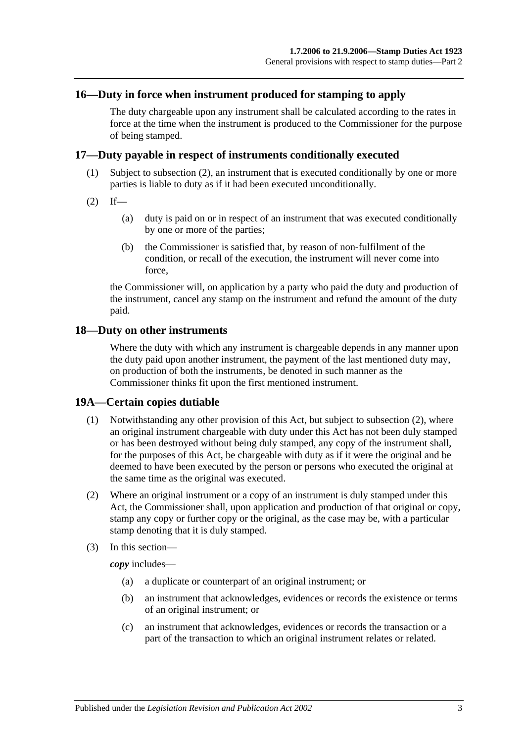## 16—Duty in force when instrument produced for stamping to apply

The duty chargeable upon any instrument shall be calculated according to the rates in force at the time when the instrument is produced to the Commissioner for the purpose of being stamped.

## 17—Duty payable in respect of instruments conditionally executed

(1) Subject to subsection (2), an instrument that is executed conditionally by one or more parties is liable to duty as if it had been executed unconditionally.

(2) If—

(a) duty is paid on or in respect of an instrument that was executed conditionally by one or more of the parties;

(b) the Commissioner is satisfied that, by reason of non-fulfilment of the condition, or recall of the execution, the instrument will never come into force,

the Commissioner will, on application by a party who paid the duty and production of the instrument, cancel any stamp on the instrument and refund the amount of the duty paid.

## 18—Duty on other instruments

Where the duty with which any instrument is chargeable depends in any manner upon the duty paid upon another instrument, the payment of the last mentioned duty may, on production of both the instruments, be denoted in such manner as the Commissioner thinks fit upon the first mentioned instrument.

## 19A—Certain copies dutiable

(1) Notwithstanding any other provision of this Act, but subject to subsection (2), where an original instrument chargeable with duty under this Act has not been duly stamped or has been destroyed without being duly stamped, any copy of the instrument shall, for the purposes of this Act, be chargeable with duty as if it were the original and be deemed to have been executed by the person or persons who executed the original at the same time as the original was executed.

(2) Where an original instrument or a copy of an instrument is duly stamped under this Act, the Commissioner shall, upon application and production of that original or copy, stamp any copy or further copy or the original, as the case may be, with a particular stamp denoting that it is duly stamped.

(3) In this section—

***copy*** includes—

(a) a duplicate or counterpart of an original instrument; or

(b) an instrument that acknowledges, evidences or records the existence or terms of an original instrument; or

(c) an instrument that acknowledges, evidences or records the transaction or a part of the transaction to which an original instrument relates or related.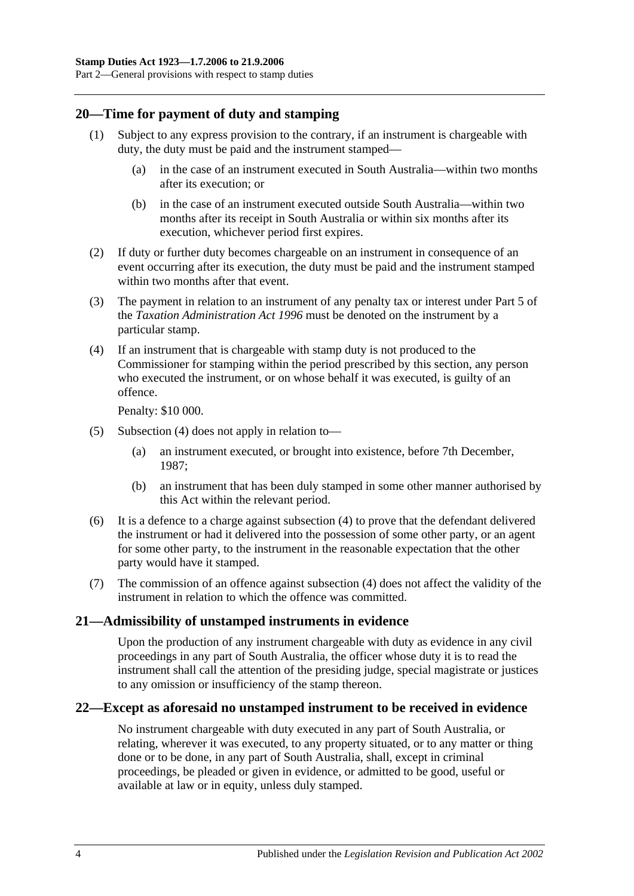## 20—Time for payment of duty and stamping

(1) Subject to any express provision to the contrary, if an instrument is chargeable with duty, the duty must be paid and the instrument stamped—

(a) in the case of an instrument executed in South Australia—within two months after its execution; or

(b) in the case of an instrument executed outside South Australia—within two months after its receipt in South Australia or within six months after its execution, whichever period first expires.

(2) If duty or further duty becomes chargeable on an instrument in consequence of an event occurring after its execution, the duty must be paid and the instrument stamped within two months after that event.

(3) The payment in relation to an instrument of any penalty tax or interest under Part 5 of the *Taxation Administration Act 1996* must be denoted on the instrument by a particular stamp.

(4) If an instrument that is chargeable with stamp duty is not produced to the Commissioner for stamping within the period prescribed by this section, any person who executed the instrument, or on whose behalf it was executed, is guilty of an offence.

Penalty: $10 000.

(5) Subsection (4) does not apply in relation to—

(a) an instrument executed, or brought into existence, before 7th December, 1987;

(b) an instrument that has been duly stamped in some other manner authorised by this Act within the relevant period.

(6) It is a defence to a charge against subsection (4) to prove that the defendant delivered the instrument or had it delivered into the possession of some other party, or an agent for some other party, to the instrument in the reasonable expectation that the other party would have it stamped.

(7) The commission of an offence against subsection (4) does not affect the validity of the instrument in relation to which the offence was committed.

## 21—Admissibility of unstamped instruments in evidence

Upon the production of any instrument chargeable with duty as evidence in any civil proceedings in any part of South Australia, the officer whose duty it is to read the instrument shall call the attention of the presiding judge, special magistrate or justices to any omission or insufficiency of the stamp thereon.

## 22—Except as aforesaid no unstamped instrument to be received in evidence

No instrument chargeable with duty executed in any part of South Australia, or relating, wherever it was executed, to any property situated, or to any matter or thing done or to be done, in any part of South Australia, shall, except in criminal proceedings, be pleaded or given in evidence, or admitted to be good, useful or available at law or in equity, unless duly stamped.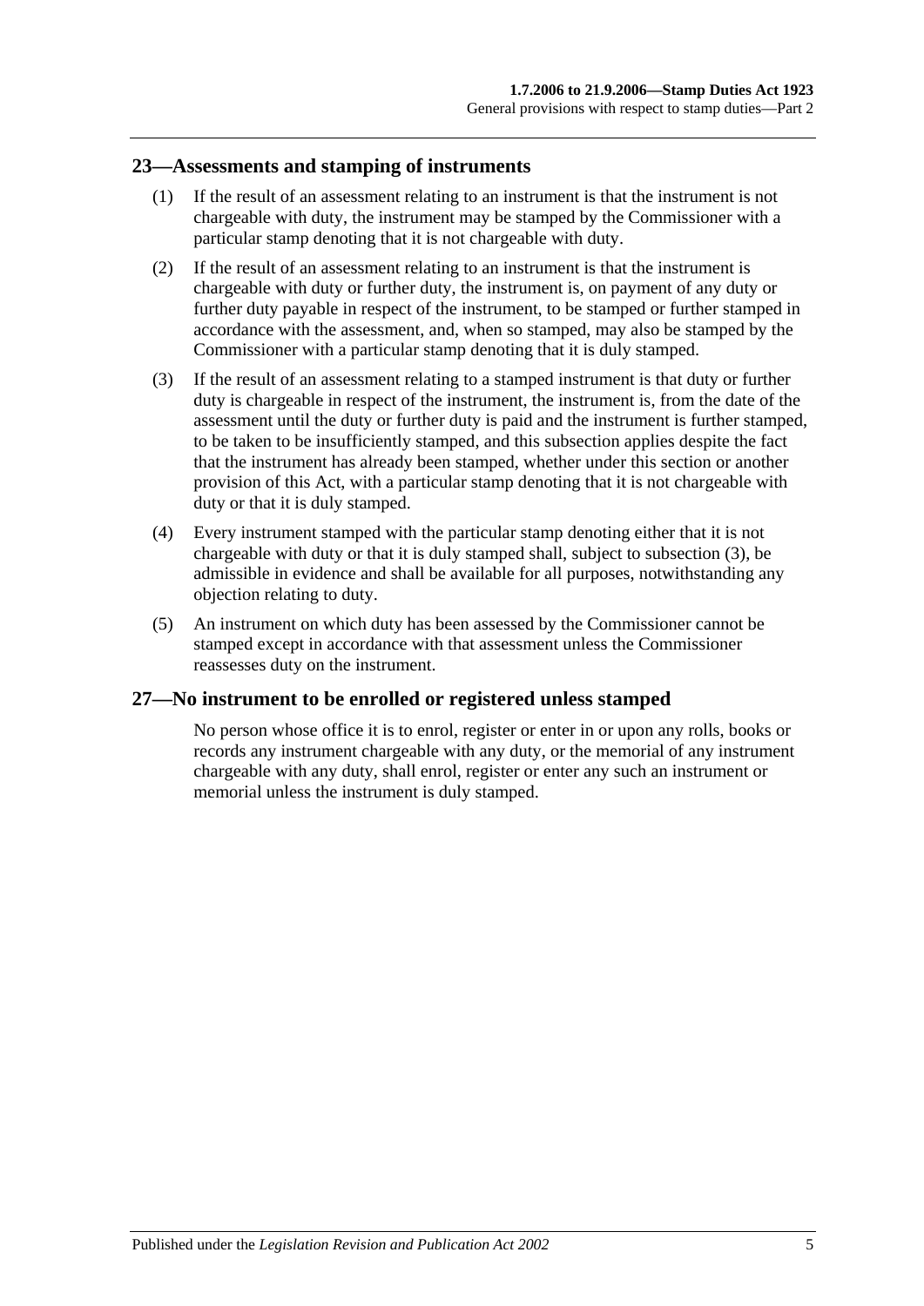## 23—Assessments and stamping of instruments

(1) If the result of an assessment relating to an instrument is that the instrument is not chargeable with duty, the instrument may be stamped by the Commissioner with a particular stamp denoting that it is not chargeable with duty.

(2) If the result of an assessment relating to an instrument is that the instrument is chargeable with duty or further duty, the instrument is, on payment of any duty or further duty payable in respect of the instrument, to be stamped or further stamped in accordance with the assessment, and, when so stamped, may also be stamped by the Commissioner with a particular stamp denoting that it is duly stamped.

(3) If the result of an assessment relating to a stamped instrument is that duty or further duty is chargeable in respect of the instrument, the instrument is, from the date of the assessment until the duty or further duty is paid and the instrument is further stamped, to be taken to be insufficiently stamped, and this subsection applies despite the fact that the instrument has already been stamped, whether under this section or another provision of this Act, with a particular stamp denoting that it is not chargeable with duty or that it is duly stamped.

(4) Every instrument stamped with the particular stamp denoting either that it is not chargeable with duty or that it is duly stamped shall, subject to subsection (3), be admissible in evidence and shall be available for all purposes, notwithstanding any objection relating to duty.

(5) An instrument on which duty has been assessed by the Commissioner cannot be stamped except in accordance with that assessment unless the Commissioner reassesses duty on the instrument.

## 27—No instrument to be enrolled or registered unless stamped

No person whose office it is to enrol, register or enter in or upon any rolls, books or records any instrument chargeable with any duty, or the memorial of any instrument chargeable with any duty, shall enrol, register or enter any such an instrument or memorial unless the instrument is duly stamped.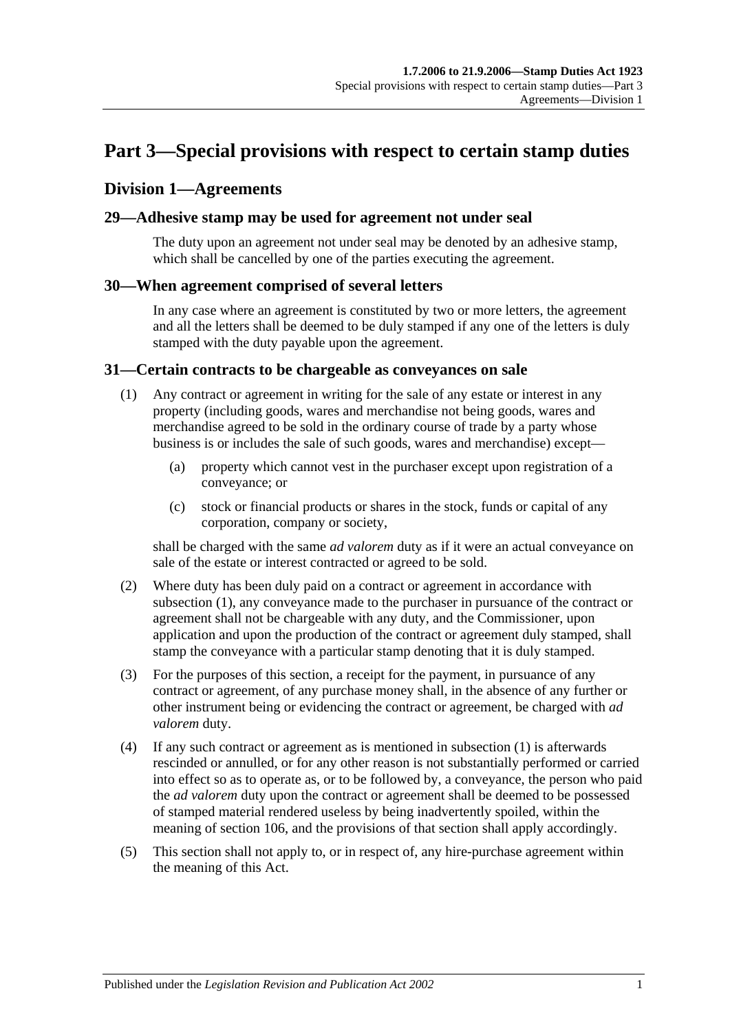# Part 3—Special provisions with respect to certain stamp duties

## Division 1—Agreements

### 29—Adhesive stamp may be used for agreement not under seal

The duty upon an agreement not under seal may be denoted by an adhesive stamp, which shall be cancelled by one of the parties executing the agreement.

### 30—When agreement comprised of several letters

In any case where an agreement is constituted by two or more letters, the agreement and all the letters shall be deemed to be duly stamped if any one of the letters is duly stamped with the duty payable upon the agreement.

### 31—Certain contracts to be chargeable as conveyances on sale

(1) Any contract or agreement in writing for the sale of any estate or interest in any property (including goods, wares and merchandise not being goods, wares and merchandise agreed to be sold in the ordinary course of trade by a party whose business is or includes the sale of such goods, wares and merchandise) except—

> (a) property which cannot vest in the purchaser except upon registration of a conveyance; or
>
> (c) stock or financial products or shares in the stock, funds or capital of any corporation, company or society,

shall be charged with the same *ad valorem* duty as if it were an actual conveyance on sale of the estate or interest contracted or agreed to be sold.

(2) Where duty has been duly paid on a contract or agreement in accordance with subsection (1), any conveyance made to the purchaser in pursuance of the contract or agreement shall not be chargeable with any duty, and the Commissioner, upon application and upon the production of the contract or agreement duly stamped, shall stamp the conveyance with a particular stamp denoting that it is duly stamped.

(3) For the purposes of this section, a receipt for the payment, in pursuance of any contract or agreement, of any purchase money shall, in the absence of any further or other instrument being or evidencing the contract or agreement, be charged with *ad valorem* duty.

(4) If any such contract or agreement as is mentioned in subsection (1) is afterwards rescinded or annulled, or for any other reason is not substantially performed or carried into effect so as to operate as, or to be followed by, a conveyance, the person who paid the *ad valorem* duty upon the contract or agreement shall be deemed to be possessed of stamped material rendered useless by being inadvertently spoiled, within the meaning of section 106, and the provisions of that section shall apply accordingly.

(5) This section shall not apply to, or in respect of, any hire-purchase agreement within the meaning of this Act.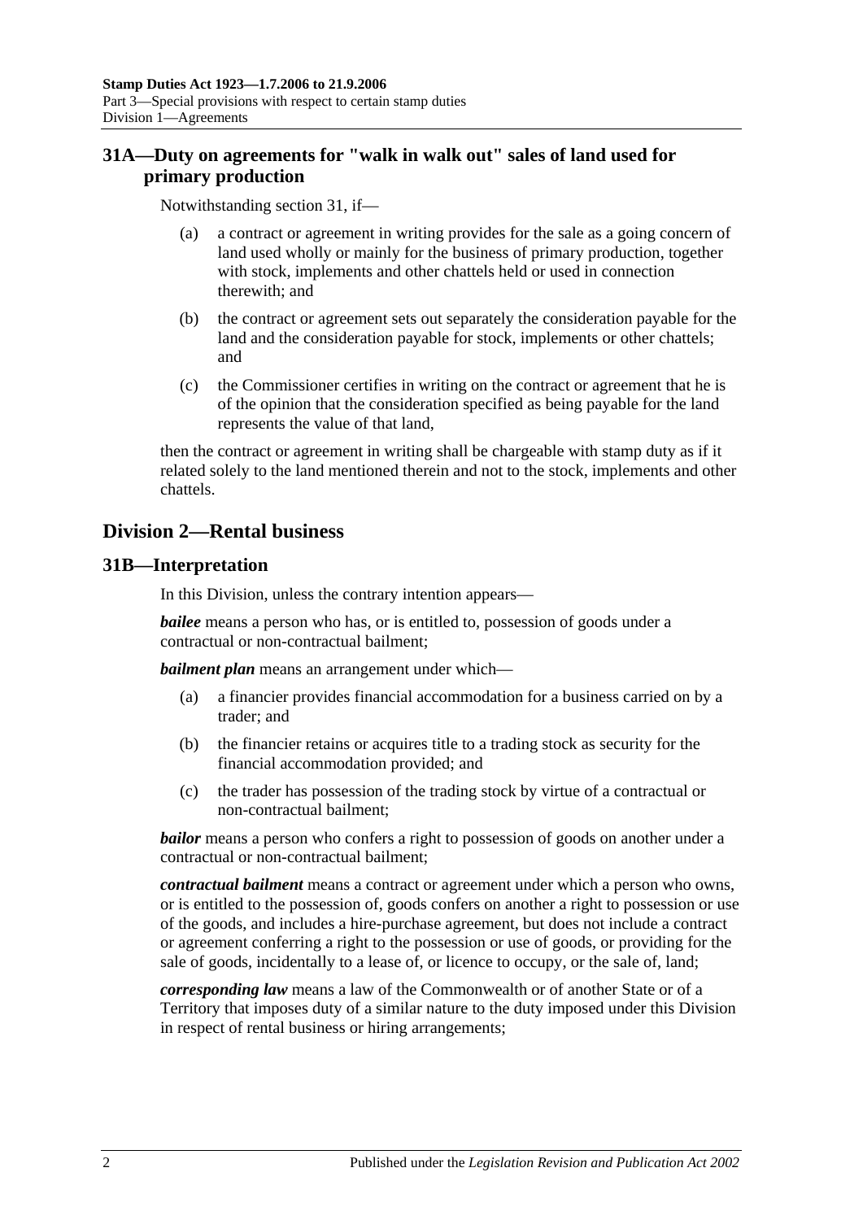## 31A—Duty on agreements for "walk in walk out" sales of land used for primary production

Notwithstanding section 31, if—

(a) a contract or agreement in writing provides for the sale as a going concern of land used wholly or mainly for the business of primary production, together with stock, implements and other chattels held or used in connection therewith; and

(b) the contract or agreement sets out separately the consideration payable for the land and the consideration payable for stock, implements or other chattels; and

(c) the Commissioner certifies in writing on the contract or agreement that he is of the opinion that the consideration specified as being payable for the land represents the value of that land,

then the contract or agreement in writing shall be chargeable with stamp duty as if it related solely to the land mentioned therein and not to the stock, implements and other chattels.

# Division 2—Rental business

## 31B—Interpretation

In this Division, unless the contrary intention appears—

***bailee*** means a person who has, or is entitled to, possession of goods under a contractual or non-contractual bailment;

***bailment plan*** means an arrangement under which—

(a) a financier provides financial accommodation for a business carried on by a trader; and

(b) the financier retains or acquires title to a trading stock as security for the financial accommodation provided; and

(c) the trader has possession of the trading stock by virtue of a contractual or non-contractual bailment;

***bailor*** means a person who confers a right to possession of goods on another under a contractual or non-contractual bailment;

***contractual bailment*** means a contract or agreement under which a person who owns, or is entitled to the possession of, goods confers on another a right to possession or use of the goods, and includes a hire-purchase agreement, but does not include a contract or agreement conferring a right to the possession or use of goods, or providing for the sale of goods, incidentally to a lease of, or licence to occupy, or the sale of, land;

***corresponding law*** means a law of the Commonwealth or of another State or of a Territory that imposes duty of a similar nature to the duty imposed under this Division in respect of rental business or hiring arrangements;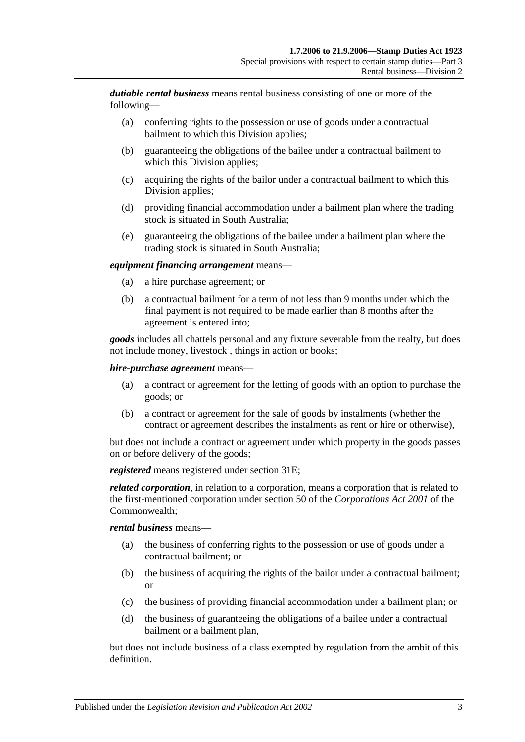***dutiable rental business*** means rental business consisting of one or more of the following—

(a) conferring rights to the possession or use of goods under a contractual bailment to which this Division applies;

(b) guaranteeing the obligations of the bailee under a contractual bailment to which this Division applies;

(c) acquiring the rights of the bailor under a contractual bailment to which this Division applies;

(d) providing financial accommodation under a bailment plan where the trading stock is situated in South Australia;

(e) guaranteeing the obligations of the bailee under a bailment plan where the trading stock is situated in South Australia;

***equipment financing arrangement*** means—

(a) a hire purchase agreement; or

(b) a contractual bailment for a term of not less than 9 months under which the final payment is not required to be made earlier than 8 months after the agreement is entered into;

***goods*** includes all chattels personal and any fixture severable from the realty, but does not include money, livestock , things in action or books;

***hire-purchase agreement*** means—

(a) a contract or agreement for the letting of goods with an option to purchase the goods; or

(b) a contract or agreement for the sale of goods by instalments (whether the contract or agreement describes the instalments as rent or hire or otherwise),

but does not include a contract or agreement under which property in the goods passes on or before delivery of the goods;

***registered*** means registered under section 31E;

***related corporation***, in relation to a corporation, means a corporation that is related to the first-mentioned corporation under section 50 of the *Corporations Act 2001* of the Commonwealth;

***rental business*** means—

(a) the business of conferring rights to the possession or use of goods under a contractual bailment; or

(b) the business of acquiring the rights of the bailor under a contractual bailment; or

(c) the business of providing financial accommodation under a bailment plan; or

(d) the business of guaranteeing the obligations of a bailee under a contractual bailment or a bailment plan,

but does not include business of a class exempted by regulation from the ambit of this definition.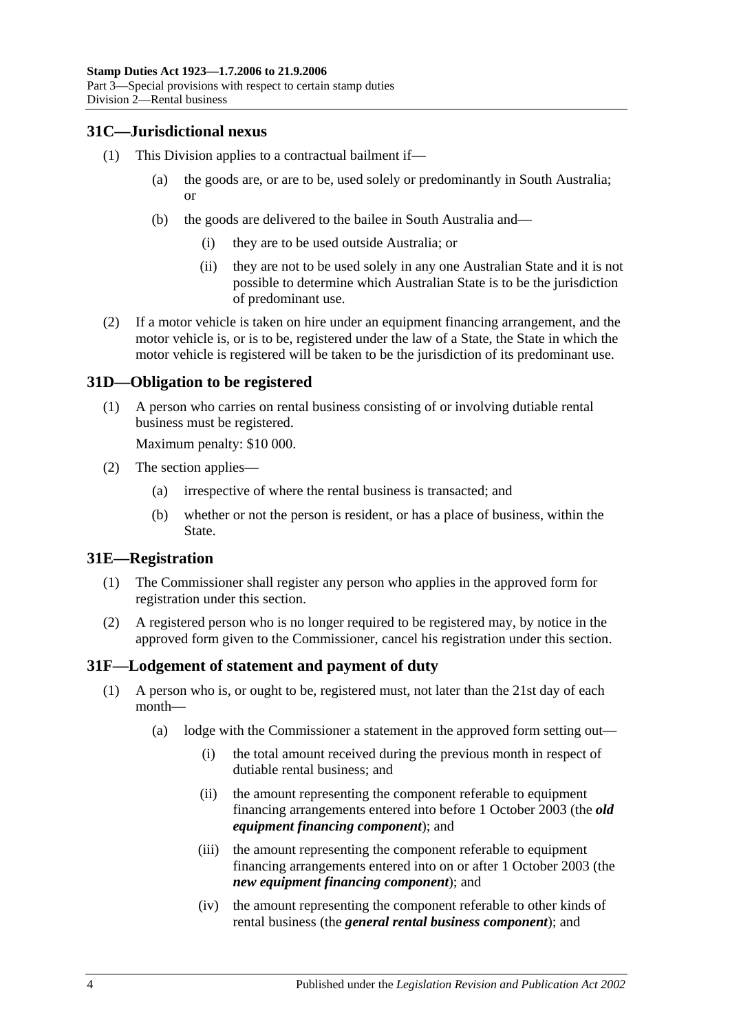## 31C—Jurisdictional nexus

(1) This Division applies to a contractual bailment if—

(a) the goods are, or are to be, used solely or predominantly in South Australia; or

(b) the goods are delivered to the bailee in South Australia and—

(i) they are to be used outside Australia; or

(ii) they are not to be used solely in any one Australian State and it is not possible to determine which Australian State is to be the jurisdiction of predominant use.

(2) If a motor vehicle is taken on hire under an equipment financing arrangement, and the motor vehicle is, or is to be, registered under the law of a State, the State in which the motor vehicle is registered will be taken to be the jurisdiction of its predominant use.

## 31D—Obligation to be registered

(1) A person who carries on rental business consisting of or involving dutiable rental business must be registered.

Maximum penalty: $10 000.

(2) The section applies—

(a) irrespective of where the rental business is transacted; and

(b) whether or not the person is resident, or has a place of business, within the State.

## 31E—Registration

(1) The Commissioner shall register any person who applies in the approved form for registration under this section.

(2) A registered person who is no longer required to be registered may, by notice in the approved form given to the Commissioner, cancel his registration under this section.

## 31F—Lodgement of statement and payment of duty

(1) A person who is, or ought to be, registered must, not later than the 21st day of each month—

(a) lodge with the Commissioner a statement in the approved form setting out—

(i) the total amount received during the previous month in respect of dutiable rental business; and

(ii) the amount representing the component referable to equipment financing arrangements entered into before 1 October 2003 (the ***old equipment financing component***); and

(iii) the amount representing the component referable to equipment financing arrangements entered into on or after 1 October 2003 (the ***new equipment financing component***); and

(iv) the amount representing the component referable to other kinds of rental business (the ***general rental business component***); and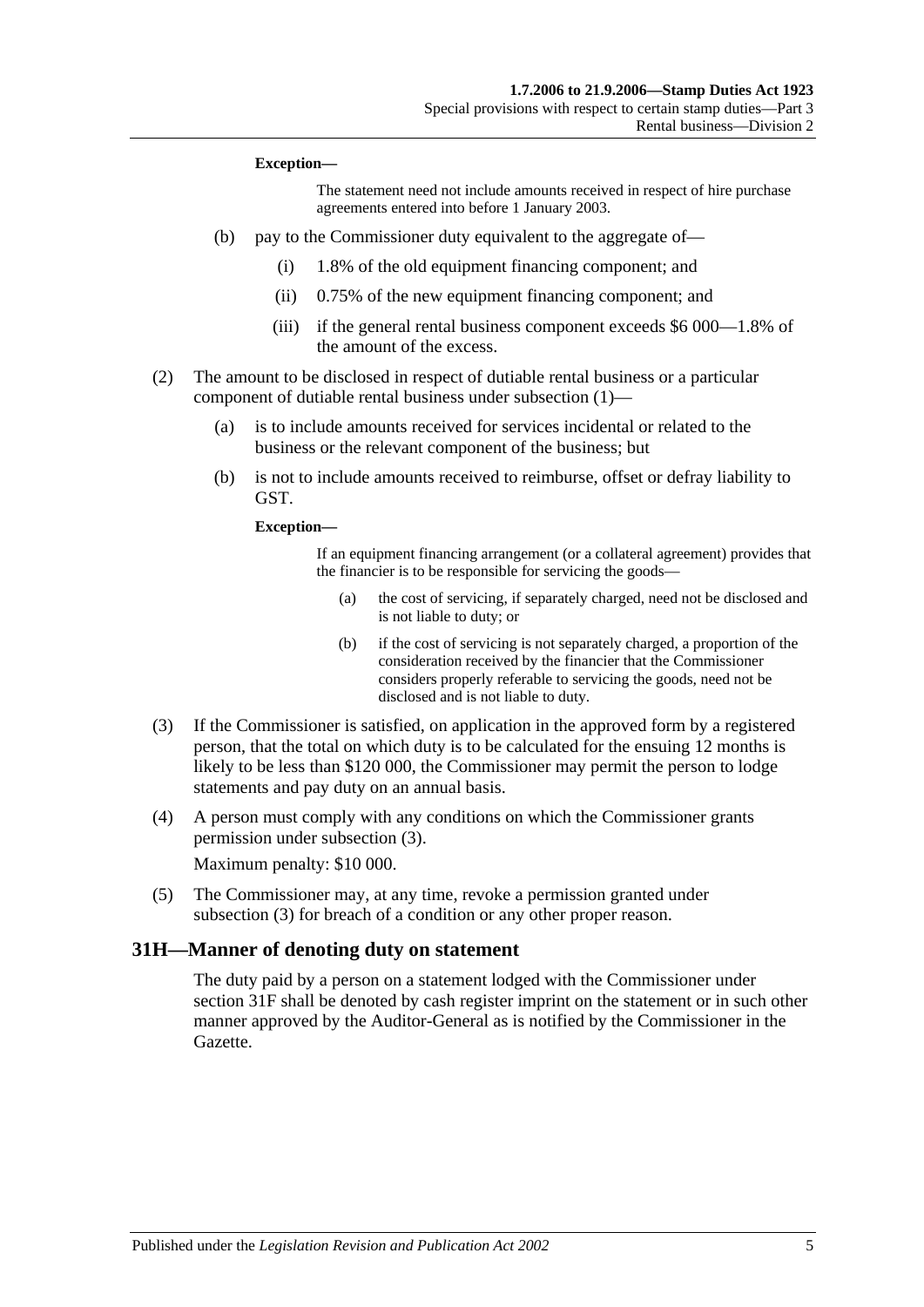**Exception—**

The statement need not include amounts received in respect of hire purchase agreements entered into before 1 January 2003.

(b) pay to the Commissioner duty equivalent to the aggregate of—

(i) 1.8% of the old equipment financing component; and

(ii) 0.75% of the new equipment financing component; and

(iii) if the general rental business component exceeds $6 000—1.8% of the amount of the excess.

(2) The amount to be disclosed in respect of dutiable rental business or a particular component of dutiable rental business under subsection (1)—

(a) is to include amounts received for services incidental or related to the business or the relevant component of the business; but

(b) is not to include amounts received to reimburse, offset or defray liability to GST.

**Exception—**

If an equipment financing arrangement (or a collateral agreement) provides that the financier is to be responsible for servicing the goods—

(a) the cost of servicing, if separately charged, need not be disclosed and is not liable to duty; or

(b) if the cost of servicing is not separately charged, a proportion of the consideration received by the financier that the Commissioner considers properly referable to servicing the goods, need not be disclosed and is not liable to duty.

(3) If the Commissioner is satisfied, on application in the approved form by a registered person, that the total on which duty is to be calculated for the ensuing 12 months is likely to be less than $120 000, the Commissioner may permit the person to lodge statements and pay duty on an annual basis.

(4) A person must comply with any conditions on which the Commissioner grants permission under subsection (3).

Maximum penalty: $10 000.

(5) The Commissioner may, at any time, revoke a permission granted under subsection (3) for breach of a condition or any other proper reason.

## 31H—Manner of denoting duty on statement

The duty paid by a person on a statement lodged with the Commissioner under section 31F shall be denoted by cash register imprint on the statement or in such other manner approved by the Auditor-General as is notified by the Commissioner in the Gazette.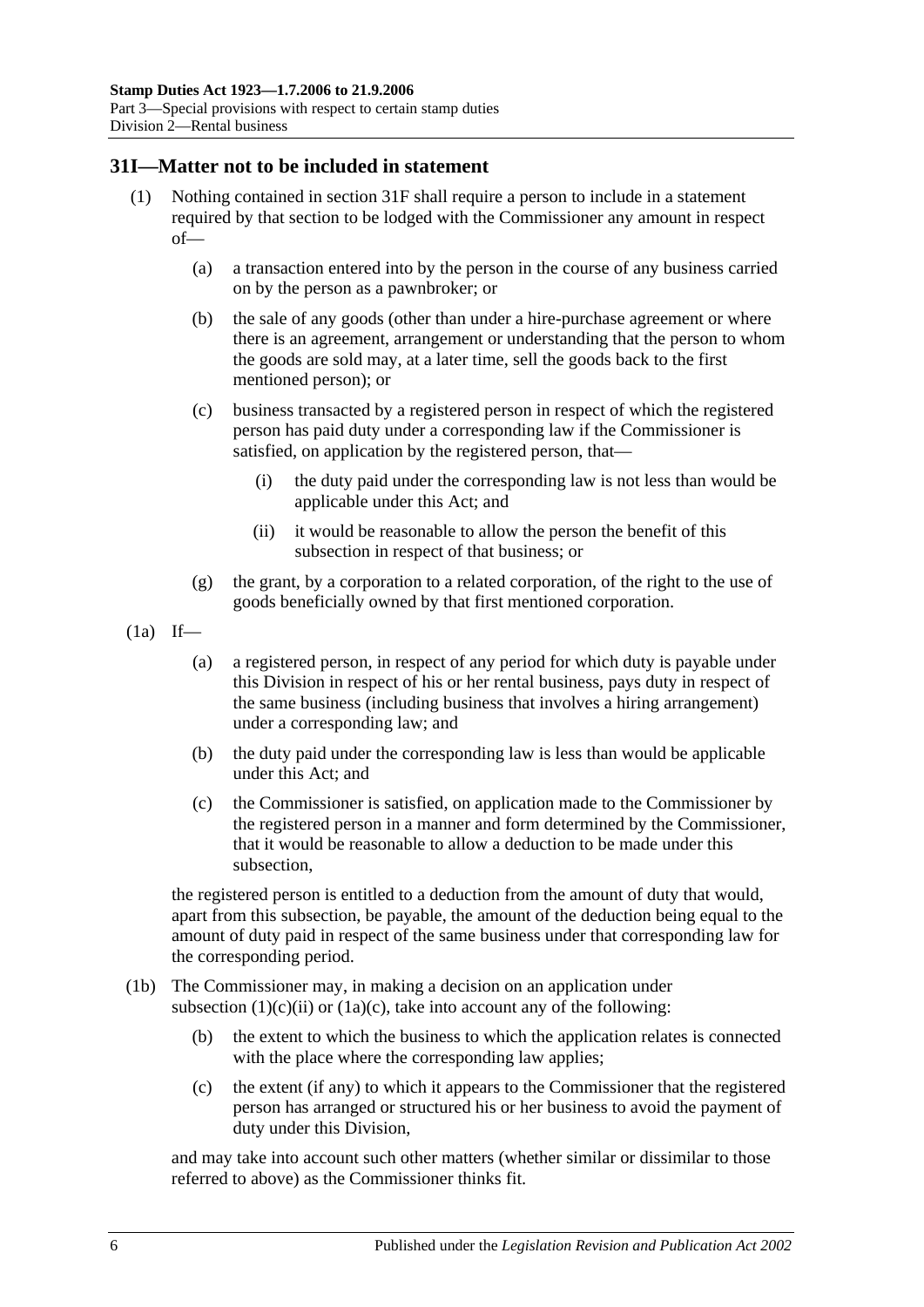## 31I—Matter not to be included in statement

(1) Nothing contained in section 31F shall require a person to include in a statement required by that section to be lodged with the Commissioner any amount in respect of—

(a) a transaction entered into by the person in the course of any business carried on by the person as a pawnbroker; or

(b) the sale of any goods (other than under a hire-purchase agreement or where there is an agreement, arrangement or understanding that the person to whom the goods are sold may, at a later time, sell the goods back to the first mentioned person); or

(c) business transacted by a registered person in respect of which the registered person has paid duty under a corresponding law if the Commissioner is satisfied, on application by the registered person, that—

(i) the duty paid under the corresponding law is not less than would be applicable under this Act; and

(ii) it would be reasonable to allow the person the benefit of this subsection in respect of that business; or

(g) the grant, by a corporation to a related corporation, of the right to the use of goods beneficially owned by that first mentioned corporation.

(1a) If—

(a) a registered person, in respect of any period for which duty is payable under this Division in respect of his or her rental business, pays duty in respect of the same business (including business that involves a hiring arrangement) under a corresponding law; and

(b) the duty paid under the corresponding law is less than would be applicable under this Act; and

(c) the Commissioner is satisfied, on application made to the Commissioner by the registered person in a manner and form determined by the Commissioner, that it would be reasonable to allow a deduction to be made under this subsection,

the registered person is entitled to a deduction from the amount of duty that would, apart from this subsection, be payable, the amount of the deduction being equal to the amount of duty paid in respect of the same business under that corresponding law for the corresponding period.

(1b) The Commissioner may, in making a decision on an application under subsection (1)(c)(ii) or (1a)(c), take into account any of the following:

(b) the extent to which the business to which the application relates is connected with the place where the corresponding law applies;

(c) the extent (if any) to which it appears to the Commissioner that the registered person has arranged or structured his or her business to avoid the payment of duty under this Division,

and may take into account such other matters (whether similar or dissimilar to those referred to above) as the Commissioner thinks fit.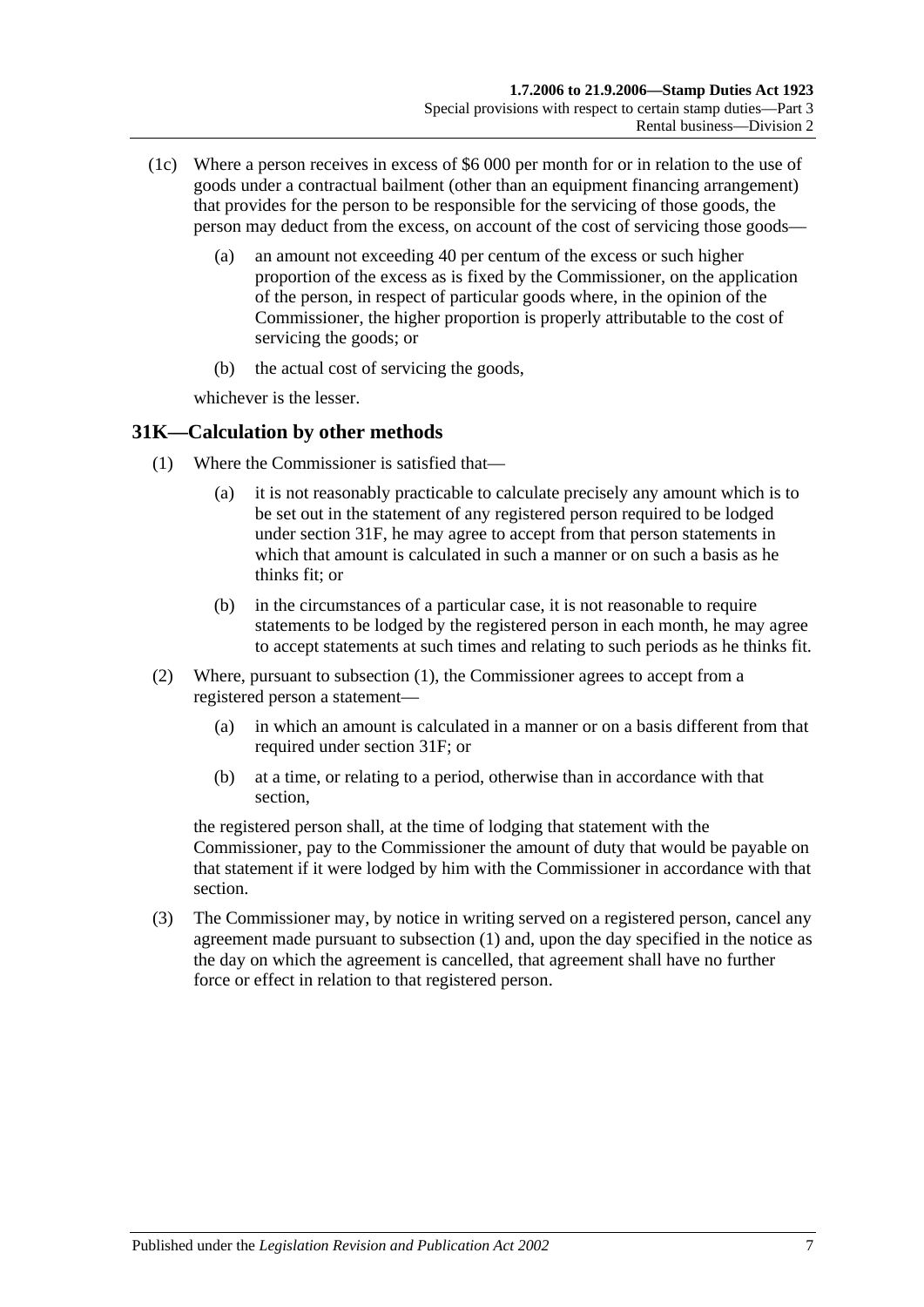(1c) Where a person receives in excess of $6 000 per month for or in relation to the use of goods under a contractual bailment (other than an equipment financing arrangement) that provides for the person to be responsible for the servicing of those goods, the person may deduct from the excess, on account of the cost of servicing those goods—

(a) an amount not exceeding 40 per centum of the excess or such higher proportion of the excess as is fixed by the Commissioner, on the application of the person, in respect of particular goods where, in the opinion of the Commissioner, the higher proportion is properly attributable to the cost of servicing the goods; or

(b) the actual cost of servicing the goods,

whichever is the lesser.

## 31K—Calculation by other methods

(1) Where the Commissioner is satisfied that—

(a) it is not reasonably practicable to calculate precisely any amount which is to be set out in the statement of any registered person required to be lodged under section 31F, he may agree to accept from that person statements in which that amount is calculated in such a manner or on such a basis as he thinks fit; or

(b) in the circumstances of a particular case, it is not reasonable to require statements to be lodged by the registered person in each month, he may agree to accept statements at such times and relating to such periods as he thinks fit.

(2) Where, pursuant to subsection (1), the Commissioner agrees to accept from a registered person a statement—

(a) in which an amount is calculated in a manner or on a basis different from that required under section 31F; or

(b) at a time, or relating to a period, otherwise than in accordance with that section,

the registered person shall, at the time of lodging that statement with the Commissioner, pay to the Commissioner the amount of duty that would be payable on that statement if it were lodged by him with the Commissioner in accordance with that section.

(3) The Commissioner may, by notice in writing served on a registered person, cancel any agreement made pursuant to subsection (1) and, upon the day specified in the notice as the day on which the agreement is cancelled, that agreement shall have no further force or effect in relation to that registered person.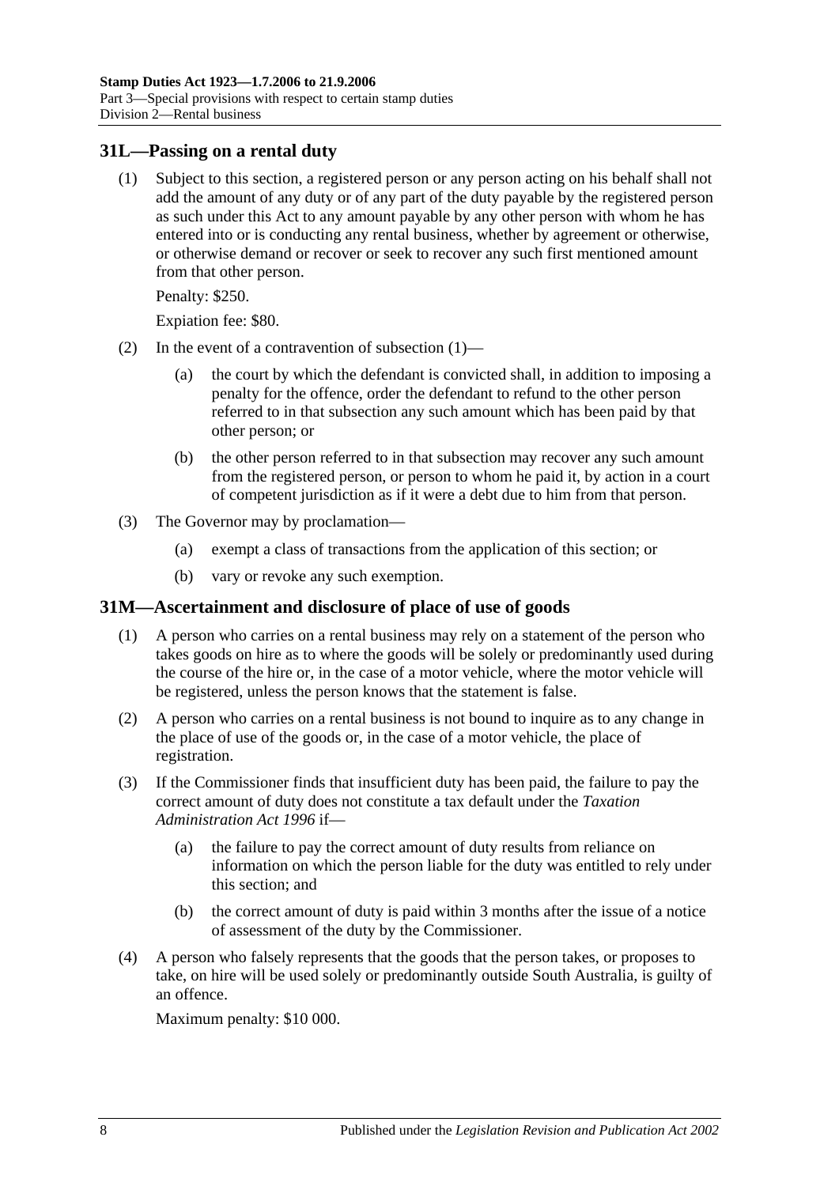## 31L—Passing on a rental duty

(1) Subject to this section, a registered person or any person acting on his behalf shall not add the amount of any duty or of any part of the duty payable by the registered person as such under this Act to any amount payable by any other person with whom he has entered into or is conducting any rental business, whether by agreement or otherwise, or otherwise demand or recover or seek to recover any such first mentioned amount from that other person.

Penalty: $250.

Expiation fee: $80.

(2) In the event of a contravention of subsection (1)—

(a) the court by which the defendant is convicted shall, in addition to imposing a penalty for the offence, order the defendant to refund to the other person referred to in that subsection any such amount which has been paid by that other person; or

(b) the other person referred to in that subsection may recover any such amount from the registered person, or person to whom he paid it, by action in a court of competent jurisdiction as if it were a debt due to him from that person.

(3) The Governor may by proclamation—

(a) exempt a class of transactions from the application of this section; or

(b) vary or revoke any such exemption.

## 31M—Ascertainment and disclosure of place of use of goods

(1) A person who carries on a rental business may rely on a statement of the person who takes goods on hire as to where the goods will be solely or predominantly used during the course of the hire or, in the case of a motor vehicle, where the motor vehicle will be registered, unless the person knows that the statement is false.

(2) A person who carries on a rental business is not bound to inquire as to any change in the place of use of the goods or, in the case of a motor vehicle, the place of registration.

(3) If the Commissioner finds that insufficient duty has been paid, the failure to pay the correct amount of duty does not constitute a tax default under the *Taxation Administration Act 1996* if—

(a) the failure to pay the correct amount of duty results from reliance on information on which the person liable for the duty was entitled to rely under this section; and

(b) the correct amount of duty is paid within 3 months after the issue of a notice of assessment of the duty by the Commissioner.

(4) A person who falsely represents that the goods that the person takes, or proposes to take, on hire will be used solely or predominantly outside South Australia, is guilty of an offence.

Maximum penalty: $10 000.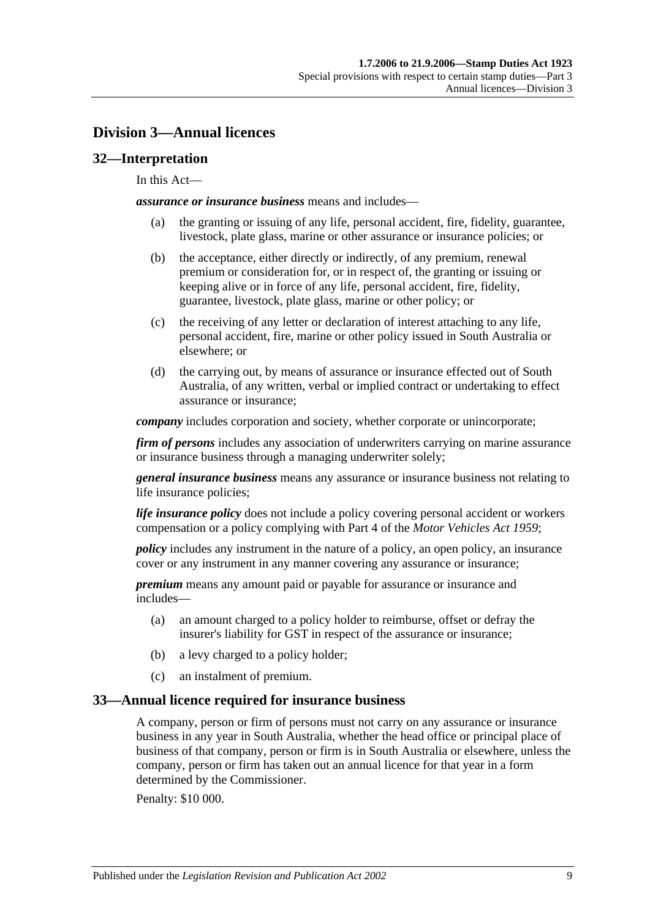## Division 3—Annual licences

### 32—Interpretation

In this Act—

***assurance or insurance business*** means and includes—

(a) the granting or issuing of any life, personal accident, fire, fidelity, guarantee, livestock, plate glass, marine or other assurance or insurance policies; or

(b) the acceptance, either directly or indirectly, of any premium, renewal premium or consideration for, or in respect of, the granting or issuing or keeping alive or in force of any life, personal accident, fire, fidelity, guarantee, livestock, plate glass, marine or other policy; or

(c) the receiving of any letter or declaration of interest attaching to any life, personal accident, fire, marine or other policy issued in South Australia or elsewhere; or

(d) the carrying out, by means of assurance or insurance effected out of South Australia, of any written, verbal or implied contract or undertaking to effect assurance or insurance;

***company*** includes corporation and society, whether corporate or unincorporate;

***firm of persons*** includes any association of underwriters carrying on marine assurance or insurance business through a managing underwriter solely;

***general insurance business*** means any assurance or insurance business not relating to life insurance policies;

***life insurance policy*** does not include a policy covering personal accident or workers compensation or a policy complying with Part 4 of the *Motor Vehicles Act 1959*;

***policy*** includes any instrument in the nature of a policy, an open policy, an insurance cover or any instrument in any manner covering any assurance or insurance;

***premium*** means any amount paid or payable for assurance or insurance and includes—

(a) an amount charged to a policy holder to reimburse, offset or defray the insurer's liability for GST in respect of the assurance or insurance;

(b) a levy charged to a policy holder;

(c) an instalment of premium.

### 33—Annual licence required for insurance business

A company, person or firm of persons must not carry on any assurance or insurance business in any year in South Australia, whether the head office or principal place of business of that company, person or firm is in South Australia or elsewhere, unless the company, person or firm has taken out an annual licence for that year in a form determined by the Commissioner.

Penalty: $10 000.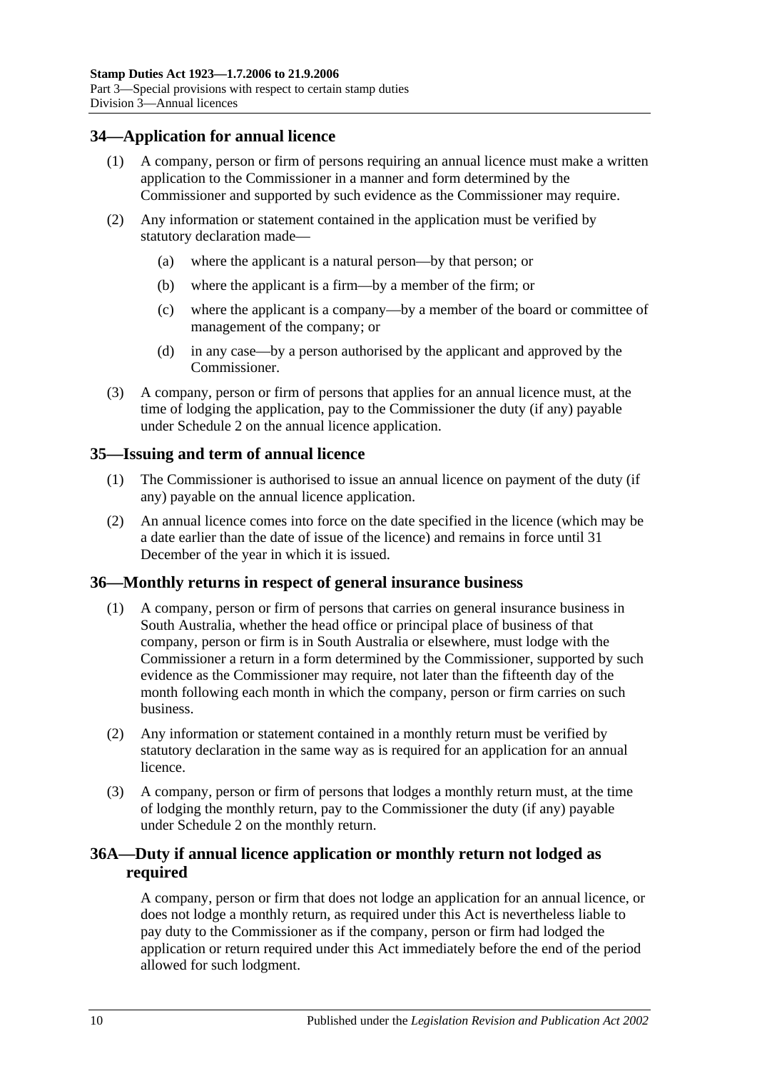## 34—Application for annual licence

(1) A company, person or firm of persons requiring an annual licence must make a written application to the Commissioner in a manner and form determined by the Commissioner and supported by such evidence as the Commissioner may require.

(2) Any information or statement contained in the application must be verified by statutory declaration made—

(a) where the applicant is a natural person—by that person; or

(b) where the applicant is a firm—by a member of the firm; or

(c) where the applicant is a company—by a member of the board or committee of management of the company; or

(d) in any case—by a person authorised by the applicant and approved by the Commissioner.

(3) A company, person or firm of persons that applies for an annual licence must, at the time of lodging the application, pay to the Commissioner the duty (if any) payable under Schedule 2 on the annual licence application.

## 35—Issuing and term of annual licence

(1) The Commissioner is authorised to issue an annual licence on payment of the duty (if any) payable on the annual licence application.

(2) An annual licence comes into force on the date specified in the licence (which may be a date earlier than the date of issue of the licence) and remains in force until 31 December of the year in which it is issued.

## 36—Monthly returns in respect of general insurance business

(1) A company, person or firm of persons that carries on general insurance business in South Australia, whether the head office or principal place of business of that company, person or firm is in South Australia or elsewhere, must lodge with the Commissioner a return in a form determined by the Commissioner, supported by such evidence as the Commissioner may require, not later than the fifteenth day of the month following each month in which the company, person or firm carries on such business.

(2) Any information or statement contained in a monthly return must be verified by statutory declaration in the same way as is required for an application for an annual licence.

(3) A company, person or firm of persons that lodges a monthly return must, at the time of lodging the monthly return, pay to the Commissioner the duty (if any) payable under Schedule 2 on the monthly return.

## 36A—Duty if annual licence application or monthly return not lodged as required

A company, person or firm that does not lodge an application for an annual licence, or does not lodge a monthly return, as required under this Act is nevertheless liable to pay duty to the Commissioner as if the company, person or firm had lodged the application or return required under this Act immediately before the end of the period allowed for such lodgment.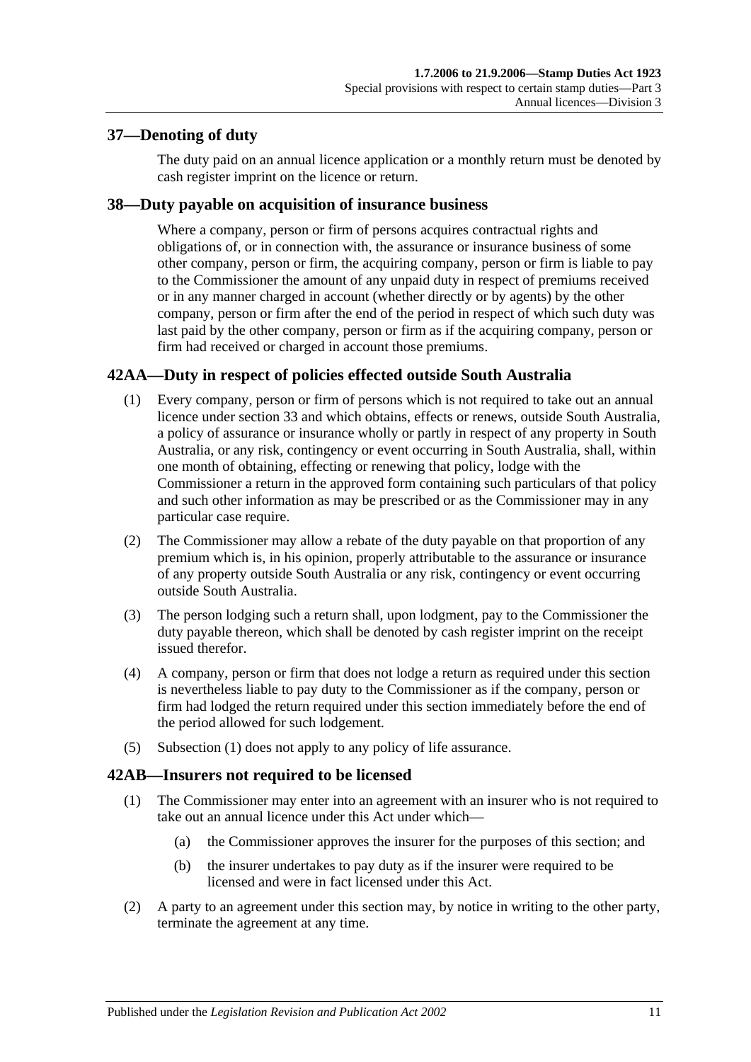## 37—Denoting of duty

The duty paid on an annual licence application or a monthly return must be denoted by cash register imprint on the licence or return.

## 38—Duty payable on acquisition of insurance business

Where a company, person or firm of persons acquires contractual rights and obligations of, or in connection with, the assurance or insurance business of some other company, person or firm, the acquiring company, person or firm is liable to pay to the Commissioner the amount of any unpaid duty in respect of premiums received or in any manner charged in account (whether directly or by agents) by the other company, person or firm after the end of the period in respect of which such duty was last paid by the other company, person or firm as if the acquiring company, person or firm had received or charged in account those premiums.

## 42AA—Duty in respect of policies effected outside South Australia

(1) Every company, person or firm of persons which is not required to take out an annual licence under section 33 and which obtains, effects or renews, outside South Australia, a policy of assurance or insurance wholly or partly in respect of any property in South Australia, or any risk, contingency or event occurring in South Australia, shall, within one month of obtaining, effecting or renewing that policy, lodge with the Commissioner a return in the approved form containing such particulars of that policy and such other information as may be prescribed or as the Commissioner may in any particular case require.

(2) The Commissioner may allow a rebate of the duty payable on that proportion of any premium which is, in his opinion, properly attributable to the assurance or insurance of any property outside South Australia or any risk, contingency or event occurring outside South Australia.

(3) The person lodging such a return shall, upon lodgment, pay to the Commissioner the duty payable thereon, which shall be denoted by cash register imprint on the receipt issued therefor.

(4) A company, person or firm that does not lodge a return as required under this section is nevertheless liable to pay duty to the Commissioner as if the company, person or firm had lodged the return required under this section immediately before the end of the period allowed for such lodgement.

(5) Subsection (1) does not apply to any policy of life assurance.

## 42AB—Insurers not required to be licensed

(1) The Commissioner may enter into an agreement with an insurer who is not required to take out an annual licence under this Act under which—

  (a) the Commissioner approves the insurer for the purposes of this section; and

  (b) the insurer undertakes to pay duty as if the insurer were required to be licensed and were in fact licensed under this Act.

(2) A party to an agreement under this section may, by notice in writing to the other party, terminate the agreement at any time.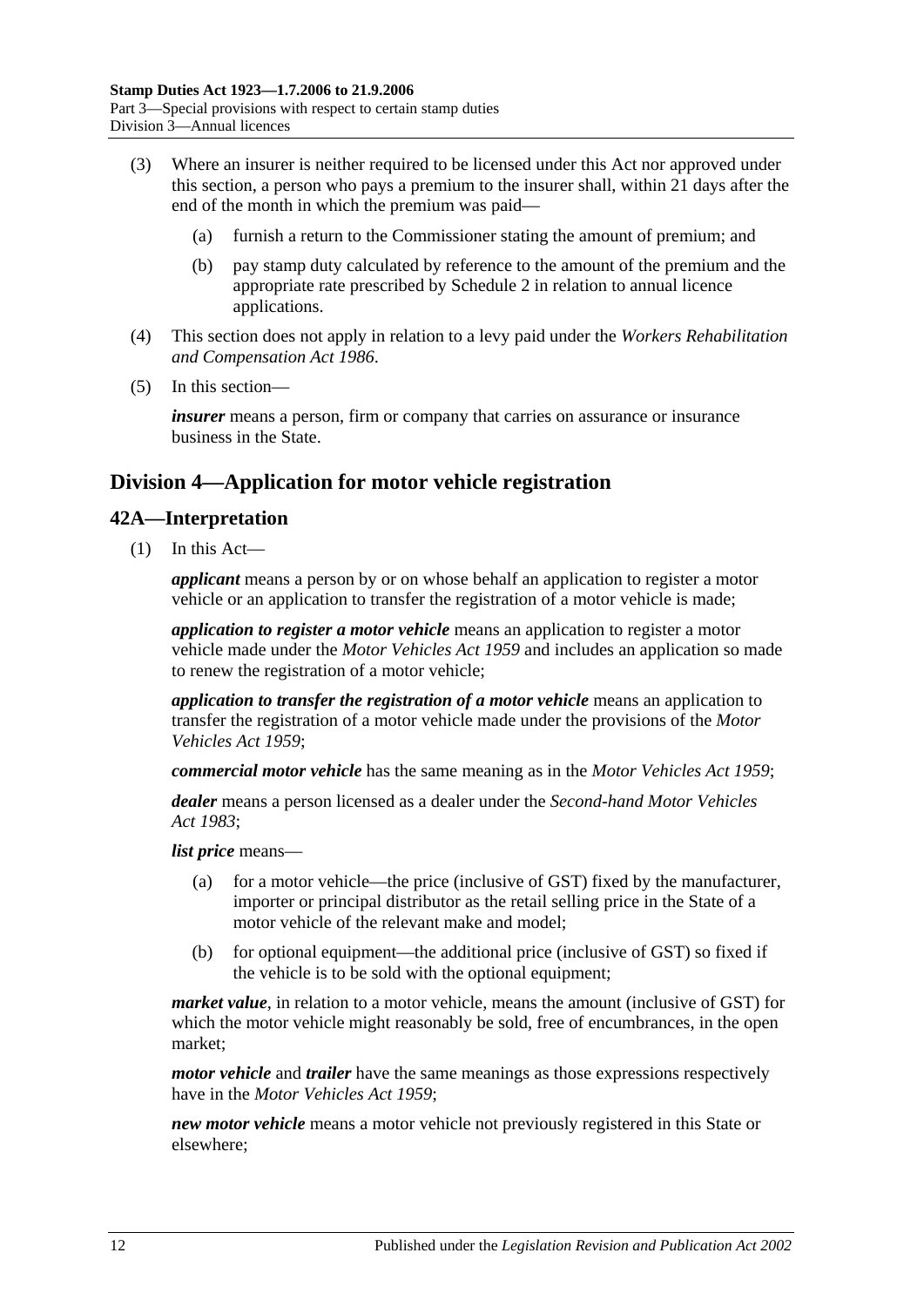(3) Where an insurer is neither required to be licensed under this Act nor approved under this section, a person who pays a premium to the insurer shall, within 21 days after the end of the month in which the premium was paid—

(a) furnish a return to the Commissioner stating the amount of premium; and

(b) pay stamp duty calculated by reference to the amount of the premium and the appropriate rate prescribed by Schedule 2 in relation to annual licence applications.

(4) This section does not apply in relation to a levy paid under the *Workers Rehabilitation and Compensation Act 1986*.

(5) In this section—

***insurer*** means a person, firm or company that carries on assurance or insurance business in the State.

## Division 4—Application for motor vehicle registration

### 42A—Interpretation

(1) In this Act—

***applicant*** means a person by or on whose behalf an application to register a motor vehicle or an application to transfer the registration of a motor vehicle is made;

***application to register a motor vehicle*** means an application to register a motor vehicle made under the *Motor Vehicles Act 1959* and includes an application so made to renew the registration of a motor vehicle;

***application to transfer the registration of a motor vehicle*** means an application to transfer the registration of a motor vehicle made under the provisions of the *Motor Vehicles Act 1959*;

***commercial motor vehicle*** has the same meaning as in the *Motor Vehicles Act 1959*;

***dealer*** means a person licensed as a dealer under the *Second-hand Motor Vehicles Act 1983*;

***list price*** means—

(a) for a motor vehicle—the price (inclusive of GST) fixed by the manufacturer, importer or principal distributor as the retail selling price in the State of a motor vehicle of the relevant make and model;

(b) for optional equipment—the additional price (inclusive of GST) so fixed if the vehicle is to be sold with the optional equipment;

***market value***, in relation to a motor vehicle, means the amount (inclusive of GST) for which the motor vehicle might reasonably be sold, free of encumbrances, in the open market;

***motor vehicle*** and ***trailer*** have the same meanings as those expressions respectively have in the *Motor Vehicles Act 1959*;

***new motor vehicle*** means a motor vehicle not previously registered in this State or elsewhere;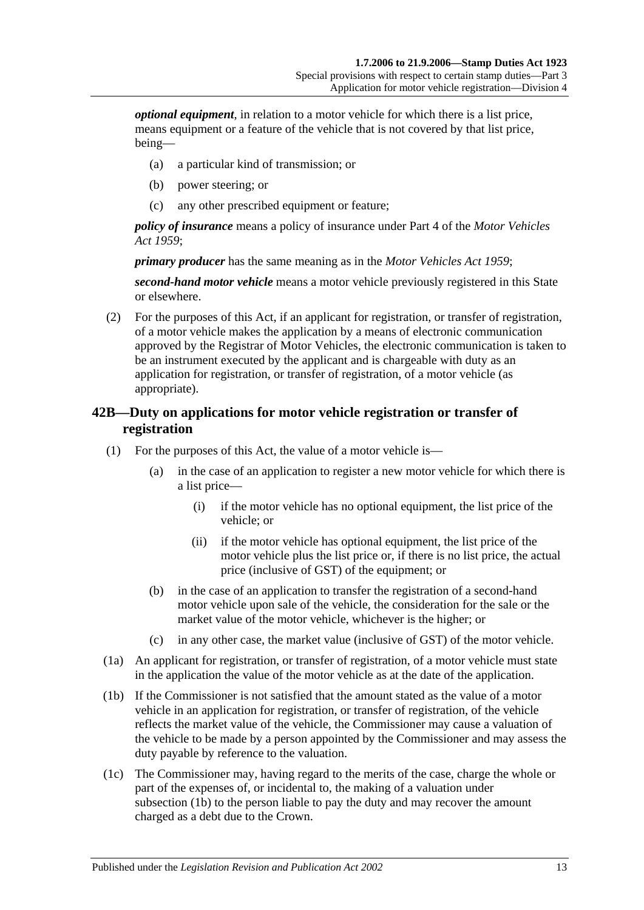***optional equipment***, in relation to a motor vehicle for which there is a list price, means equipment or a feature of the vehicle that is not covered by that list price, being—

- (a) a particular kind of transmission; or
- (b) power steering; or
- (c) any other prescribed equipment or feature;

***policy of insurance*** means a policy of insurance under Part 4 of the *Motor Vehicles Act 1959*;

***primary producer*** has the same meaning as in the *Motor Vehicles Act 1959*;

***second-hand motor vehicle*** means a motor vehicle previously registered in this State or elsewhere.

(2) For the purposes of this Act, if an applicant for registration, or transfer of registration, of a motor vehicle makes the application by a means of electronic communication approved by the Registrar of Motor Vehicles, the electronic communication is taken to be an instrument executed by the applicant and is chargeable with duty as an application for registration, or transfer of registration, of a motor vehicle (as appropriate).

## 42B—Duty on applications for motor vehicle registration or transfer of registration

(1) For the purposes of this Act, the value of a motor vehicle is—

- (a) in the case of an application to register a new motor vehicle for which there is a list price—
  - (i) if the motor vehicle has no optional equipment, the list price of the vehicle; or
  - (ii) if the motor vehicle has optional equipment, the list price of the motor vehicle plus the list price or, if there is no list price, the actual price (inclusive of GST) of the equipment; or
- (b) in the case of an application to transfer the registration of a second-hand motor vehicle upon sale of the vehicle, the consideration for the sale or the market value of the motor vehicle, whichever is the higher; or
- (c) in any other case, the market value (inclusive of GST) of the motor vehicle.

(1a) An applicant for registration, or transfer of registration, of a motor vehicle must state in the application the value of the motor vehicle as at the date of the application.

(1b) If the Commissioner is not satisfied that the amount stated as the value of a motor vehicle in an application for registration, or transfer of registration, of the vehicle reflects the market value of the vehicle, the Commissioner may cause a valuation of the vehicle to be made by a person appointed by the Commissioner and may assess the duty payable by reference to the valuation.

(1c) The Commissioner may, having regard to the merits of the case, charge the whole or part of the expenses of, or incidental to, the making of a valuation under subsection (1b) to the person liable to pay the duty and may recover the amount charged as a debt due to the Crown.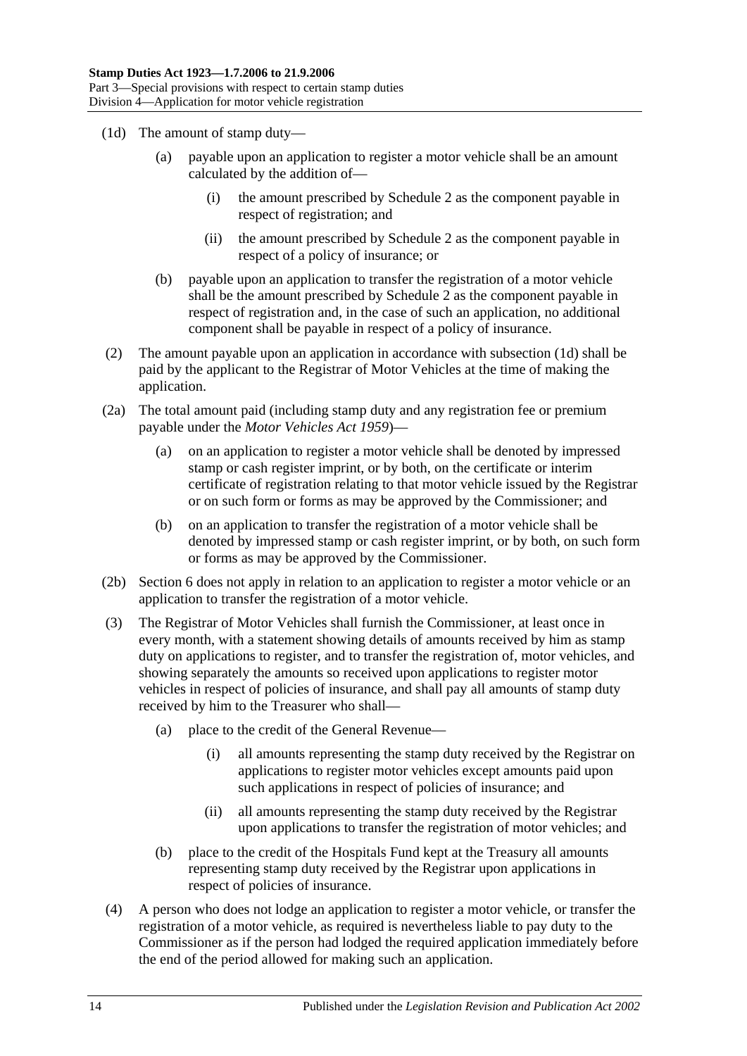(1d) The amount of stamp duty—

(a) payable upon an application to register a motor vehicle shall be an amount calculated by the addition of—

(i) the amount prescribed by Schedule 2 as the component payable in respect of registration; and

(ii) the amount prescribed by Schedule 2 as the component payable in respect of a policy of insurance; or

(b) payable upon an application to transfer the registration of a motor vehicle shall be the amount prescribed by Schedule 2 as the component payable in respect of registration and, in the case of such an application, no additional component shall be payable in respect of a policy of insurance.

(2) The amount payable upon an application in accordance with subsection (1d) shall be paid by the applicant to the Registrar of Motor Vehicles at the time of making the application.

(2a) The total amount paid (including stamp duty and any registration fee or premium payable under the *Motor Vehicles Act 1959*)—

(a) on an application to register a motor vehicle shall be denoted by impressed stamp or cash register imprint, or by both, on the certificate or interim certificate of registration relating to that motor vehicle issued by the Registrar or on such form or forms as may be approved by the Commissioner; and

(b) on an application to transfer the registration of a motor vehicle shall be denoted by impressed stamp or cash register imprint, or by both, on such form or forms as may be approved by the Commissioner.

(2b) Section 6 does not apply in relation to an application to register a motor vehicle or an application to transfer the registration of a motor vehicle.

(3) The Registrar of Motor Vehicles shall furnish the Commissioner, at least once in every month, with a statement showing details of amounts received by him as stamp duty on applications to register, and to transfer the registration of, motor vehicles, and showing separately the amounts so received upon applications to register motor vehicles in respect of policies of insurance, and shall pay all amounts of stamp duty received by him to the Treasurer who shall—

(a) place to the credit of the General Revenue—

(i) all amounts representing the stamp duty received by the Registrar on applications to register motor vehicles except amounts paid upon such applications in respect of policies of insurance; and

(ii) all amounts representing the stamp duty received by the Registrar upon applications to transfer the registration of motor vehicles; and

(b) place to the credit of the Hospitals Fund kept at the Treasury all amounts representing stamp duty received by the Registrar upon applications in respect of policies of insurance.

(4) A person who does not lodge an application to register a motor vehicle, or transfer the registration of a motor vehicle, as required is nevertheless liable to pay duty to the Commissioner as if the person had lodged the required application immediately before the end of the period allowed for making such an application.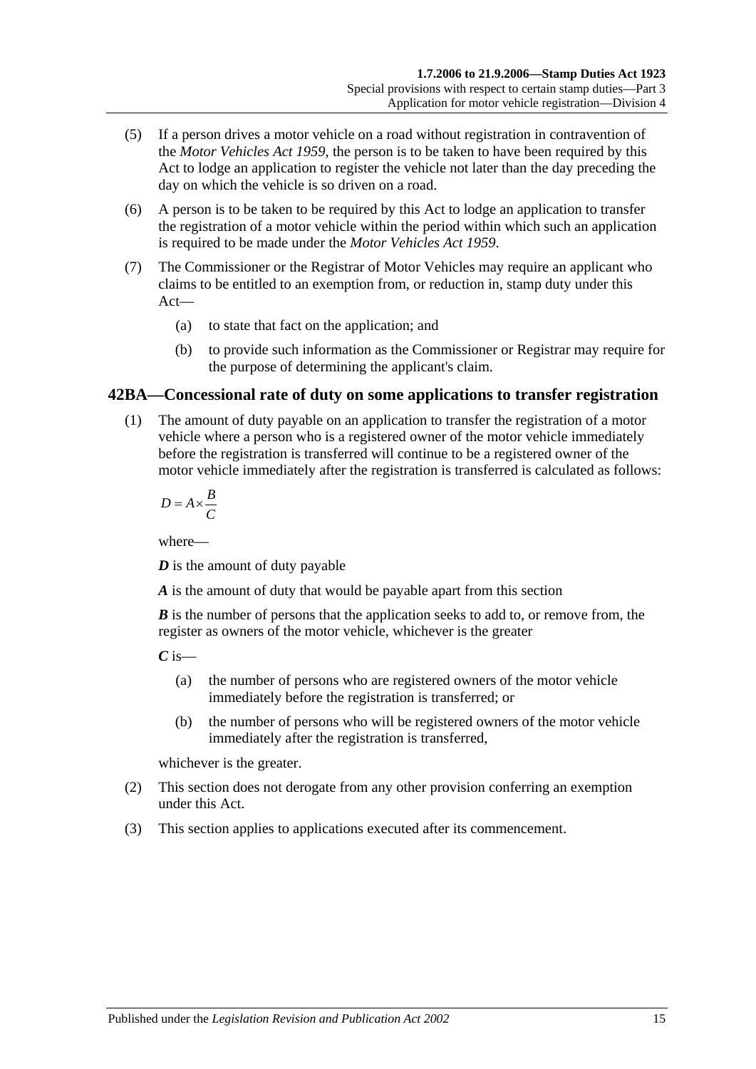(5) If a person drives a motor vehicle on a road without registration in contravention of the *Motor Vehicles Act 1959*, the person is to be taken to have been required by this Act to lodge an application to register the vehicle not later than the day preceding the day on which the vehicle is so driven on a road.

(6) A person is to be taken to be required by this Act to lodge an application to transfer the registration of a motor vehicle within the period within which such an application is required to be made under the *Motor Vehicles Act 1959*.

(7) The Commissioner or the Registrar of Motor Vehicles may require an applicant who claims to be entitled to an exemption from, or reduction in, stamp duty under this Act—

(a) to state that fact on the application; and

(b) to provide such information as the Commissioner or Registrar may require for the purpose of determining the applicant's claim.

## 42BA—Concessional rate of duty on some applications to transfer registration

(1) The amount of duty payable on an application to transfer the registration of a motor vehicle where a person who is a registered owner of the motor vehicle immediately before the registration is transferred will continue to be a registered owner of the motor vehicle immediately after the registration is transferred is calculated as follows:

$$D = A \times \frac{B}{C}$$

where—

***D*** is the amount of duty payable

***A*** is the amount of duty that would be payable apart from this section

***B*** is the number of persons that the application seeks to add to, or remove from, the register as owners of the motor vehicle, whichever is the greater

***C*** is—

(a) the number of persons who are registered owners of the motor vehicle immediately before the registration is transferred; or

(b) the number of persons who will be registered owners of the motor vehicle immediately after the registration is transferred,

whichever is the greater.

(2) This section does not derogate from any other provision conferring an exemption under this Act.

(3) This section applies to applications executed after its commencement.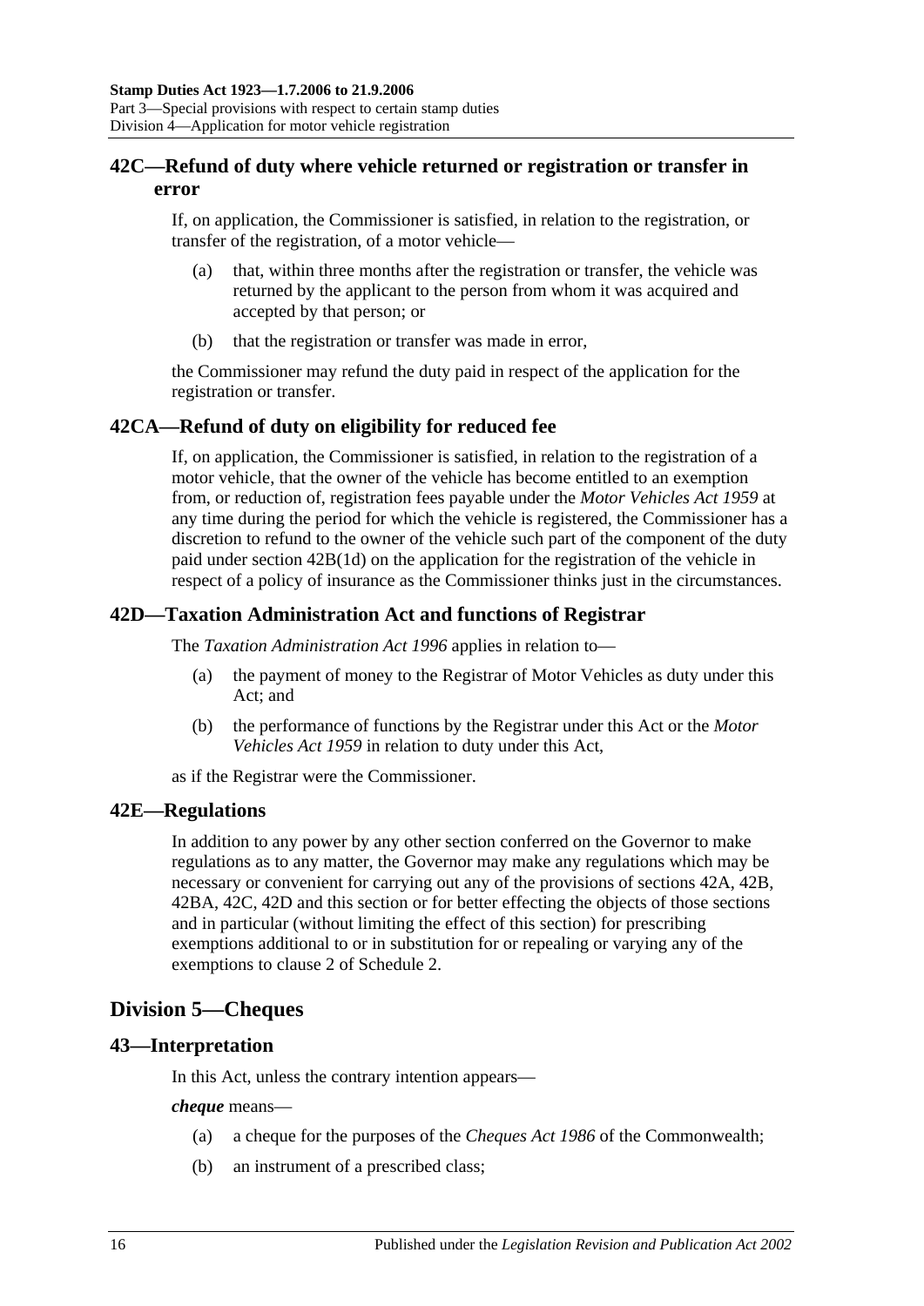## 42C—Refund of duty where vehicle returned or registration or transfer in error

If, on application, the Commissioner is satisfied, in relation to the registration, or transfer of the registration, of a motor vehicle—

(a) that, within three months after the registration or transfer, the vehicle was returned by the applicant to the person from whom it was acquired and accepted by that person; or

(b) that the registration or transfer was made in error,

the Commissioner may refund the duty paid in respect of the application for the registration or transfer.

## 42CA—Refund of duty on eligibility for reduced fee

If, on application, the Commissioner is satisfied, in relation to the registration of a motor vehicle, that the owner of the vehicle has become entitled to an exemption from, or reduction of, registration fees payable under the *Motor Vehicles Act 1959* at any time during the period for which the vehicle is registered, the Commissioner has a discretion to refund to the owner of the vehicle such part of the component of the duty paid under section 42B(1d) on the application for the registration of the vehicle in respect of a policy of insurance as the Commissioner thinks just in the circumstances.

## 42D—Taxation Administration Act and functions of Registrar

The *Taxation Administration Act 1996* applies in relation to—

(a) the payment of money to the Registrar of Motor Vehicles as duty under this Act; and

(b) the performance of functions by the Registrar under this Act or the *Motor Vehicles Act 1959* in relation to duty under this Act,

as if the Registrar were the Commissioner.

## 42E—Regulations

In addition to any power by any other section conferred on the Governor to make regulations as to any matter, the Governor may make any regulations which may be necessary or convenient for carrying out any of the provisions of sections 42A, 42B, 42BA, 42C, 42D and this section or for better effecting the objects of those sections and in particular (without limiting the effect of this section) for prescribing exemptions additional to or in substitution for or repealing or varying any of the exemptions to clause 2 of Schedule 2.

# Division 5—Cheques

## 43—Interpretation

In this Act, unless the contrary intention appears—

***cheque*** means—

(a) a cheque for the purposes of the *Cheques Act 1986* of the Commonwealth;

(b) an instrument of a prescribed class;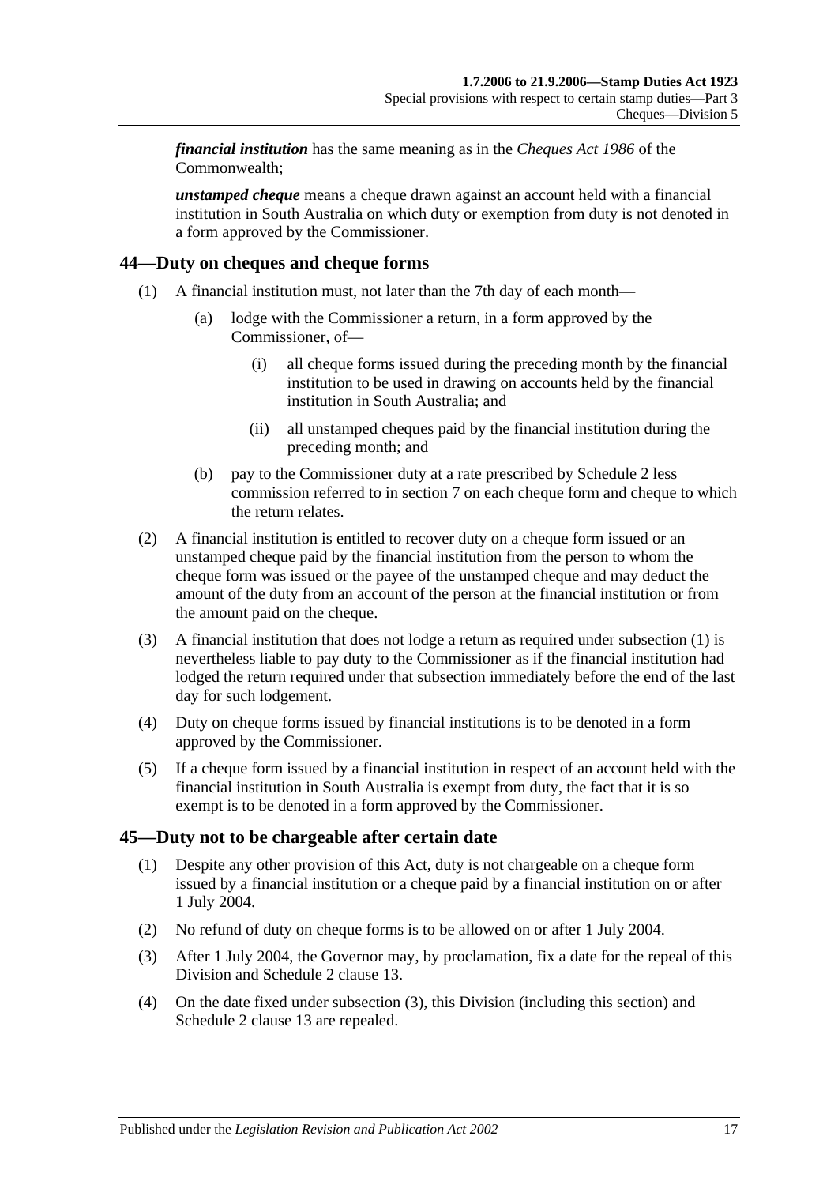***financial institution*** has the same meaning as in the *Cheques Act 1986* of the Commonwealth;

***unstamped cheque*** means a cheque drawn against an account held with a financial institution in South Australia on which duty or exemption from duty is not denoted in a form approved by the Commissioner.

## 44—Duty on cheques and cheque forms

(1) A financial institution must, not later than the 7th day of each month—

(a) lodge with the Commissioner a return, in a form approved by the Commissioner, of—

(i) all cheque forms issued during the preceding month by the financial institution to be used in drawing on accounts held by the financial institution in South Australia; and

(ii) all unstamped cheques paid by the financial institution during the preceding month; and

(b) pay to the Commissioner duty at a rate prescribed by Schedule 2 less commission referred to in section 7 on each cheque form and cheque to which the return relates.

(2) A financial institution is entitled to recover duty on a cheque form issued or an unstamped cheque paid by the financial institution from the person to whom the cheque form was issued or the payee of the unstamped cheque and may deduct the amount of the duty from an account of the person at the financial institution or from the amount paid on the cheque.

(3) A financial institution that does not lodge a return as required under subsection (1) is nevertheless liable to pay duty to the Commissioner as if the financial institution had lodged the return required under that subsection immediately before the end of the last day for such lodgement.

(4) Duty on cheque forms issued by financial institutions is to be denoted in a form approved by the Commissioner.

(5) If a cheque form issued by a financial institution in respect of an account held with the financial institution in South Australia is exempt from duty, the fact that it is so exempt is to be denoted in a form approved by the Commissioner.

## 45—Duty not to be chargeable after certain date

(1) Despite any other provision of this Act, duty is not chargeable on a cheque form issued by a financial institution or a cheque paid by a financial institution on or after 1 July 2004.

(2) No refund of duty on cheque forms is to be allowed on or after 1 July 2004.

(3) After 1 July 2004, the Governor may, by proclamation, fix a date for the repeal of this Division and Schedule 2 clause 13.

(4) On the date fixed under subsection (3), this Division (including this section) and Schedule 2 clause 13 are repealed.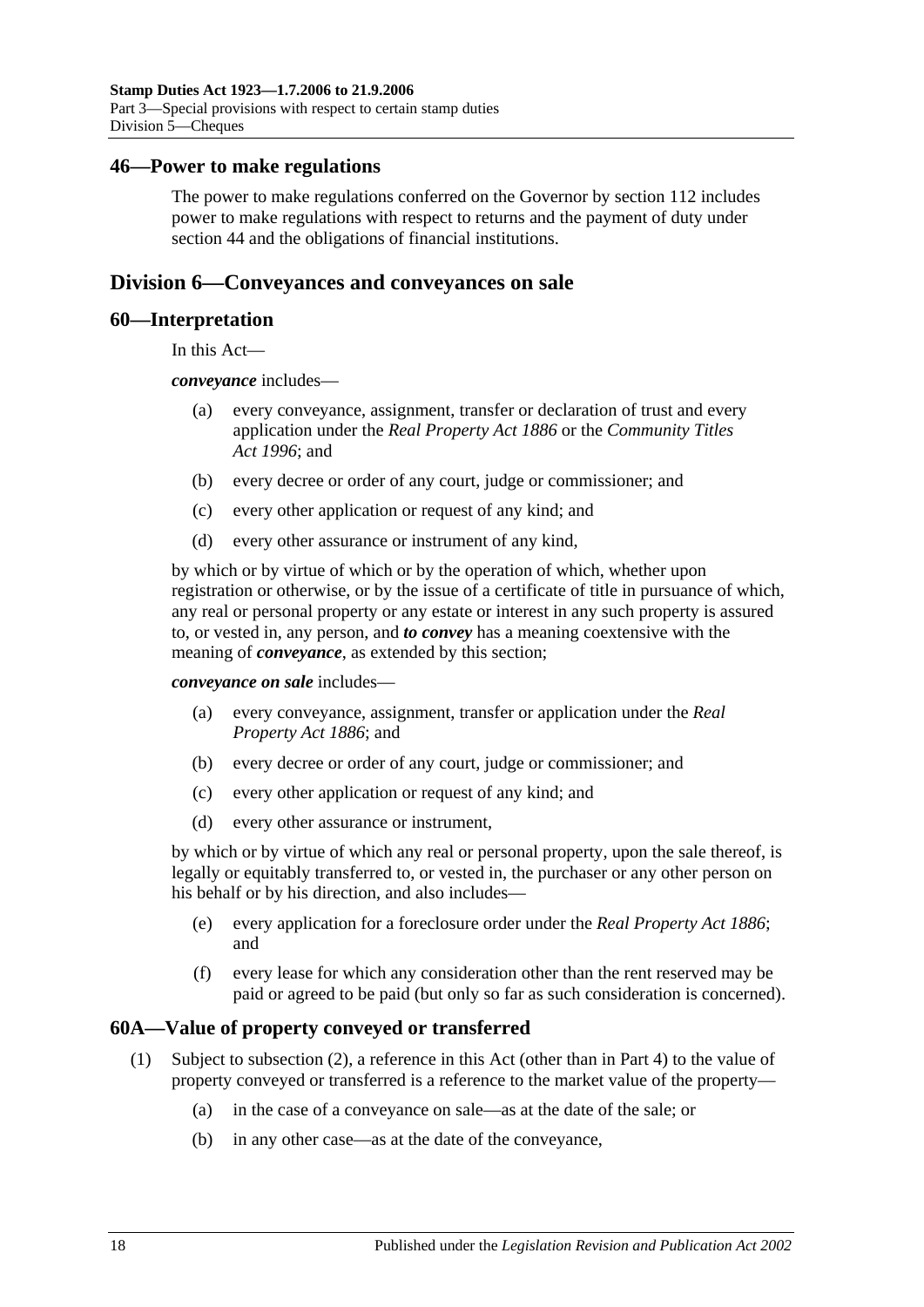## 46—Power to make regulations

The power to make regulations conferred on the Governor by section 112 includes power to make regulations with respect to returns and the payment of duty under section 44 and the obligations of financial institutions.

# Division 6—Conveyances and conveyances on sale

## 60—Interpretation

In this Act—

***conveyance*** includes—

- (a) every conveyance, assignment, transfer or declaration of trust and every application under the *Real Property Act 1886* or the *Community Titles Act 1996*; and
- (b) every decree or order of any court, judge or commissioner; and
- (c) every other application or request of any kind; and
- (d) every other assurance or instrument of any kind,

by which or by virtue of which or by the operation of which, whether upon registration or otherwise, or by the issue of a certificate of title in pursuance of which, any real or personal property or any estate or interest in any such property is assured to, or vested in, any person, and ***to convey*** has a meaning coextensive with the meaning of ***conveyance***, as extended by this section;

***conveyance on sale*** includes—

- (a) every conveyance, assignment, transfer or application under the *Real Property Act 1886*; and
- (b) every decree or order of any court, judge or commissioner; and
- (c) every other application or request of any kind; and
- (d) every other assurance or instrument,

by which or by virtue of which any real or personal property, upon the sale thereof, is legally or equitably transferred to, or vested in, the purchaser or any other person on his behalf or by his direction, and also includes—

- (e) every application for a foreclosure order under the *Real Property Act 1886*; and
- (f) every lease for which any consideration other than the rent reserved may be paid or agreed to be paid (but only so far as such consideration is concerned).

## 60A—Value of property conveyed or transferred

(1) Subject to subsection (2), a reference in this Act (other than in Part 4) to the value of property conveyed or transferred is a reference to the market value of the property—

- (a) in the case of a conveyance on sale—as at the date of the sale; or
- (b) in any other case—as at the date of the conveyance,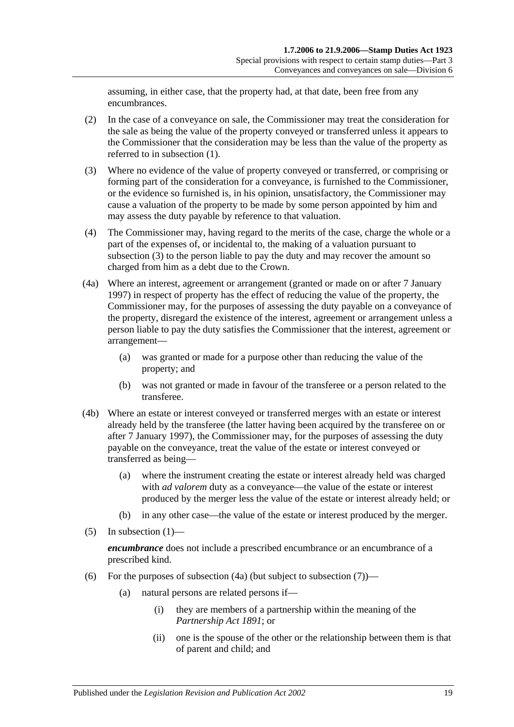assuming, in either case, that the property had, at that date, been free from any encumbrances.

(2) In the case of a conveyance on sale, the Commissioner may treat the consideration for the sale as being the value of the property conveyed or transferred unless it appears to the Commissioner that the consideration may be less than the value of the property as referred to in subsection (1).

(3) Where no evidence of the value of property conveyed or transferred, or comprising or forming part of the consideration for a conveyance, is furnished to the Commissioner, or the evidence so furnished is, in his opinion, unsatisfactory, the Commissioner may cause a valuation of the property to be made by some person appointed by him and may assess the duty payable by reference to that valuation.

(4) The Commissioner may, having regard to the merits of the case, charge the whole or a part of the expenses of, or incidental to, the making of a valuation pursuant to subsection (3) to the person liable to pay the duty and may recover the amount so charged from him as a debt due to the Crown.

(4a) Where an interest, agreement or arrangement (granted or made on or after 7 January 1997) in respect of property has the effect of reducing the value of the property, the Commissioner may, for the purposes of assessing the duty payable on a conveyance of the property, disregard the existence of the interest, agreement or arrangement unless a person liable to pay the duty satisfies the Commissioner that the interest, agreement or arrangement—

- (a) was granted or made for a purpose other than reducing the value of the property; and
- (b) was not granted or made in favour of the transferee or a person related to the transferee.

(4b) Where an estate or interest conveyed or transferred merges with an estate or interest already held by the transferee (the latter having been acquired by the transferee on or after 7 January 1997), the Commissioner may, for the purposes of assessing the duty payable on the conveyance, treat the value of the estate or interest conveyed or transferred as being—

- (a) where the instrument creating the estate or interest already held was charged with *ad valorem* duty as a conveyance—the value of the estate or interest produced by the merger less the value of the estate or interest already held; or
- (b) in any other case—the value of the estate or interest produced by the merger.

(5) In subsection (1)—

***encumbrance*** does not include a prescribed encumbrance or an encumbrance of a prescribed kind.

(6) For the purposes of subsection (4a) (but subject to subsection (7))—

- (a) natural persons are related persons if—
  - (i) they are members of a partnership within the meaning of the *Partnership Act 1891*; or
  - (ii) one is the spouse of the other or the relationship between them is that of parent and child; and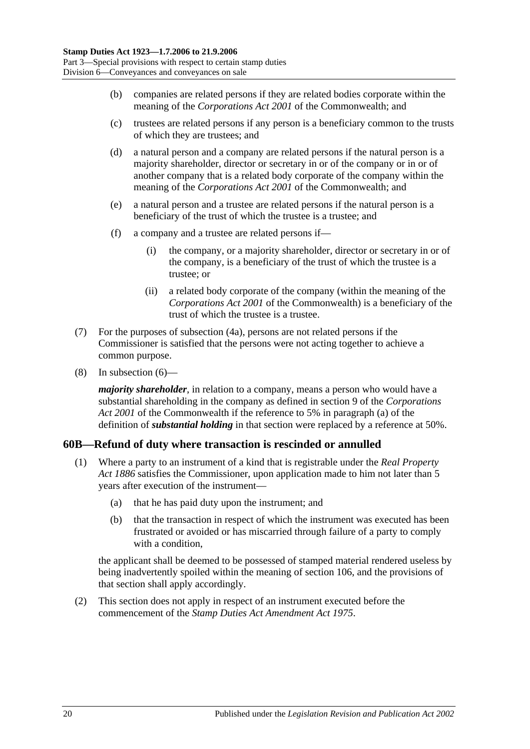(b) companies are related persons if they are related bodies corporate within the meaning of the *Corporations Act 2001* of the Commonwealth; and

(c) trustees are related persons if any person is a beneficiary common to the trusts of which they are trustees; and

(d) a natural person and a company are related persons if the natural person is a majority shareholder, director or secretary in or of the company or in or of another company that is a related body corporate of the company within the meaning of the *Corporations Act 2001* of the Commonwealth; and

(e) a natural person and a trustee are related persons if the natural person is a beneficiary of the trust of which the trustee is a trustee; and

(f) a company and a trustee are related persons if—

(i) the company, or a majority shareholder, director or secretary in or of the company, is a beneficiary of the trust of which the trustee is a trustee; or

(ii) a related body corporate of the company (within the meaning of the *Corporations Act 2001* of the Commonwealth) is a beneficiary of the trust of which the trustee is a trustee.

(7) For the purposes of subsection (4a), persons are not related persons if the Commissioner is satisfied that the persons were not acting together to achieve a common purpose.

(8) In subsection (6)—

***majority shareholder***, in relation to a company, means a person who would have a substantial shareholding in the company as defined in section 9 of the *Corporations Act 2001* of the Commonwealth if the reference to 5% in paragraph (a) of the definition of ***substantial holding*** in that section were replaced by a reference at 50%.

## 60B—Refund of duty where transaction is rescinded or annulled

(1) Where a party to an instrument of a kind that is registrable under the *Real Property Act 1886* satisfies the Commissioner, upon application made to him not later than 5 years after execution of the instrument—

(a) that he has paid duty upon the instrument; and

(b) that the transaction in respect of which the instrument was executed has been frustrated or avoided or has miscarried through failure of a party to comply with a condition,

the applicant shall be deemed to be possessed of stamped material rendered useless by being inadvertently spoiled within the meaning of section 106, and the provisions of that section shall apply accordingly.

(2) This section does not apply in respect of an instrument executed before the commencement of the *Stamp Duties Act Amendment Act 1975*.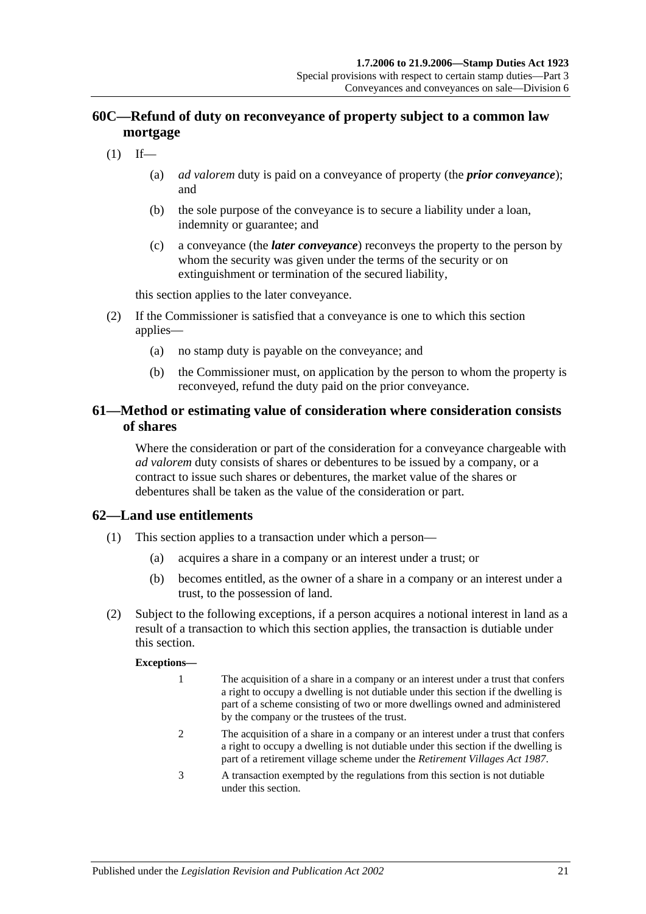## 60C—Refund of duty on reconveyance of property subject to a common law mortgage

(1) If—

 (a) *ad valorem* duty is paid on a conveyance of property (the ***prior conveyance***); and

 (b) the sole purpose of the conveyance is to secure a liability under a loan, indemnity or guarantee; and

 (c) a conveyance (the ***later conveyance***) reconveys the property to the person by whom the security was given under the terms of the security or on extinguishment or termination of the secured liability,

this section applies to the later conveyance.

(2) If the Commissioner is satisfied that a conveyance is one to which this section applies—

 (a) no stamp duty is payable on the conveyance; and

 (b) the Commissioner must, on application by the person to whom the property is reconveyed, refund the duty paid on the prior conveyance.

## 61—Method or estimating value of consideration where consideration consists of shares

Where the consideration or part of the consideration for a conveyance chargeable with *ad valorem* duty consists of shares or debentures to be issued by a company, or a contract to issue such shares or debentures, the market value of the shares or debentures shall be taken as the value of the consideration or part.

## 62—Land use entitlements

(1) This section applies to a transaction under which a person—

 (a) acquires a share in a company or an interest under a trust; or

 (b) becomes entitled, as the owner of a share in a company or an interest under a trust, to the possession of land.

(2) Subject to the following exceptions, if a person acquires a notional interest in land as a result of a transaction to which this section applies, the transaction is dutiable under this section.

**Exceptions—**

1 The acquisition of a share in a company or an interest under a trust that confers a right to occupy a dwelling is not dutiable under this section if the dwelling is part of a scheme consisting of two or more dwellings owned and administered by the company or the trustees of the trust.

2 The acquisition of a share in a company or an interest under a trust that confers a right to occupy a dwelling is not dutiable under this section if the dwelling is part of a retirement village scheme under the *Retirement Villages Act 1987*.

3 A transaction exempted by the regulations from this section is not dutiable under this section.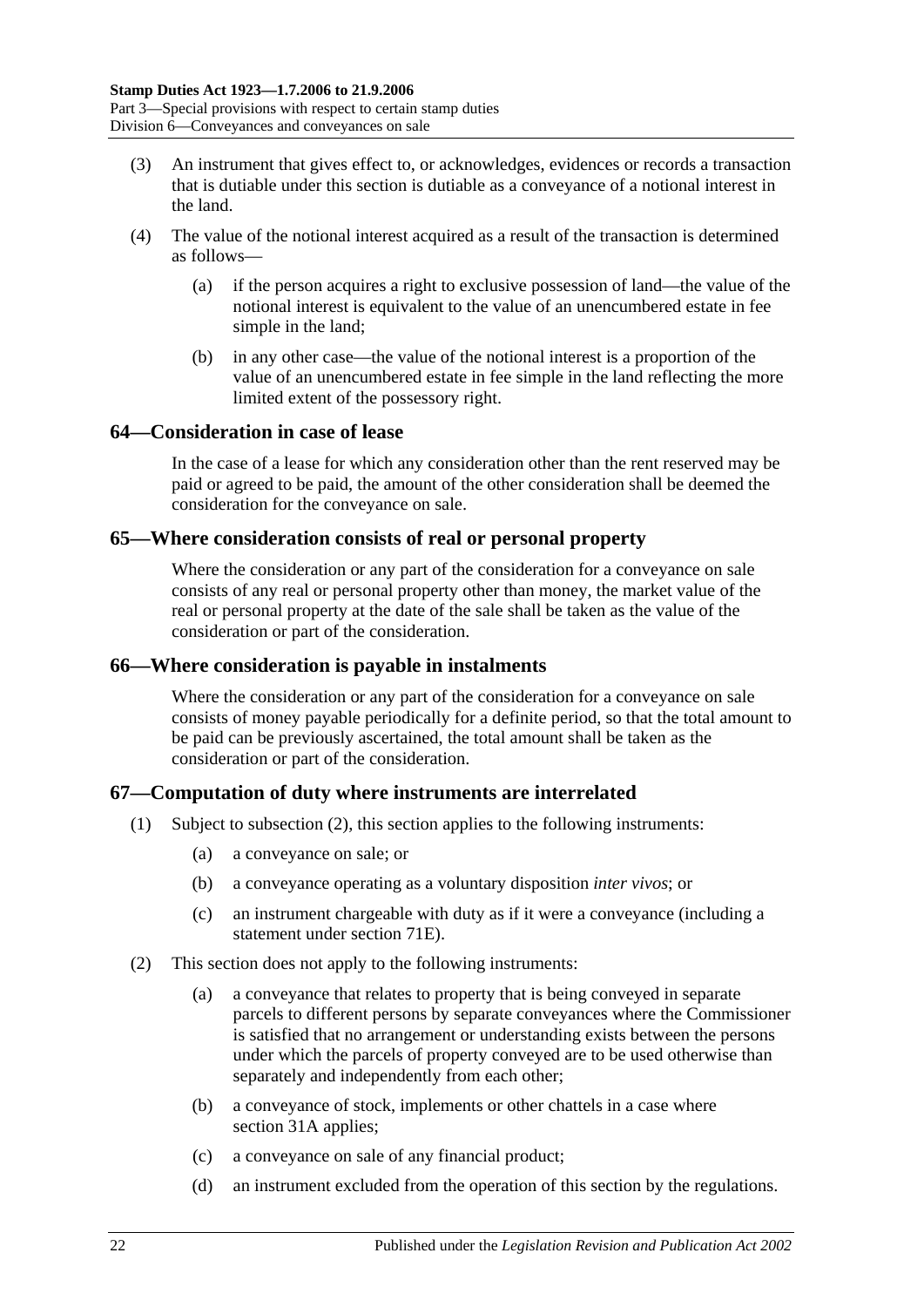(3) An instrument that gives effect to, or acknowledges, evidences or records a transaction that is dutiable under this section is dutiable as a conveyance of a notional interest in the land.

(4) The value of the notional interest acquired as a result of the transaction is determined as follows—

(a) if the person acquires a right to exclusive possession of land—the value of the notional interest is equivalent to the value of an unencumbered estate in fee simple in the land;

(b) in any other case—the value of the notional interest is a proportion of the value of an unencumbered estate in fee simple in the land reflecting the more limited extent of the possessory right.

## 64—Consideration in case of lease

In the case of a lease for which any consideration other than the rent reserved may be paid or agreed to be paid, the amount of the other consideration shall be deemed the consideration for the conveyance on sale.

## 65—Where consideration consists of real or personal property

Where the consideration or any part of the consideration for a conveyance on sale consists of any real or personal property other than money, the market value of the real or personal property at the date of the sale shall be taken as the value of the consideration or part of the consideration.

## 66—Where consideration is payable in instalments

Where the consideration or any part of the consideration for a conveyance on sale consists of money payable periodically for a definite period, so that the total amount to be paid can be previously ascertained, the total amount shall be taken as the consideration or part of the consideration.

## 67—Computation of duty where instruments are interrelated

(1) Subject to subsection (2), this section applies to the following instruments:

(a) a conveyance on sale; or

(b) a conveyance operating as a voluntary disposition *inter vivos*; or

(c) an instrument chargeable with duty as if it were a conveyance (including a statement under section 71E).

(2) This section does not apply to the following instruments:

(a) a conveyance that relates to property that is being conveyed in separate parcels to different persons by separate conveyances where the Commissioner is satisfied that no arrangement or understanding exists between the persons under which the parcels of property conveyed are to be used otherwise than separately and independently from each other;

(b) a conveyance of stock, implements or other chattels in a case where section 31A applies;

(c) a conveyance on sale of any financial product;

(d) an instrument excluded from the operation of this section by the regulations.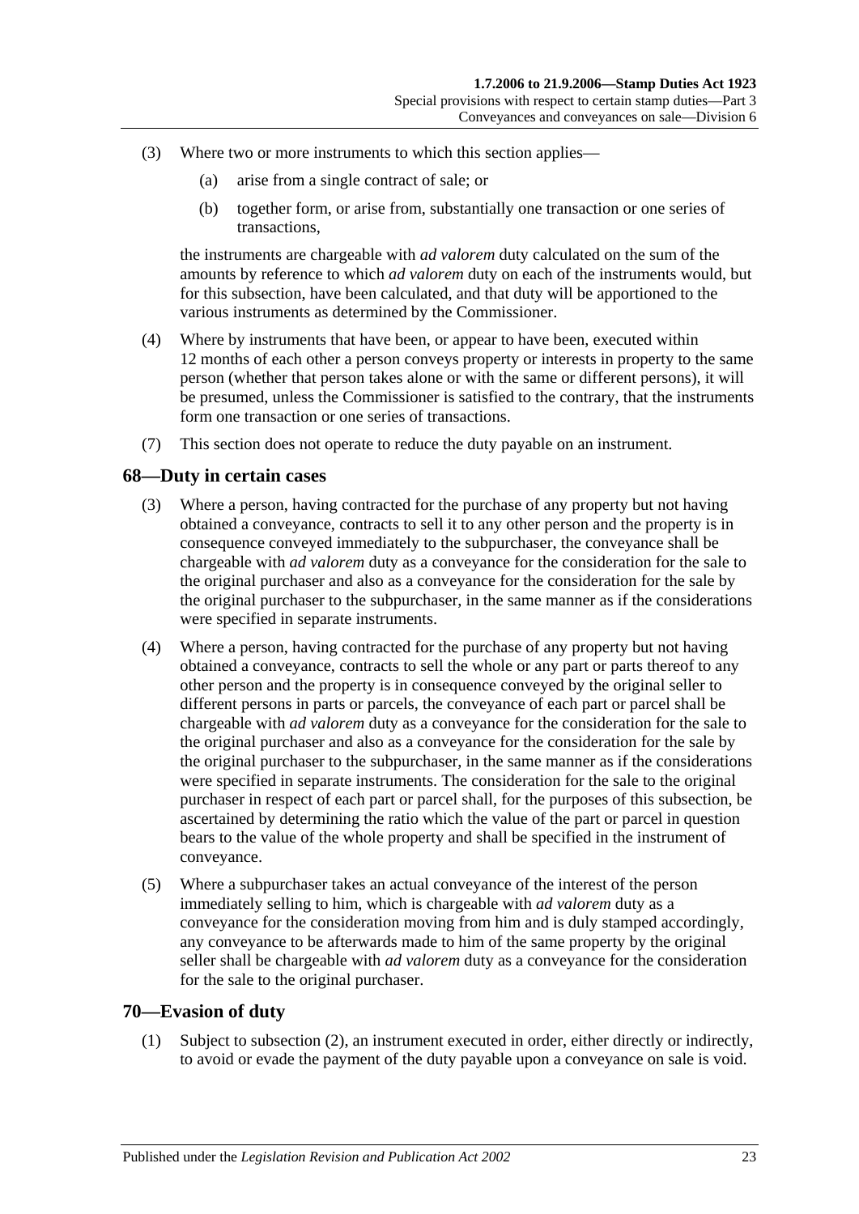(3) Where two or more instruments to which this section applies—

(a) arise from a single contract of sale; or

(b) together form, or arise from, substantially one transaction or one series of transactions,

the instruments are chargeable with *ad valorem* duty calculated on the sum of the amounts by reference to which *ad valorem* duty on each of the instruments would, but for this subsection, have been calculated, and that duty will be apportioned to the various instruments as determined by the Commissioner.

(4) Where by instruments that have been, or appear to have been, executed within 12 months of each other a person conveys property or interests in property to the same person (whether that person takes alone or with the same or different persons), it will be presumed, unless the Commissioner is satisfied to the contrary, that the instruments form one transaction or one series of transactions.

(7) This section does not operate to reduce the duty payable on an instrument.

## 68—Duty in certain cases

(3) Where a person, having contracted for the purchase of any property but not having obtained a conveyance, contracts to sell it to any other person and the property is in consequence conveyed immediately to the subpurchaser, the conveyance shall be chargeable with *ad valorem* duty as a conveyance for the consideration for the sale to the original purchaser and also as a conveyance for the consideration for the sale by the original purchaser to the subpurchaser, in the same manner as if the considerations were specified in separate instruments.

(4) Where a person, having contracted for the purchase of any property but not having obtained a conveyance, contracts to sell the whole or any part or parts thereof to any other person and the property is in consequence conveyed by the original seller to different persons in parts or parcels, the conveyance of each part or parcel shall be chargeable with *ad valorem* duty as a conveyance for the consideration for the sale to the original purchaser and also as a conveyance for the consideration for the sale by the original purchaser to the subpurchaser, in the same manner as if the considerations were specified in separate instruments. The consideration for the sale to the original purchaser in respect of each part or parcel shall, for the purposes of this subsection, be ascertained by determining the ratio which the value of the part or parcel in question bears to the value of the whole property and shall be specified in the instrument of conveyance.

(5) Where a subpurchaser takes an actual conveyance of the interest of the person immediately selling to him, which is chargeable with *ad valorem* duty as a conveyance for the consideration moving from him and is duly stamped accordingly, any conveyance to be afterwards made to him of the same property by the original seller shall be chargeable with *ad valorem* duty as a conveyance for the consideration for the sale to the original purchaser.

## 70—Evasion of duty

(1) Subject to subsection (2), an instrument executed in order, either directly or indirectly, to avoid or evade the payment of the duty payable upon a conveyance on sale is void.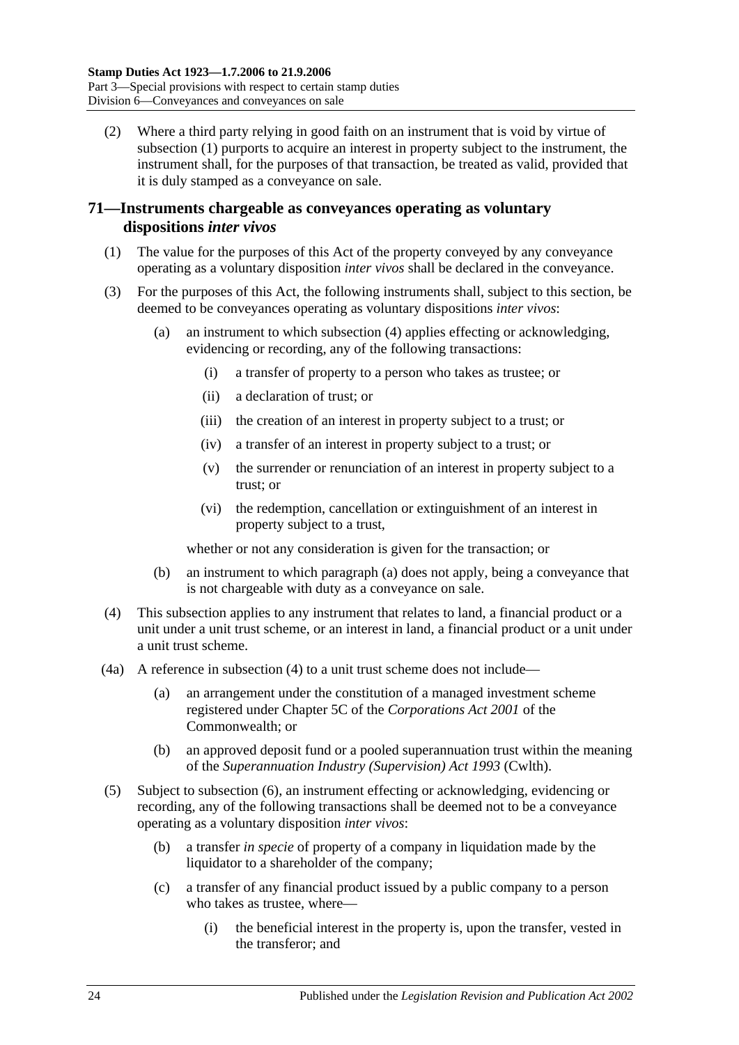(2) Where a third party relying in good faith on an instrument that is void by virtue of subsection (1) purports to acquire an interest in property subject to the instrument, the instrument shall, for the purposes of that transaction, be treated as valid, provided that it is duly stamped as a conveyance on sale.

## 71—Instruments chargeable as conveyances operating as voluntary dispositions *inter vivos*

(1) The value for the purposes of this Act of the property conveyed by any conveyance operating as a voluntary disposition *inter vivos* shall be declared in the conveyance.

(3) For the purposes of this Act, the following instruments shall, subject to this section, be deemed to be conveyances operating as voluntary dispositions *inter vivos*:

(a) an instrument to which subsection (4) applies effecting or acknowledging, evidencing or recording, any of the following transactions:

(i) a transfer of property to a person who takes as trustee; or

(ii) a declaration of trust; or

(iii) the creation of an interest in property subject to a trust; or

(iv) a transfer of an interest in property subject to a trust; or

(v) the surrender or renunciation of an interest in property subject to a trust; or

(vi) the redemption, cancellation or extinguishment of an interest in property subject to a trust,

whether or not any consideration is given for the transaction; or

(b) an instrument to which paragraph (a) does not apply, being a conveyance that is not chargeable with duty as a conveyance on sale.

(4) This subsection applies to any instrument that relates to land, a financial product or a unit under a unit trust scheme, or an interest in land, a financial product or a unit under a unit trust scheme.

(4a) A reference in subsection (4) to a unit trust scheme does not include—

(a) an arrangement under the constitution of a managed investment scheme registered under Chapter 5C of the *Corporations Act 2001* of the Commonwealth; or

(b) an approved deposit fund or a pooled superannuation trust within the meaning of the *Superannuation Industry (Supervision) Act 1993* (Cwlth).

(5) Subject to subsection (6), an instrument effecting or acknowledging, evidencing or recording, any of the following transactions shall be deemed not to be a conveyance operating as a voluntary disposition *inter vivos*:

(b) a transfer *in specie* of property of a company in liquidation made by the liquidator to a shareholder of the company;

(c) a transfer of any financial product issued by a public company to a person who takes as trustee, where—

(i) the beneficial interest in the property is, upon the transfer, vested in the transferor; and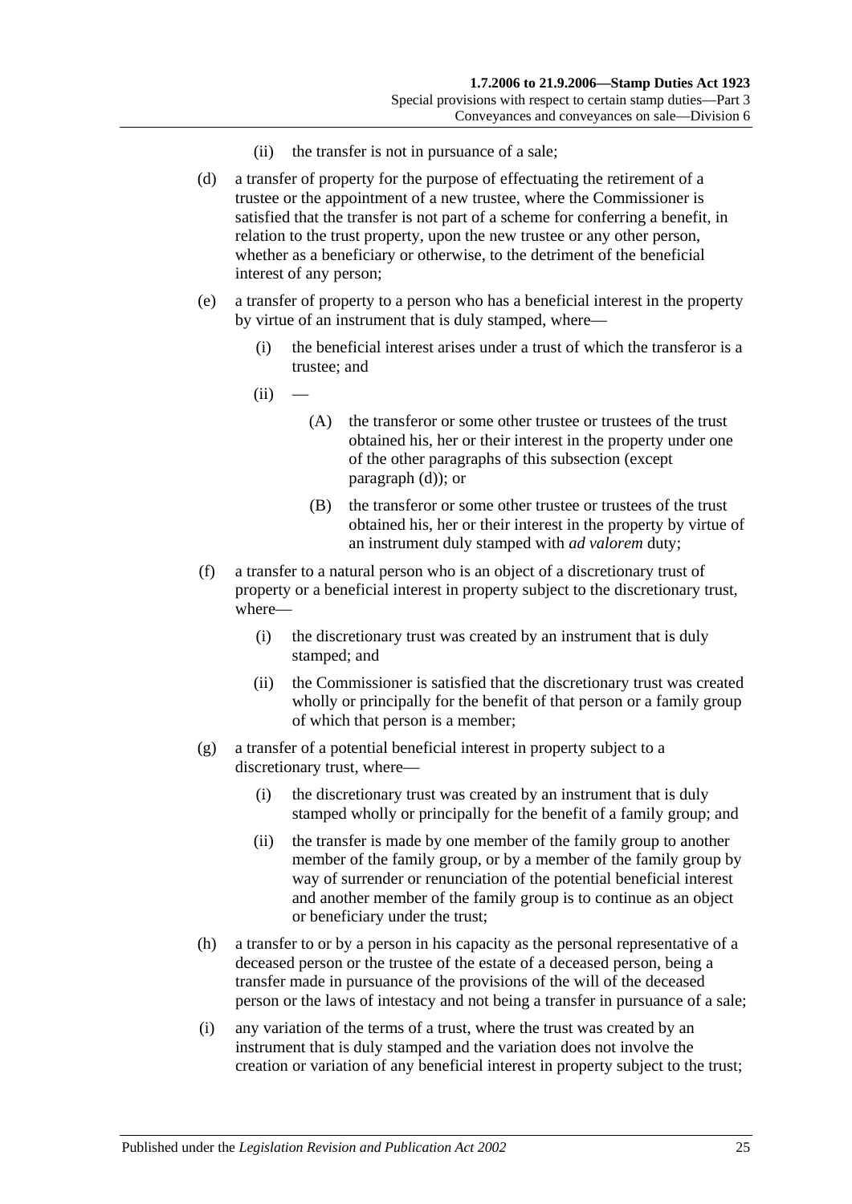(ii) the transfer is not in pursuance of a sale;

(d) a transfer of property for the purpose of effectuating the retirement of a trustee or the appointment of a new trustee, where the Commissioner is satisfied that the transfer is not part of a scheme for conferring a benefit, in relation to the trust property, upon the new trustee or any other person, whether as a beneficiary or otherwise, to the detriment of the beneficial interest of any person;

(e) a transfer of property to a person who has a beneficial interest in the property by virtue of an instrument that is duly stamped, where—

(i) the beneficial interest arises under a trust of which the transferor is a trustee; and

(ii) —

(A) the transferor or some other trustee or trustees of the trust obtained his, her or their interest in the property under one of the other paragraphs of this subsection (except paragraph (d)); or

(B) the transferor or some other trustee or trustees of the trust obtained his, her or their interest in the property by virtue of an instrument duly stamped with *ad valorem* duty;

(f) a transfer to a natural person who is an object of a discretionary trust of property or a beneficial interest in property subject to the discretionary trust, where—

(i) the discretionary trust was created by an instrument that is duly stamped; and

(ii) the Commissioner is satisfied that the discretionary trust was created wholly or principally for the benefit of that person or a family group of which that person is a member;

(g) a transfer of a potential beneficial interest in property subject to a discretionary trust, where—

(i) the discretionary trust was created by an instrument that is duly stamped wholly or principally for the benefit of a family group; and

(ii) the transfer is made by one member of the family group to another member of the family group, or by a member of the family group by way of surrender or renunciation of the potential beneficial interest and another member of the family group is to continue as an object or beneficiary under the trust;

(h) a transfer to or by a person in his capacity as the personal representative of a deceased person or the trustee of the estate of a deceased person, being a transfer made in pursuance of the provisions of the will of the deceased person or the laws of intestacy and not being a transfer in pursuance of a sale;

(i) any variation of the terms of a trust, where the trust was created by an instrument that is duly stamped and the variation does not involve the creation or variation of any beneficial interest in property subject to the trust;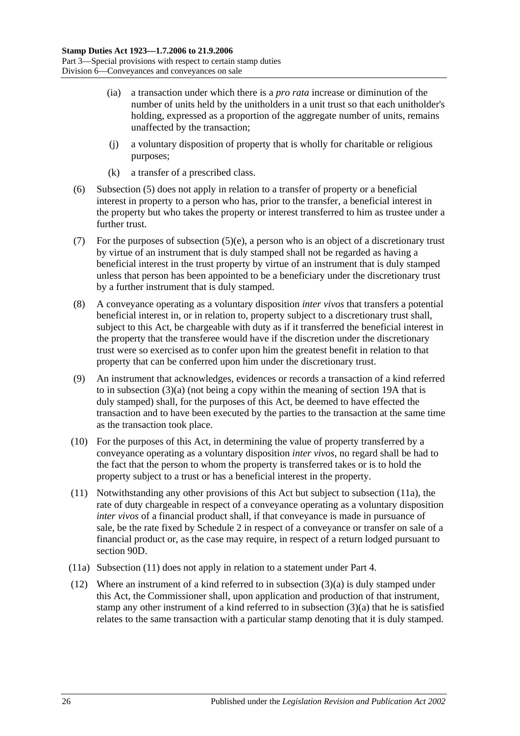- (ia) a transaction under which there is a *pro rata* increase or diminution of the number of units held by the unitholders in a unit trust so that each unitholder's holding, expressed as a proportion of the aggregate number of units, remains unaffected by the transaction;
- (j) a voluntary disposition of property that is wholly for charitable or religious purposes;
- (k) a transfer of a prescribed class.

(6) Subsection (5) does not apply in relation to a transfer of property or a beneficial interest in property to a person who has, prior to the transfer, a beneficial interest in the property but who takes the property or interest transferred to him as trustee under a further trust.

(7) For the purposes of subsection (5)(e), a person who is an object of a discretionary trust by virtue of an instrument that is duly stamped shall not be regarded as having a beneficial interest in the trust property by virtue of an instrument that is duly stamped unless that person has been appointed to be a beneficiary under the discretionary trust by a further instrument that is duly stamped.

(8) A conveyance operating as a voluntary disposition *inter vivos* that transfers a potential beneficial interest in, or in relation to, property subject to a discretionary trust shall, subject to this Act, be chargeable with duty as if it transferred the beneficial interest in the property that the transferee would have if the discretion under the discretionary trust were so exercised as to confer upon him the greatest benefit in relation to that property that can be conferred upon him under the discretionary trust.

(9) An instrument that acknowledges, evidences or records a transaction of a kind referred to in subsection (3)(a) (not being a copy within the meaning of section 19A that is duly stamped) shall, for the purposes of this Act, be deemed to have effected the transaction and to have been executed by the parties to the transaction at the same time as the transaction took place.

(10) For the purposes of this Act, in determining the value of property transferred by a conveyance operating as a voluntary disposition *inter vivos*, no regard shall be had to the fact that the person to whom the property is transferred takes or is to hold the property subject to a trust or has a beneficial interest in the property.

(11) Notwithstanding any other provisions of this Act but subject to subsection (11a), the rate of duty chargeable in respect of a conveyance operating as a voluntary disposition *inter vivos* of a financial product shall, if that conveyance is made in pursuance of sale, be the rate fixed by Schedule 2 in respect of a conveyance or transfer on sale of a financial product or, as the case may require, in respect of a return lodged pursuant to section 90D.

(11a) Subsection (11) does not apply in relation to a statement under Part 4.

(12) Where an instrument of a kind referred to in subsection (3)(a) is duly stamped under this Act, the Commissioner shall, upon application and production of that instrument, stamp any other instrument of a kind referred to in subsection (3)(a) that he is satisfied relates to the same transaction with a particular stamp denoting that it is duly stamped.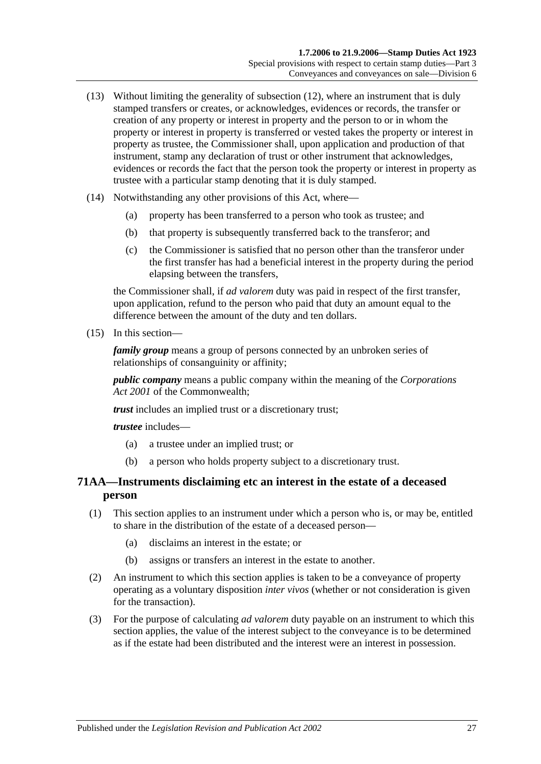(13) Without limiting the generality of subsection (12), where an instrument that is duly stamped transfers or creates, or acknowledges, evidences or records, the transfer or creation of any property or interest in property and the person to or in whom the property or interest in property is transferred or vested takes the property or interest in property as trustee, the Commissioner shall, upon application and production of that instrument, stamp any declaration of trust or other instrument that acknowledges, evidences or records the fact that the person took the property or interest in property as trustee with a particular stamp denoting that it is duly stamped.

(14) Notwithstanding any other provisions of this Act, where—

  (a) property has been transferred to a person who took as trustee; and

  (b) that property is subsequently transferred back to the transferor; and

  (c) the Commissioner is satisfied that no person other than the transferor under the first transfer has had a beneficial interest in the property during the period elapsing between the transfers,

the Commissioner shall, if *ad valorem* duty was paid in respect of the first transfer, upon application, refund to the person who paid that duty an amount equal to the difference between the amount of the duty and ten dollars.

(15) In this section—

***family group*** means a group of persons connected by an unbroken series of relationships of consanguinity or affinity;

***public company*** means a public company within the meaning of the *Corporations Act 2001* of the Commonwealth;

***trust*** includes an implied trust or a discretionary trust;

***trustee*** includes—

  (a) a trustee under an implied trust; or

  (b) a person who holds property subject to a discretionary trust.

## 71AA—Instruments disclaiming etc an interest in the estate of a deceased person

(1) This section applies to an instrument under which a person who is, or may be, entitled to share in the distribution of the estate of a deceased person—

  (a) disclaims an interest in the estate; or

  (b) assigns or transfers an interest in the estate to another.

(2) An instrument to which this section applies is taken to be a conveyance of property operating as a voluntary disposition *inter vivos* (whether or not consideration is given for the transaction).

(3) For the purpose of calculating *ad valorem* duty payable on an instrument to which this section applies, the value of the interest subject to the conveyance is to be determined as if the estate had been distributed and the interest were an interest in possession.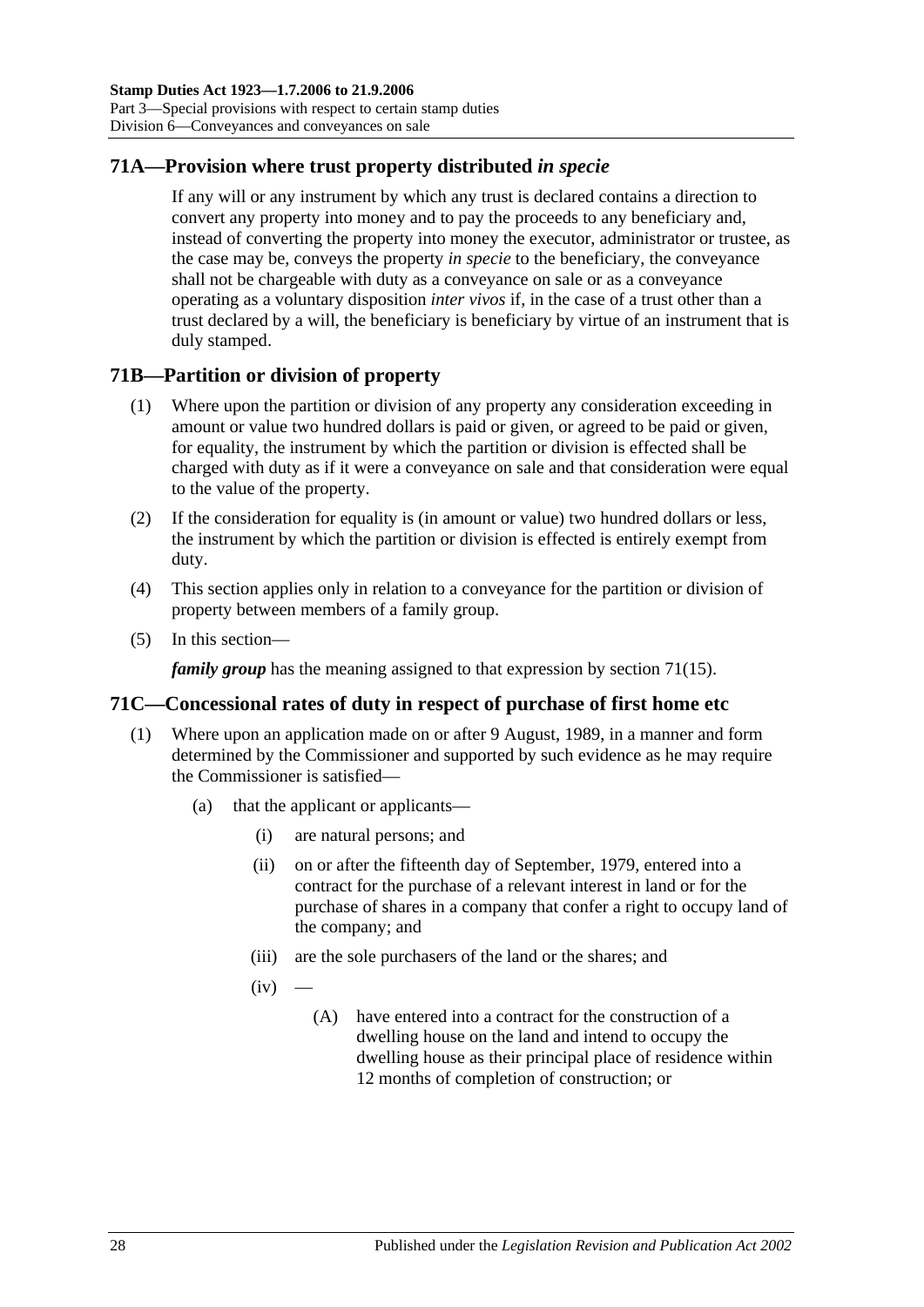## 71A—Provision where trust property distributed *in specie*

If any will or any instrument by which any trust is declared contains a direction to convert any property into money and to pay the proceeds to any beneficiary and, instead of converting the property into money the executor, administrator or trustee, as the case may be, conveys the property *in specie* to the beneficiary, the conveyance shall not be chargeable with duty as a conveyance on sale or as a conveyance operating as a voluntary disposition *inter vivos* if, in the case of a trust other than a trust declared by a will, the beneficiary is beneficiary by virtue of an instrument that is duly stamped.

## 71B—Partition or division of property

(1) Where upon the partition or division of any property any consideration exceeding in amount or value two hundred dollars is paid or given, or agreed to be paid or given, for equality, the instrument by which the partition or division is effected shall be charged with duty as if it were a conveyance on sale and that consideration were equal to the value of the property.

(2) If the consideration for equality is (in amount or value) two hundred dollars or less, the instrument by which the partition or division is effected is entirely exempt from duty.

(4) This section applies only in relation to a conveyance for the partition or division of property between members of a family group.

(5) In this section—

***family group*** has the meaning assigned to that expression by section 71(15).

## 71C—Concessional rates of duty in respect of purchase of first home etc

(1) Where upon an application made on or after 9 August, 1989, in a manner and form determined by the Commissioner and supported by such evidence as he may require the Commissioner is satisfied—

- (a) that the applicant or applicants—
  - (i) are natural persons; and
  - (ii) on or after the fifteenth day of September, 1979, entered into a contract for the purchase of a relevant interest in land or for the purchase of shares in a company that confer a right to occupy land of the company; and
  - (iii) are the sole purchasers of the land or the shares; and
  - (iv) —
    - (A) have entered into a contract for the construction of a dwelling house on the land and intend to occupy the dwelling house as their principal place of residence within 12 months of completion of construction; or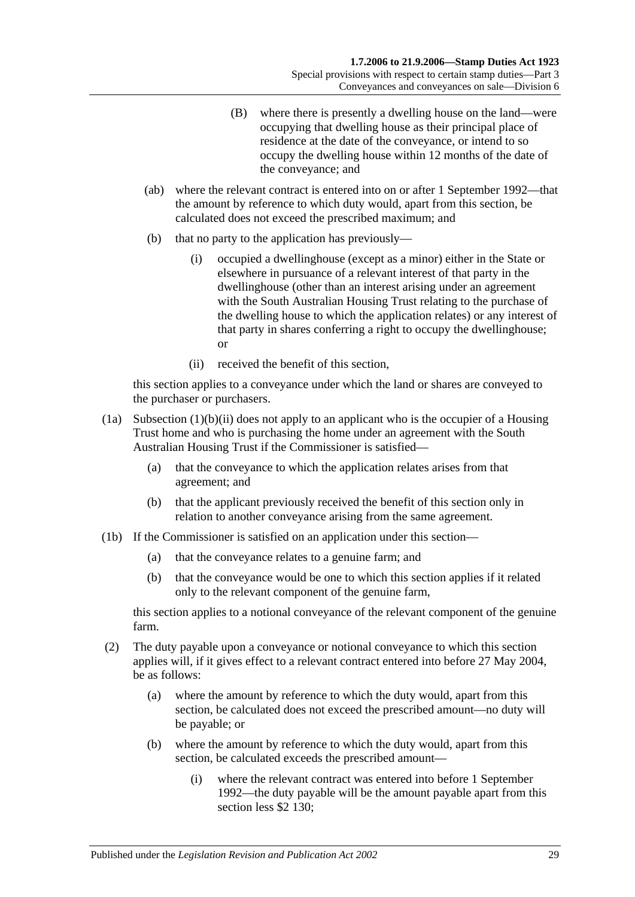(B) where there is presently a dwelling house on the land—were occupying that dwelling house as their principal place of residence at the date of the conveyance, or intend to so occupy the dwelling house within 12 months of the date of the conveyance; and

(ab) where the relevant contract is entered into on or after 1 September 1992—that the amount by reference to which duty would, apart from this section, be calculated does not exceed the prescribed maximum; and

(b) that no party to the application has previously—

(i) occupied a dwellinghouse (except as a minor) either in the State or elsewhere in pursuance of a relevant interest of that party in the dwellinghouse (other than an interest arising under an agreement with the South Australian Housing Trust relating to the purchase of the dwelling house to which the application relates) or any interest of that party in shares conferring a right to occupy the dwellinghouse; or

(ii) received the benefit of this section,

this section applies to a conveyance under which the land or shares are conveyed to the purchaser or purchasers.

(1a) Subsection (1)(b)(ii) does not apply to an applicant who is the occupier of a Housing Trust home and who is purchasing the home under an agreement with the South Australian Housing Trust if the Commissioner is satisfied—

(a) that the conveyance to which the application relates arises from that agreement; and

(b) that the applicant previously received the benefit of this section only in relation to another conveyance arising from the same agreement.

(1b) If the Commissioner is satisfied on an application under this section—

(a) that the conveyance relates to a genuine farm; and

(b) that the conveyance would be one to which this section applies if it related only to the relevant component of the genuine farm,

this section applies to a notional conveyance of the relevant component of the genuine farm.

(2) The duty payable upon a conveyance or notional conveyance to which this section applies will, if it gives effect to a relevant contract entered into before 27 May 2004, be as follows:

(a) where the amount by reference to which the duty would, apart from this section, be calculated does not exceed the prescribed amount—no duty will be payable; or

(b) where the amount by reference to which the duty would, apart from this section, be calculated exceeds the prescribed amount—

(i) where the relevant contract was entered into before 1 September 1992—the duty payable will be the amount payable apart from this section less $2 130;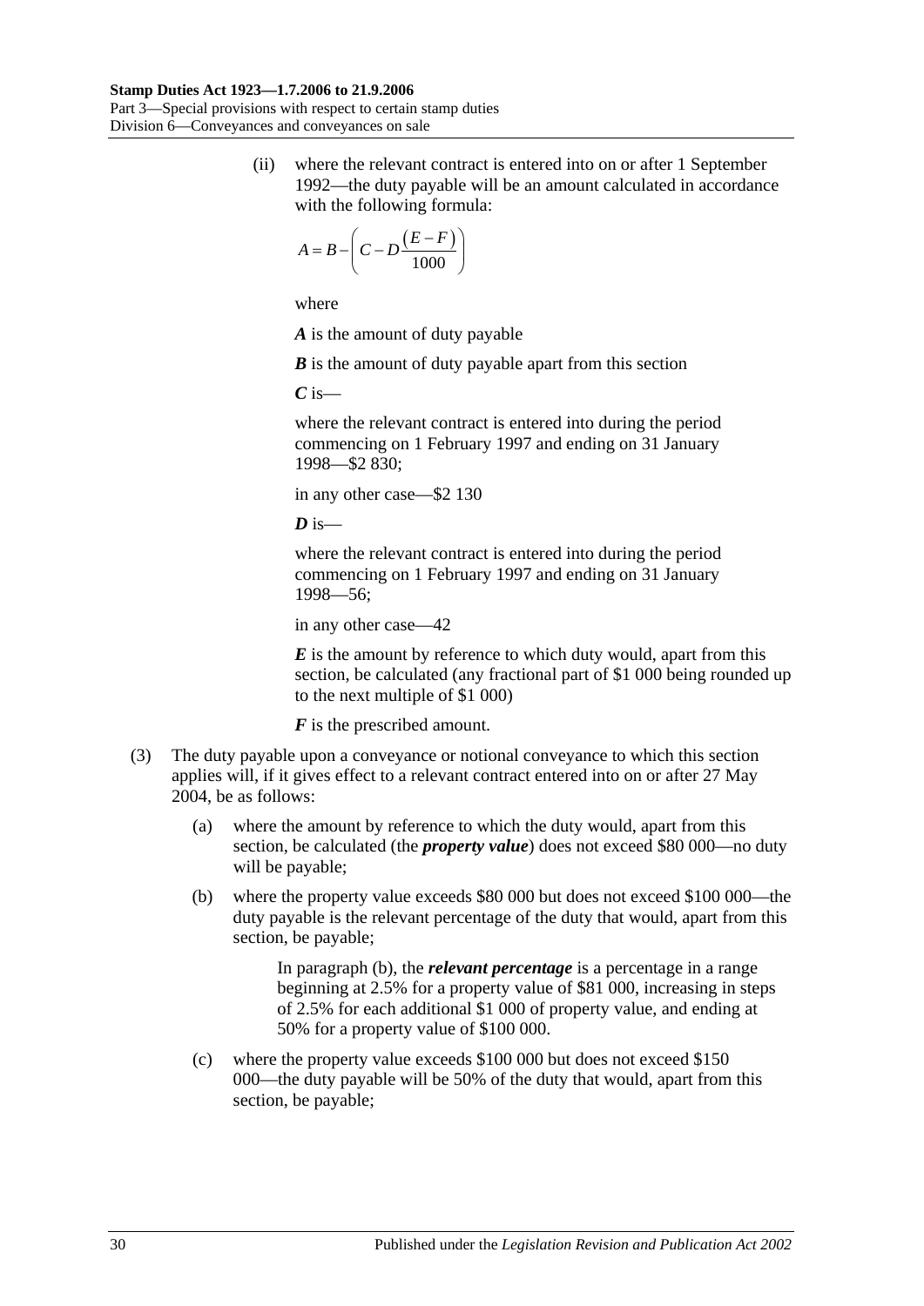(ii) where the relevant contract is entered into on or after 1 September 1992—the duty payable will be an amount calculated in accordance with the following formula:

$$A = B - \left( C - D\frac{(E - F)}{1000} \right)$$

where

***A*** is the amount of duty payable

***B*** is the amount of duty payable apart from this section

***C*** is—

where the relevant contract is entered into during the period commencing on 1 February 1997 and ending on 31 January 1998—$2 830;

in any other case—$2 130

***D*** is—

where the relevant contract is entered into during the period commencing on 1 February 1997 and ending on 31 January 1998—56;

in any other case—42

***E*** is the amount by reference to which duty would, apart from this section, be calculated (any fractional part of $1 000 being rounded up to the next multiple of $1 000)

***F*** is the prescribed amount.

(3) The duty payable upon a conveyance or notional conveyance to which this section applies will, if it gives effect to a relevant contract entered into on or after 27 May 2004, be as follows:

(a) where the amount by reference to which the duty would, apart from this section, be calculated (the ***property value***) does not exceed $80 000—no duty will be payable;

(b) where the property value exceeds $80 000 but does not exceed $100 000—the duty payable is the relevant percentage of the duty that would, apart from this section, be payable;

In paragraph (b), the ***relevant percentage*** is a percentage in a range beginning at 2.5% for a property value of $81 000, increasing in steps of 2.5% for each additional $1 000 of property value, and ending at 50% for a property value of $100 000.

(c) where the property value exceeds $100 000 but does not exceed $150 000—the duty payable will be 50% of the duty that would, apart from this section, be payable;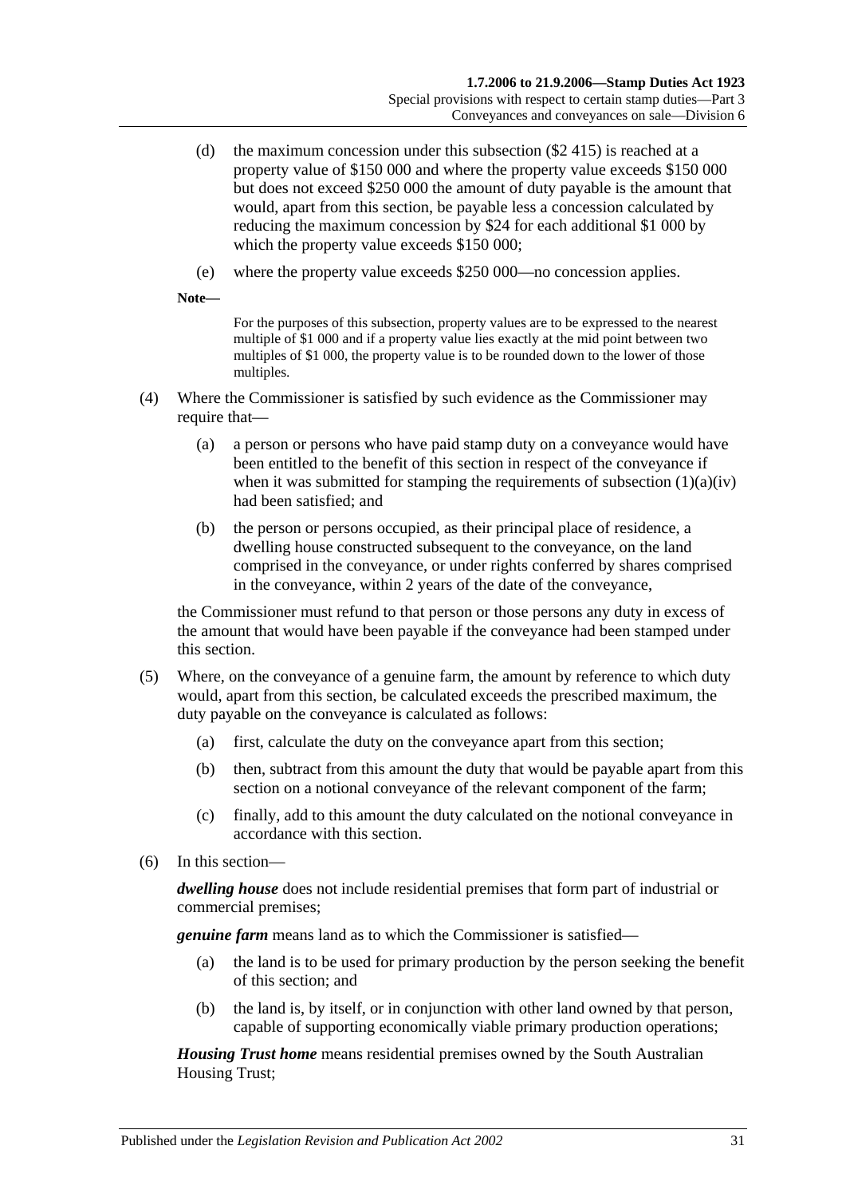(d) the maximum concession under this subsection ($2 415) is reached at a property value of $150 000 and where the property value exceeds $150 000 but does not exceed $250 000 the amount of duty payable is the amount that would, apart from this section, be payable less a concession calculated by reducing the maximum concession by $24 for each additional $1 000 by which the property value exceeds $150 000;

(e) where the property value exceeds $250 000—no concession applies.

**Note—**

For the purposes of this subsection, property values are to be expressed to the nearest multiple of $1 000 and if a property value lies exactly at the mid point between two multiples of $1 000, the property value is to be rounded down to the lower of those multiples.

(4) Where the Commissioner is satisfied by such evidence as the Commissioner may require that—

(a) a person or persons who have paid stamp duty on a conveyance would have been entitled to the benefit of this section in respect of the conveyance if when it was submitted for stamping the requirements of subsection (1)(a)(iv) had been satisfied; and

(b) the person or persons occupied, as their principal place of residence, a dwelling house constructed subsequent to the conveyance, on the land comprised in the conveyance, or under rights conferred by shares comprised in the conveyance, within 2 years of the date of the conveyance,

the Commissioner must refund to that person or those persons any duty in excess of the amount that would have been payable if the conveyance had been stamped under this section.

(5) Where, on the conveyance of a genuine farm, the amount by reference to which duty would, apart from this section, be calculated exceeds the prescribed maximum, the duty payable on the conveyance is calculated as follows:

(a) first, calculate the duty on the conveyance apart from this section;

(b) then, subtract from this amount the duty that would be payable apart from this section on a notional conveyance of the relevant component of the farm;

(c) finally, add to this amount the duty calculated on the notional conveyance in accordance with this section.

(6) In this section—

***dwelling house*** does not include residential premises that form part of industrial or commercial premises;

***genuine farm*** means land as to which the Commissioner is satisfied—

(a) the land is to be used for primary production by the person seeking the benefit of this section; and

(b) the land is, by itself, or in conjunction with other land owned by that person, capable of supporting economically viable primary production operations;

***Housing Trust home*** means residential premises owned by the South Australian Housing Trust;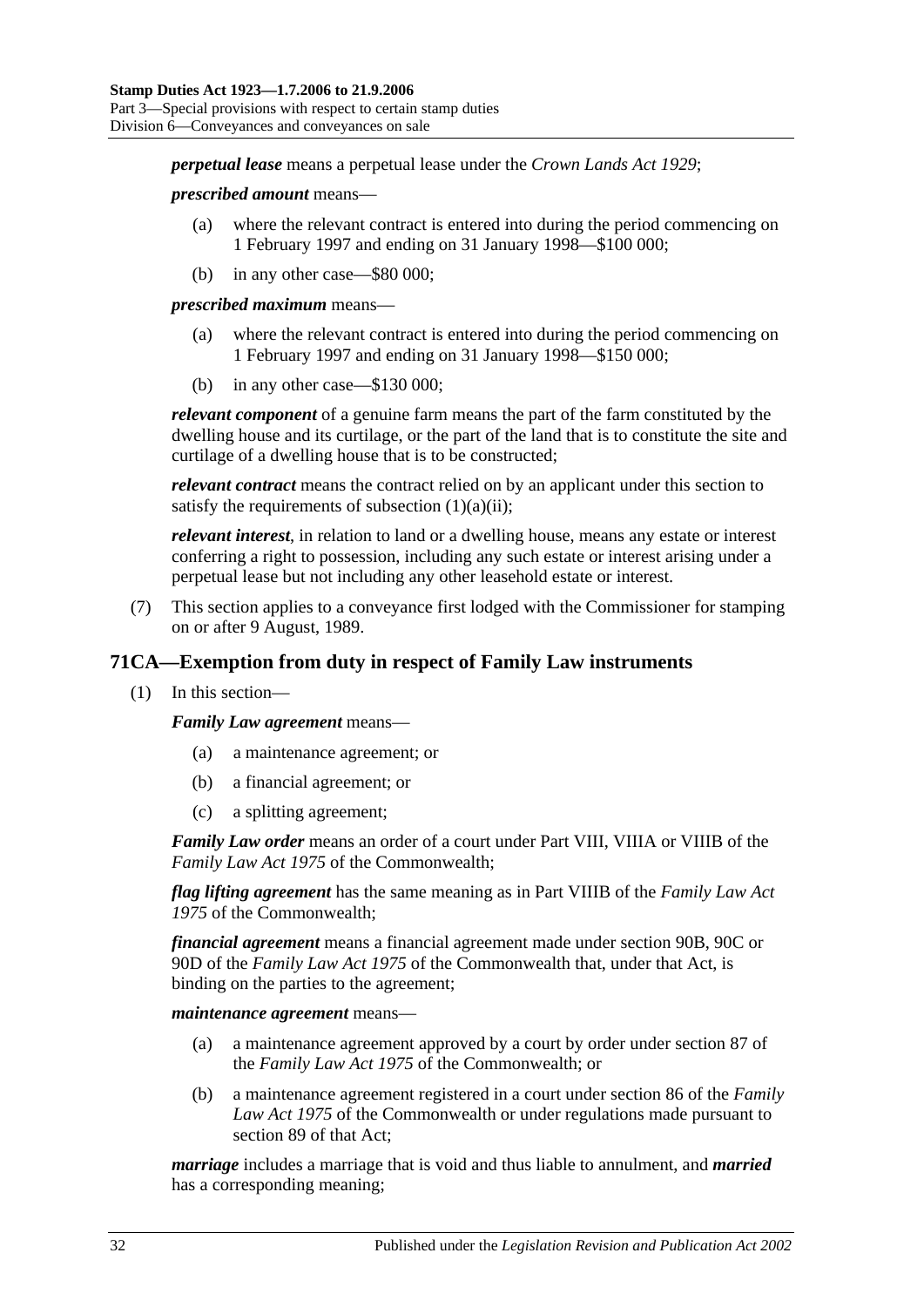***perpetual lease*** means a perpetual lease under the *Crown Lands Act 1929*;

***prescribed amount*** means—

- (a) where the relevant contract is entered into during the period commencing on 1 February 1997 and ending on 31 January 1998—$100 000;
- (b) in any other case—$80 000;

***prescribed maximum*** means—

- (a) where the relevant contract is entered into during the period commencing on 1 February 1997 and ending on 31 January 1998—$150 000;
- (b) in any other case—$130 000;

***relevant component*** of a genuine farm means the part of the farm constituted by the dwelling house and its curtilage, or the part of the land that is to constitute the site and curtilage of a dwelling house that is to be constructed;

***relevant contract*** means the contract relied on by an applicant under this section to satisfy the requirements of subsection (1)(a)(ii);

***relevant interest***, in relation to land or a dwelling house, means any estate or interest conferring a right to possession, including any such estate or interest arising under a perpetual lease but not including any other leasehold estate or interest.

(7) This section applies to a conveyance first lodged with the Commissioner for stamping on or after 9 August, 1989.

## 71CA—Exemption from duty in respect of Family Law instruments

(1) In this section—

***Family Law agreement*** means—

- (a) a maintenance agreement; or
- (b) a financial agreement; or
- (c) a splitting agreement;

***Family Law order*** means an order of a court under Part VIII, VIIIA or VIIIB of the *Family Law Act 1975* of the Commonwealth;

***flag lifting agreement*** has the same meaning as in Part VIIIB of the *Family Law Act 1975* of the Commonwealth;

***financial agreement*** means a financial agreement made under section 90B, 90C or 90D of the *Family Law Act 1975* of the Commonwealth that, under that Act, is binding on the parties to the agreement;

***maintenance agreement*** means—

- (a) a maintenance agreement approved by a court by order under section 87 of the *Family Law Act 1975* of the Commonwealth; or
- (b) a maintenance agreement registered in a court under section 86 of the *Family Law Act 1975* of the Commonwealth or under regulations made pursuant to section 89 of that Act;

***marriage*** includes a marriage that is void and thus liable to annulment, and ***married*** has a corresponding meaning;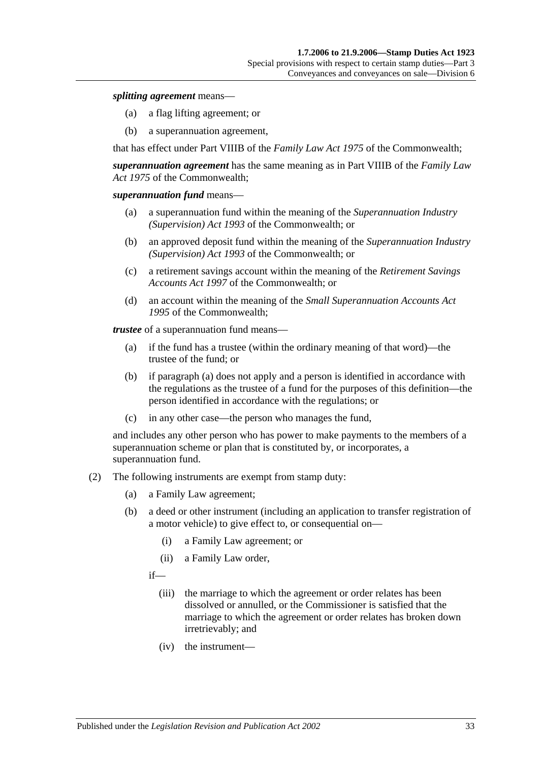***splitting agreement*** means—

- (a) a flag lifting agreement; or
- (b) a superannuation agreement,

that has effect under Part VIIIB of the *Family Law Act 1975* of the Commonwealth;

***superannuation agreement*** has the same meaning as in Part VIIIB of the *Family Law Act 1975* of the Commonwealth;

***superannuation fund*** means—

- (a) a superannuation fund within the meaning of the *Superannuation Industry (Supervision) Act 1993* of the Commonwealth; or
- (b) an approved deposit fund within the meaning of the *Superannuation Industry (Supervision) Act 1993* of the Commonwealth; or
- (c) a retirement savings account within the meaning of the *Retirement Savings Accounts Act 1997* of the Commonwealth; or
- (d) an account within the meaning of the *Small Superannuation Accounts Act 1995* of the Commonwealth;

***trustee*** of a superannuation fund means—

- (a) if the fund has a trustee (within the ordinary meaning of that word)—the trustee of the fund; or
- (b) if paragraph (a) does not apply and a person is identified in accordance with the regulations as the trustee of a fund for the purposes of this definition—the person identified in accordance with the regulations; or
- (c) in any other case—the person who manages the fund,

and includes any other person who has power to make payments to the members of a superannuation scheme or plan that is constituted by, or incorporates, a superannuation fund.

(2) The following instruments are exempt from stamp duty:

- (a) a Family Law agreement;
- (b) a deed or other instrument (including an application to transfer registration of a motor vehicle) to give effect to, or consequential on—
  - (i) a Family Law agreement; or
  - (ii) a Family Law order,

  if—

  - (iii) the marriage to which the agreement or order relates has been dissolved or annulled, or the Commissioner is satisfied that the marriage to which the agreement or order relates has broken down irretrievably; and
  - (iv) the instrument—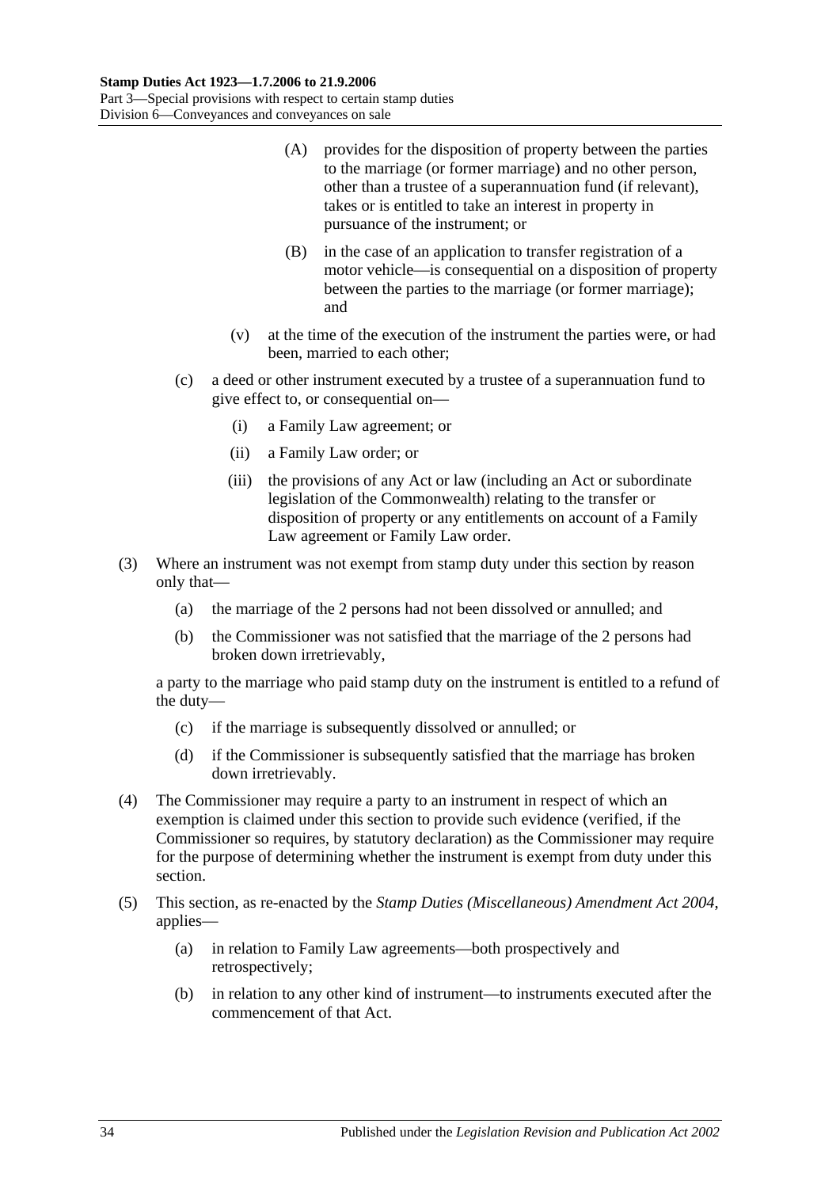(A) provides for the disposition of property between the parties to the marriage (or former marriage) and no other person, other than a trustee of a superannuation fund (if relevant), takes or is entitled to take an interest in property in pursuance of the instrument; or

(B) in the case of an application to transfer registration of a motor vehicle—is consequential on a disposition of property between the parties to the marriage (or former marriage); and

(v) at the time of the execution of the instrument the parties were, or had been, married to each other;

(c) a deed or other instrument executed by a trustee of a superannuation fund to give effect to, or consequential on—

(i) a Family Law agreement; or

(ii) a Family Law order; or

(iii) the provisions of any Act or law (including an Act or subordinate legislation of the Commonwealth) relating to the transfer or disposition of property or any entitlements on account of a Family Law agreement or Family Law order.

(3) Where an instrument was not exempt from stamp duty under this section by reason only that—

(a) the marriage of the 2 persons had not been dissolved or annulled; and

(b) the Commissioner was not satisfied that the marriage of the 2 persons had broken down irretrievably,

a party to the marriage who paid stamp duty on the instrument is entitled to a refund of the duty—

(c) if the marriage is subsequently dissolved or annulled; or

(d) if the Commissioner is subsequently satisfied that the marriage has broken down irretrievably.

(4) The Commissioner may require a party to an instrument in respect of which an exemption is claimed under this section to provide such evidence (verified, if the Commissioner so requires, by statutory declaration) as the Commissioner may require for the purpose of determining whether the instrument is exempt from duty under this section.

(5) This section, as re-enacted by the *Stamp Duties (Miscellaneous) Amendment Act 2004*, applies—

(a) in relation to Family Law agreements—both prospectively and retrospectively;

(b) in relation to any other kind of instrument—to instruments executed after the commencement of that Act.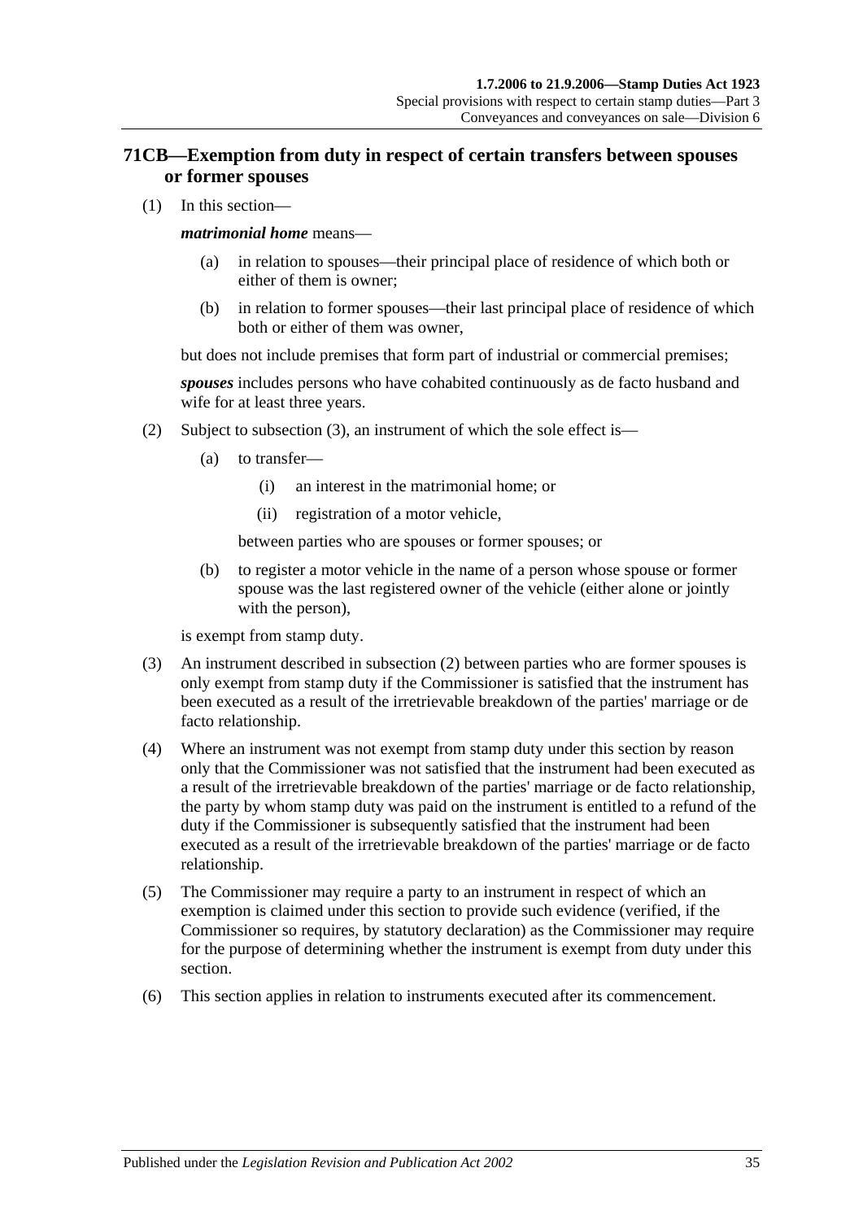## 71CB—Exemption from duty in respect of certain transfers between spouses or former spouses

(1) In this section—

***matrimonial home*** means—

(a) in relation to spouses—their principal place of residence of which both or either of them is owner;

(b) in relation to former spouses—their last principal place of residence of which both or either of them was owner,

but does not include premises that form part of industrial or commercial premises;

***spouses*** includes persons who have cohabited continuously as de facto husband and wife for at least three years.

(2) Subject to subsection (3), an instrument of which the sole effect is—

(a) to transfer—

(i) an interest in the matrimonial home; or

(ii) registration of a motor vehicle,

between parties who are spouses or former spouses; or

(b) to register a motor vehicle in the name of a person whose spouse or former spouse was the last registered owner of the vehicle (either alone or jointly with the person),

is exempt from stamp duty.

(3) An instrument described in subsection (2) between parties who are former spouses is only exempt from stamp duty if the Commissioner is satisfied that the instrument has been executed as a result of the irretrievable breakdown of the parties' marriage or de facto relationship.

(4) Where an instrument was not exempt from stamp duty under this section by reason only that the Commissioner was not satisfied that the instrument had been executed as a result of the irretrievable breakdown of the parties' marriage or de facto relationship, the party by whom stamp duty was paid on the instrument is entitled to a refund of the duty if the Commissioner is subsequently satisfied that the instrument had been executed as a result of the irretrievable breakdown of the parties' marriage or de facto relationship.

(5) The Commissioner may require a party to an instrument in respect of which an exemption is claimed under this section to provide such evidence (verified, if the Commissioner so requires, by statutory declaration) as the Commissioner may require for the purpose of determining whether the instrument is exempt from duty under this section.

(6) This section applies in relation to instruments executed after its commencement.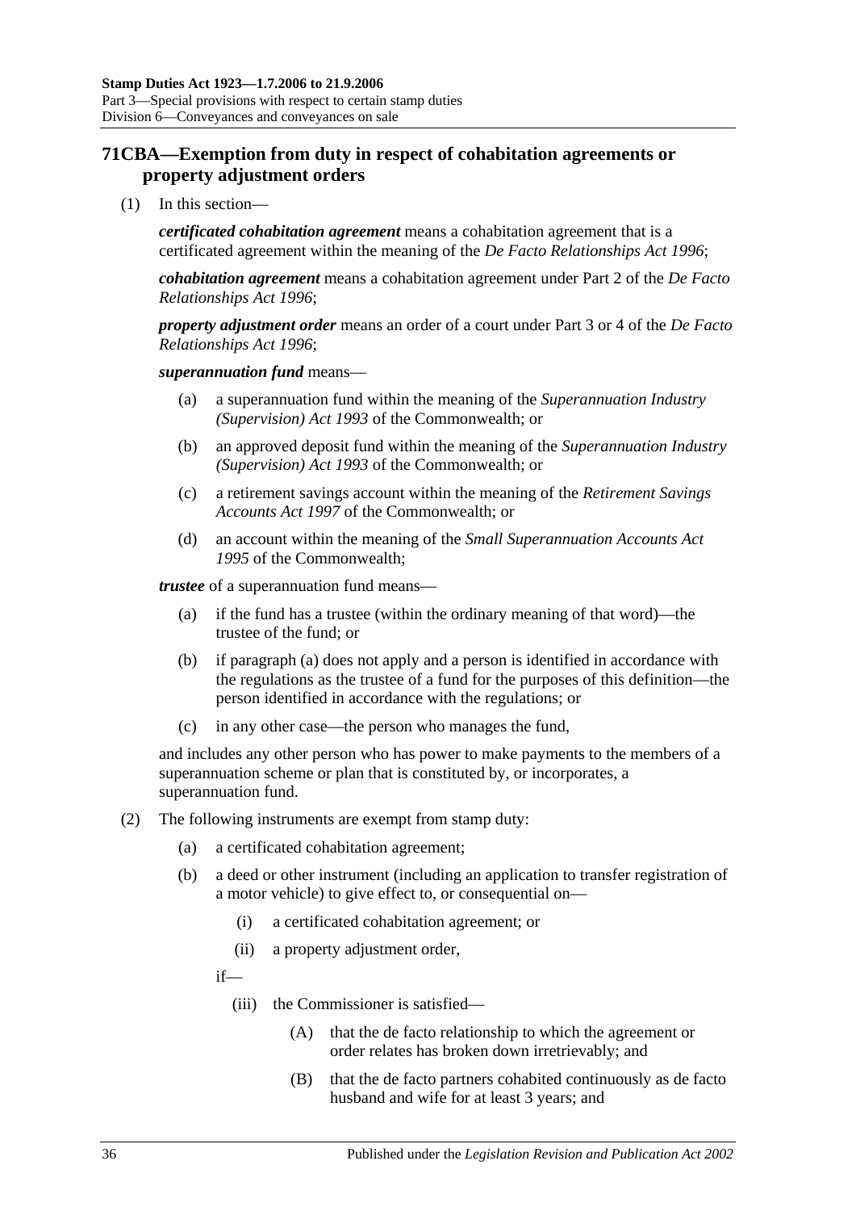## 71CBA—Exemption from duty in respect of cohabitation agreements or property adjustment orders

(1) In this section—

***certificated cohabitation agreement*** means a cohabitation agreement that is a certificated agreement within the meaning of the *De Facto Relationships Act 1996*;

***cohabitation agreement*** means a cohabitation agreement under Part 2 of the *De Facto Relationships Act 1996*;

***property adjustment order*** means an order of a court under Part 3 or 4 of the *De Facto Relationships Act 1996*;

***superannuation fund*** means—

- (a) a superannuation fund within the meaning of the *Superannuation Industry (Supervision) Act 1993* of the Commonwealth; or
- (b) an approved deposit fund within the meaning of the *Superannuation Industry (Supervision) Act 1993* of the Commonwealth; or
- (c) a retirement savings account within the meaning of the *Retirement Savings Accounts Act 1997* of the Commonwealth; or
- (d) an account within the meaning of the *Small Superannuation Accounts Act 1995* of the Commonwealth;

***trustee*** of a superannuation fund means—

- (a) if the fund has a trustee (within the ordinary meaning of that word)—the trustee of the fund; or
- (b) if paragraph (a) does not apply and a person is identified in accordance with the regulations as the trustee of a fund for the purposes of this definition—the person identified in accordance with the regulations; or
- (c) in any other case—the person who manages the fund,

and includes any other person who has power to make payments to the members of a superannuation scheme or plan that is constituted by, or incorporates, a superannuation fund.

(2) The following instruments are exempt from stamp duty:

- (a) a certificated cohabitation agreement;
- (b) a deed or other instrument (including an application to transfer registration of a motor vehicle) to give effect to, or consequential on—
  - (i) a certificated cohabitation agreement; or
  - (ii) a property adjustment order,

  if—

  - (iii) the Commissioner is satisfied—
    - (A) that the de facto relationship to which the agreement or order relates has broken down irretrievably; and
    - (B) that the de facto partners cohabited continuously as de facto husband and wife for at least 3 years; and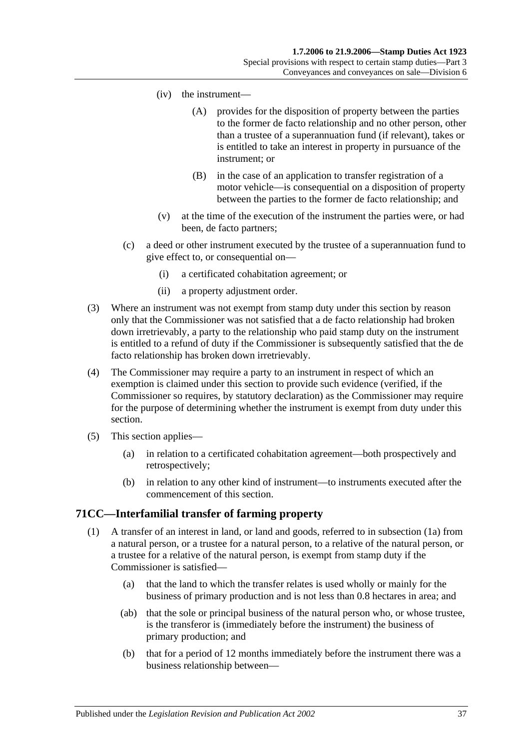(iv) the instrument—

(A) provides for the disposition of property between the parties to the former de facto relationship and no other person, other than a trustee of a superannuation fund (if relevant), takes or is entitled to take an interest in property in pursuance of the instrument; or

(B) in the case of an application to transfer registration of a motor vehicle—is consequential on a disposition of property between the parties to the former de facto relationship; and

(v) at the time of the execution of the instrument the parties were, or had been, de facto partners;

(c) a deed or other instrument executed by the trustee of a superannuation fund to give effect to, or consequential on—

(i) a certificated cohabitation agreement; or

(ii) a property adjustment order.

(3) Where an instrument was not exempt from stamp duty under this section by reason only that the Commissioner was not satisfied that a de facto relationship had broken down irretrievably, a party to the relationship who paid stamp duty on the instrument is entitled to a refund of duty if the Commissioner is subsequently satisfied that the de facto relationship has broken down irretrievably.

(4) The Commissioner may require a party to an instrument in respect of which an exemption is claimed under this section to provide such evidence (verified, if the Commissioner so requires, by statutory declaration) as the Commissioner may require for the purpose of determining whether the instrument is exempt from duty under this section.

(5) This section applies—

(a) in relation to a certificated cohabitation agreement—both prospectively and retrospectively;

(b) in relation to any other kind of instrument—to instruments executed after the commencement of this section.

## 71CC—Interfamilial transfer of farming property

(1) A transfer of an interest in land, or land and goods, referred to in subsection (1a) from a natural person, or a trustee for a natural person, to a relative of the natural person, or a trustee for a relative of the natural person, is exempt from stamp duty if the Commissioner is satisfied—

(a) that the land to which the transfer relates is used wholly or mainly for the business of primary production and is not less than 0.8 hectares in area; and

(ab) that the sole or principal business of the natural person who, or whose trustee, is the transferor is (immediately before the instrument) the business of primary production; and

(b) that for a period of 12 months immediately before the instrument there was a business relationship between—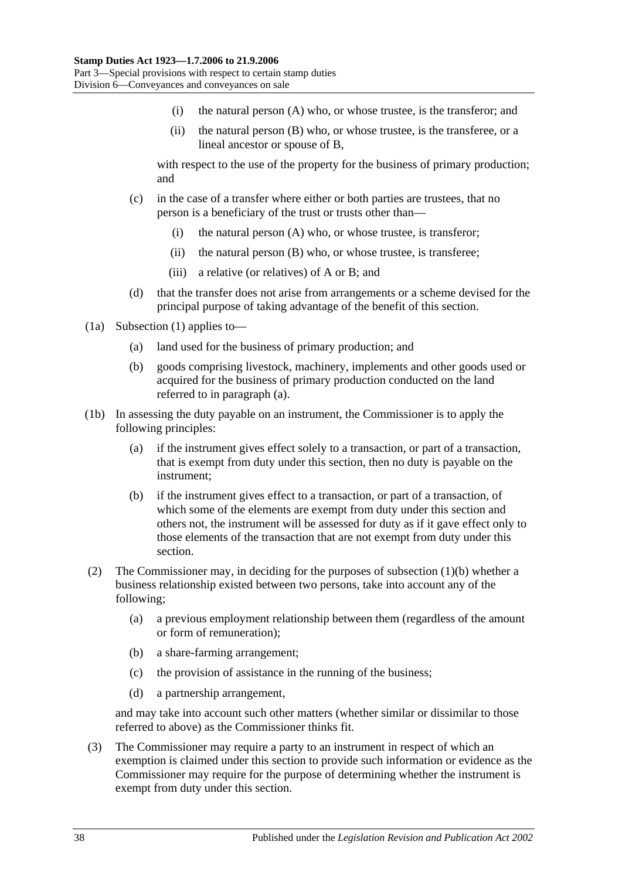- (i) the natural person (A) who, or whose trustee, is the transferor; and
- (ii) the natural person (B) who, or whose trustee, is the transferee, or a lineal ancestor or spouse of B,

with respect to the use of the property for the business of primary production; and

- (c) in the case of a transfer where either or both parties are trustees, that no person is a beneficiary of the trust or trusts other than—
  - (i) the natural person (A) who, or whose trustee, is transferor;
  - (ii) the natural person (B) who, or whose trustee, is transferee;
  - (iii) a relative (or relatives) of A or B; and
- (d) that the transfer does not arise from arrangements or a scheme devised for the principal purpose of taking advantage of the benefit of this section.

(1a) Subsection (1) applies to—

- (a) land used for the business of primary production; and
- (b) goods comprising livestock, machinery, implements and other goods used or acquired for the business of primary production conducted on the land referred to in paragraph (a).

(1b) In assessing the duty payable on an instrument, the Commissioner is to apply the following principles:

- (a) if the instrument gives effect solely to a transaction, or part of a transaction, that is exempt from duty under this section, then no duty is payable on the instrument;
- (b) if the instrument gives effect to a transaction, or part of a transaction, of which some of the elements are exempt from duty under this section and others not, the instrument will be assessed for duty as if it gave effect only to those elements of the transaction that are not exempt from duty under this section.

(2) The Commissioner may, in deciding for the purposes of subsection (1)(b) whether a business relationship existed between two persons, take into account any of the following;

- (a) a previous employment relationship between them (regardless of the amount or form of remuneration);
- (b) a share-farming arrangement;
- (c) the provision of assistance in the running of the business;
- (d) a partnership arrangement,

and may take into account such other matters (whether similar or dissimilar to those referred to above) as the Commissioner thinks fit.

(3) The Commissioner may require a party to an instrument in respect of which an exemption is claimed under this section to provide such information or evidence as the Commissioner may require for the purpose of determining whether the instrument is exempt from duty under this section.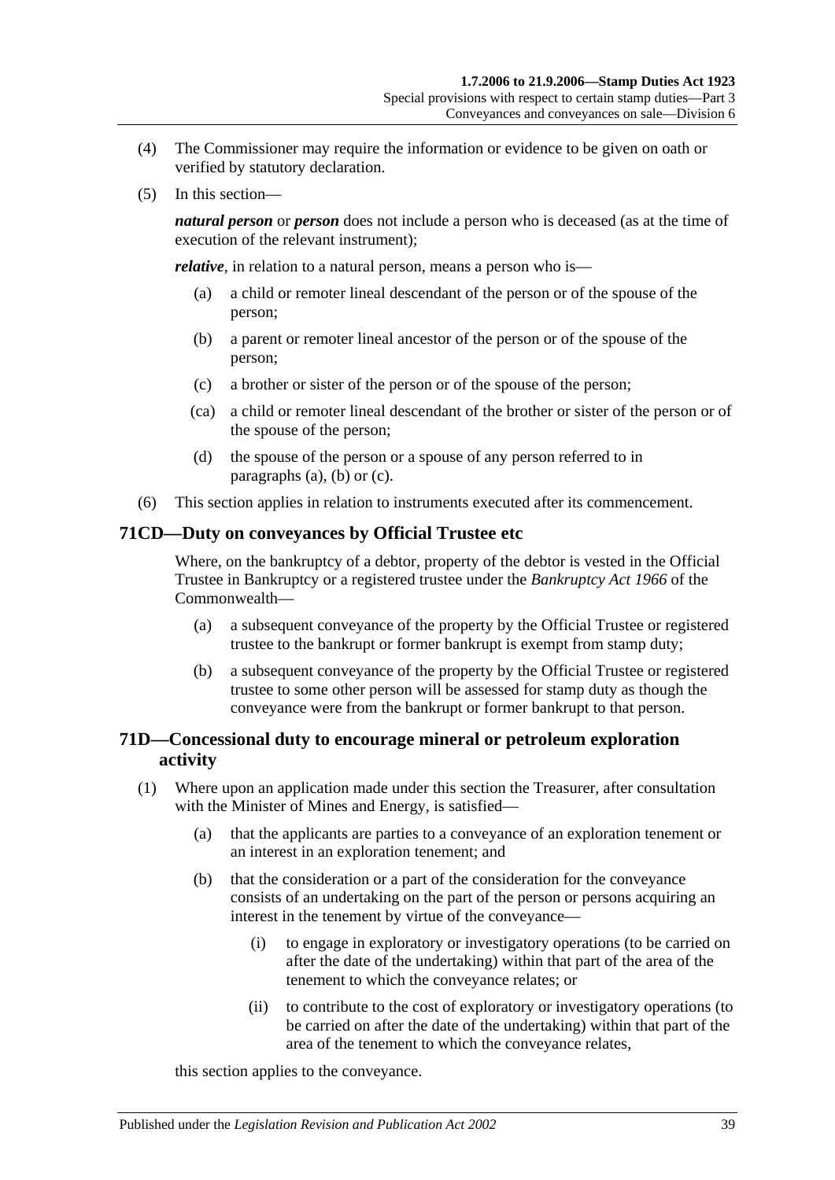(4) The Commissioner may require the information or evidence to be given on oath or verified by statutory declaration.

(5) In this section—

***natural person*** or ***person*** does not include a person who is deceased (as at the time of execution of the relevant instrument);

***relative***, in relation to a natural person, means a person who is—

(a) a child or remoter lineal descendant of the person or of the spouse of the person;

(b) a parent or remoter lineal ancestor of the person or of the spouse of the person;

(c) a brother or sister of the person or of the spouse of the person;

(ca) a child or remoter lineal descendant of the brother or sister of the person or of the spouse of the person;

(d) the spouse of the person or a spouse of any person referred to in paragraphs (a), (b) or (c).

(6) This section applies in relation to instruments executed after its commencement.

## 71CD—Duty on conveyances by Official Trustee etc

Where, on the bankruptcy of a debtor, property of the debtor is vested in the Official Trustee in Bankruptcy or a registered trustee under the *Bankruptcy Act 1966* of the Commonwealth—

(a) a subsequent conveyance of the property by the Official Trustee or registered trustee to the bankrupt or former bankrupt is exempt from stamp duty;

(b) a subsequent conveyance of the property by the Official Trustee or registered trustee to some other person will be assessed for stamp duty as though the conveyance were from the bankrupt or former bankrupt to that person.

## 71D—Concessional duty to encourage mineral or petroleum exploration activity

(1) Where upon an application made under this section the Treasurer, after consultation with the Minister of Mines and Energy, is satisfied—

(a) that the applicants are parties to a conveyance of an exploration tenement or an interest in an exploration tenement; and

(b) that the consideration or a part of the consideration for the conveyance consists of an undertaking on the part of the person or persons acquiring an interest in the tenement by virtue of the conveyance—

(i) to engage in exploratory or investigatory operations (to be carried on after the date of the undertaking) within that part of the area of the tenement to which the conveyance relates; or

(ii) to contribute to the cost of exploratory or investigatory operations (to be carried on after the date of the undertaking) within that part of the area of the tenement to which the conveyance relates,

this section applies to the conveyance.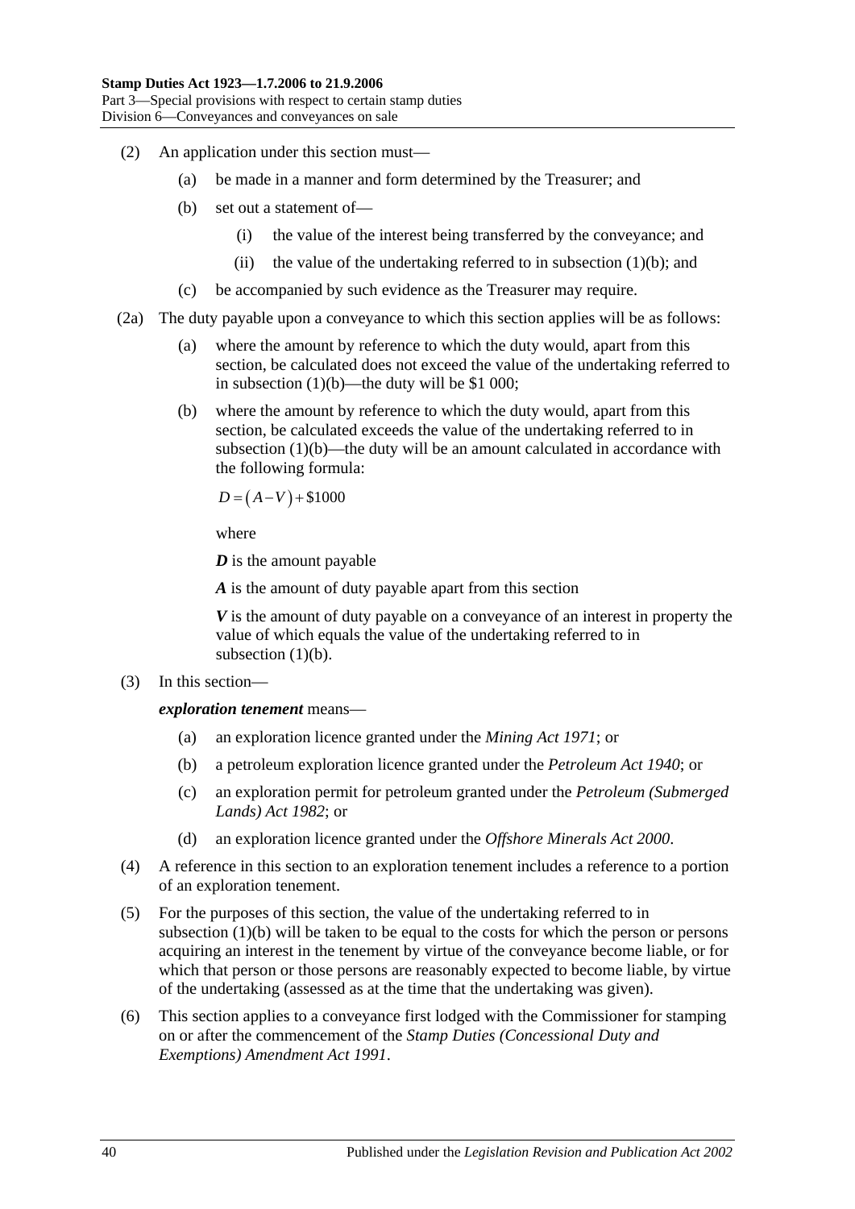(2) An application under this section must—

(a) be made in a manner and form determined by the Treasurer; and

(b) set out a statement of—

(i) the value of the interest being transferred by the conveyance; and

(ii) the value of the undertaking referred to in subsection (1)(b); and

(c) be accompanied by such evidence as the Treasurer may require.

(2a) The duty payable upon a conveyance to which this section applies will be as follows:

(a) where the amount by reference to which the duty would, apart from this section, be calculated does not exceed the value of the undertaking referred to in subsection (1)(b)—the duty will be $1 000;

(b) where the amount by reference to which the duty would, apart from this section, be calculated exceeds the value of the undertaking referred to in subsection (1)(b)—the duty will be an amount calculated in accordance with the following formula:

$$D = (A - V) + \$1000$$

where

***D*** is the amount payable

***A*** is the amount of duty payable apart from this section

***V*** is the amount of duty payable on a conveyance of an interest in property the value of which equals the value of the undertaking referred to in subsection (1)(b).

(3) In this section—

***exploration tenement*** means—

(a) an exploration licence granted under the *Mining Act 1971*; or

(b) a petroleum exploration licence granted under the *Petroleum Act 1940*; or

(c) an exploration permit for petroleum granted under the *Petroleum (Submerged Lands) Act 1982*; or

(d) an exploration licence granted under the *Offshore Minerals Act 2000*.

(4) A reference in this section to an exploration tenement includes a reference to a portion of an exploration tenement.

(5) For the purposes of this section, the value of the undertaking referred to in subsection (1)(b) will be taken to be equal to the costs for which the person or persons acquiring an interest in the tenement by virtue of the conveyance become liable, or for which that person or those persons are reasonably expected to become liable, by virtue of the undertaking (assessed as at the time that the undertaking was given).

(6) This section applies to a conveyance first lodged with the Commissioner for stamping on or after the commencement of the *Stamp Duties (Concessional Duty and Exemptions) Amendment Act 1991*.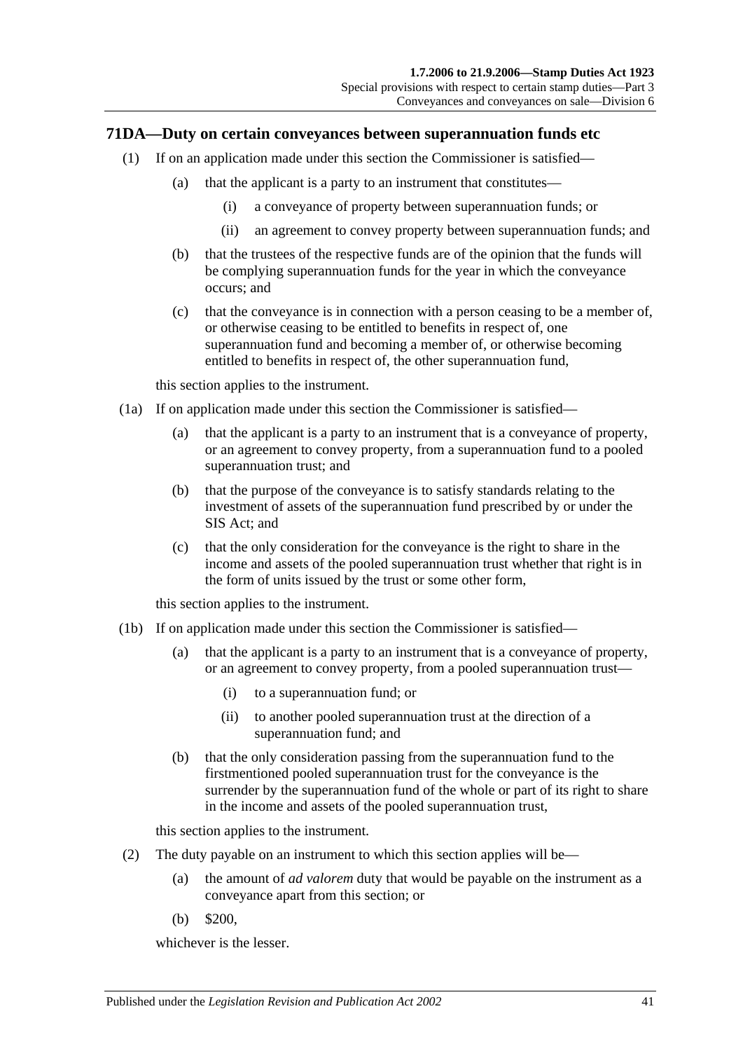## 71DA—Duty on certain conveyances between superannuation funds etc

(1) If on an application made under this section the Commissioner is satisfied—

(a) that the applicant is a party to an instrument that constitutes—

(i) a conveyance of property between superannuation funds; or

(ii) an agreement to convey property between superannuation funds; and

(b) that the trustees of the respective funds are of the opinion that the funds will be complying superannuation funds for the year in which the conveyance occurs; and

(c) that the conveyance is in connection with a person ceasing to be a member of, or otherwise ceasing to be entitled to benefits in respect of, one superannuation fund and becoming a member of, or otherwise becoming entitled to benefits in respect of, the other superannuation fund,

this section applies to the instrument.

(1a) If on application made under this section the Commissioner is satisfied—

(a) that the applicant is a party to an instrument that is a conveyance of property, or an agreement to convey property, from a superannuation fund to a pooled superannuation trust; and

(b) that the purpose of the conveyance is to satisfy standards relating to the investment of assets of the superannuation fund prescribed by or under the SIS Act; and

(c) that the only consideration for the conveyance is the right to share in the income and assets of the pooled superannuation trust whether that right is in the form of units issued by the trust or some other form,

this section applies to the instrument.

(1b) If on application made under this section the Commissioner is satisfied—

(a) that the applicant is a party to an instrument that is a conveyance of property, or an agreement to convey property, from a pooled superannuation trust—

(i) to a superannuation fund; or

(ii) to another pooled superannuation trust at the direction of a superannuation fund; and

(b) that the only consideration passing from the superannuation fund to the firstmentioned pooled superannuation trust for the conveyance is the surrender by the superannuation fund of the whole or part of its right to share in the income and assets of the pooled superannuation trust,

this section applies to the instrument.

(2) The duty payable on an instrument to which this section applies will be—

(a) the amount of *ad valorem* duty that would be payable on the instrument as a conveyance apart from this section; or

(b) $200,

whichever is the lesser.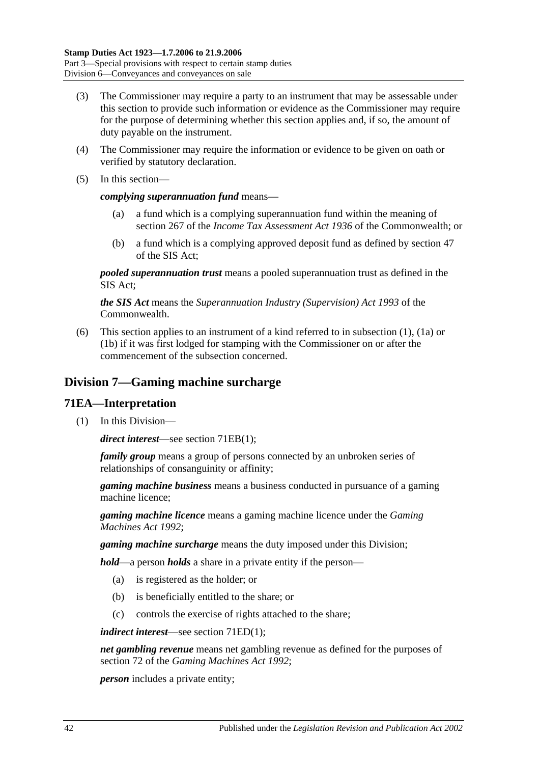(3) The Commissioner may require a party to an instrument that may be assessable under this section to provide such information or evidence as the Commissioner may require for the purpose of determining whether this section applies and, if so, the amount of duty payable on the instrument.

(4) The Commissioner may require the information or evidence to be given on oath or verified by statutory declaration.

(5) In this section—

***complying superannuation fund*** means—

(a) a fund which is a complying superannuation fund within the meaning of section 267 of the *Income Tax Assessment Act 1936* of the Commonwealth; or

(b) a fund which is a complying approved deposit fund as defined by section 47 of the SIS Act;

***pooled superannuation trust*** means a pooled superannuation trust as defined in the SIS Act;

***the SIS Act*** means the *Superannuation Industry (Supervision) Act 1993* of the Commonwealth.

(6) This section applies to an instrument of a kind referred to in subsection (1), (1a) or (1b) if it was first lodged for stamping with the Commissioner on or after the commencement of the subsection concerned.

## Division 7—Gaming machine surcharge

### 71EA—Interpretation

(1) In this Division—

***direct interest***—see section 71EB(1);

***family group*** means a group of persons connected by an unbroken series of relationships of consanguinity or affinity;

***gaming machine business*** means a business conducted in pursuance of a gaming machine licence;

***gaming machine licence*** means a gaming machine licence under the *Gaming Machines Act 1992*;

***gaming machine surcharge*** means the duty imposed under this Division;

***hold***—a person ***holds*** a share in a private entity if the person—

(a) is registered as the holder; or

(b) is beneficially entitled to the share; or

(c) controls the exercise of rights attached to the share;

***indirect interest***—see section 71ED(1);

***net gambling revenue*** means net gambling revenue as defined for the purposes of section 72 of the *Gaming Machines Act 1992*;

***person*** includes a private entity;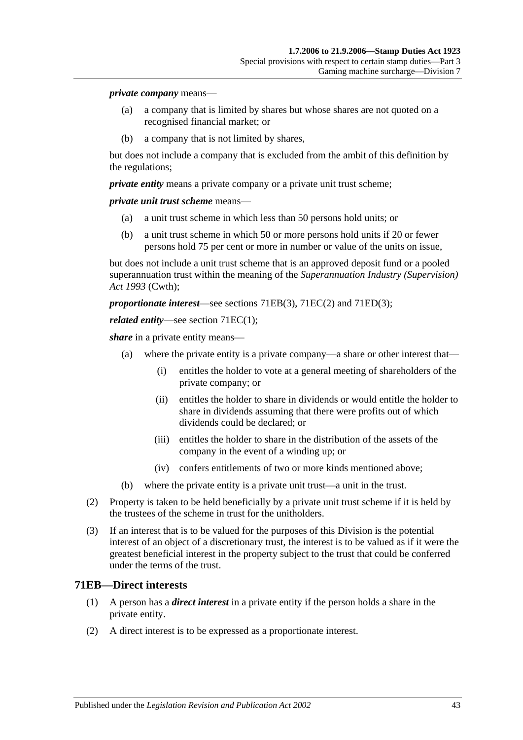***private company*** means—

- (a) a company that is limited by shares but whose shares are not quoted on a recognised financial market; or
- (b) a company that is not limited by shares,

but does not include a company that is excluded from the ambit of this definition by the regulations;

***private entity*** means a private company or a private unit trust scheme;

***private unit trust scheme*** means—

- (a) a unit trust scheme in which less than 50 persons hold units; or
- (b) a unit trust scheme in which 50 or more persons hold units if 20 or fewer persons hold 75 per cent or more in number or value of the units on issue,

but does not include a unit trust scheme that is an approved deposit fund or a pooled superannuation trust within the meaning of the *Superannuation Industry (Supervision) Act 1993* (Cwth);

***proportionate interest***—see sections 71EB(3), 71EC(2) and 71ED(3);

***related entity***—see section 71EC(1);

***share*** in a private entity means—

- (a) where the private entity is a private company—a share or other interest that—
  - (i) entitles the holder to vote at a general meeting of shareholders of the private company; or
  - (ii) entitles the holder to share in dividends or would entitle the holder to share in dividends assuming that there were profits out of which dividends could be declared; or
  - (iii) entitles the holder to share in the distribution of the assets of the company in the event of a winding up; or
  - (iv) confers entitlements of two or more kinds mentioned above;
- (b) where the private entity is a private unit trust—a unit in the trust.

(2) Property is taken to be held beneficially by a private unit trust scheme if it is held by the trustees of the scheme in trust for the unitholders.

(3) If an interest that is to be valued for the purposes of this Division is the potential interest of an object of a discretionary trust, the interest is to be valued as if it were the greatest beneficial interest in the property subject to the trust that could be conferred under the terms of the trust.

## 71EB—Direct interests

(1) A person has a ***direct interest*** in a private entity if the person holds a share in the private entity.

(2) A direct interest is to be expressed as a proportionate interest.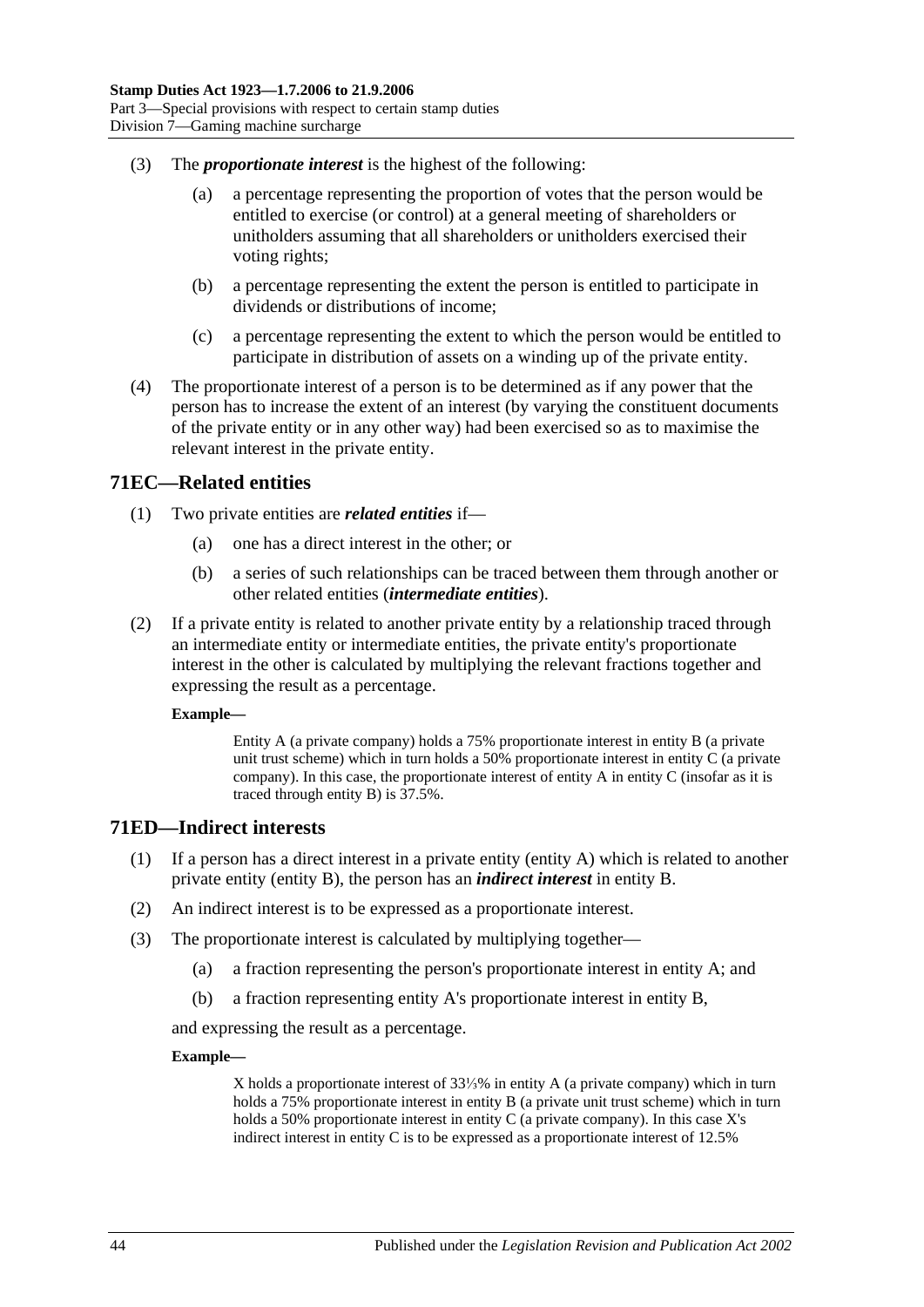(3) The ***proportionate interest*** is the highest of the following:

(a) a percentage representing the proportion of votes that the person would be entitled to exercise (or control) at a general meeting of shareholders or unitholders assuming that all shareholders or unitholders exercised their voting rights;

(b) a percentage representing the extent the person is entitled to participate in dividends or distributions of income;

(c) a percentage representing the extent to which the person would be entitled to participate in distribution of assets on a winding up of the private entity.

(4) The proportionate interest of a person is to be determined as if any power that the person has to increase the extent of an interest (by varying the constituent documents of the private entity or in any other way) had been exercised so as to maximise the relevant interest in the private entity.

## 71EC—Related entities

(1) Two private entities are ***related entities*** if—

(a) one has a direct interest in the other; or

(b) a series of such relationships can be traced between them through another or other related entities (***intermediate entities***).

(2) If a private entity is related to another private entity by a relationship traced through an intermediate entity or intermediate entities, the private entity's proportionate interest in the other is calculated by multiplying the relevant fractions together and expressing the result as a percentage.

**Example—**

Entity A (a private company) holds a 75% proportionate interest in entity B (a private unit trust scheme) which in turn holds a 50% proportionate interest in entity C (a private company). In this case, the proportionate interest of entity A in entity C (insofar as it is traced through entity B) is 37.5%.

## 71ED—Indirect interests

(1) If a person has a direct interest in a private entity (entity A) which is related to another private entity (entity B), the person has an ***indirect interest*** in entity B.

(2) An indirect interest is to be expressed as a proportionate interest.

(3) The proportionate interest is calculated by multiplying together—

(a) a fraction representing the person's proportionate interest in entity A; and

(b) a fraction representing entity A's proportionate interest in entity B,

and expressing the result as a percentage.

**Example—**

X holds a proportionate interest of 33⅓% in entity A (a private company) which in turn holds a 75% proportionate interest in entity B (a private unit trust scheme) which in turn holds a 50% proportionate interest in entity C (a private company). In this case X's indirect interest in entity C is to be expressed as a proportionate interest of 12.5%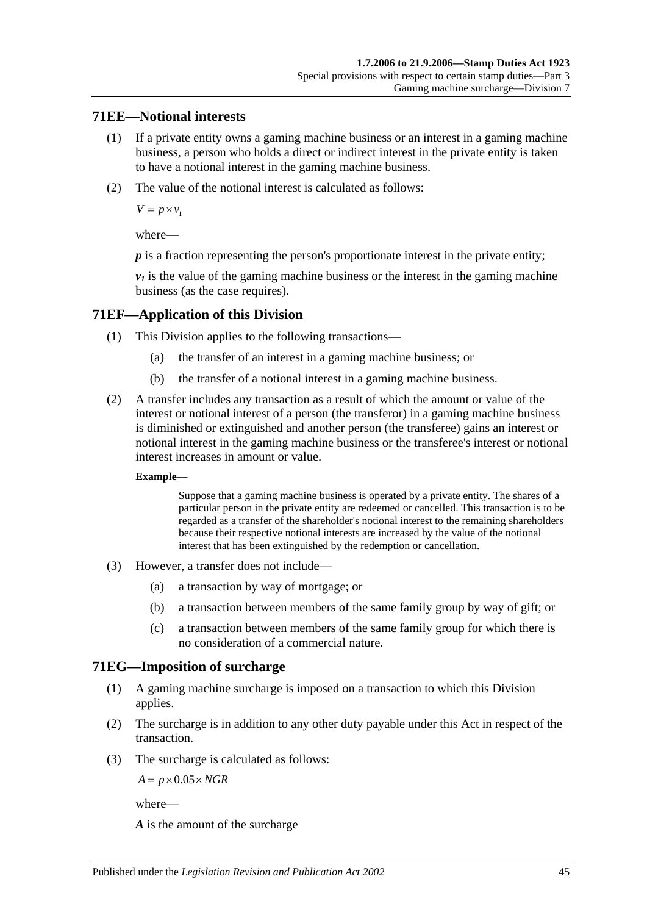## 71EE—Notional interests

(1) If a private entity owns a gaming machine business or an interest in a gaming machine business, a person who holds a direct or indirect interest in the private entity is taken to have a notional interest in the gaming machine business.

(2) The value of the notional interest is calculated as follows:

$$V = p \times v_1$$

where—

***p*** is a fraction representing the person's proportionate interest in the private entity;

***$v_1$*** is the value of the gaming machine business or the interest in the gaming machine business (as the case requires).

## 71EF—Application of this Division

(1) This Division applies to the following transactions—

- (a) the transfer of an interest in a gaming machine business; or
- (b) the transfer of a notional interest in a gaming machine business.

(2) A transfer includes any transaction as a result of which the amount or value of the interest or notional interest of a person (the transferor) in a gaming machine business is diminished or extinguished and another person (the transferee) gains an interest or notional interest in the gaming machine business or the transferee's interest or notional interest increases in amount or value.

**Example—**

Suppose that a gaming machine business is operated by a private entity. The shares of a particular person in the private entity are redeemed or cancelled. This transaction is to be regarded as a transfer of the shareholder's notional interest to the remaining shareholders because their respective notional interests are increased by the value of the notional interest that has been extinguished by the redemption or cancellation.

(3) However, a transfer does not include—

- (a) a transaction by way of mortgage; or
- (b) a transaction between members of the same family group by way of gift; or
- (c) a transaction between members of the same family group for which there is no consideration of a commercial nature.

## 71EG—Imposition of surcharge

(1) A gaming machine surcharge is imposed on a transaction to which this Division applies.

(2) The surcharge is in addition to any other duty payable under this Act in respect of the transaction.

(3) The surcharge is calculated as follows:

$$A = p \times 0.05 \times NGR$$

where—

***A*** is the amount of the surcharge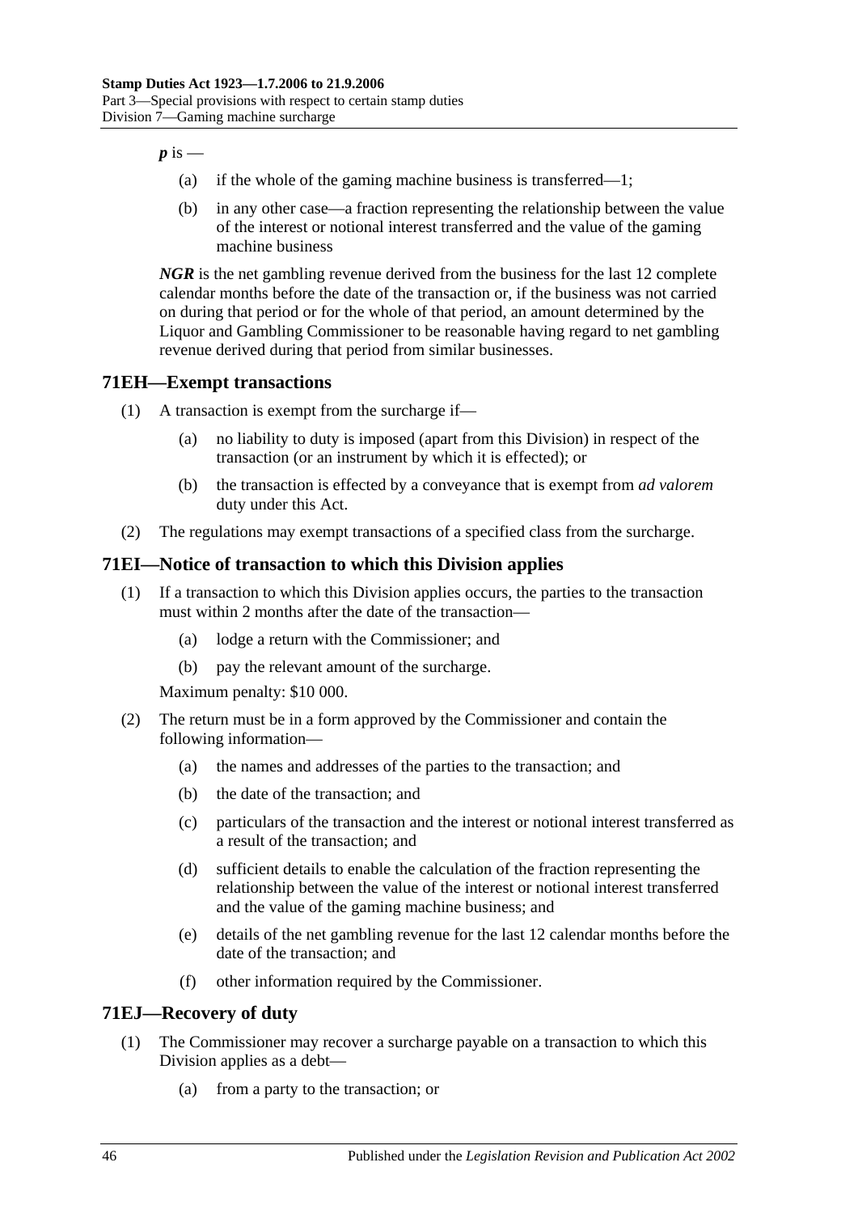***p*** is —

(a) if the whole of the gaming machine business is transferred—1;

(b) in any other case—a fraction representing the relationship between the value of the interest or notional interest transferred and the value of the gaming machine business

***NGR*** is the net gambling revenue derived from the business for the last 12 complete calendar months before the date of the transaction or, if the business was not carried on during that period or for the whole of that period, an amount determined by the Liquor and Gambling Commissioner to be reasonable having regard to net gambling revenue derived during that period from similar businesses.

## 71EH—Exempt transactions

(1) A transaction is exempt from the surcharge if—

(a) no liability to duty is imposed (apart from this Division) in respect of the transaction (or an instrument by which it is effected); or

(b) the transaction is effected by a conveyance that is exempt from *ad valorem* duty under this Act.

(2) The regulations may exempt transactions of a specified class from the surcharge.

## 71EI—Notice of transaction to which this Division applies

(1) If a transaction to which this Division applies occurs, the parties to the transaction must within 2 months after the date of the transaction—

(a) lodge a return with the Commissioner; and

(b) pay the relevant amount of the surcharge.

Maximum penalty: $10 000.

(2) The return must be in a form approved by the Commissioner and contain the following information—

(a) the names and addresses of the parties to the transaction; and

(b) the date of the transaction; and

(c) particulars of the transaction and the interest or notional interest transferred as a result of the transaction; and

(d) sufficient details to enable the calculation of the fraction representing the relationship between the value of the interest or notional interest transferred and the value of the gaming machine business; and

(e) details of the net gambling revenue for the last 12 calendar months before the date of the transaction; and

(f) other information required by the Commissioner.

## 71EJ—Recovery of duty

(1) The Commissioner may recover a surcharge payable on a transaction to which this Division applies as a debt—

(a) from a party to the transaction; or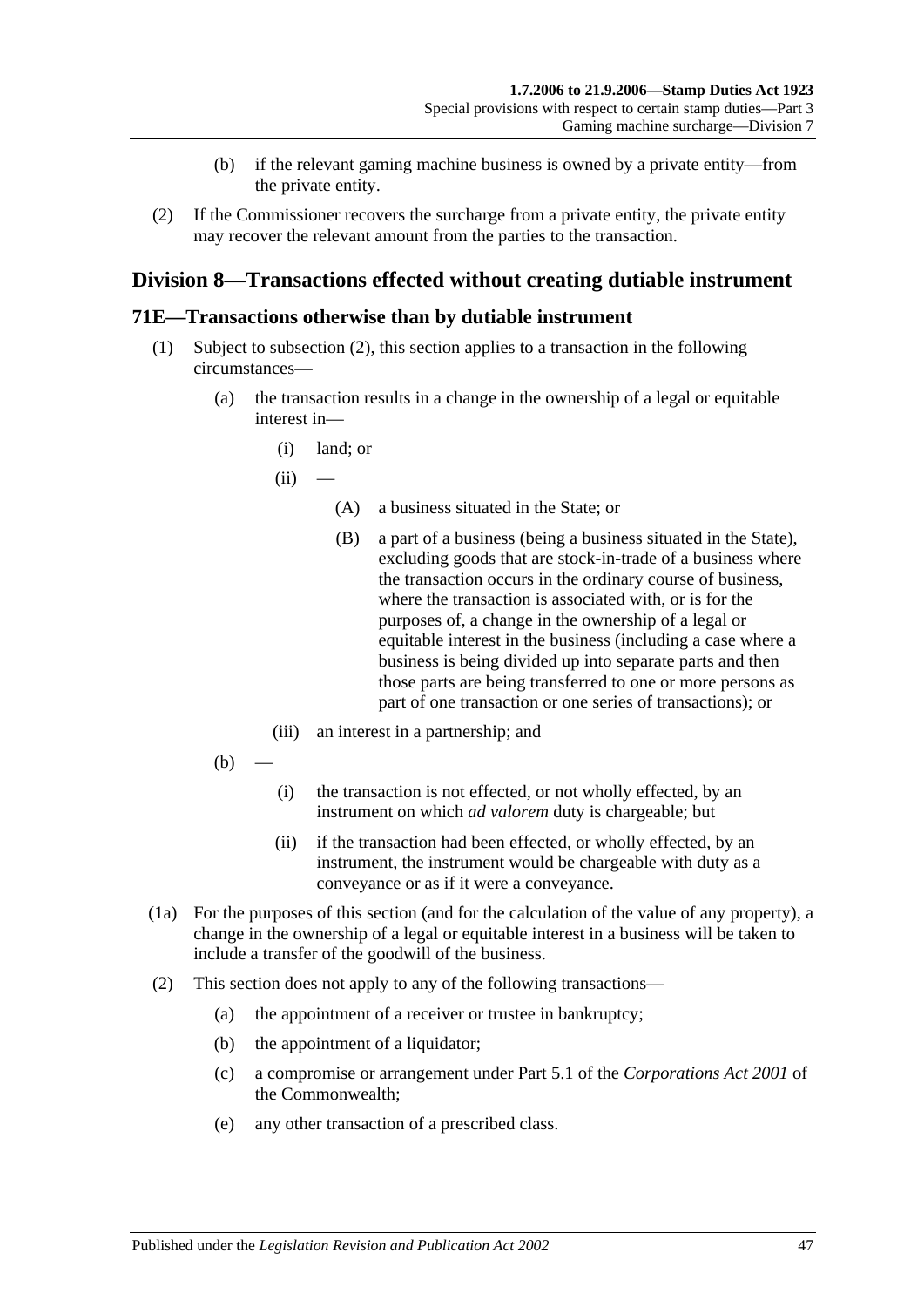(b) if the relevant gaming machine business is owned by a private entity—from the private entity.

(2) If the Commissioner recovers the surcharge from a private entity, the private entity may recover the relevant amount from the parties to the transaction.

## Division 8—Transactions effected without creating dutiable instrument

### 71E—Transactions otherwise than by dutiable instrument

(1) Subject to subsection (2), this section applies to a transaction in the following circumstances—

(a) the transaction results in a change in the ownership of a legal or equitable interest in—

(i) land; or

(ii) —

(A) a business situated in the State; or

(B) a part of a business (being a business situated in the State), excluding goods that are stock-in-trade of a business where the transaction occurs in the ordinary course of business, where the transaction is associated with, or is for the purposes of, a change in the ownership of a legal or equitable interest in the business (including a case where a business is being divided up into separate parts and then those parts are being transferred to one or more persons as part of one transaction or one series of transactions); or

(iii) an interest in a partnership; and

(b) —

(i) the transaction is not effected, or not wholly effected, by an instrument on which *ad valorem* duty is chargeable; but

(ii) if the transaction had been effected, or wholly effected, by an instrument, the instrument would be chargeable with duty as a conveyance or as if it were a conveyance.

(1a) For the purposes of this section (and for the calculation of the value of any property), a change in the ownership of a legal or equitable interest in a business will be taken to include a transfer of the goodwill of the business.

(2) This section does not apply to any of the following transactions—

(a) the appointment of a receiver or trustee in bankruptcy;

(b) the appointment of a liquidator;

(c) a compromise or arrangement under Part 5.1 of the *Corporations Act 2001* of the Commonwealth;

(e) any other transaction of a prescribed class.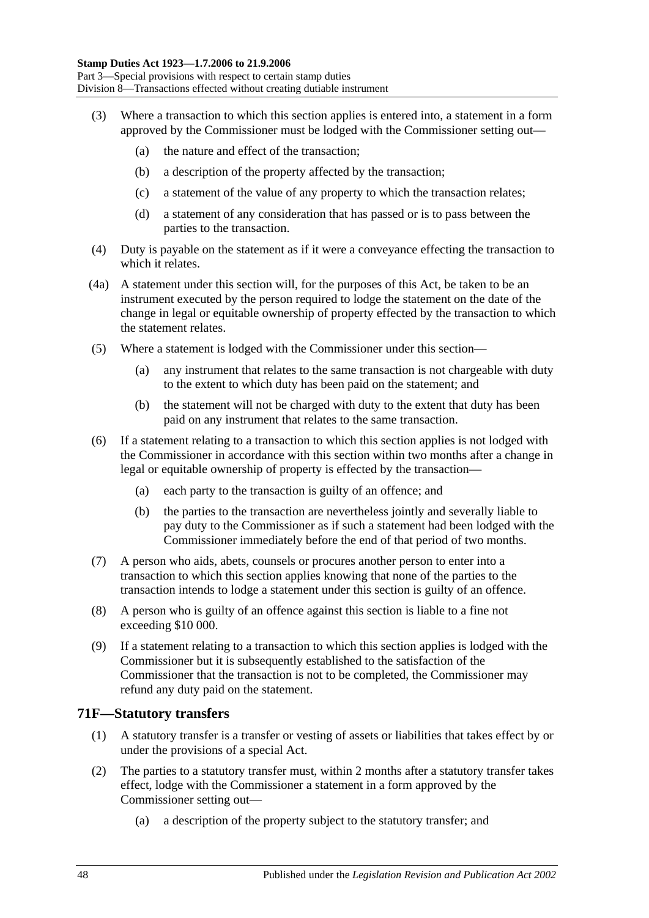(3) Where a transaction to which this section applies is entered into, a statement in a form approved by the Commissioner must be lodged with the Commissioner setting out—

(a) the nature and effect of the transaction;

(b) a description of the property affected by the transaction;

(c) a statement of the value of any property to which the transaction relates;

(d) a statement of any consideration that has passed or is to pass between the parties to the transaction.

(4) Duty is payable on the statement as if it were a conveyance effecting the transaction to which it relates.

(4a) A statement under this section will, for the purposes of this Act, be taken to be an instrument executed by the person required to lodge the statement on the date of the change in legal or equitable ownership of property effected by the transaction to which the statement relates.

(5) Where a statement is lodged with the Commissioner under this section—

(a) any instrument that relates to the same transaction is not chargeable with duty to the extent to which duty has been paid on the statement; and

(b) the statement will not be charged with duty to the extent that duty has been paid on any instrument that relates to the same transaction.

(6) If a statement relating to a transaction to which this section applies is not lodged with the Commissioner in accordance with this section within two months after a change in legal or equitable ownership of property is effected by the transaction—

(a) each party to the transaction is guilty of an offence; and

(b) the parties to the transaction are nevertheless jointly and severally liable to pay duty to the Commissioner as if such a statement had been lodged with the Commissioner immediately before the end of that period of two months.

(7) A person who aids, abets, counsels or procures another person to enter into a transaction to which this section applies knowing that none of the parties to the transaction intends to lodge a statement under this section is guilty of an offence.

(8) A person who is guilty of an offence against this section is liable to a fine not exceeding $10 000.

(9) If a statement relating to a transaction to which this section applies is lodged with the Commissioner but it is subsequently established to the satisfaction of the Commissioner that the transaction is not to be completed, the Commissioner may refund any duty paid on the statement.

## 71F—Statutory transfers

(1) A statutory transfer is a transfer or vesting of assets or liabilities that takes effect by or under the provisions of a special Act.

(2) The parties to a statutory transfer must, within 2 months after a statutory transfer takes effect, lodge with the Commissioner a statement in a form approved by the Commissioner setting out—

(a) a description of the property subject to the statutory transfer; and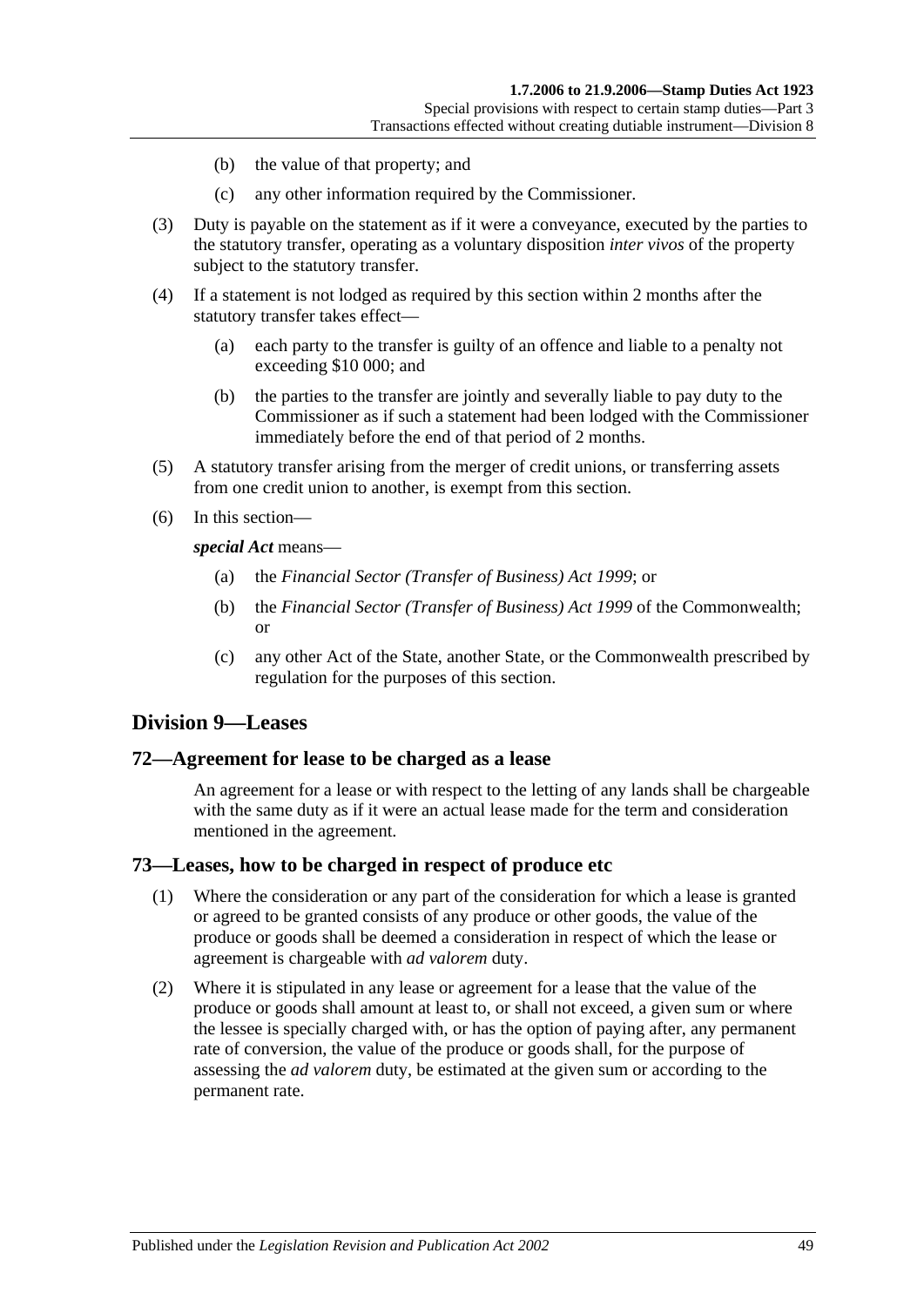(b) the value of that property; and

(c) any other information required by the Commissioner.

(3) Duty is payable on the statement as if it were a conveyance, executed by the parties to the statutory transfer, operating as a voluntary disposition *inter vivos* of the property subject to the statutory transfer.

(4) If a statement is not lodged as required by this section within 2 months after the statutory transfer takes effect—

(a) each party to the transfer is guilty of an offence and liable to a penalty not exceeding $10 000; and

(b) the parties to the transfer are jointly and severally liable to pay duty to the Commissioner as if such a statement had been lodged with the Commissioner immediately before the end of that period of 2 months.

(5) A statutory transfer arising from the merger of credit unions, or transferring assets from one credit union to another, is exempt from this section.

(6) In this section—

***special Act*** means—

(a) the *Financial Sector (Transfer of Business) Act 1999*; or

(b) the *Financial Sector (Transfer of Business) Act 1999* of the Commonwealth; or

(c) any other Act of the State, another State, or the Commonwealth prescribed by regulation for the purposes of this section.

## Division 9—Leases

### 72—Agreement for lease to be charged as a lease

An agreement for a lease or with respect to the letting of any lands shall be chargeable with the same duty as if it were an actual lease made for the term and consideration mentioned in the agreement.

### 73—Leases, how to be charged in respect of produce etc

(1) Where the consideration or any part of the consideration for which a lease is granted or agreed to be granted consists of any produce or other goods, the value of the produce or goods shall be deemed a consideration in respect of which the lease or agreement is chargeable with *ad valorem* duty.

(2) Where it is stipulated in any lease or agreement for a lease that the value of the produce or goods shall amount at least to, or shall not exceed, a given sum or where the lessee is specially charged with, or has the option of paying after, any permanent rate of conversion, the value of the produce or goods shall, for the purpose of assessing the *ad valorem* duty, be estimated at the given sum or according to the permanent rate.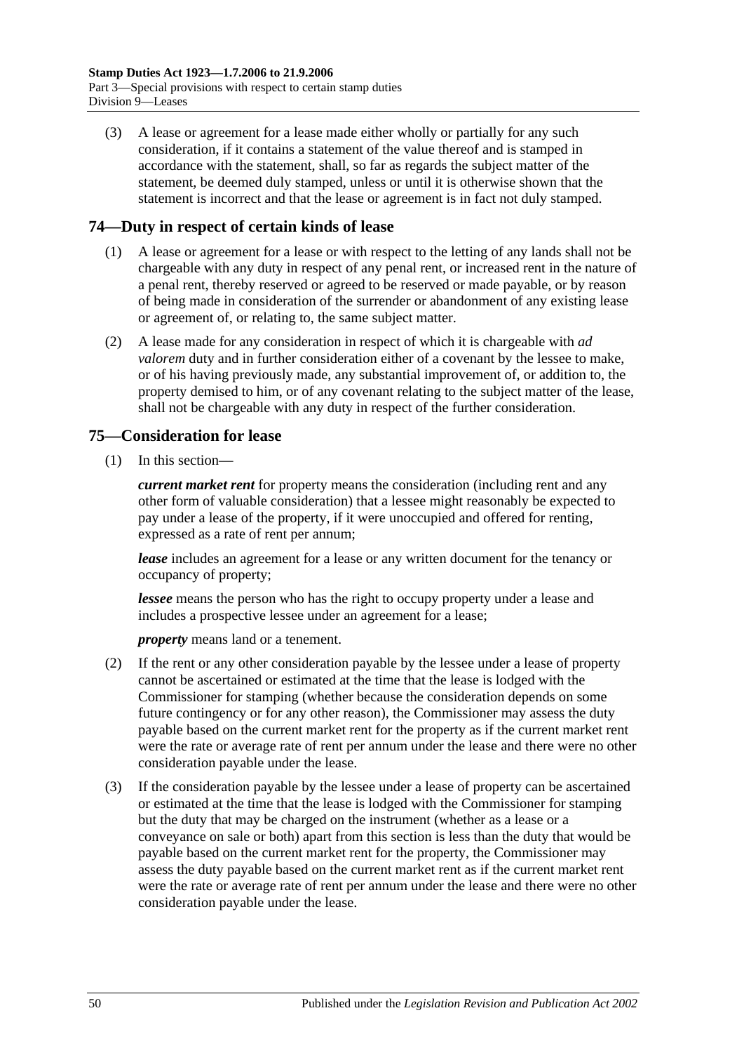(3) A lease or agreement for a lease made either wholly or partially for any such consideration, if it contains a statement of the value thereof and is stamped in accordance with the statement, shall, so far as regards the subject matter of the statement, be deemed duly stamped, unless or until it is otherwise shown that the statement is incorrect and that the lease or agreement is in fact not duly stamped.

## 74—Duty in respect of certain kinds of lease

(1) A lease or agreement for a lease or with respect to the letting of any lands shall not be chargeable with any duty in respect of any penal rent, or increased rent in the nature of a penal rent, thereby reserved or agreed to be reserved or made payable, or by reason of being made in consideration of the surrender or abandonment of any existing lease or agreement of, or relating to, the same subject matter.

(2) A lease made for any consideration in respect of which it is chargeable with *ad valorem* duty and in further consideration either of a covenant by the lessee to make, or of his having previously made, any substantial improvement of, or addition to, the property demised to him, or of any covenant relating to the subject matter of the lease, shall not be chargeable with any duty in respect of the further consideration.

## 75—Consideration for lease

(1) In this section—

***current market rent*** for property means the consideration (including rent and any other form of valuable consideration) that a lessee might reasonably be expected to pay under a lease of the property, if it were unoccupied and offered for renting, expressed as a rate of rent per annum;

***lease*** includes an agreement for a lease or any written document for the tenancy or occupancy of property;

***lessee*** means the person who has the right to occupy property under a lease and includes a prospective lessee under an agreement for a lease;

***property*** means land or a tenement.

(2) If the rent or any other consideration payable by the lessee under a lease of property cannot be ascertained or estimated at the time that the lease is lodged with the Commissioner for stamping (whether because the consideration depends on some future contingency or for any other reason), the Commissioner may assess the duty payable based on the current market rent for the property as if the current market rent were the rate or average rate of rent per annum under the lease and there were no other consideration payable under the lease.

(3) If the consideration payable by the lessee under a lease of property can be ascertained or estimated at the time that the lease is lodged with the Commissioner for stamping but the duty that may be charged on the instrument (whether as a lease or a conveyance on sale or both) apart from this section is less than the duty that would be payable based on the current market rent for the property, the Commissioner may assess the duty payable based on the current market rent as if the current market rent were the rate or average rate of rent per annum under the lease and there were no other consideration payable under the lease.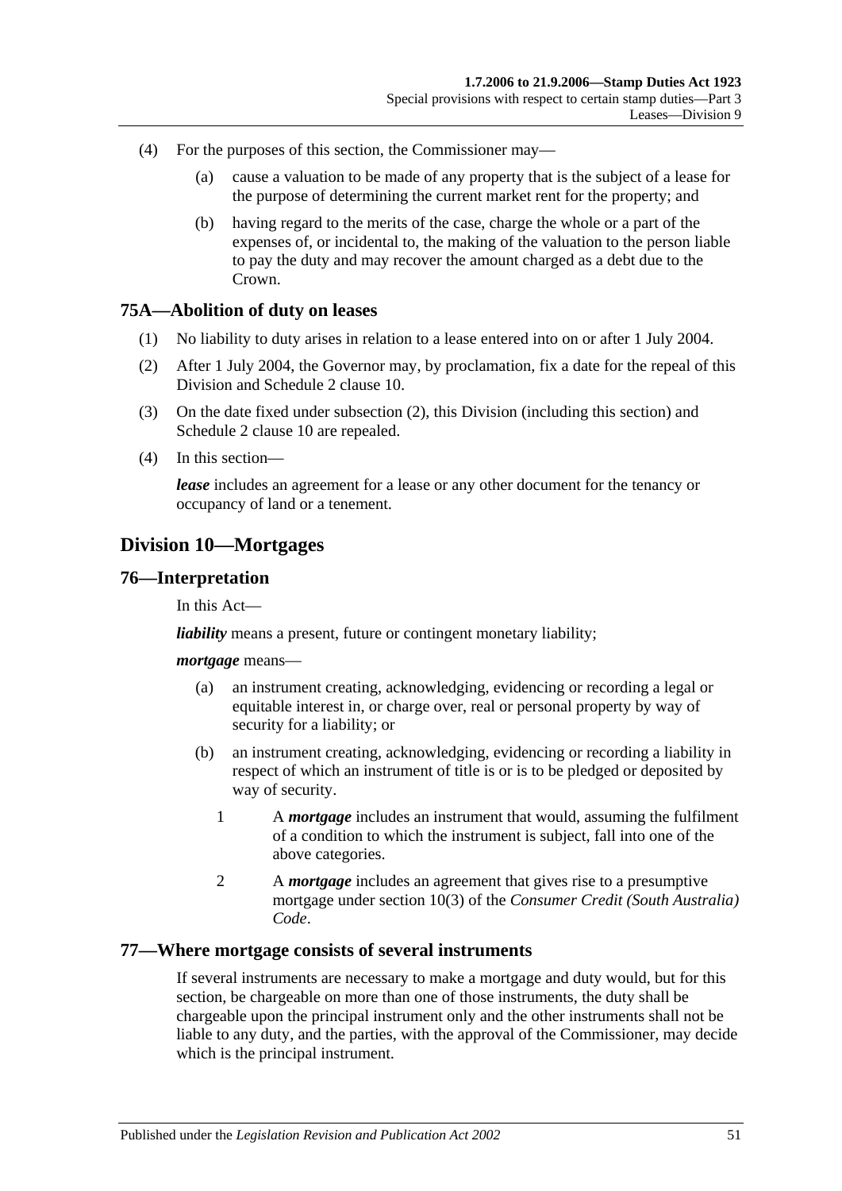(4) For the purposes of this section, the Commissioner may—

(a) cause a valuation to be made of any property that is the subject of a lease for the purpose of determining the current market rent for the property; and

(b) having regard to the merits of the case, charge the whole or a part of the expenses of, or incidental to, the making of the valuation to the person liable to pay the duty and may recover the amount charged as a debt due to the Crown.

### 75A—Abolition of duty on leases

(1) No liability to duty arises in relation to a lease entered into on or after 1 July 2004.

(2) After 1 July 2004, the Governor may, by proclamation, fix a date for the repeal of this Division and Schedule 2 clause 10.

(3) On the date fixed under subsection (2), this Division (including this section) and Schedule 2 clause 10 are repealed.

(4) In this section—

***lease*** includes an agreement for a lease or any other document for the tenancy or occupancy of land or a tenement.

## Division 10—Mortgages

### 76—Interpretation

In this Act—

***liability*** means a present, future or contingent monetary liability;

***mortgage*** means—

(a) an instrument creating, acknowledging, evidencing or recording a legal or equitable interest in, or charge over, real or personal property by way of security for a liability; or

(b) an instrument creating, acknowledging, evidencing or recording a liability in respect of which an instrument of title is or is to be pledged or deposited by way of security.

1 A ***mortgage*** includes an instrument that would, assuming the fulfilment of a condition to which the instrument is subject, fall into one of the above categories.

2 A ***mortgage*** includes an agreement that gives rise to a presumptive mortgage under section 10(3) of the *Consumer Credit (South Australia) Code*.

### 77—Where mortgage consists of several instruments

If several instruments are necessary to make a mortgage and duty would, but for this section, be chargeable on more than one of those instruments, the duty shall be chargeable upon the principal instrument only and the other instruments shall not be liable to any duty, and the parties, with the approval of the Commissioner, may decide which is the principal instrument.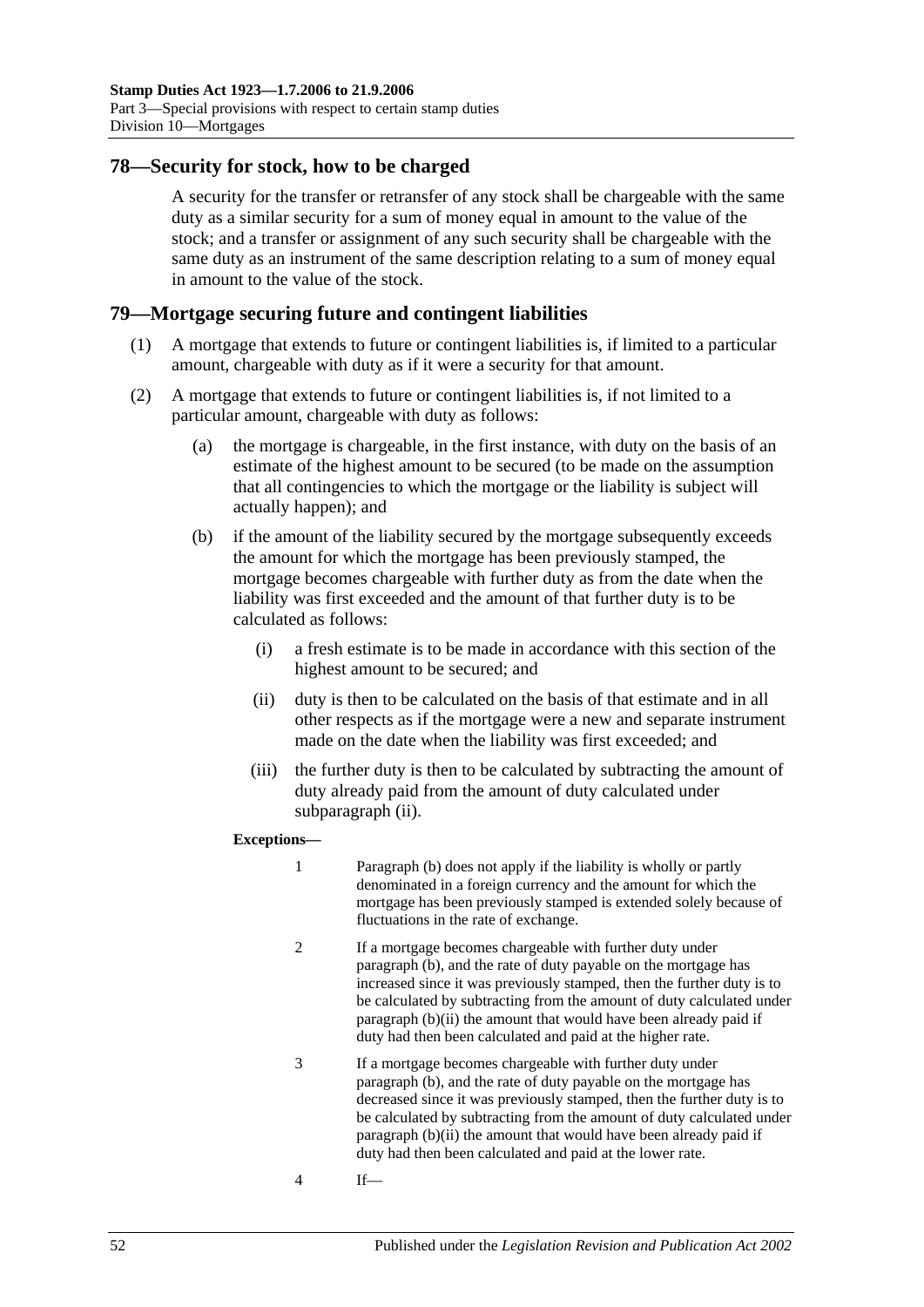## 78—Security for stock, how to be charged

A security for the transfer or retransfer of any stock shall be chargeable with the same duty as a similar security for a sum of money equal in amount to the value of the stock; and a transfer or assignment of any such security shall be chargeable with the same duty as an instrument of the same description relating to a sum of money equal in amount to the value of the stock.

## 79—Mortgage securing future and contingent liabilities

(1) A mortgage that extends to future or contingent liabilities is, if limited to a particular amount, chargeable with duty as if it were a security for that amount.

(2) A mortgage that extends to future or contingent liabilities is, if not limited to a particular amount, chargeable with duty as follows:

(a) the mortgage is chargeable, in the first instance, with duty on the basis of an estimate of the highest amount to be secured (to be made on the assumption that all contingencies to which the mortgage or the liability is subject will actually happen); and

(b) if the amount of the liability secured by the mortgage subsequently exceeds the amount for which the mortgage has been previously stamped, the mortgage becomes chargeable with further duty as from the date when the liability was first exceeded and the amount of that further duty is to be calculated as follows:

(i) a fresh estimate is to be made in accordance with this section of the highest amount to be secured; and

(ii) duty is then to be calculated on the basis of that estimate and in all other respects as if the mortgage were a new and separate instrument made on the date when the liability was first exceeded; and

(iii) the further duty is then to be calculated by subtracting the amount of duty already paid from the amount of duty calculated under subparagraph (ii).

**Exceptions—**

1 Paragraph (b) does not apply if the liability is wholly or partly denominated in a foreign currency and the amount for which the mortgage has been previously stamped is extended solely because of fluctuations in the rate of exchange.

2 If a mortgage becomes chargeable with further duty under paragraph (b), and the rate of duty payable on the mortgage has increased since it was previously stamped, then the further duty is to be calculated by subtracting from the amount of duty calculated under paragraph (b)(ii) the amount that would have been already paid if duty had then been calculated and paid at the higher rate.

3 If a mortgage becomes chargeable with further duty under paragraph (b), and the rate of duty payable on the mortgage has decreased since it was previously stamped, then the further duty is to be calculated by subtracting from the amount of duty calculated under paragraph (b)(ii) the amount that would have been already paid if duty had then been calculated and paid at the lower rate.

4 If—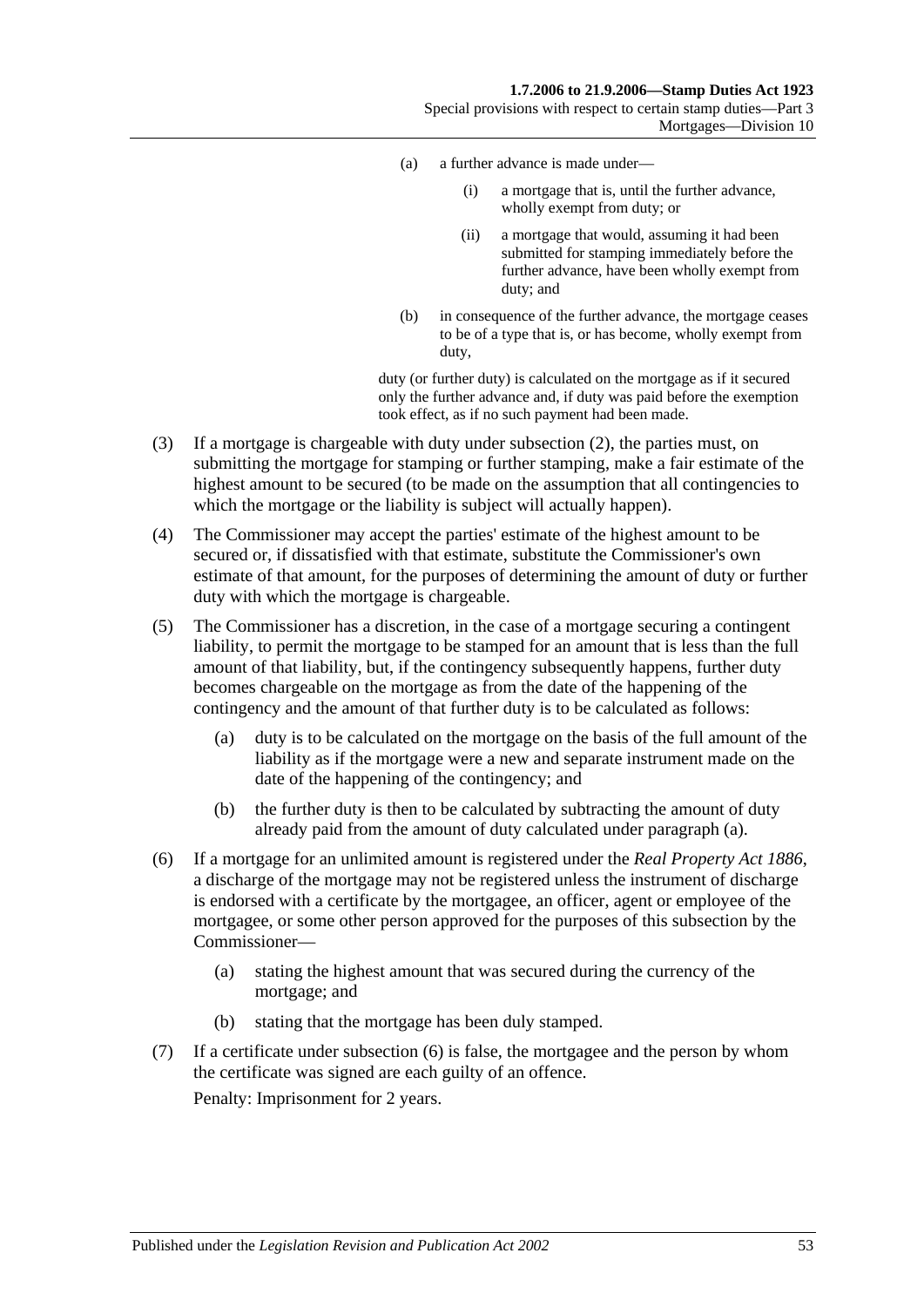(a) a further advance is made under—

(i) a mortgage that is, until the further advance, wholly exempt from duty; or

(ii) a mortgage that would, assuming it had been submitted for stamping immediately before the further advance, have been wholly exempt from duty; and

(b) in consequence of the further advance, the mortgage ceases to be of a type that is, or has become, wholly exempt from duty,

duty (or further duty) is calculated on the mortgage as if it secured only the further advance and, if duty was paid before the exemption took effect, as if no such payment had been made.

(3) If a mortgage is chargeable with duty under subsection (2), the parties must, on submitting the mortgage for stamping or further stamping, make a fair estimate of the highest amount to be secured (to be made on the assumption that all contingencies to which the mortgage or the liability is subject will actually happen).

(4) The Commissioner may accept the parties' estimate of the highest amount to be secured or, if dissatisfied with that estimate, substitute the Commissioner's own estimate of that amount, for the purposes of determining the amount of duty or further duty with which the mortgage is chargeable.

(5) The Commissioner has a discretion, in the case of a mortgage securing a contingent liability, to permit the mortgage to be stamped for an amount that is less than the full amount of that liability, but, if the contingency subsequently happens, further duty becomes chargeable on the mortgage as from the date of the happening of the contingency and the amount of that further duty is to be calculated as follows:

(a) duty is to be calculated on the mortgage on the basis of the full amount of the liability as if the mortgage were a new and separate instrument made on the date of the happening of the contingency; and

(b) the further duty is then to be calculated by subtracting the amount of duty already paid from the amount of duty calculated under paragraph (a).

(6) If a mortgage for an unlimited amount is registered under the *Real Property Act 1886*, a discharge of the mortgage may not be registered unless the instrument of discharge is endorsed with a certificate by the mortgagee, an officer, agent or employee of the mortgagee, or some other person approved for the purposes of this subsection by the Commissioner—

(a) stating the highest amount that was secured during the currency of the mortgage; and

(b) stating that the mortgage has been duly stamped.

(7) If a certificate under subsection (6) is false, the mortgagee and the person by whom the certificate was signed are each guilty of an offence.

Penalty: Imprisonment for 2 years.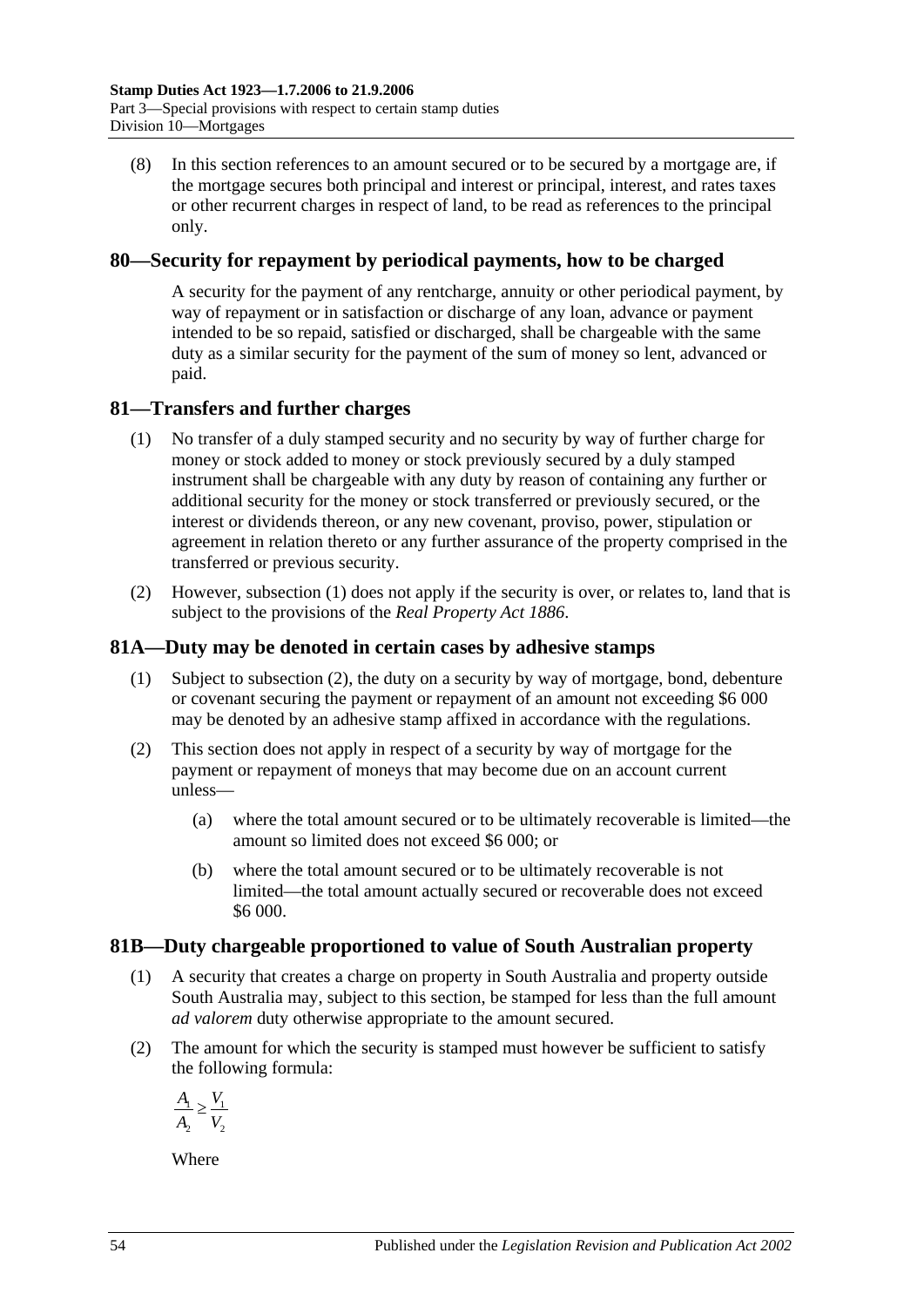(8) In this section references to an amount secured or to be secured by a mortgage are, if the mortgage secures both principal and interest or principal, interest, and rates taxes or other recurrent charges in respect of land, to be read as references to the principal only.

## 80—Security for repayment by periodical payments, how to be charged

A security for the payment of any rentcharge, annuity or other periodical payment, by way of repayment or in satisfaction or discharge of any loan, advance or payment intended to be so repaid, satisfied or discharged, shall be chargeable with the same duty as a similar security for the payment of the sum of money so lent, advanced or paid.

## 81—Transfers and further charges

(1) No transfer of a duly stamped security and no security by way of further charge for money or stock added to money or stock previously secured by a duly stamped instrument shall be chargeable with any duty by reason of containing any further or additional security for the money or stock transferred or previously secured, or the interest or dividends thereon, or any new covenant, proviso, power, stipulation or agreement in relation thereto or any further assurance of the property comprised in the transferred or previous security.

(2) However, subsection (1) does not apply if the security is over, or relates to, land that is subject to the provisions of the *Real Property Act 1886*.

## 81A—Duty may be denoted in certain cases by adhesive stamps

(1) Subject to subsection (2), the duty on a security by way of mortgage, bond, debenture or covenant securing the payment or repayment of an amount not exceeding $6 000 may be denoted by an adhesive stamp affixed in accordance with the regulations.

(2) This section does not apply in respect of a security by way of mortgage for the payment or repayment of moneys that may become due on an account current unless—

(a) where the total amount secured or to be ultimately recoverable is limited—the amount so limited does not exceed $6 000; or

(b) where the total amount secured or to be ultimately recoverable is not limited—the total amount actually secured or recoverable does not exceed $6 000.

## 81B—Duty chargeable proportioned to value of South Australian property

(1) A security that creates a charge on property in South Australia and property outside South Australia may, subject to this section, be stamped for less than the full amount *ad valorem* duty otherwise appropriate to the amount secured.

(2) The amount for which the security is stamped must however be sufficient to satisfy the following formula:

$$\frac{A_1}{A_2} \geq \frac{V_1}{V_2}$$

Where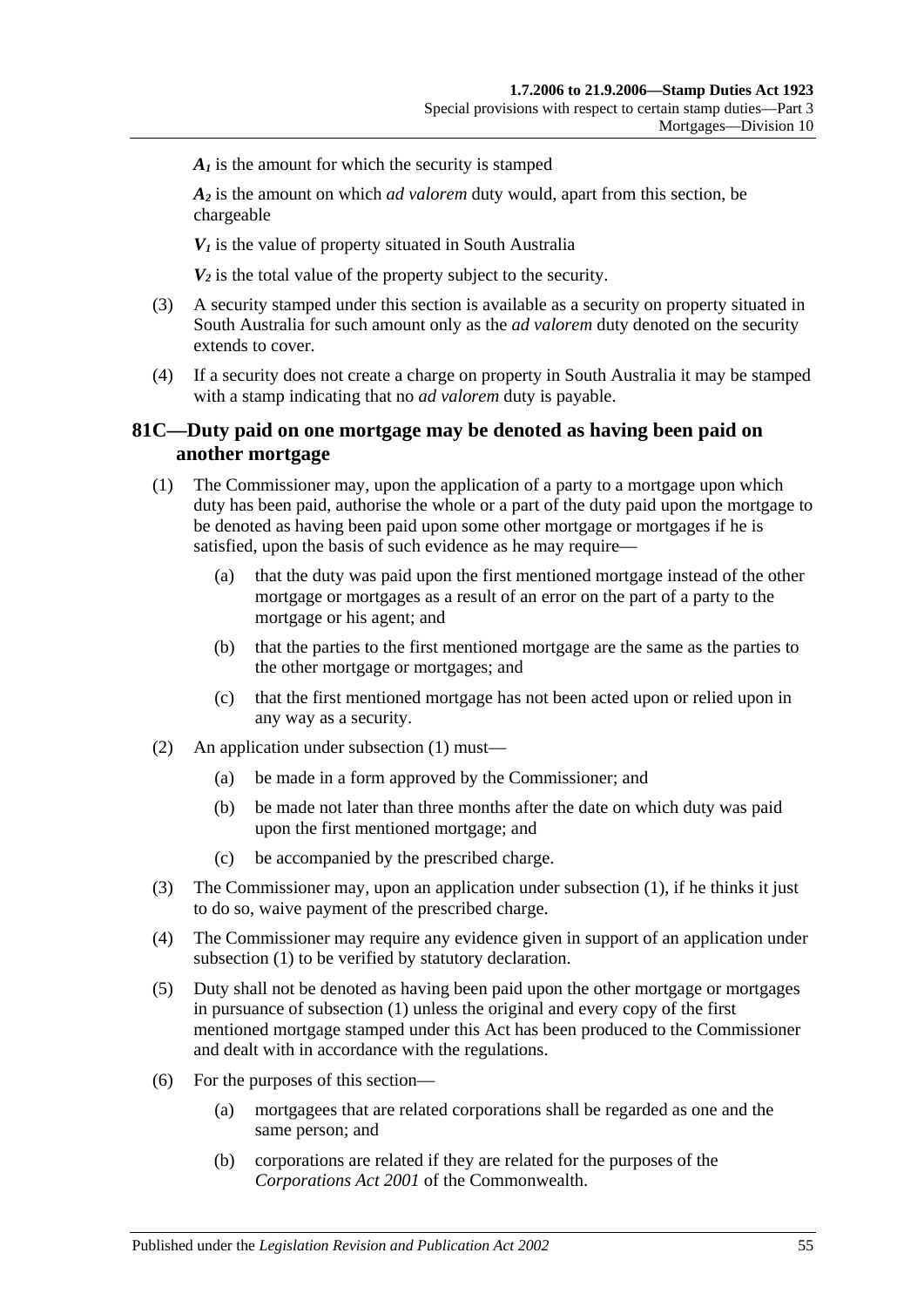$A_1$ is the amount for which the security is stamped

$A_2$ is the amount on which *ad valorem* duty would, apart from this section, be chargeable

$V_1$ is the value of property situated in South Australia

$V_2$ is the total value of the property subject to the security.

(3) A security stamped under this section is available as a security on property situated in South Australia for such amount only as the *ad valorem* duty denoted on the security extends to cover.

(4) If a security does not create a charge on property in South Australia it may be stamped with a stamp indicating that no *ad valorem* duty is payable.

## 81C—Duty paid on one mortgage may be denoted as having been paid on another mortgage

(1) The Commissioner may, upon the application of a party to a mortgage upon which duty has been paid, authorise the whole or a part of the duty paid upon the mortgage to be denoted as having been paid upon some other mortgage or mortgages if he is satisfied, upon the basis of such evidence as he may require—

(a) that the duty was paid upon the first mentioned mortgage instead of the other mortgage or mortgages as a result of an error on the part of a party to the mortgage or his agent; and

(b) that the parties to the first mentioned mortgage are the same as the parties to the other mortgage or mortgages; and

(c) that the first mentioned mortgage has not been acted upon or relied upon in any way as a security.

(2) An application under subsection (1) must—

(a) be made in a form approved by the Commissioner; and

(b) be made not later than three months after the date on which duty was paid upon the first mentioned mortgage; and

(c) be accompanied by the prescribed charge.

(3) The Commissioner may, upon an application under subsection (1), if he thinks it just to do so, waive payment of the prescribed charge.

(4) The Commissioner may require any evidence given in support of an application under subsection (1) to be verified by statutory declaration.

(5) Duty shall not be denoted as having been paid upon the other mortgage or mortgages in pursuance of subsection (1) unless the original and every copy of the first mentioned mortgage stamped under this Act has been produced to the Commissioner and dealt with in accordance with the regulations.

(6) For the purposes of this section—

(a) mortgagees that are related corporations shall be regarded as one and the same person; and

(b) corporations are related if they are related for the purposes of the *Corporations Act 2001* of the Commonwealth.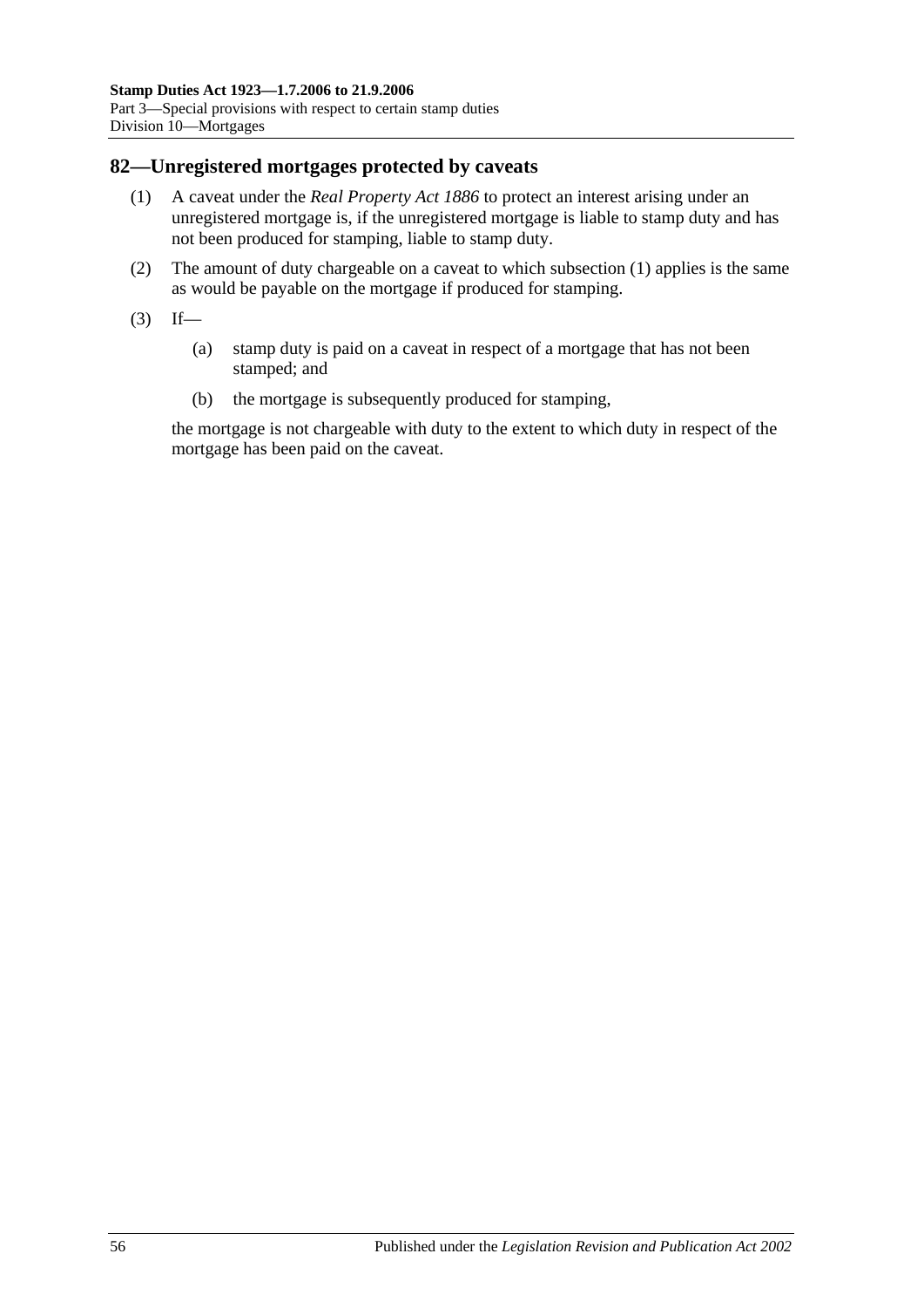## 82—Unregistered mortgages protected by caveats

(1) A caveat under the *Real Property Act 1886* to protect an interest arising under an unregistered mortgage is, if the unregistered mortgage is liable to stamp duty and has not been produced for stamping, liable to stamp duty.

(2) The amount of duty chargeable on a caveat to which subsection (1) applies is the same as would be payable on the mortgage if produced for stamping.

(3) If—

(a) stamp duty is paid on a caveat in respect of a mortgage that has not been stamped; and

(b) the mortgage is subsequently produced for stamping,

the mortgage is not chargeable with duty to the extent to which duty in respect of the mortgage has been paid on the caveat.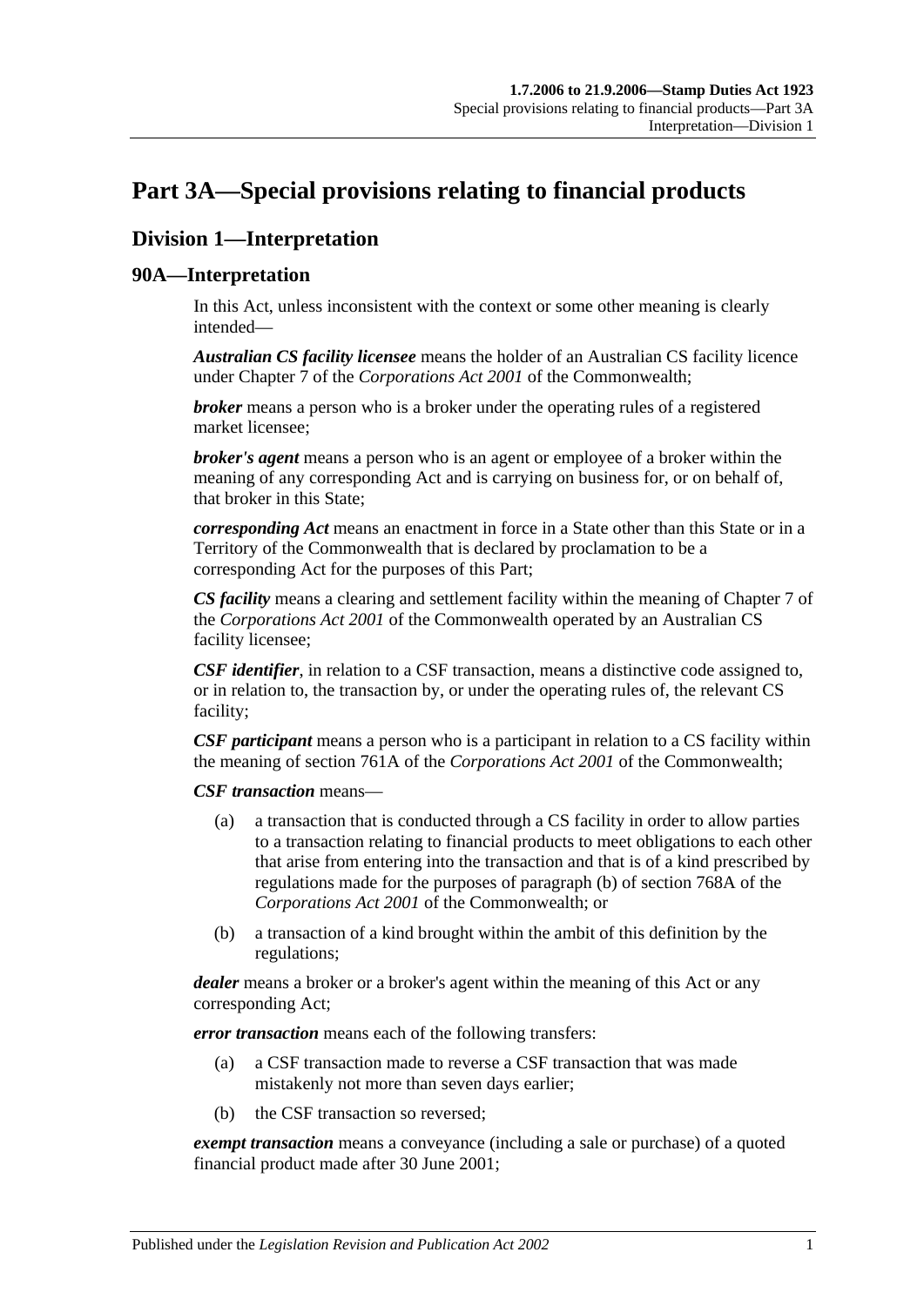# Part 3A—Special provisions relating to financial products

## Division 1—Interpretation

### 90A—Interpretation

In this Act, unless inconsistent with the context or some other meaning is clearly intended—

***Australian CS facility licensee*** means the holder of an Australian CS facility licence under Chapter 7 of the *Corporations Act 2001* of the Commonwealth;

***broker*** means a person who is a broker under the operating rules of a registered market licensee;

***broker's agent*** means a person who is an agent or employee of a broker within the meaning of any corresponding Act and is carrying on business for, or on behalf of, that broker in this State;

***corresponding Act*** means an enactment in force in a State other than this State or in a Territory of the Commonwealth that is declared by proclamation to be a corresponding Act for the purposes of this Part;

***CS facility*** means a clearing and settlement facility within the meaning of Chapter 7 of the *Corporations Act 2001* of the Commonwealth operated by an Australian CS facility licensee;

***CSF identifier***, in relation to a CSF transaction, means a distinctive code assigned to, or in relation to, the transaction by, or under the operating rules of, the relevant CS facility;

***CSF participant*** means a person who is a participant in relation to a CS facility within the meaning of section 761A of the *Corporations Act 2001* of the Commonwealth;

***CSF transaction*** means—

(a) a transaction that is conducted through a CS facility in order to allow parties to a transaction relating to financial products to meet obligations to each other that arise from entering into the transaction and that is of a kind prescribed by regulations made for the purposes of paragraph (b) of section 768A of the *Corporations Act 2001* of the Commonwealth; or

(b) a transaction of a kind brought within the ambit of this definition by the regulations;

***dealer*** means a broker or a broker's agent within the meaning of this Act or any corresponding Act;

***error transaction*** means each of the following transfers:

(a) a CSF transaction made to reverse a CSF transaction that was made mistakenly not more than seven days earlier;

(b) the CSF transaction so reversed;

***exempt transaction*** means a conveyance (including a sale or purchase) of a quoted financial product made after 30 June 2001;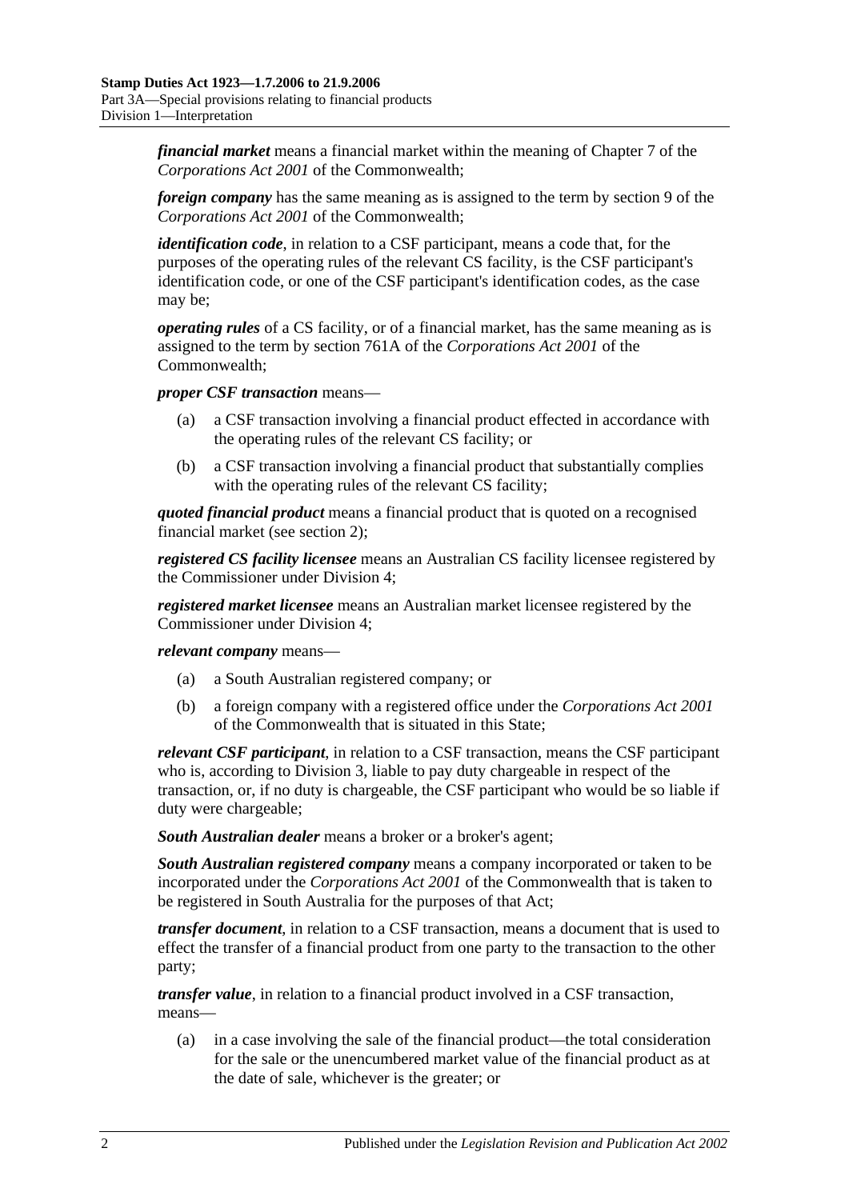***financial market*** means a financial market within the meaning of Chapter 7 of the *Corporations Act 2001* of the Commonwealth;

***foreign company*** has the same meaning as is assigned to the term by section 9 of the *Corporations Act 2001* of the Commonwealth;

***identification code***, in relation to a CSF participant, means a code that, for the purposes of the operating rules of the relevant CS facility, is the CSF participant's identification code, or one of the CSF participant's identification codes, as the case may be;

***operating rules*** of a CS facility, or of a financial market, has the same meaning as is assigned to the term by section 761A of the *Corporations Act 2001* of the Commonwealth;

***proper CSF transaction*** means—

(a) a CSF transaction involving a financial product effected in accordance with the operating rules of the relevant CS facility; or

(b) a CSF transaction involving a financial product that substantially complies with the operating rules of the relevant CS facility;

***quoted financial product*** means a financial product that is quoted on a recognised financial market (see section 2);

***registered CS facility licensee*** means an Australian CS facility licensee registered by the Commissioner under Division 4;

***registered market licensee*** means an Australian market licensee registered by the Commissioner under Division 4;

***relevant company*** means—

(a) a South Australian registered company; or

(b) a foreign company with a registered office under the *Corporations Act 2001* of the Commonwealth that is situated in this State;

***relevant CSF participant***, in relation to a CSF transaction, means the CSF participant who is, according to Division 3, liable to pay duty chargeable in respect of the transaction, or, if no duty is chargeable, the CSF participant who would be so liable if duty were chargeable;

***South Australian dealer*** means a broker or a broker's agent;

***South Australian registered company*** means a company incorporated or taken to be incorporated under the *Corporations Act 2001* of the Commonwealth that is taken to be registered in South Australia for the purposes of that Act;

***transfer document***, in relation to a CSF transaction, means a document that is used to effect the transfer of a financial product from one party to the transaction to the other party;

***transfer value***, in relation to a financial product involved in a CSF transaction, means—

(a) in a case involving the sale of the financial product—the total consideration for the sale or the unencumbered market value of the financial product as at the date of sale, whichever is the greater; or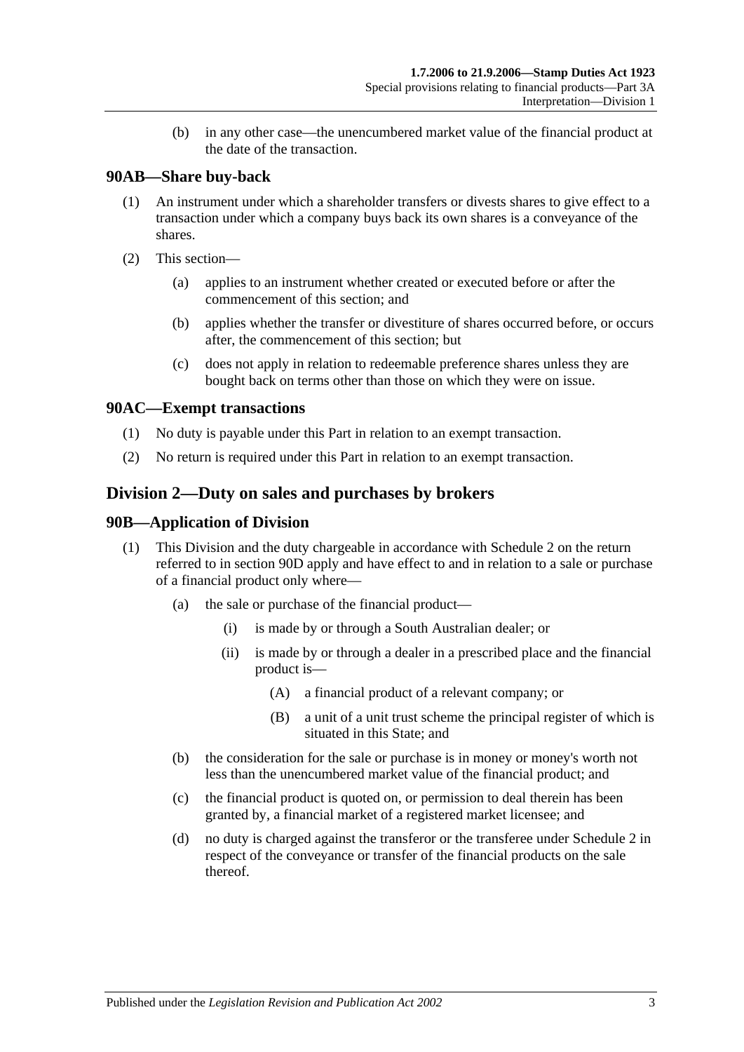(b) in any other case—the unencumbered market value of the financial product at the date of the transaction.

### 90AB—Share buy-back

(1) An instrument under which a shareholder transfers or divests shares to give effect to a transaction under which a company buys back its own shares is a conveyance of the shares.

(2) This section—

(a) applies to an instrument whether created or executed before or after the commencement of this section; and

(b) applies whether the transfer or divestiture of shares occurred before, or occurs after, the commencement of this section; but

(c) does not apply in relation to redeemable preference shares unless they are bought back on terms other than those on which they were on issue.

### 90AC—Exempt transactions

(1) No duty is payable under this Part in relation to an exempt transaction.

(2) No return is required under this Part in relation to an exempt transaction.

## Division 2—Duty on sales and purchases by brokers

### 90B—Application of Division

(1) This Division and the duty chargeable in accordance with Schedule 2 on the return referred to in section 90D apply and have effect to and in relation to a sale or purchase of a financial product only where—

(a) the sale or purchase of the financial product—

(i) is made by or through a South Australian dealer; or

(ii) is made by or through a dealer in a prescribed place and the financial product is—

(A) a financial product of a relevant company; or

(B) a unit of a unit trust scheme the principal register of which is situated in this State; and

(b) the consideration for the sale or purchase is in money or money's worth not less than the unencumbered market value of the financial product; and

(c) the financial product is quoted on, or permission to deal therein has been granted by, a financial market of a registered market licensee; and

(d) no duty is charged against the transferor or the transferee under Schedule 2 in respect of the conveyance or transfer of the financial products on the sale thereof.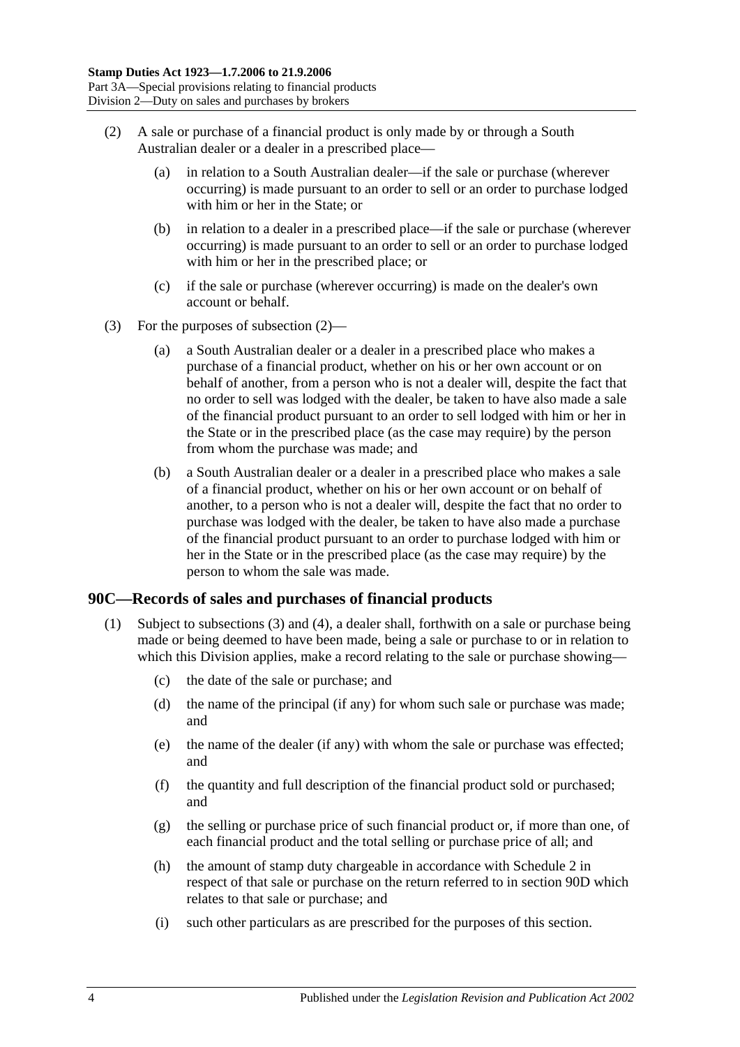(2) A sale or purchase of a financial product is only made by or through a South Australian dealer or a dealer in a prescribed place—

(a) in relation to a South Australian dealer—if the sale or purchase (wherever occurring) is made pursuant to an order to sell or an order to purchase lodged with him or her in the State; or

(b) in relation to a dealer in a prescribed place—if the sale or purchase (wherever occurring) is made pursuant to an order to sell or an order to purchase lodged with him or her in the prescribed place; or

(c) if the sale or purchase (wherever occurring) is made on the dealer's own account or behalf.

(3) For the purposes of subsection (2)—

(a) a South Australian dealer or a dealer in a prescribed place who makes a purchase of a financial product, whether on his or her own account or on behalf of another, from a person who is not a dealer will, despite the fact that no order to sell was lodged with the dealer, be taken to have also made a sale of the financial product pursuant to an order to sell lodged with him or her in the State or in the prescribed place (as the case may require) by the person from whom the purchase was made; and

(b) a South Australian dealer or a dealer in a prescribed place who makes a sale of a financial product, whether on his or her own account or on behalf of another, to a person who is not a dealer will, despite the fact that no order to purchase was lodged with the dealer, be taken to have also made a purchase of the financial product pursuant to an order to purchase lodged with him or her in the State or in the prescribed place (as the case may require) by the person to whom the sale was made.

## 90C—Records of sales and purchases of financial products

(1) Subject to subsections (3) and (4), a dealer shall, forthwith on a sale or purchase being made or being deemed to have been made, being a sale or purchase to or in relation to which this Division applies, make a record relating to the sale or purchase showing—

(c) the date of the sale or purchase; and

(d) the name of the principal (if any) for whom such sale or purchase was made; and

(e) the name of the dealer (if any) with whom the sale or purchase was effected; and

(f) the quantity and full description of the financial product sold or purchased; and

(g) the selling or purchase price of such financial product or, if more than one, of each financial product and the total selling or purchase price of all; and

(h) the amount of stamp duty chargeable in accordance with Schedule 2 in respect of that sale or purchase on the return referred to in section 90D which relates to that sale or purchase; and

(i) such other particulars as are prescribed for the purposes of this section.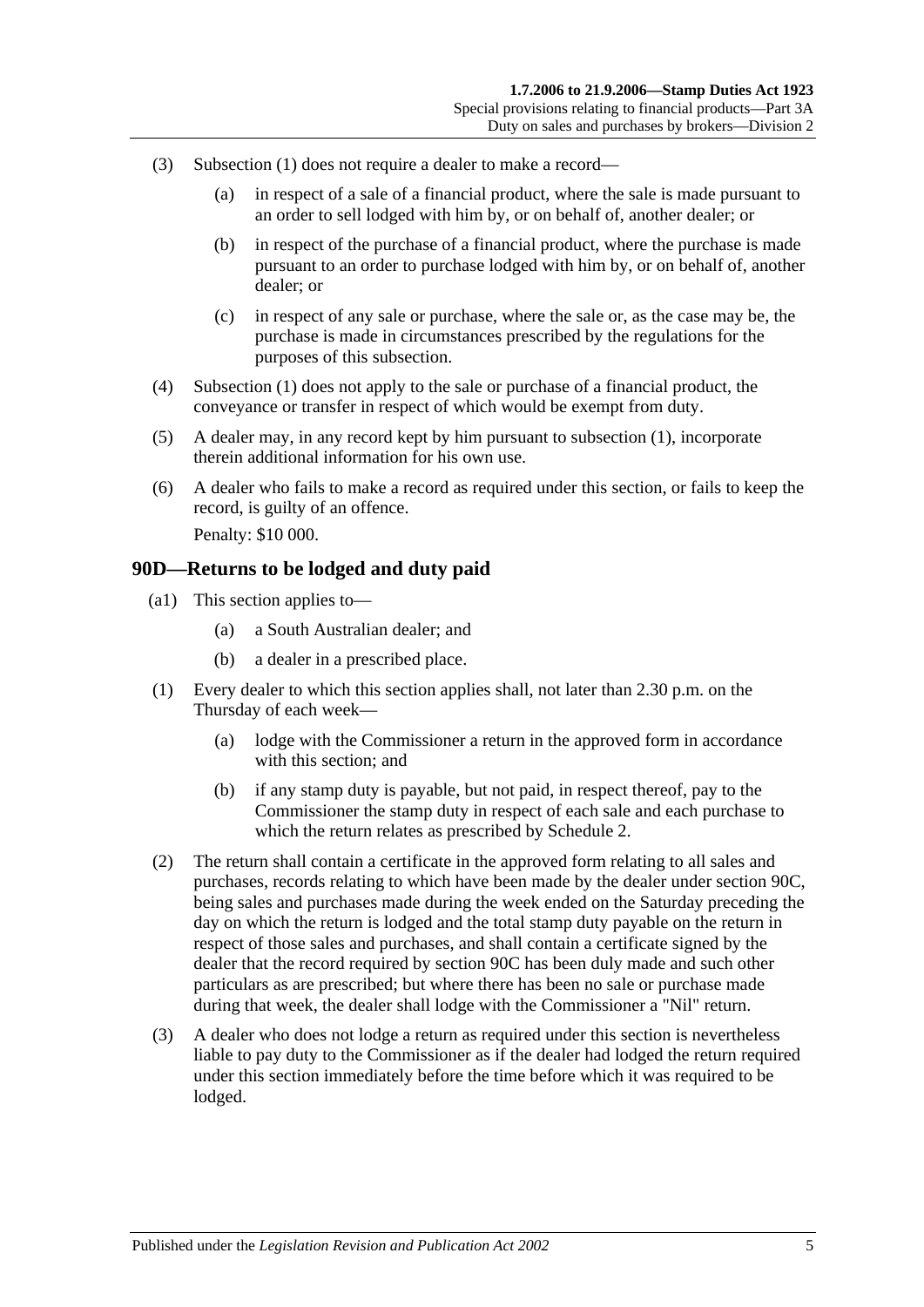(3) Subsection (1) does not require a dealer to make a record—

(a) in respect of a sale of a financial product, where the sale is made pursuant to an order to sell lodged with him by, or on behalf of, another dealer; or

(b) in respect of the purchase of a financial product, where the purchase is made pursuant to an order to purchase lodged with him by, or on behalf of, another dealer; or

(c) in respect of any sale or purchase, where the sale or, as the case may be, the purchase is made in circumstances prescribed by the regulations for the purposes of this subsection.

(4) Subsection (1) does not apply to the sale or purchase of a financial product, the conveyance or transfer in respect of which would be exempt from duty.

(5) A dealer may, in any record kept by him pursuant to subsection (1), incorporate therein additional information for his own use.

(6) A dealer who fails to make a record as required under this section, or fails to keep the record, is guilty of an offence.

Penalty: $10 000.

## 90D—Returns to be lodged and duty paid

(a1) This section applies to—

(a) a South Australian dealer; and

(b) a dealer in a prescribed place.

(1) Every dealer to which this section applies shall, not later than 2.30 p.m. on the Thursday of each week—

(a) lodge with the Commissioner a return in the approved form in accordance with this section; and

(b) if any stamp duty is payable, but not paid, in respect thereof, pay to the Commissioner the stamp duty in respect of each sale and each purchase to which the return relates as prescribed by Schedule 2.

(2) The return shall contain a certificate in the approved form relating to all sales and purchases, records relating to which have been made by the dealer under section 90C, being sales and purchases made during the week ended on the Saturday preceding the day on which the return is lodged and the total stamp duty payable on the return in respect of those sales and purchases, and shall contain a certificate signed by the dealer that the record required by section 90C has been duly made and such other particulars as are prescribed; but where there has been no sale or purchase made during that week, the dealer shall lodge with the Commissioner a "Nil" return.

(3) A dealer who does not lodge a return as required under this section is nevertheless liable to pay duty to the Commissioner as if the dealer had lodged the return required under this section immediately before the time before which it was required to be lodged.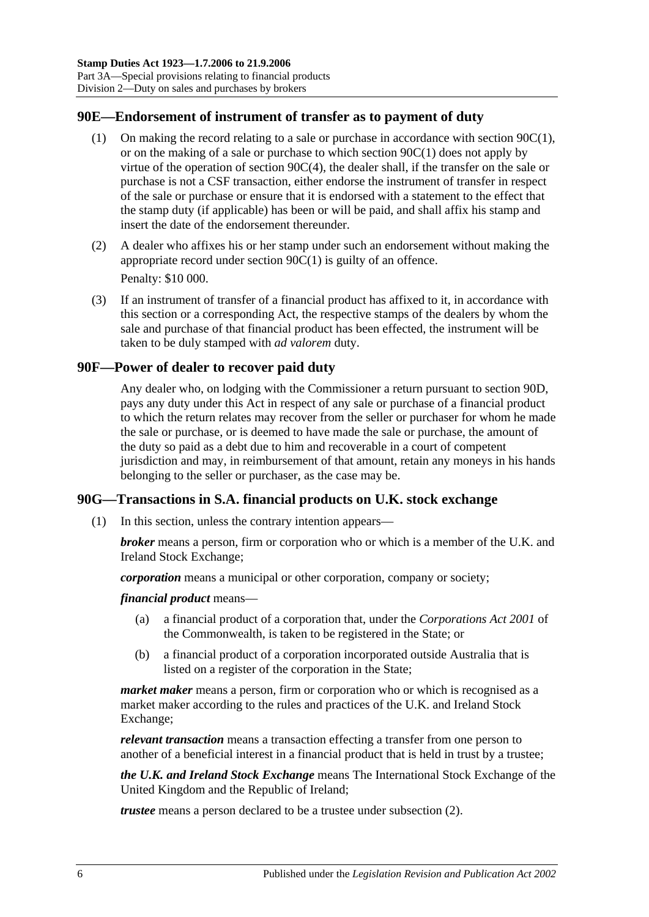## 90E—Endorsement of instrument of transfer as to payment of duty

(1) On making the record relating to a sale or purchase in accordance with section 90C(1), or on the making of a sale or purchase to which section 90C(1) does not apply by virtue of the operation of section 90C(4), the dealer shall, if the transfer on the sale or purchase is not a CSF transaction, either endorse the instrument of transfer in respect of the sale or purchase or ensure that it is endorsed with a statement to the effect that the stamp duty (if applicable) has been or will be paid, and shall affix his stamp and insert the date of the endorsement thereunder.

(2) A dealer who affixes his or her stamp under such an endorsement without making the appropriate record under section 90C(1) is guilty of an offence.

Penalty: $10 000.

(3) If an instrument of transfer of a financial product has affixed to it, in accordance with this section or a corresponding Act, the respective stamps of the dealers by whom the sale and purchase of that financial product has been effected, the instrument will be taken to be duly stamped with *ad valorem* duty.

## 90F—Power of dealer to recover paid duty

Any dealer who, on lodging with the Commissioner a return pursuant to section 90D, pays any duty under this Act in respect of any sale or purchase of a financial product to which the return relates may recover from the seller or purchaser for whom he made the sale or purchase, or is deemed to have made the sale or purchase, the amount of the duty so paid as a debt due to him and recoverable in a court of competent jurisdiction and may, in reimbursement of that amount, retain any moneys in his hands belonging to the seller or purchaser, as the case may be.

## 90G—Transactions in S.A. financial products on U.K. stock exchange

(1) In this section, unless the contrary intention appears—

***broker*** means a person, firm or corporation who or which is a member of the U.K. and Ireland Stock Exchange;

***corporation*** means a municipal or other corporation, company or society;

***financial product*** means—

(a) a financial product of a corporation that, under the *Corporations Act 2001* of the Commonwealth, is taken to be registered in the State; or

(b) a financial product of a corporation incorporated outside Australia that is listed on a register of the corporation in the State;

***market maker*** means a person, firm or corporation who or which is recognised as a market maker according to the rules and practices of the U.K. and Ireland Stock Exchange;

***relevant transaction*** means a transaction effecting a transfer from one person to another of a beneficial interest in a financial product that is held in trust by a trustee;

***the U.K. and Ireland Stock Exchange*** means The International Stock Exchange of the United Kingdom and the Republic of Ireland;

***trustee*** means a person declared to be a trustee under subsection (2).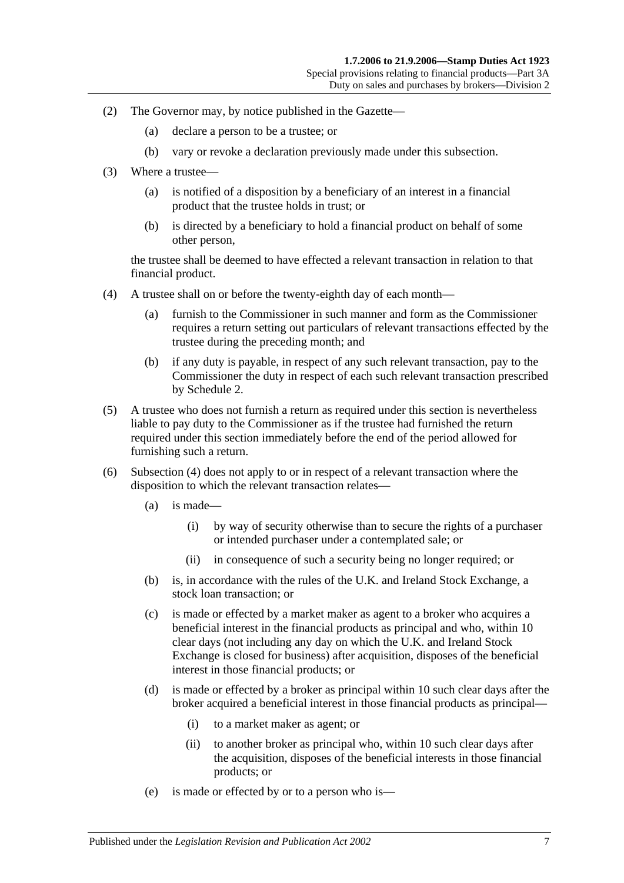(2) The Governor may, by notice published in the Gazette—

(a) declare a person to be a trustee; or

(b) vary or revoke a declaration previously made under this subsection.

(3) Where a trustee—

(a) is notified of a disposition by a beneficiary of an interest in a financial product that the trustee holds in trust; or

(b) is directed by a beneficiary to hold a financial product on behalf of some other person,

the trustee shall be deemed to have effected a relevant transaction in relation to that financial product.

(4) A trustee shall on or before the twenty-eighth day of each month—

(a) furnish to the Commissioner in such manner and form as the Commissioner requires a return setting out particulars of relevant transactions effected by the trustee during the preceding month; and

(b) if any duty is payable, in respect of any such relevant transaction, pay to the Commissioner the duty in respect of each such relevant transaction prescribed by Schedule 2.

(5) A trustee who does not furnish a return as required under this section is nevertheless liable to pay duty to the Commissioner as if the trustee had furnished the return required under this section immediately before the end of the period allowed for furnishing such a return.

(6) Subsection (4) does not apply to or in respect of a relevant transaction where the disposition to which the relevant transaction relates—

(a) is made—

(i) by way of security otherwise than to secure the rights of a purchaser or intended purchaser under a contemplated sale; or

(ii) in consequence of such a security being no longer required; or

(b) is, in accordance with the rules of the U.K. and Ireland Stock Exchange, a stock loan transaction; or

(c) is made or effected by a market maker as agent to a broker who acquires a beneficial interest in the financial products as principal and who, within 10 clear days (not including any day on which the U.K. and Ireland Stock Exchange is closed for business) after acquisition, disposes of the beneficial interest in those financial products; or

(d) is made or effected by a broker as principal within 10 such clear days after the broker acquired a beneficial interest in those financial products as principal—

(i) to a market maker as agent; or

(ii) to another broker as principal who, within 10 such clear days after the acquisition, disposes of the beneficial interests in those financial products; or

(e) is made or effected by or to a person who is—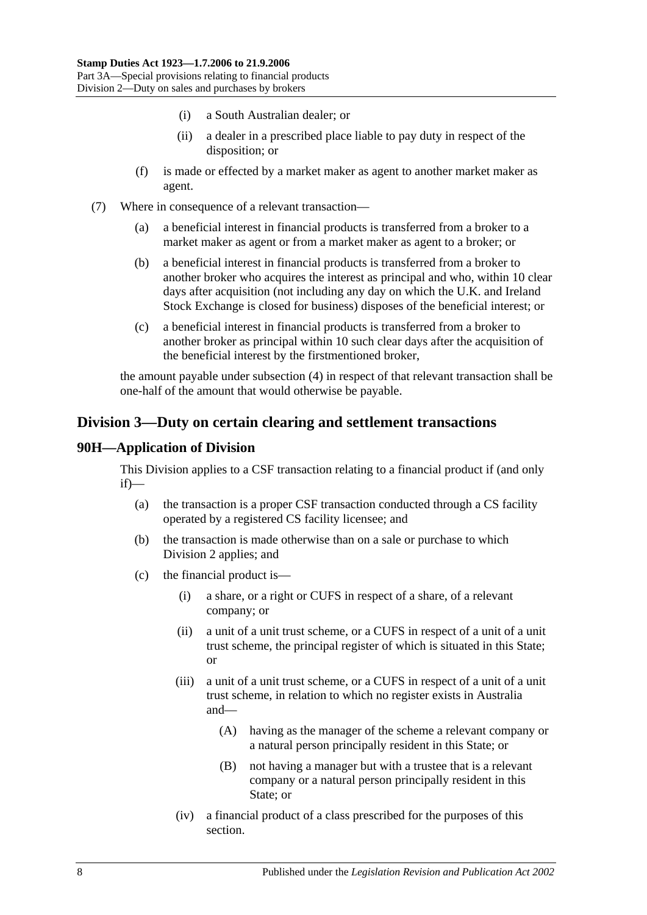(i) a South Australian dealer; or

(ii) a dealer in a prescribed place liable to pay duty in respect of the disposition; or

(f) is made or effected by a market maker as agent to another market maker as agent.

(7) Where in consequence of a relevant transaction—

(a) a beneficial interest in financial products is transferred from a broker to a market maker as agent or from a market maker as agent to a broker; or

(b) a beneficial interest in financial products is transferred from a broker to another broker who acquires the interest as principal and who, within 10 clear days after acquisition (not including any day on which the U.K. and Ireland Stock Exchange is closed for business) disposes of the beneficial interest; or

(c) a beneficial interest in financial products is transferred from a broker to another broker as principal within 10 such clear days after the acquisition of the beneficial interest by the firstmentioned broker,

the amount payable under subsection (4) in respect of that relevant transaction shall be one-half of the amount that would otherwise be payable.

## Division 3—Duty on certain clearing and settlement transactions

### 90H—Application of Division

This Division applies to a CSF transaction relating to a financial product if (and only if)—

(a) the transaction is a proper CSF transaction conducted through a CS facility operated by a registered CS facility licensee; and

(b) the transaction is made otherwise than on a sale or purchase to which Division 2 applies; and

(c) the financial product is—

(i) a share, or a right or CUFS in respect of a share, of a relevant company; or

(ii) a unit of a unit trust scheme, or a CUFS in respect of a unit of a unit trust scheme, the principal register of which is situated in this State; or

(iii) a unit of a unit trust scheme, or a CUFS in respect of a unit of a unit trust scheme, in relation to which no register exists in Australia and—

(A) having as the manager of the scheme a relevant company or a natural person principally resident in this State; or

(B) not having a manager but with a trustee that is a relevant company or a natural person principally resident in this State; or

(iv) a financial product of a class prescribed for the purposes of this section.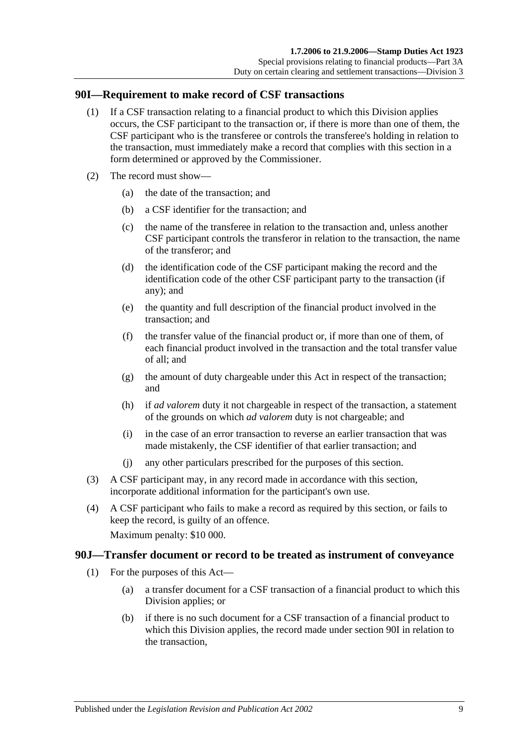## 90I—Requirement to make record of CSF transactions

(1) If a CSF transaction relating to a financial product to which this Division applies occurs, the CSF participant to the transaction or, if there is more than one of them, the CSF participant who is the transferee or controls the transferee's holding in relation to the transaction, must immediately make a record that complies with this section in a form determined or approved by the Commissioner.

(2) The record must show—

(a) the date of the transaction; and

(b) a CSF identifier for the transaction; and

(c) the name of the transferee in relation to the transaction and, unless another CSF participant controls the transferor in relation to the transaction, the name of the transferor; and

(d) the identification code of the CSF participant making the record and the identification code of the other CSF participant party to the transaction (if any); and

(e) the quantity and full description of the financial product involved in the transaction; and

(f) the transfer value of the financial product or, if more than one of them, of each financial product involved in the transaction and the total transfer value of all; and

(g) the amount of duty chargeable under this Act in respect of the transaction; and

(h) if *ad valorem* duty it not chargeable in respect of the transaction, a statement of the grounds on which *ad valorem* duty is not chargeable; and

(i) in the case of an error transaction to reverse an earlier transaction that was made mistakenly, the CSF identifier of that earlier transaction; and

(j) any other particulars prescribed for the purposes of this section.

(3) A CSF participant may, in any record made in accordance with this section, incorporate additional information for the participant's own use.

(4) A CSF participant who fails to make a record as required by this section, or fails to keep the record, is guilty of an offence.

Maximum penalty: $10 000.

## 90J—Transfer document or record to be treated as instrument of conveyance

(1) For the purposes of this Act—

(a) a transfer document for a CSF transaction of a financial product to which this Division applies; or

(b) if there is no such document for a CSF transaction of a financial product to which this Division applies, the record made under section 90I in relation to the transaction,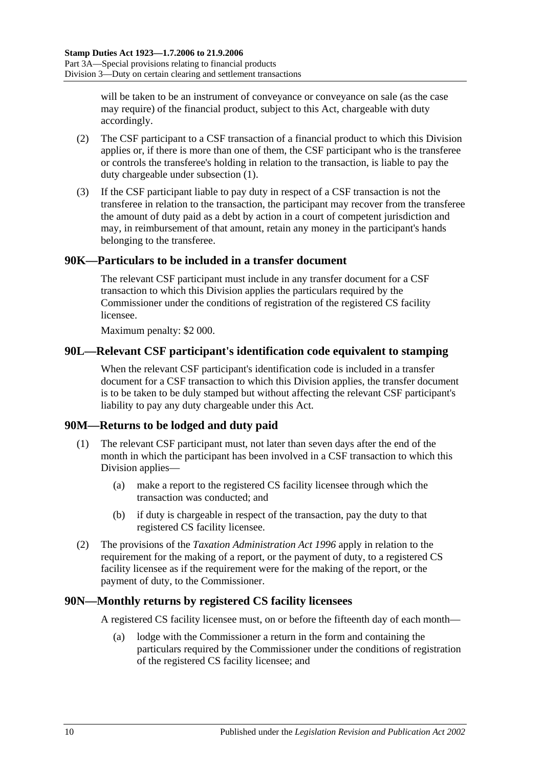will be taken to be an instrument of conveyance or conveyance on sale (as the case may require) of the financial product, subject to this Act, chargeable with duty accordingly.

(2) The CSF participant to a CSF transaction of a financial product to which this Division applies or, if there is more than one of them, the CSF participant who is the transferee or controls the transferee's holding in relation to the transaction, is liable to pay the duty chargeable under subsection (1).

(3) If the CSF participant liable to pay duty in respect of a CSF transaction is not the transferee in relation to the transaction, the participant may recover from the transferee the amount of duty paid as a debt by action in a court of competent jurisdiction and may, in reimbursement of that amount, retain any money in the participant's hands belonging to the transferee.

## 90K—Particulars to be included in a transfer document

The relevant CSF participant must include in any transfer document for a CSF transaction to which this Division applies the particulars required by the Commissioner under the conditions of registration of the registered CS facility licensee.

Maximum penalty: $2 000.

## 90L—Relevant CSF participant's identification code equivalent to stamping

When the relevant CSF participant's identification code is included in a transfer document for a CSF transaction to which this Division applies, the transfer document is to be taken to be duly stamped but without affecting the relevant CSF participant's liability to pay any duty chargeable under this Act.

## 90M—Returns to be lodged and duty paid

(1) The relevant CSF participant must, not later than seven days after the end of the month in which the participant has been involved in a CSF transaction to which this Division applies—

(a) make a report to the registered CS facility licensee through which the transaction was conducted; and

(b) if duty is chargeable in respect of the transaction, pay the duty to that registered CS facility licensee.

(2) The provisions of the *Taxation Administration Act 1996* apply in relation to the requirement for the making of a report, or the payment of duty, to a registered CS facility licensee as if the requirement were for the making of the report, or the payment of duty, to the Commissioner.

## 90N—Monthly returns by registered CS facility licensees

A registered CS facility licensee must, on or before the fifteenth day of each month—

(a) lodge with the Commissioner a return in the form and containing the particulars required by the Commissioner under the conditions of registration of the registered CS facility licensee; and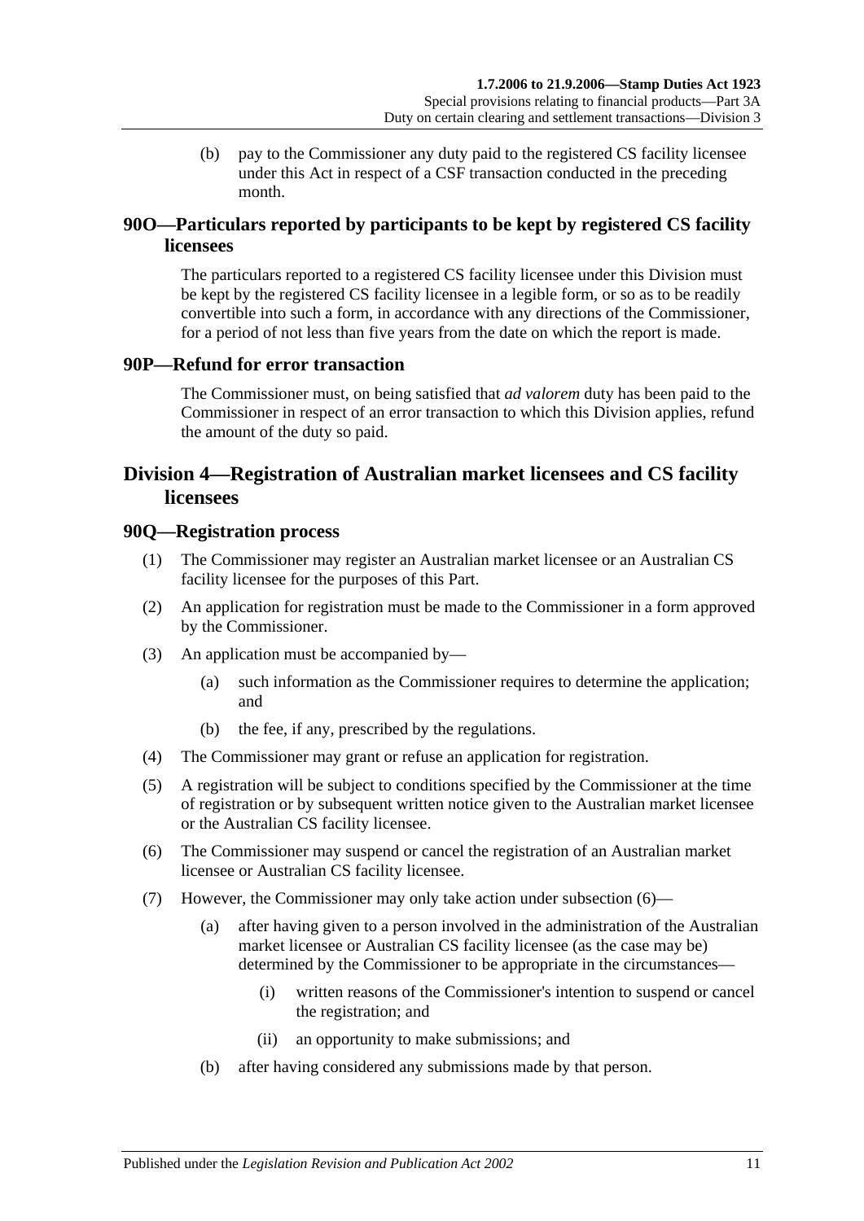(b) pay to the Commissioner any duty paid to the registered CS facility licensee under this Act in respect of a CSF transaction conducted in the preceding month.

### 90O—Particulars reported by participants to be kept by registered CS facility licensees

The particulars reported to a registered CS facility licensee under this Division must be kept by the registered CS facility licensee in a legible form, or so as to be readily convertible into such a form, in accordance with any directions of the Commissioner, for a period of not less than five years from the date on which the report is made.

### 90P—Refund for error transaction

The Commissioner must, on being satisfied that *ad valorem* duty has been paid to the Commissioner in respect of an error transaction to which this Division applies, refund the amount of the duty so paid.

## Division 4—Registration of Australian market licensees and CS facility licensees

### 90Q—Registration process

(1) The Commissioner may register an Australian market licensee or an Australian CS facility licensee for the purposes of this Part.

(2) An application for registration must be made to the Commissioner in a form approved by the Commissioner.

(3) An application must be accompanied by—

(a) such information as the Commissioner requires to determine the application; and

(b) the fee, if any, prescribed by the regulations.

(4) The Commissioner may grant or refuse an application for registration.

(5) A registration will be subject to conditions specified by the Commissioner at the time of registration or by subsequent written notice given to the Australian market licensee or the Australian CS facility licensee.

(6) The Commissioner may suspend or cancel the registration of an Australian market licensee or Australian CS facility licensee.

(7) However, the Commissioner may only take action under subsection (6)—

(a) after having given to a person involved in the administration of the Australian market licensee or Australian CS facility licensee (as the case may be) determined by the Commissioner to be appropriate in the circumstances—

(i) written reasons of the Commissioner's intention to suspend or cancel the registration; and

(ii) an opportunity to make submissions; and

(b) after having considered any submissions made by that person.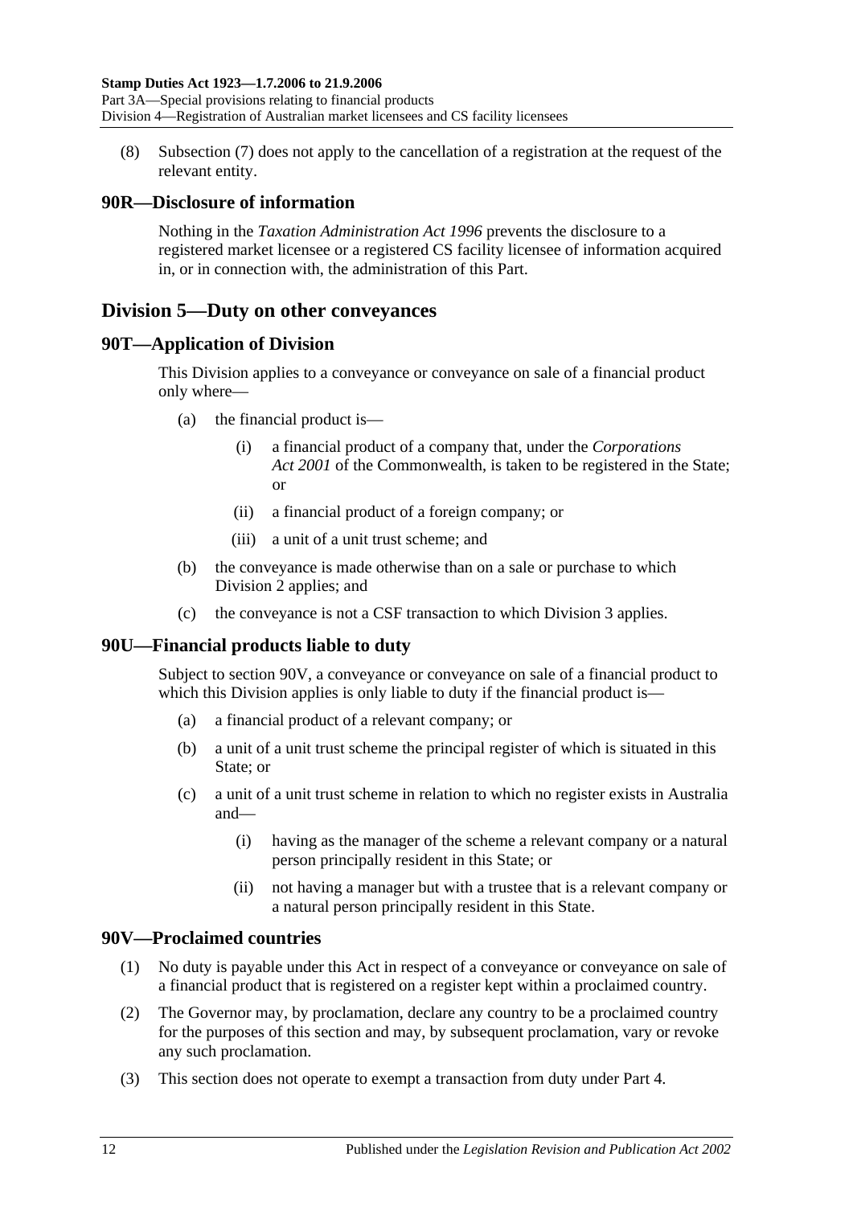(8) Subsection (7) does not apply to the cancellation of a registration at the request of the relevant entity.

## 90R—Disclosure of information

Nothing in the *Taxation Administration Act 1996* prevents the disclosure to a registered market licensee or a registered CS facility licensee of information acquired in, or in connection with, the administration of this Part.

# Division 5—Duty on other conveyances

## 90T—Application of Division

This Division applies to a conveyance or conveyance on sale of a financial product only where—

- (a) the financial product is—
  - (i) a financial product of a company that, under the *Corporations Act 2001* of the Commonwealth, is taken to be registered in the State; or
  - (ii) a financial product of a foreign company; or
  - (iii) a unit of a unit trust scheme; and
- (b) the conveyance is made otherwise than on a sale or purchase to which Division 2 applies; and
- (c) the conveyance is not a CSF transaction to which Division 3 applies.

## 90U—Financial products liable to duty

Subject to section 90V, a conveyance or conveyance on sale of a financial product to which this Division applies is only liable to duty if the financial product is—

- (a) a financial product of a relevant company; or
- (b) a unit of a unit trust scheme the principal register of which is situated in this State; or
- (c) a unit of a unit trust scheme in relation to which no register exists in Australia and—
  - (i) having as the manager of the scheme a relevant company or a natural person principally resident in this State; or
  - (ii) not having a manager but with a trustee that is a relevant company or a natural person principally resident in this State.

## 90V—Proclaimed countries

(1) No duty is payable under this Act in respect of a conveyance or conveyance on sale of a financial product that is registered on a register kept within a proclaimed country.

(2) The Governor may, by proclamation, declare any country to be a proclaimed country for the purposes of this section and may, by subsequent proclamation, vary or revoke any such proclamation.

(3) This section does not operate to exempt a transaction from duty under Part 4.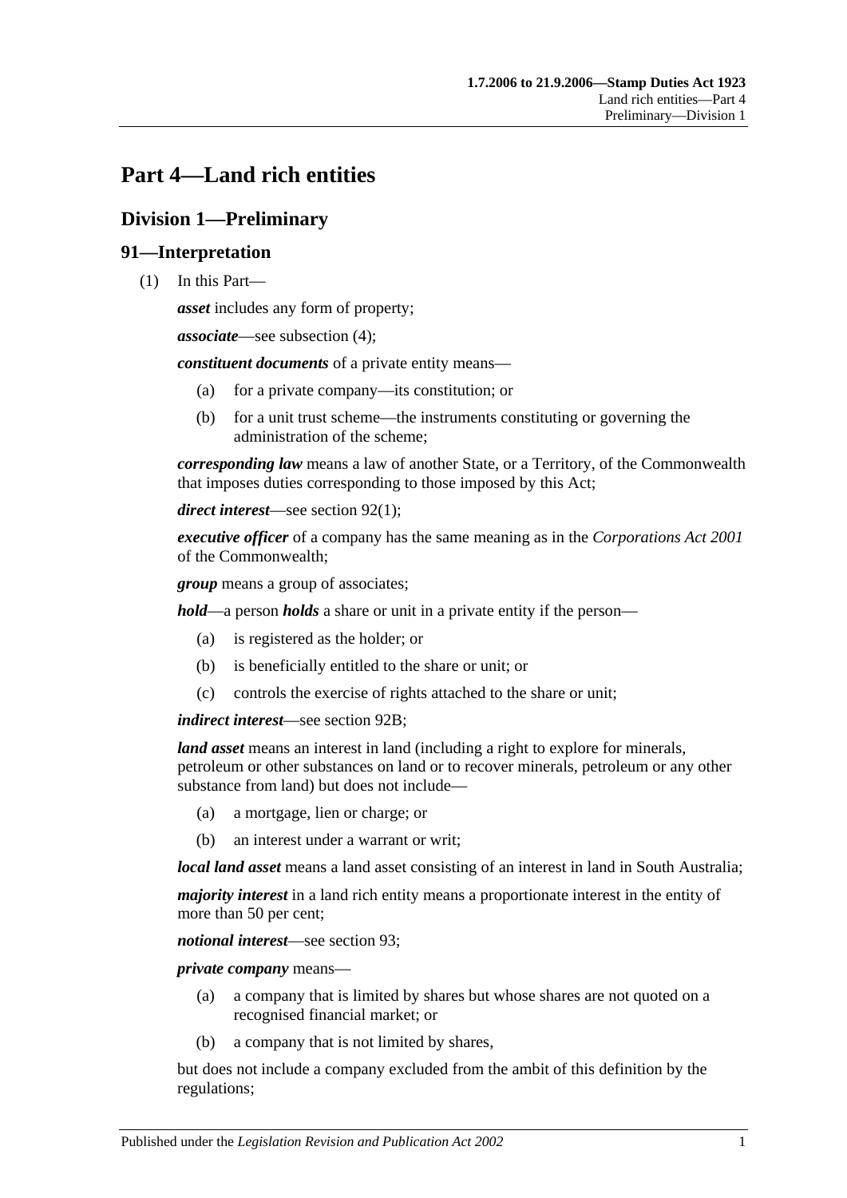# Part 4—Land rich entities

## Division 1—Preliminary

### 91—Interpretation

(1) In this Part—

***asset*** includes any form of property;

***associate***—see subsection (4);

***constituent documents*** of a private entity means—

- (a) for a private company—its constitution; or
- (b) for a unit trust scheme—the instruments constituting or governing the administration of the scheme;

***corresponding law*** means a law of another State, or a Territory, of the Commonwealth that imposes duties corresponding to those imposed by this Act;

***direct interest***—see section 92(1);

***executive officer*** of a company has the same meaning as in the *Corporations Act 2001* of the Commonwealth;

***group*** means a group of associates;

***hold***—a person ***holds*** a share or unit in a private entity if the person—

- (a) is registered as the holder; or
- (b) is beneficially entitled to the share or unit; or
- (c) controls the exercise of rights attached to the share or unit;

***indirect interest***—see section 92B;

***land asset*** means an interest in land (including a right to explore for minerals, petroleum or other substances on land or to recover minerals, petroleum or any other substance from land) but does not include—

- (a) a mortgage, lien or charge; or
- (b) an interest under a warrant or writ;

***local land asset*** means a land asset consisting of an interest in land in South Australia;

***majority interest*** in a land rich entity means a proportionate interest in the entity of more than 50 per cent;

***notional interest***—see section 93;

***private company*** means—

- (a) a company that is limited by shares but whose shares are not quoted on a recognised financial market; or
- (b) a company that is not limited by shares,

but does not include a company excluded from the ambit of this definition by the regulations;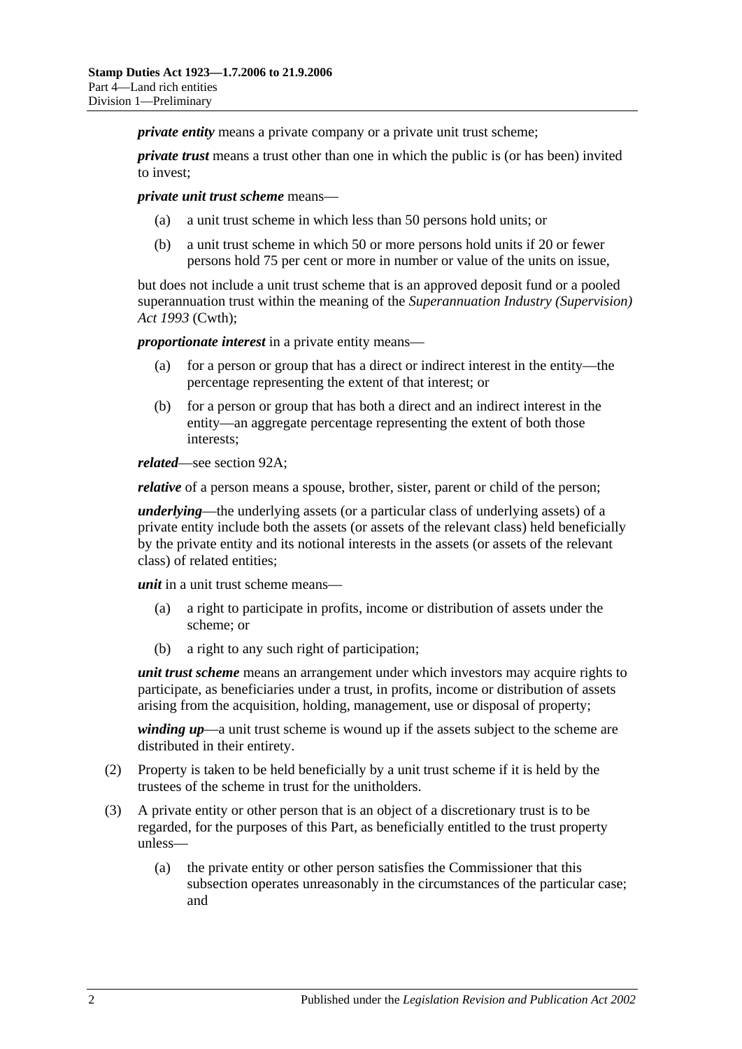***private entity*** means a private company or a private unit trust scheme;

***private trust*** means a trust other than one in which the public is (or has been) invited to invest;

***private unit trust scheme*** means—

- (a) a unit trust scheme in which less than 50 persons hold units; or
- (b) a unit trust scheme in which 50 or more persons hold units if 20 or fewer persons hold 75 per cent or more in number or value of the units on issue,

but does not include a unit trust scheme that is an approved deposit fund or a pooled superannuation trust within the meaning of the *Superannuation Industry (Supervision) Act 1993* (Cwth);

***proportionate interest*** in a private entity means—

- (a) for a person or group that has a direct or indirect interest in the entity—the percentage representing the extent of that interest; or
- (b) for a person or group that has both a direct and an indirect interest in the entity—an aggregate percentage representing the extent of both those interests;

***related***—see section 92A;

***relative*** of a person means a spouse, brother, sister, parent or child of the person;

***underlying***—the underlying assets (or a particular class of underlying assets) of a private entity include both the assets (or assets of the relevant class) held beneficially by the private entity and its notional interests in the assets (or assets of the relevant class) of related entities;

***unit*** in a unit trust scheme means—

- (a) a right to participate in profits, income or distribution of assets under the scheme; or
- (b) a right to any such right of participation;

***unit trust scheme*** means an arrangement under which investors may acquire rights to participate, as beneficiaries under a trust, in profits, income or distribution of assets arising from the acquisition, holding, management, use or disposal of property;

***winding up***—a unit trust scheme is wound up if the assets subject to the scheme are distributed in their entirety.

(2) Property is taken to be held beneficially by a unit trust scheme if it is held by the trustees of the scheme in trust for the unitholders.

(3) A private entity or other person that is an object of a discretionary trust is to be regarded, for the purposes of this Part, as beneficially entitled to the trust property unless—

- (a) the private entity or other person satisfies the Commissioner that this subsection operates unreasonably in the circumstances of the particular case; and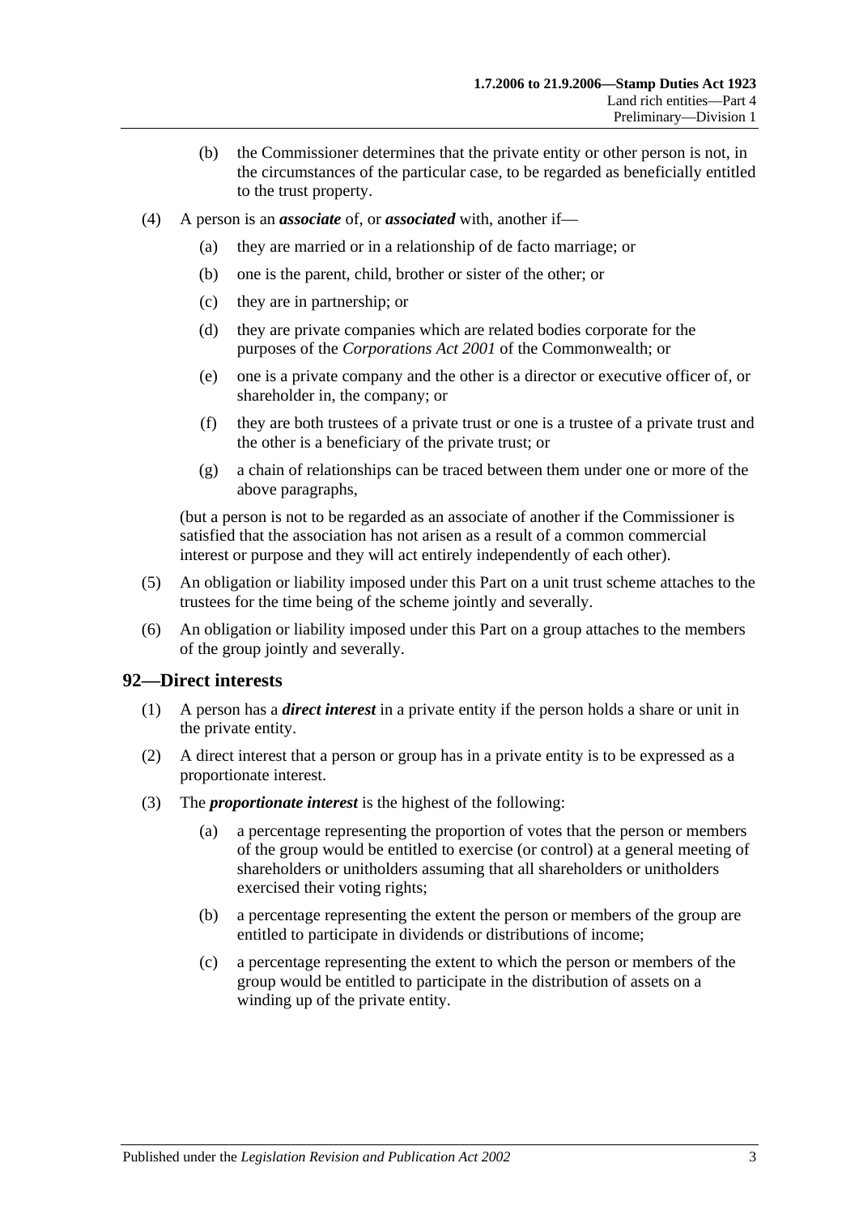(b) the Commissioner determines that the private entity or other person is not, in the circumstances of the particular case, to be regarded as beneficially entitled to the trust property.

(4) A person is an ***associate*** of, or ***associated*** with, another if—

(a) they are married or in a relationship of de facto marriage; or

(b) one is the parent, child, brother or sister of the other; or

(c) they are in partnership; or

(d) they are private companies which are related bodies corporate for the purposes of the *Corporations Act 2001* of the Commonwealth; or

(e) one is a private company and the other is a director or executive officer of, or shareholder in, the company; or

(f) they are both trustees of a private trust or one is a trustee of a private trust and the other is a beneficiary of the private trust; or

(g) a chain of relationships can be traced between them under one or more of the above paragraphs,

(but a person is not to be regarded as an associate of another if the Commissioner is satisfied that the association has not arisen as a result of a common commercial interest or purpose and they will act entirely independently of each other).

(5) An obligation or liability imposed under this Part on a unit trust scheme attaches to the trustees for the time being of the scheme jointly and severally.

(6) An obligation or liability imposed under this Part on a group attaches to the members of the group jointly and severally.

## 92—Direct interests

(1) A person has a ***direct interest*** in a private entity if the person holds a share or unit in the private entity.

(2) A direct interest that a person or group has in a private entity is to be expressed as a proportionate interest.

(3) The ***proportionate interest*** is the highest of the following:

(a) a percentage representing the proportion of votes that the person or members of the group would be entitled to exercise (or control) at a general meeting of shareholders or unitholders assuming that all shareholders or unitholders exercised their voting rights;

(b) a percentage representing the extent the person or members of the group are entitled to participate in dividends or distributions of income;

(c) a percentage representing the extent to which the person or members of the group would be entitled to participate in the distribution of assets on a winding up of the private entity.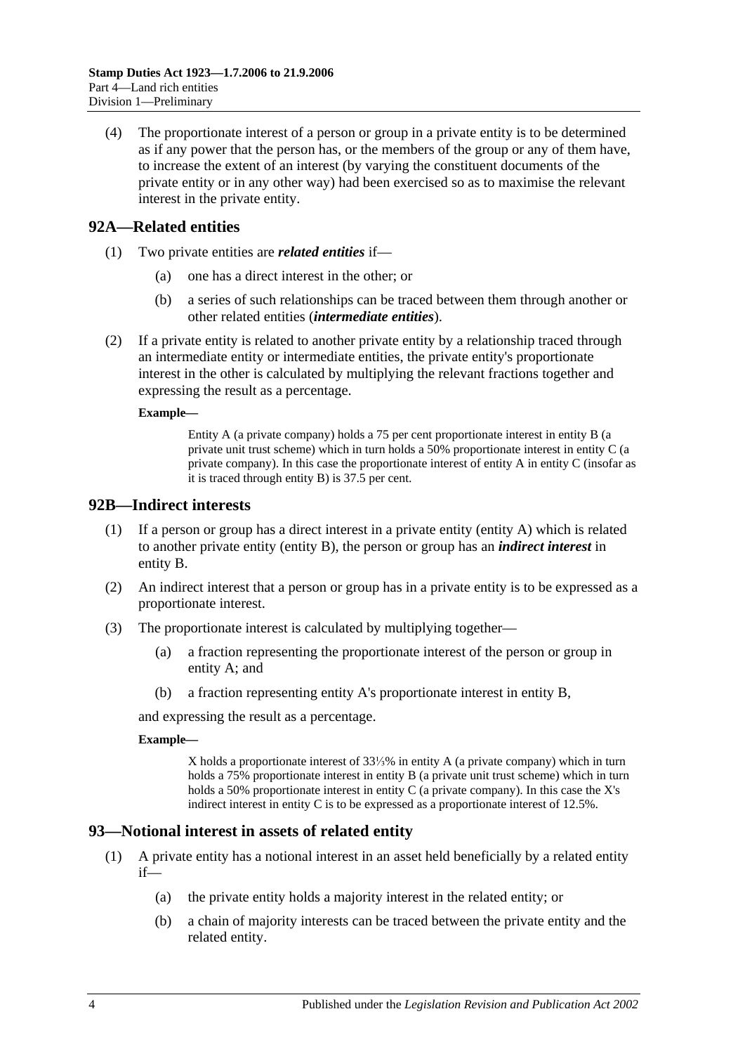(4) The proportionate interest of a person or group in a private entity is to be determined as if any power that the person has, or the members of the group or any of them have, to increase the extent of an interest (by varying the constituent documents of the private entity or in any other way) had been exercised so as to maximise the relevant interest in the private entity.

## 92A—Related entities

(1) Two private entities are ***related entities*** if—

(a) one has a direct interest in the other; or

(b) a series of such relationships can be traced between them through another or other related entities (***intermediate entities***).

(2) If a private entity is related to another private entity by a relationship traced through an intermediate entity or intermediate entities, the private entity's proportionate interest in the other is calculated by multiplying the relevant fractions together and expressing the result as a percentage.

**Example—**

Entity A (a private company) holds a 75 per cent proportionate interest in entity B (a private unit trust scheme) which in turn holds a 50% proportionate interest in entity C (a private company). In this case the proportionate interest of entity A in entity C (insofar as it is traced through entity B) is 37.5 per cent.

## 92B—Indirect interests

(1) If a person or group has a direct interest in a private entity (entity A) which is related to another private entity (entity B), the person or group has an ***indirect interest*** in entity B.

(2) An indirect interest that a person or group has in a private entity is to be expressed as a proportionate interest.

(3) The proportionate interest is calculated by multiplying together—

(a) a fraction representing the proportionate interest of the person or group in entity A; and

(b) a fraction representing entity A's proportionate interest in entity B,

and expressing the result as a percentage.

**Example—**

X holds a proportionate interest of 33⅓% in entity A (a private company) which in turn holds a 75% proportionate interest in entity B (a private unit trust scheme) which in turn holds a 50% proportionate interest in entity C (a private company). In this case the X's indirect interest in entity C is to be expressed as a proportionate interest of 12.5%.

## 93—Notional interest in assets of related entity

(1) A private entity has a notional interest in an asset held beneficially by a related entity if—

(a) the private entity holds a majority interest in the related entity; or

(b) a chain of majority interests can be traced between the private entity and the related entity.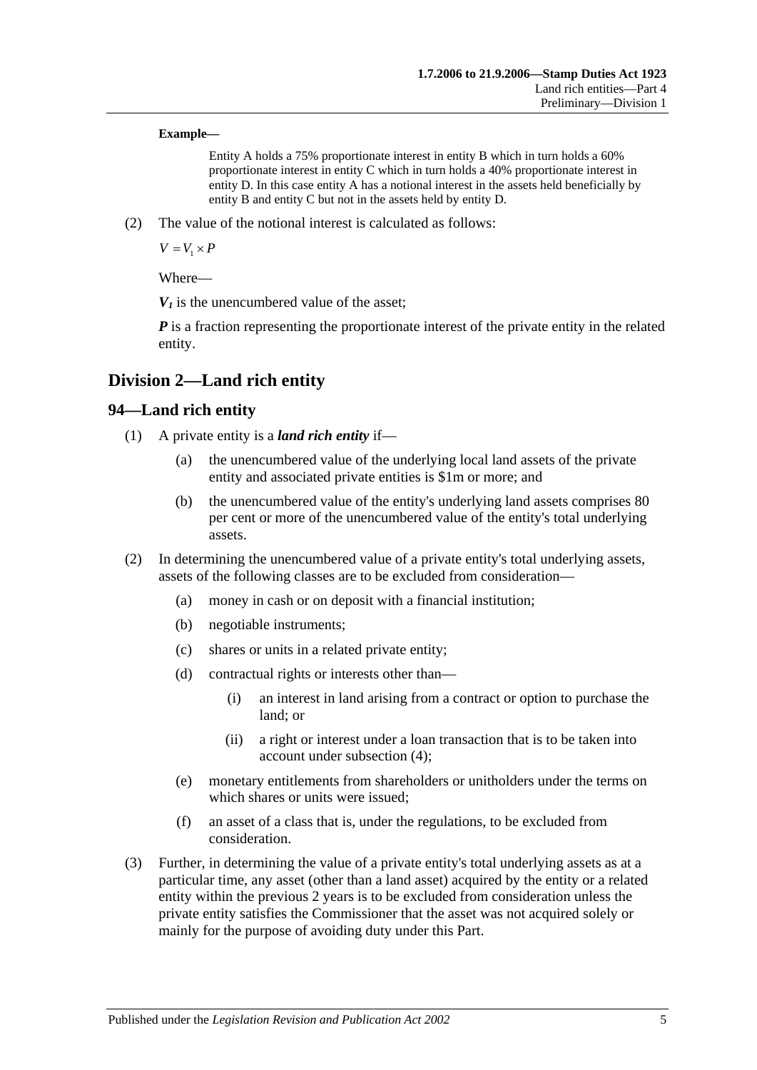**Example—**

Entity A holds a 75% proportionate interest in entity B which in turn holds a 60% proportionate interest in entity C which in turn holds a 40% proportionate interest in entity D. In this case entity A has a notional interest in the assets held beneficially by entity B and entity C but not in the assets held by entity D.

(2) The value of the notional interest is calculated as follows:

$$V = V_1 \times P$$

Where—

$V_1$ is the unencumbered value of the asset;

***P*** is a fraction representing the proportionate interest of the private entity in the related entity.

## Division 2—Land rich entity

### 94—Land rich entity

(1) A private entity is a ***land rich entity*** if—

(a) the unencumbered value of the underlying local land assets of the private entity and associated private entities is $1m or more; and

(b) the unencumbered value of the entity's underlying land assets comprises 80 per cent or more of the unencumbered value of the entity's total underlying assets.

(2) In determining the unencumbered value of a private entity's total underlying assets, assets of the following classes are to be excluded from consideration—

(a) money in cash or on deposit with a financial institution;

(b) negotiable instruments;

(c) shares or units in a related private entity;

(d) contractual rights or interests other than—

(i) an interest in land arising from a contract or option to purchase the land; or

(ii) a right or interest under a loan transaction that is to be taken into account under subsection (4);

(e) monetary entitlements from shareholders or unitholders under the terms on which shares or units were issued;

(f) an asset of a class that is, under the regulations, to be excluded from consideration.

(3) Further, in determining the value of a private entity's total underlying assets as at a particular time, any asset (other than a land asset) acquired by the entity or a related entity within the previous 2 years is to be excluded from consideration unless the private entity satisfies the Commissioner that the asset was not acquired solely or mainly for the purpose of avoiding duty under this Part.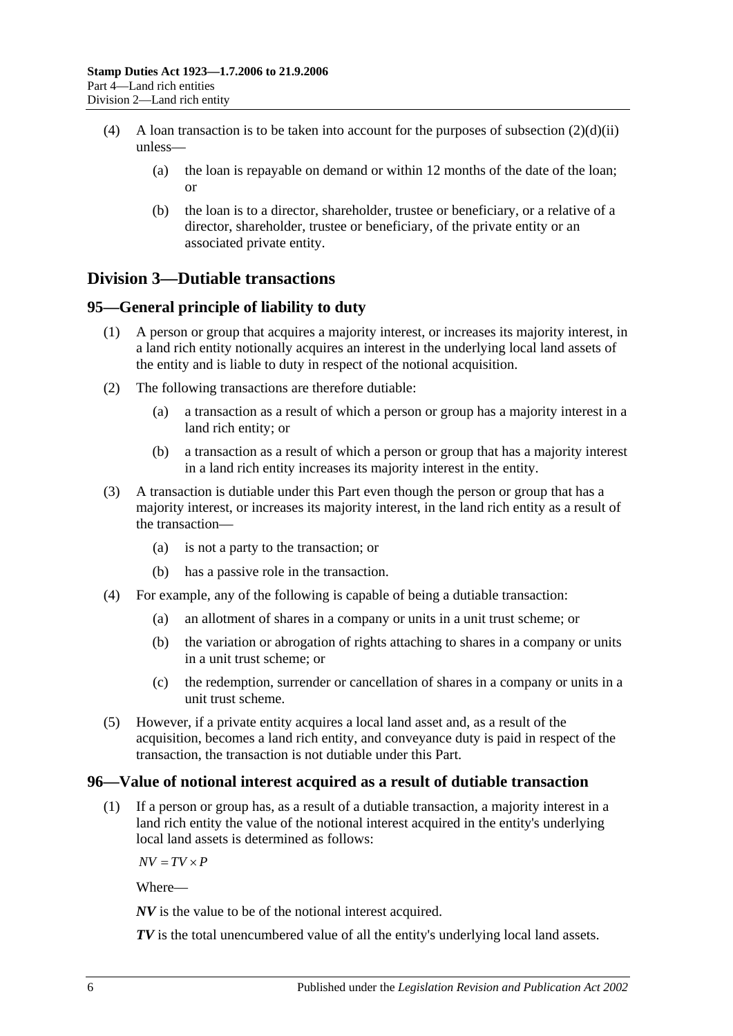(4) A loan transaction is to be taken into account for the purposes of subsection (2)(d)(ii) unless—

(a) the loan is repayable on demand or within 12 months of the date of the loan; or

(b) the loan is to a director, shareholder, trustee or beneficiary, or a relative of a director, shareholder, trustee or beneficiary, of the private entity or an associated private entity.

## Division 3—Dutiable transactions

### 95—General principle of liability to duty

(1) A person or group that acquires a majority interest, or increases its majority interest, in a land rich entity notionally acquires an interest in the underlying local land assets of the entity and is liable to duty in respect of the notional acquisition.

(2) The following transactions are therefore dutiable:

(a) a transaction as a result of which a person or group has a majority interest in a land rich entity; or

(b) a transaction as a result of which a person or group that has a majority interest in a land rich entity increases its majority interest in the entity.

(3) A transaction is dutiable under this Part even though the person or group that has a majority interest, or increases its majority interest, in the land rich entity as a result of the transaction—

(a) is not a party to the transaction; or

(b) has a passive role in the transaction.

(4) For example, any of the following is capable of being a dutiable transaction:

(a) an allotment of shares in a company or units in a unit trust scheme; or

(b) the variation or abrogation of rights attaching to shares in a company or units in a unit trust scheme; or

(c) the redemption, surrender or cancellation of shares in a company or units in a unit trust scheme.

(5) However, if a private entity acquires a local land asset and, as a result of the acquisition, becomes a land rich entity, and conveyance duty is paid in respect of the transaction, the transaction is not dutiable under this Part.

### 96—Value of notional interest acquired as a result of dutiable transaction

(1) If a person or group has, as a result of a dutiable transaction, a majority interest in a land rich entity the value of the notional interest acquired in the entity's underlying local land assets is determined as follows:

$$NV = TV \times P$$

Where—

***NV*** is the value to be of the notional interest acquired.

***TV*** is the total unencumbered value of all the entity's underlying local land assets.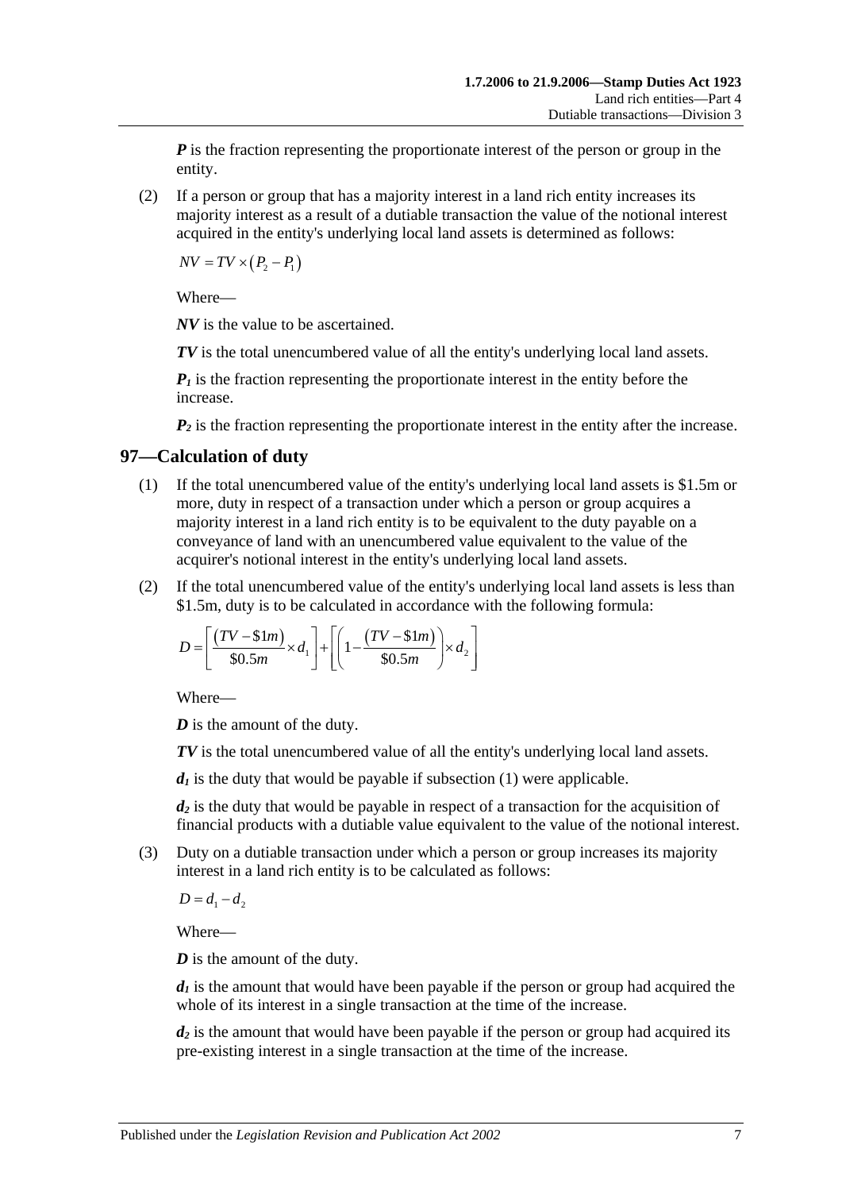***P*** is the fraction representing the proportionate interest of the person or group in the entity.

(2) If a person or group that has a majority interest in a land rich entity increases its majority interest as a result of a dutiable transaction the value of the notional interest acquired in the entity's underlying local land assets is determined as follows:

$$NV = TV \times (P_2 - P_1)$$

Where—

***NV*** is the value to be ascertained.

***TV*** is the total unencumbered value of all the entity's underlying local land assets.

$P_1$ is the fraction representing the proportionate interest in the entity before the increase.

$P_2$ is the fraction representing the proportionate interest in the entity after the increase.

## 97—Calculation of duty

(1) If the total unencumbered value of the entity's underlying local land assets is \$1.5m or more, duty in respect of a transaction under which a person or group acquires a majority interest in a land rich entity is to be equivalent to the duty payable on a conveyance of land with an unencumbered value equivalent to the value of the acquirer's notional interest in the entity's underlying local land assets.

(2) If the total unencumbered value of the entity's underlying local land assets is less than \$1.5m, duty is to be calculated in accordance with the following formula:

$$D = \left[\frac{(TV - \$1m)}{\$0.5m} \times d_1\right] + \left[\left(1 - \frac{(TV - \$1m)}{\$0.5m}\right) \times d_2\right]$$

Where—

***D*** is the amount of the duty.

***TV*** is the total unencumbered value of all the entity's underlying local land assets.

$d_1$ is the duty that would be payable if subsection (1) were applicable.

$d_2$ is the duty that would be payable in respect of a transaction for the acquisition of financial products with a dutiable value equivalent to the value of the notional interest.

(3) Duty on a dutiable transaction under which a person or group increases its majority interest in a land rich entity is to be calculated as follows:

$$D = d_1 - d_2$$

Where—

***D*** is the amount of the duty.

$d_1$ is the amount that would have been payable if the person or group had acquired the whole of its interest in a single transaction at the time of the increase.

$d_2$ is the amount that would have been payable if the person or group had acquired its pre-existing interest in a single transaction at the time of the increase.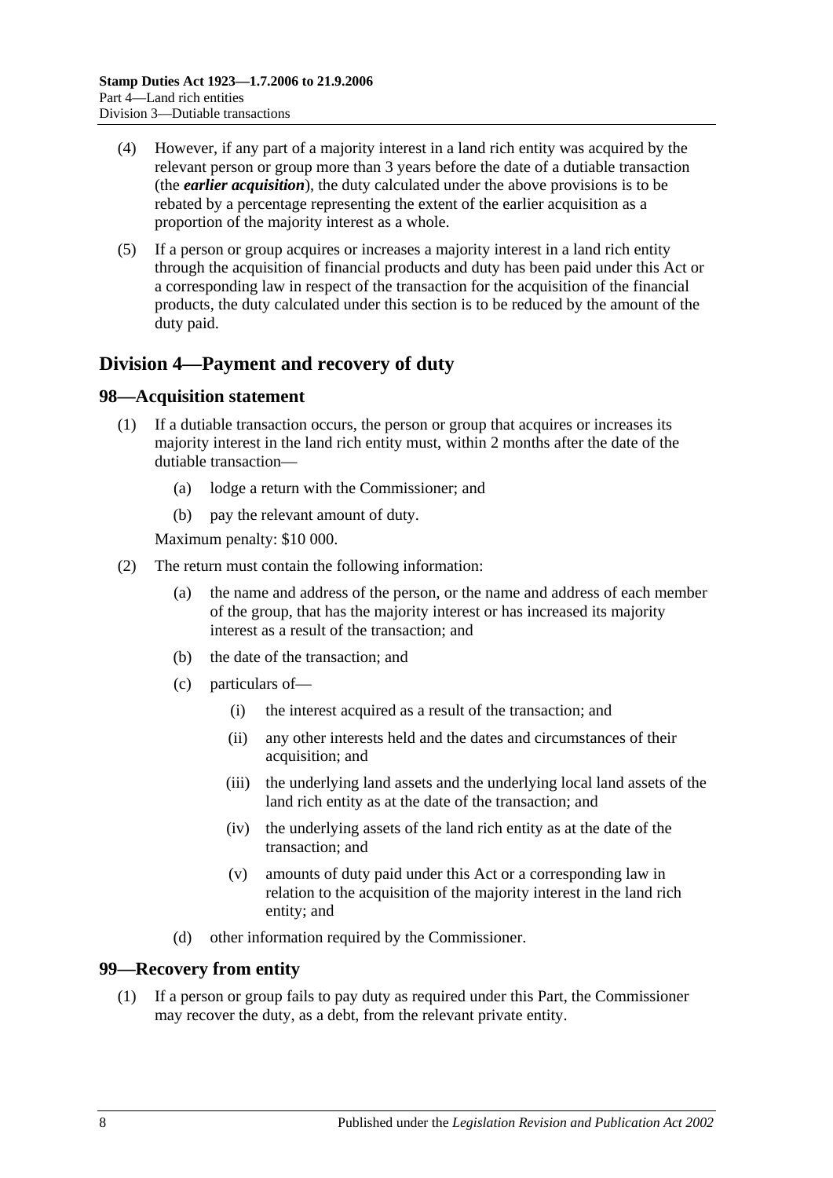(4) However, if any part of a majority interest in a land rich entity was acquired by the relevant person or group more than 3 years before the date of a dutiable transaction (the ***earlier acquisition***), the duty calculated under the above provisions is to be rebated by a percentage representing the extent of the earlier acquisition as a proportion of the majority interest as a whole.

(5) If a person or group acquires or increases a majority interest in a land rich entity through the acquisition of financial products and duty has been paid under this Act or a corresponding law in respect of the transaction for the acquisition of the financial products, the duty calculated under this section is to be reduced by the amount of the duty paid.

## Division 4—Payment and recovery of duty

### 98—Acquisition statement

(1) If a dutiable transaction occurs, the person or group that acquires or increases its majority interest in the land rich entity must, within 2 months after the date of the dutiable transaction—

(a) lodge a return with the Commissioner; and

(b) pay the relevant amount of duty.

Maximum penalty: $10 000.

(2) The return must contain the following information:

(a) the name and address of the person, or the name and address of each member of the group, that has the majority interest or has increased its majority interest as a result of the transaction; and

(b) the date of the transaction; and

(c) particulars of—

(i) the interest acquired as a result of the transaction; and

(ii) any other interests held and the dates and circumstances of their acquisition; and

(iii) the underlying land assets and the underlying local land assets of the land rich entity as at the date of the transaction; and

(iv) the underlying assets of the land rich entity as at the date of the transaction; and

(v) amounts of duty paid under this Act or a corresponding law in relation to the acquisition of the majority interest in the land rich entity; and

(d) other information required by the Commissioner.

### 99—Recovery from entity

(1) If a person or group fails to pay duty as required under this Part, the Commissioner may recover the duty, as a debt, from the relevant private entity.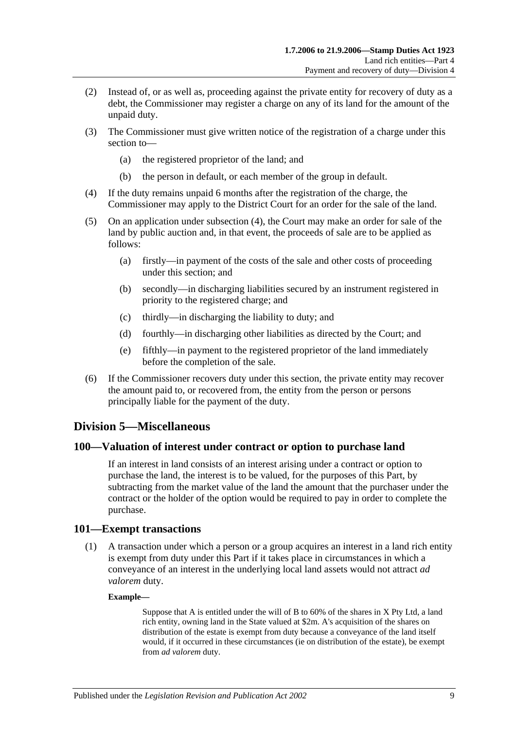(2) Instead of, or as well as, proceeding against the private entity for recovery of duty as a debt, the Commissioner may register a charge on any of its land for the amount of the unpaid duty.

(3) The Commissioner must give written notice of the registration of a charge under this section to—

(a) the registered proprietor of the land; and

(b) the person in default, or each member of the group in default.

(4) If the duty remains unpaid 6 months after the registration of the charge, the Commissioner may apply to the District Court for an order for the sale of the land.

(5) On an application under subsection (4), the Court may make an order for sale of the land by public auction and, in that event, the proceeds of sale are to be applied as follows:

(a) firstly—in payment of the costs of the sale and other costs of proceeding under this section; and

(b) secondly—in discharging liabilities secured by an instrument registered in priority to the registered charge; and

(c) thirdly—in discharging the liability to duty; and

(d) fourthly—in discharging other liabilities as directed by the Court; and

(e) fifthly—in payment to the registered proprietor of the land immediately before the completion of the sale.

(6) If the Commissioner recovers duty under this section, the private entity may recover the amount paid to, or recovered from, the entity from the person or persons principally liable for the payment of the duty.

## Division 5—Miscellaneous

### 100—Valuation of interest under contract or option to purchase land

If an interest in land consists of an interest arising under a contract or option to purchase the land, the interest is to be valued, for the purposes of this Part, by subtracting from the market value of the land the amount that the purchaser under the contract or the holder of the option would be required to pay in order to complete the purchase.

### 101—Exempt transactions

(1) A transaction under which a person or a group acquires an interest in a land rich entity is exempt from duty under this Part if it takes place in circumstances in which a conveyance of an interest in the underlying local land assets would not attract *ad valorem* duty.

**Example—**

Suppose that A is entitled under the will of B to 60% of the shares in X Pty Ltd, a land rich entity, owning land in the State valued at $2m. A's acquisition of the shares on distribution of the estate is exempt from duty because a conveyance of the land itself would, if it occurred in these circumstances (ie on distribution of the estate), be exempt from *ad valorem* duty.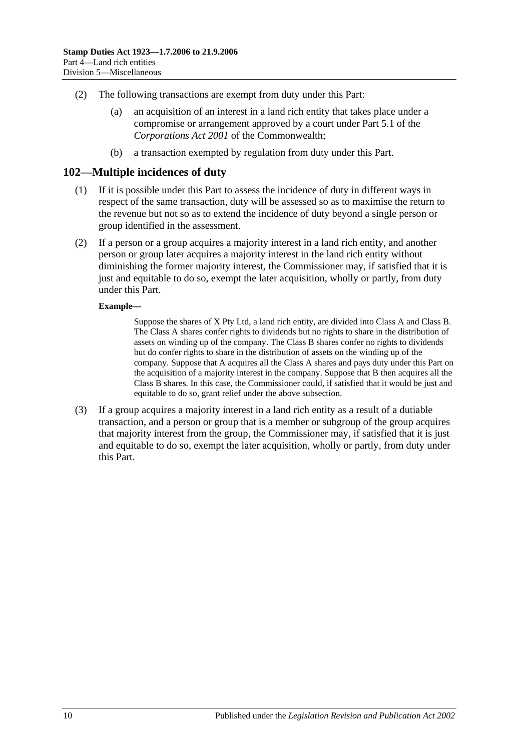(2) The following transactions are exempt from duty under this Part:

(a) an acquisition of an interest in a land rich entity that takes place under a compromise or arrangement approved by a court under Part 5.1 of the *Corporations Act 2001* of the Commonwealth;

(b) a transaction exempted by regulation from duty under this Part.

## 102—Multiple incidences of duty

(1) If it is possible under this Part to assess the incidence of duty in different ways in respect of the same transaction, duty will be assessed so as to maximise the return to the revenue but not so as to extend the incidence of duty beyond a single person or group identified in the assessment.

(2) If a person or a group acquires a majority interest in a land rich entity, and another person or group later acquires a majority interest in the land rich entity without diminishing the former majority interest, the Commissioner may, if satisfied that it is just and equitable to do so, exempt the later acquisition, wholly or partly, from duty under this Part.

**Example—**

Suppose the shares of X Pty Ltd, a land rich entity, are divided into Class A and Class B. The Class A shares confer rights to dividends but no rights to share in the distribution of assets on winding up of the company. The Class B shares confer no rights to dividends but do confer rights to share in the distribution of assets on the winding up of the company. Suppose that A acquires all the Class A shares and pays duty under this Part on the acquisition of a majority interest in the company. Suppose that B then acquires all the Class B shares. In this case, the Commissioner could, if satisfied that it would be just and equitable to do so, grant relief under the above subsection.

(3) If a group acquires a majority interest in a land rich entity as a result of a dutiable transaction, and a person or group that is a member or subgroup of the group acquires that majority interest from the group, the Commissioner may, if satisfied that it is just and equitable to do so, exempt the later acquisition, wholly or partly, from duty under this Part.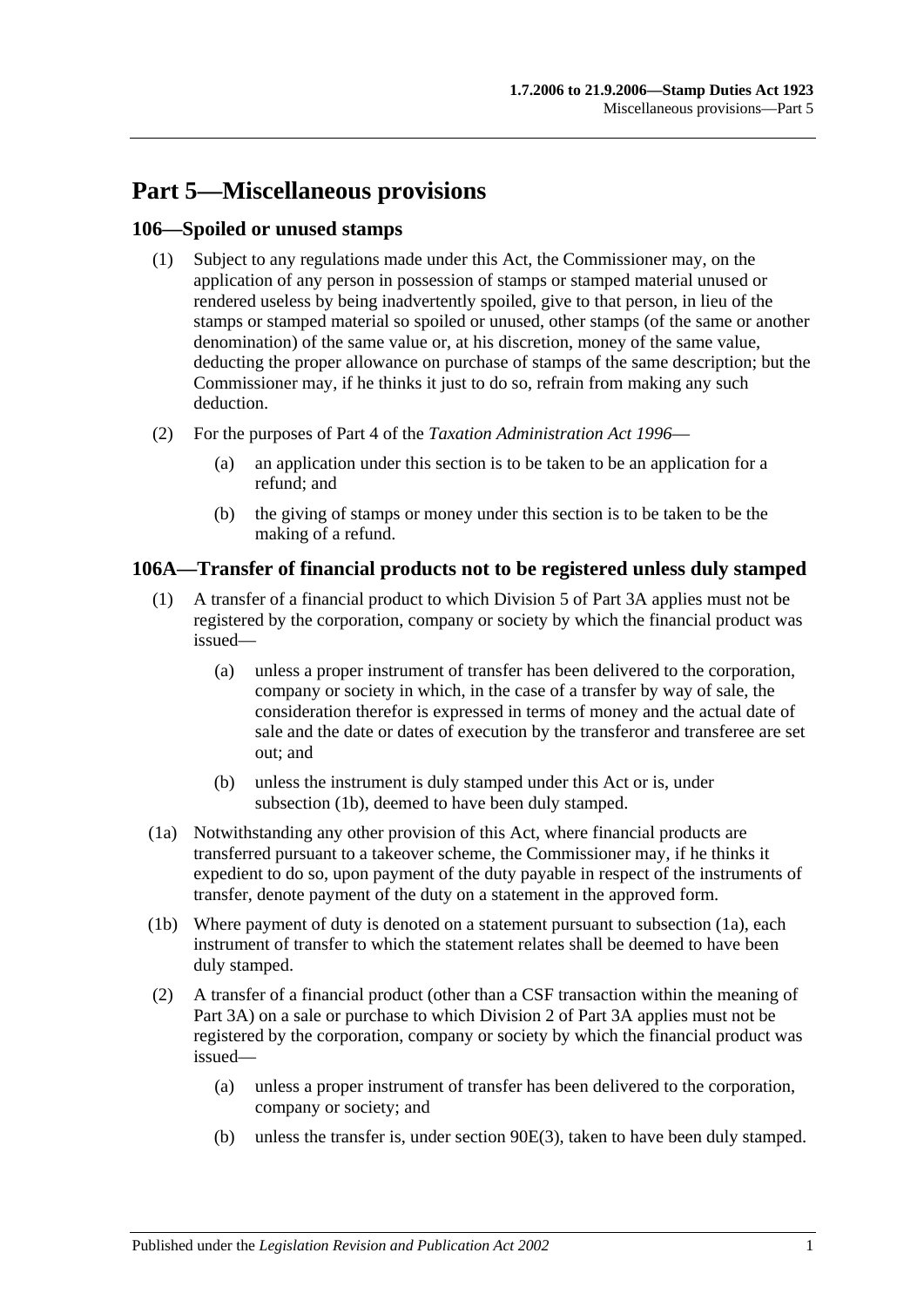# Part 5—Miscellaneous provisions

## 106—Spoiled or unused stamps

(1) Subject to any regulations made under this Act, the Commissioner may, on the application of any person in possession of stamps or stamped material unused or rendered useless by being inadvertently spoiled, give to that person, in lieu of the stamps or stamped material so spoiled or unused, other stamps (of the same or another denomination) of the same value or, at his discretion, money of the same value, deducting the proper allowance on purchase of stamps of the same description; but the Commissioner may, if he thinks it just to do so, refrain from making any such deduction.

(2) For the purposes of Part 4 of the *Taxation Administration Act 1996*—

(a) an application under this section is to be taken to be an application for a refund; and

(b) the giving of stamps or money under this section is to be taken to be the making of a refund.

## 106A—Transfer of financial products not to be registered unless duly stamped

(1) A transfer of a financial product to which Division 5 of Part 3A applies must not be registered by the corporation, company or society by which the financial product was issued—

(a) unless a proper instrument of transfer has been delivered to the corporation, company or society in which, in the case of a transfer by way of sale, the consideration therefor is expressed in terms of money and the actual date of sale and the date or dates of execution by the transferor and transferee are set out; and

(b) unless the instrument is duly stamped under this Act or is, under subsection (1b), deemed to have been duly stamped.

(1a) Notwithstanding any other provision of this Act, where financial products are transferred pursuant to a takeover scheme, the Commissioner may, if he thinks it expedient to do so, upon payment of the duty payable in respect of the instruments of transfer, denote payment of the duty on a statement in the approved form.

(1b) Where payment of duty is denoted on a statement pursuant to subsection (1a), each instrument of transfer to which the statement relates shall be deemed to have been duly stamped.

(2) A transfer of a financial product (other than a CSF transaction within the meaning of Part 3A) on a sale or purchase to which Division 2 of Part 3A applies must not be registered by the corporation, company or society by which the financial product was issued—

(a) unless a proper instrument of transfer has been delivered to the corporation, company or society; and

(b) unless the transfer is, under section 90E(3), taken to have been duly stamped.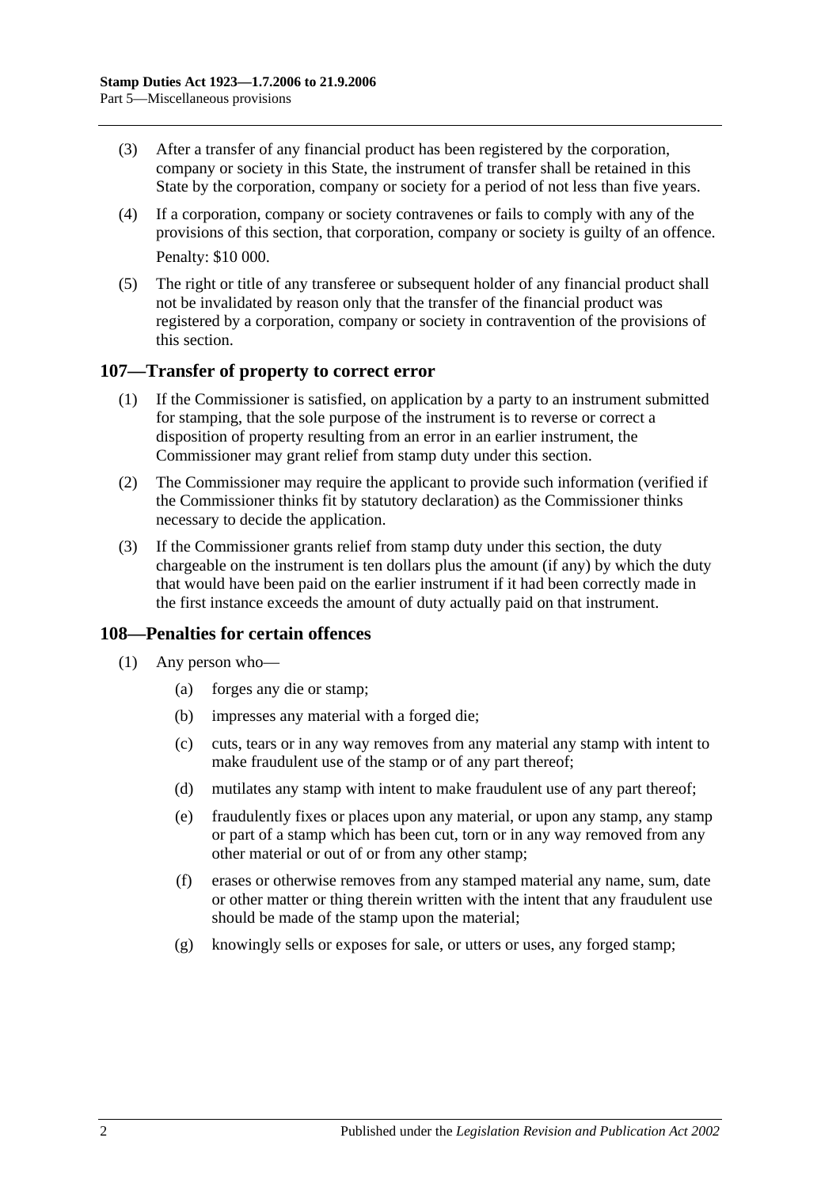(3) After a transfer of any financial product has been registered by the corporation, company or society in this State, the instrument of transfer shall be retained in this State by the corporation, company or society for a period of not less than five years.

(4) If a corporation, company or society contravenes or fails to comply with any of the provisions of this section, that corporation, company or society is guilty of an offence.

Penalty: $10 000.

(5) The right or title of any transferee or subsequent holder of any financial product shall not be invalidated by reason only that the transfer of the financial product was registered by a corporation, company or society in contravention of the provisions of this section.

## 107—Transfer of property to correct error

(1) If the Commissioner is satisfied, on application by a party to an instrument submitted for stamping, that the sole purpose of the instrument is to reverse or correct a disposition of property resulting from an error in an earlier instrument, the Commissioner may grant relief from stamp duty under this section.

(2) The Commissioner may require the applicant to provide such information (verified if the Commissioner thinks fit by statutory declaration) as the Commissioner thinks necessary to decide the application.

(3) If the Commissioner grants relief from stamp duty under this section, the duty chargeable on the instrument is ten dollars plus the amount (if any) by which the duty that would have been paid on the earlier instrument if it had been correctly made in the first instance exceeds the amount of duty actually paid on that instrument.

## 108—Penalties for certain offences

(1) Any person who—

(a) forges any die or stamp;

(b) impresses any material with a forged die;

(c) cuts, tears or in any way removes from any material any stamp with intent to make fraudulent use of the stamp or of any part thereof;

(d) mutilates any stamp with intent to make fraudulent use of any part thereof;

(e) fraudulently fixes or places upon any material, or upon any stamp, any stamp or part of a stamp which has been cut, torn or in any way removed from any other material or out of or from any other stamp;

(f) erases or otherwise removes from any stamped material any name, sum, date or other matter or thing therein written with the intent that any fraudulent use should be made of the stamp upon the material;

(g) knowingly sells or exposes for sale, or utters or uses, any forged stamp;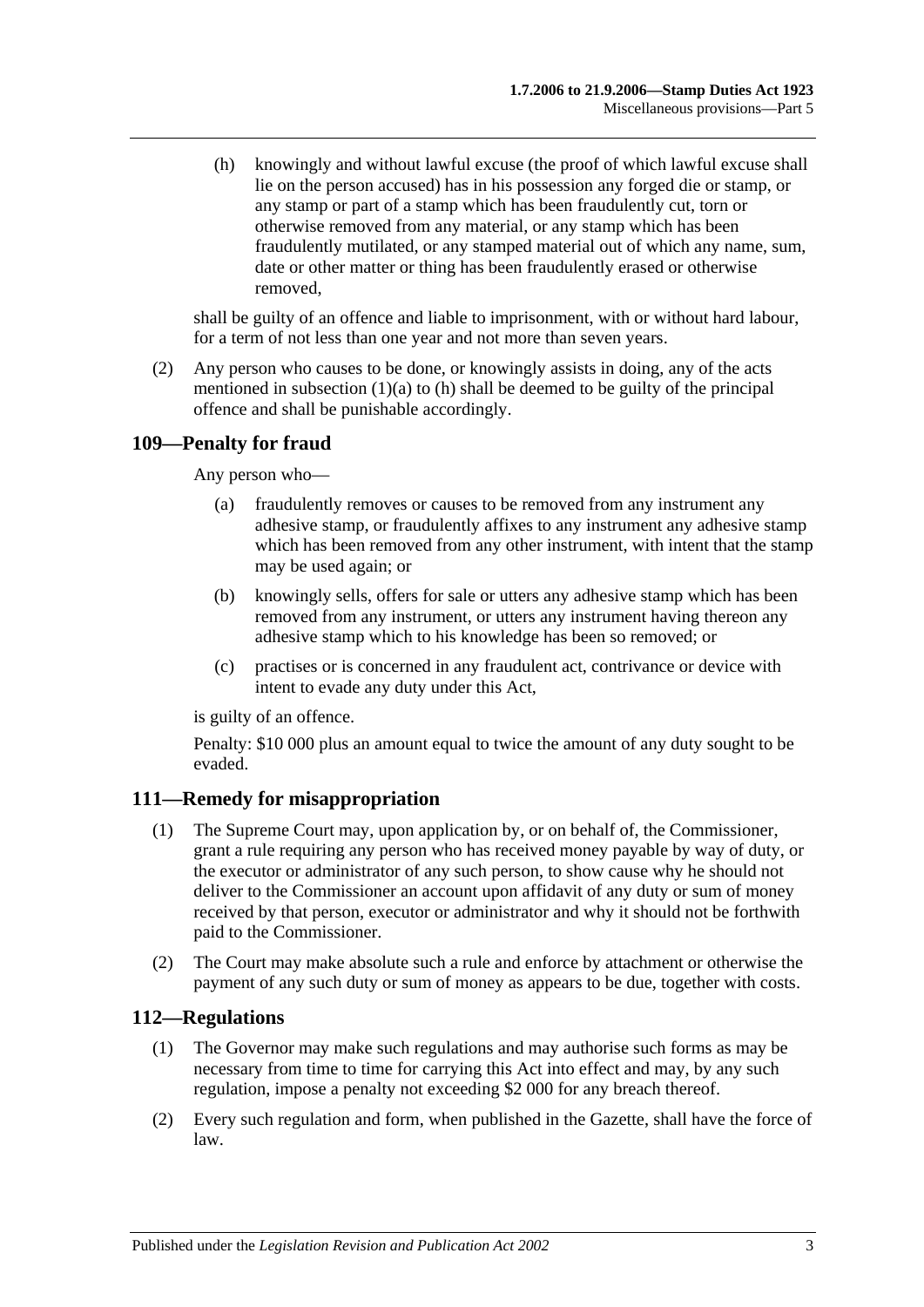(h) knowingly and without lawful excuse (the proof of which lawful excuse shall lie on the person accused) has in his possession any forged die or stamp, or any stamp or part of a stamp which has been fraudulently cut, torn or otherwise removed from any material, or any stamp which has been fraudulently mutilated, or any stamped material out of which any name, sum, date or other matter or thing has been fraudulently erased or otherwise removed,

shall be guilty of an offence and liable to imprisonment, with or without hard labour, for a term of not less than one year and not more than seven years.

(2) Any person who causes to be done, or knowingly assists in doing, any of the acts mentioned in subsection (1)(a) to (h) shall be deemed to be guilty of the principal offence and shall be punishable accordingly.

## 109—Penalty for fraud

Any person who—

(a) fraudulently removes or causes to be removed from any instrument any adhesive stamp, or fraudulently affixes to any instrument any adhesive stamp which has been removed from any other instrument, with intent that the stamp may be used again; or

(b) knowingly sells, offers for sale or utters any adhesive stamp which has been removed from any instrument, or utters any instrument having thereon any adhesive stamp which to his knowledge has been so removed; or

(c) practises or is concerned in any fraudulent act, contrivance or device with intent to evade any duty under this Act,

is guilty of an offence.

Penalty: $10 000 plus an amount equal to twice the amount of any duty sought to be evaded.

## 111—Remedy for misappropriation

(1) The Supreme Court may, upon application by, or on behalf of, the Commissioner, grant a rule requiring any person who has received money payable by way of duty, or the executor or administrator of any such person, to show cause why he should not deliver to the Commissioner an account upon affidavit of any duty or sum of money received by that person, executor or administrator and why it should not be forthwith paid to the Commissioner.

(2) The Court may make absolute such a rule and enforce by attachment or otherwise the payment of any such duty or sum of money as appears to be due, together with costs.

## 112—Regulations

(1) The Governor may make such regulations and may authorise such forms as may be necessary from time to time for carrying this Act into effect and may, by any such regulation, impose a penalty not exceeding $2 000 for any breach thereof.

(2) Every such regulation and form, when published in the Gazette, shall have the force of law.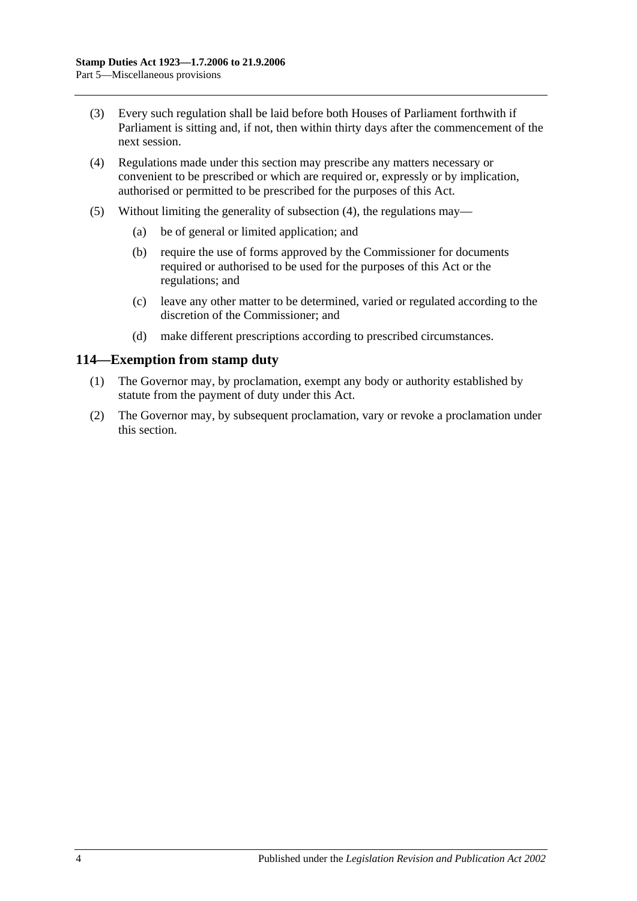(3) Every such regulation shall be laid before both Houses of Parliament forthwith if Parliament is sitting and, if not, then within thirty days after the commencement of the next session.

(4) Regulations made under this section may prescribe any matters necessary or convenient to be prescribed or which are required or, expressly or by implication, authorised or permitted to be prescribed for the purposes of this Act.

(5) Without limiting the generality of subsection (4), the regulations may—

(a) be of general or limited application; and

(b) require the use of forms approved by the Commissioner for documents required or authorised to be used for the purposes of this Act or the regulations; and

(c) leave any other matter to be determined, varied or regulated according to the discretion of the Commissioner; and

(d) make different prescriptions according to prescribed circumstances.

## 114—Exemption from stamp duty

(1) The Governor may, by proclamation, exempt any body or authority established by statute from the payment of duty under this Act.

(2) The Governor may, by subsequent proclamation, vary or revoke a proclamation under this section.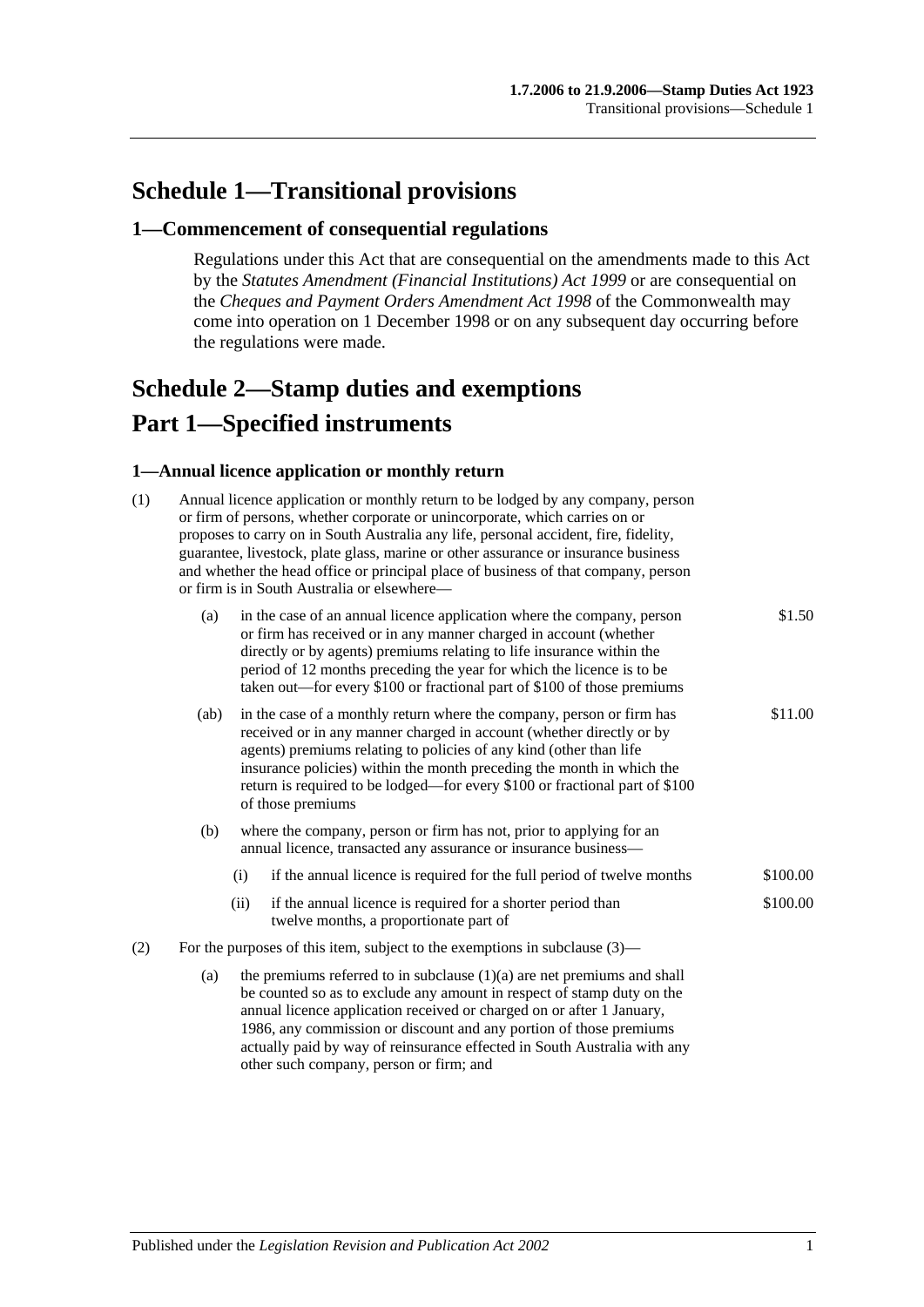# Schedule 1—Transitional provisions

## 1—Commencement of consequential regulations

Regulations under this Act that are consequential on the amendments made to this Act by the *Statutes Amendment (Financial Institutions) Act 1999* or are consequential on the *Cheques and Payment Orders Amendment Act 1998* of the Commonwealth may come into operation on 1 December 1998 or on any subsequent day occurring before the regulations were made.

# Schedule 2—Stamp duties and exemptions

# Part 1—Specified instruments

### 1—Annual licence application or monthly return

(1) Annual licence application or monthly return to be lodged by any company, person or firm of persons, whether corporate or unincorporate, which carries on or proposes to carry on in South Australia any life, personal accident, fire, fidelity, guarantee, livestock, plate glass, marine or other assurance or insurance business and whether the head office or principal place of business of that company, person or firm is in South Australia or elsewhere—

| | |
|---|---|
| (a) in the case of an annual licence application where the company, person or firm has received or in any manner charged in account (whether directly or by agents) premiums relating to life insurance within the period of 12 months preceding the year for which the licence is to be taken out—for every $100 or fractional part of $100 of those premiums | $1.50 |
| (ab) in the case of a monthly return where the company, person or firm has received or in any manner charged in account (whether directly or by agents) premiums relating to policies of any kind (other than life insurance policies) within the month preceding the month in which the return is required to be lodged—for every $100 or fractional part of $100 of those premiums | $11.00 |
| (b) where the company, person or firm has not, prior to applying for an annual licence, transacted any assurance or insurance business— | |
| (i) if the annual licence is required for the full period of twelve months | $100.00 |
| (ii) if the annual licence is required for a shorter period than twelve months, a proportionate part of | $100.00 |

(2) For the purposes of this item, subject to the exemptions in subclause (3)—

(a) the premiums referred to in subclause (1)(a) are net premiums and shall be counted so as to exclude any amount in respect of stamp duty on the annual licence application received or charged on or after 1 January, 1986, any commission or discount and any portion of those premiums actually paid by way of reinsurance effected in South Australia with any other such company, person or firm; and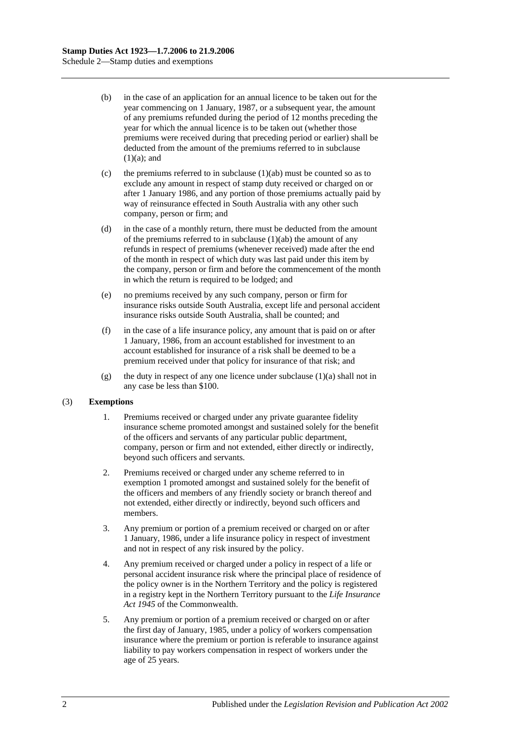(b) in the case of an application for an annual licence to be taken out for the year commencing on 1 January, 1987, or a subsequent year, the amount of any premiums refunded during the period of 12 months preceding the year for which the annual licence is to be taken out (whether those premiums were received during that preceding period or earlier) shall be deducted from the amount of the premiums referred to in subclause (1)(a); and

(c) the premiums referred to in subclause (1)(ab) must be counted so as to exclude any amount in respect of stamp duty received or charged on or after 1 January 1986, and any portion of those premiums actually paid by way of reinsurance effected in South Australia with any other such company, person or firm; and

(d) in the case of a monthly return, there must be deducted from the amount of the premiums referred to in subclause (1)(ab) the amount of any refunds in respect of premiums (whenever received) made after the end of the month in respect of which duty was last paid under this item by the company, person or firm and before the commencement of the month in which the return is required to be lodged; and

(e) no premiums received by any such company, person or firm for insurance risks outside South Australia, except life and personal accident insurance risks outside South Australia, shall be counted; and

(f) in the case of a life insurance policy, any amount that is paid on or after 1 January, 1986, from an account established for investment to an account established for insurance of a risk shall be deemed to be a premium received under that policy for insurance of that risk; and

(g) the duty in respect of any one licence under subclause (1)(a) shall not in any case be less than $100.

(3) **Exemptions**

1. Premiums received or charged under any private guarantee fidelity insurance scheme promoted amongst and sustained solely for the benefit of the officers and servants of any particular public department, company, person or firm and not extended, either directly or indirectly, beyond such officers and servants.

2. Premiums received or charged under any scheme referred to in exemption 1 promoted amongst and sustained solely for the benefit of the officers and members of any friendly society or branch thereof and not extended, either directly or indirectly, beyond such officers and members.

3. Any premium or portion of a premium received or charged on or after 1 January, 1986, under a life insurance policy in respect of investment and not in respect of any risk insured by the policy.

4. Any premium received or charged under a policy in respect of a life or personal accident insurance risk where the principal place of residence of the policy owner is in the Northern Territory and the policy is registered in a registry kept in the Northern Territory pursuant to the *Life Insurance Act 1945* of the Commonwealth.

5. Any premium or portion of a premium received or charged on or after the first day of January, 1985, under a policy of workers compensation insurance where the premium or portion is referable to insurance against liability to pay workers compensation in respect of workers under the age of 25 years.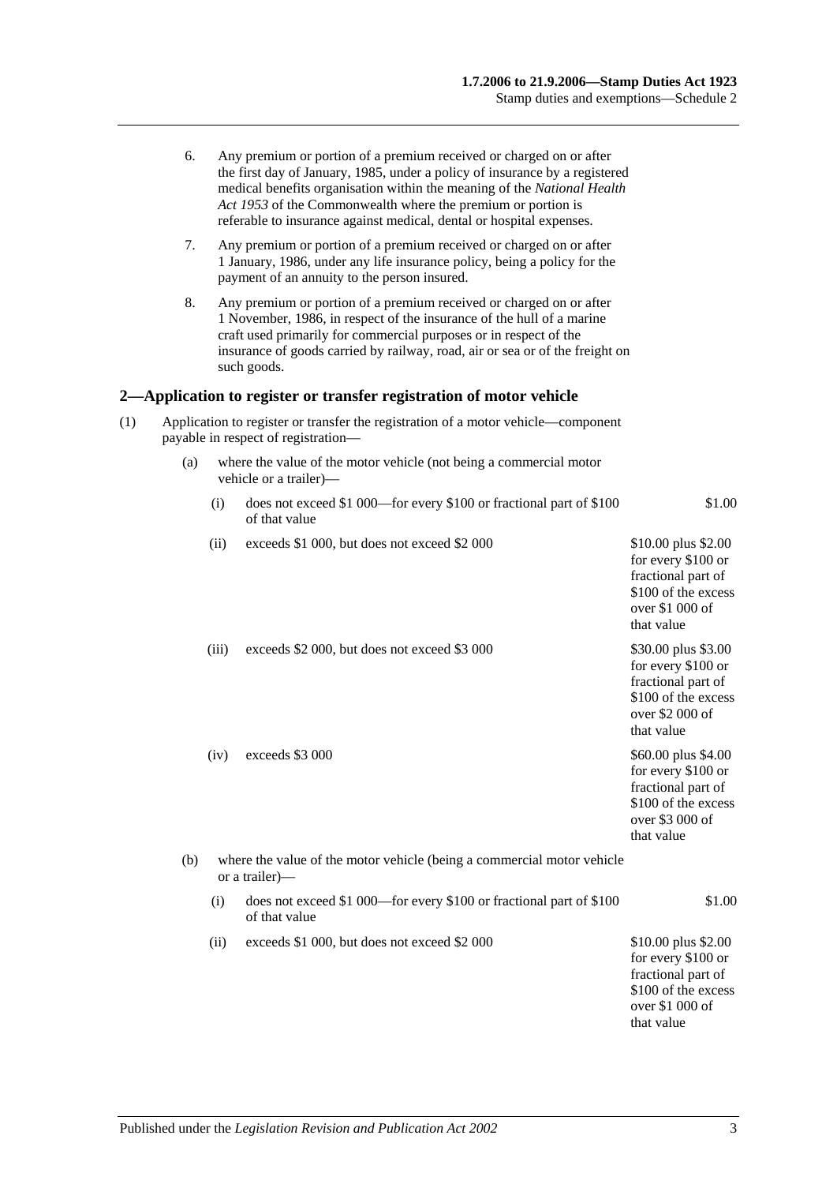6. Any premium or portion of a premium received or charged on or after the first day of January, 1985, under a policy of insurance by a registered medical benefits organisation within the meaning of the *National Health Act 1953* of the Commonwealth where the premium or portion is referable to insurance against medical, dental or hospital expenses.

7. Any premium or portion of a premium received or charged on or after 1 January, 1986, under any life insurance policy, being a policy for the payment of an annuity to the person insured.

8. Any premium or portion of a premium received or charged on or after 1 November, 1986, in respect of the insurance of the hull of a marine craft used primarily for commercial purposes or in respect of the insurance of goods carried by railway, road, air or sea or of the freight on such goods.

## 2—Application to register or transfer registration of motor vehicle

(1) Application to register or transfer the registration of a motor vehicle—component payable in respect of registration—

(a) where the value of the motor vehicle (not being a commercial motor vehicle or a trailer)—

| | | |
|---|---|---|
| (i) | does not exceed $1 000—for every $100 or fractional part of $100 of that value | $1.00 |
| (ii) | exceeds $1 000, but does not exceed $2 000 | $10.00 plus $2.00 for every $100 or fractional part of $100 of the excess over $1 000 of that value |
| (iii) | exceeds $2 000, but does not exceed $3 000 | $30.00 plus $3.00 for every $100 or fractional part of $100 of the excess over $2 000 of that value |
| (iv) | exceeds $3 000 | $60.00 plus $4.00 for every $100 or fractional part of $100 of the excess over $3 000 of that value |

(b) where the value of the motor vehicle (being a commercial motor vehicle or a trailer)—

| | | |
|---|---|---|
| (i) | does not exceed $1 000—for every $100 or fractional part of $100 of that value | $1.00 |
| (ii) | exceeds $1 000, but does not exceed $2 000 | $10.00 plus $2.00 for every $100 or fractional part of $100 of the excess over $1 000 of that value |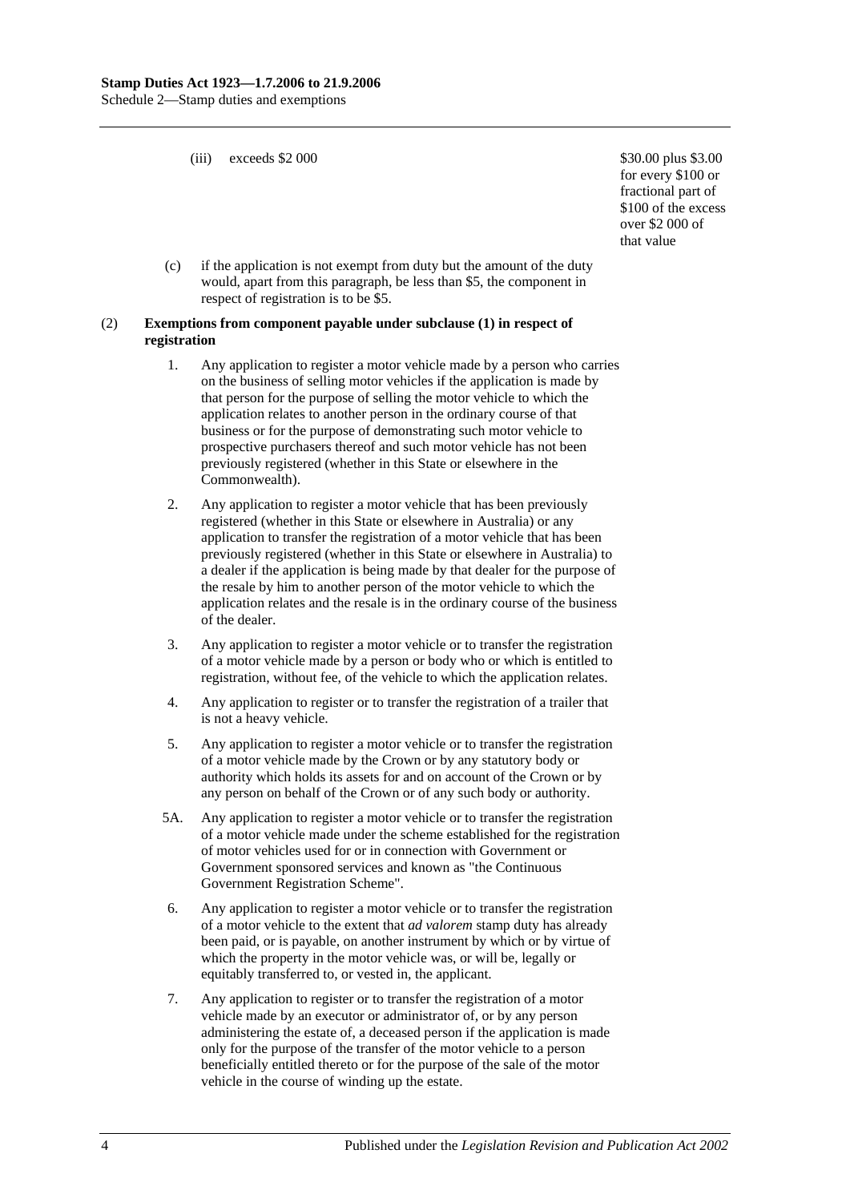(iii) exceeds $2 000 — $30.00 plus $3.00 for every $100 or fractional part of $100 of the excess over $2 000 of that value

(c) if the application is not exempt from duty but the amount of the duty would, apart from this paragraph, be less than $5, the component in respect of registration is to be $5.

(2) **Exemptions from component payable under subclause (1) in respect of registration**

1. Any application to register a motor vehicle made by a person who carries on the business of selling motor vehicles if the application is made by that person for the purpose of selling the motor vehicle to which the application relates to another person in the ordinary course of that business or for the purpose of demonstrating such motor vehicle to prospective purchasers thereof and such motor vehicle has not been previously registered (whether in this State or elsewhere in the Commonwealth).

2. Any application to register a motor vehicle that has been previously registered (whether in this State or elsewhere in Australia) or any application to transfer the registration of a motor vehicle that has been previously registered (whether in this State or elsewhere in Australia) to a dealer if the application is being made by that dealer for the purpose of the resale by him to another person of the motor vehicle to which the application relates and the resale is in the ordinary course of the business of the dealer.

3. Any application to register a motor vehicle or to transfer the registration of a motor vehicle made by a person or body who or which is entitled to registration, without fee, of the vehicle to which the application relates.

4. Any application to register or to transfer the registration of a trailer that is not a heavy vehicle.

5. Any application to register a motor vehicle or to transfer the registration of a motor vehicle made by the Crown or by any statutory body or authority which holds its assets for and on account of the Crown or by any person on behalf of the Crown or of any such body or authority.

5A. Any application to register a motor vehicle or to transfer the registration of a motor vehicle made under the scheme established for the registration of motor vehicles used for or in connection with Government or Government sponsored services and known as "the Continuous Government Registration Scheme".

6. Any application to register a motor vehicle or to transfer the registration of a motor vehicle to the extent that *ad valorem* stamp duty has already been paid, or is payable, on another instrument by which or by virtue of which the property in the motor vehicle was, or will be, legally or equitably transferred to, or vested in, the applicant.

7. Any application to register or to transfer the registration of a motor vehicle made by an executor or administrator of, or by any person administering the estate of, a deceased person if the application is made only for the purpose of the transfer of the motor vehicle to a person beneficially entitled thereto or for the purpose of the sale of the motor vehicle in the course of winding up the estate.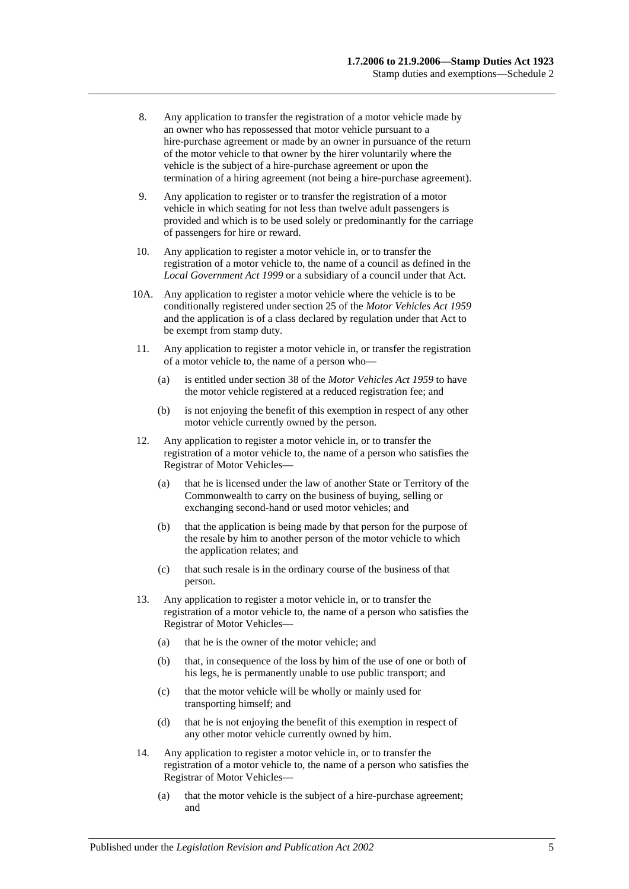8. Any application to transfer the registration of a motor vehicle made by an owner who has repossessed that motor vehicle pursuant to a hire-purchase agreement or made by an owner in pursuance of the return of the motor vehicle to that owner by the hirer voluntarily where the vehicle is the subject of a hire-purchase agreement or upon the termination of a hiring agreement (not being a hire-purchase agreement).

9. Any application to register or to transfer the registration of a motor vehicle in which seating for not less than twelve adult passengers is provided and which is to be used solely or predominantly for the carriage of passengers for hire or reward.

10. Any application to register a motor vehicle in, or to transfer the registration of a motor vehicle to, the name of a council as defined in the *Local Government Act 1999* or a subsidiary of a council under that Act.

10A. Any application to register a motor vehicle where the vehicle is to be conditionally registered under section 25 of the *Motor Vehicles Act 1959* and the application is of a class declared by regulation under that Act to be exempt from stamp duty.

11. Any application to register a motor vehicle in, or transfer the registration of a motor vehicle to, the name of a person who—

   (a) is entitled under section 38 of the *Motor Vehicles Act 1959* to have the motor vehicle registered at a reduced registration fee; and

   (b) is not enjoying the benefit of this exemption in respect of any other motor vehicle currently owned by the person.

12. Any application to register a motor vehicle in, or to transfer the registration of a motor vehicle to, the name of a person who satisfies the Registrar of Motor Vehicles—

   (a) that he is licensed under the law of another State or Territory of the Commonwealth to carry on the business of buying, selling or exchanging second-hand or used motor vehicles; and

   (b) that the application is being made by that person for the purpose of the resale by him to another person of the motor vehicle to which the application relates; and

   (c) that such resale is in the ordinary course of the business of that person.

13. Any application to register a motor vehicle in, or to transfer the registration of a motor vehicle to, the name of a person who satisfies the Registrar of Motor Vehicles—

   (a) that he is the owner of the motor vehicle; and

   (b) that, in consequence of the loss by him of the use of one or both of his legs, he is permanently unable to use public transport; and

   (c) that the motor vehicle will be wholly or mainly used for transporting himself; and

   (d) that he is not enjoying the benefit of this exemption in respect of any other motor vehicle currently owned by him.

14. Any application to register a motor vehicle in, or to transfer the registration of a motor vehicle to, the name of a person who satisfies the Registrar of Motor Vehicles—

   (a) that the motor vehicle is the subject of a hire-purchase agreement; and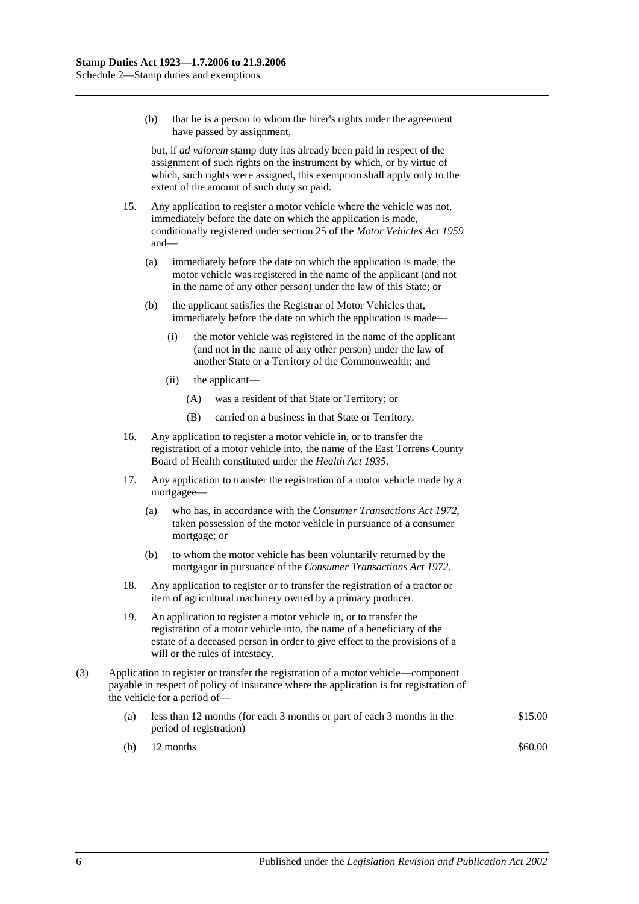(b) that he is a person to whom the hirer's rights under the agreement have passed by assignment,

but, if *ad valorem* stamp duty has already been paid in respect of the assignment of such rights on the instrument by which, or by virtue of which, such rights were assigned, this exemption shall apply only to the extent of the amount of such duty so paid.

15. Any application to register a motor vehicle where the vehicle was not, immediately before the date on which the application is made, conditionally registered under section 25 of the *Motor Vehicles Act 1959* and—

  (a) immediately before the date on which the application is made, the motor vehicle was registered in the name of the applicant (and not in the name of any other person) under the law of this State; or

  (b) the applicant satisfies the Registrar of Motor Vehicles that, immediately before the date on which the application is made—

    (i) the motor vehicle was registered in the name of the applicant (and not in the name of any other person) under the law of another State or a Territory of the Commonwealth; and

    (ii) the applicant—

      (A) was a resident of that State or Territory; or

      (B) carried on a business in that State or Territory.

16. Any application to register a motor vehicle in, or to transfer the registration of a motor vehicle into, the name of the East Torrens County Board of Health constituted under the *Health Act 1935*.

17. Any application to transfer the registration of a motor vehicle made by a mortgagee—

  (a) who has, in accordance with the *Consumer Transactions Act 1972*, taken possession of the motor vehicle in pursuance of a consumer mortgage; or

  (b) to whom the motor vehicle has been voluntarily returned by the mortgagor in pursuance of the *Consumer Transactions Act 1972*.

18. Any application to register or to transfer the registration of a tractor or item of agricultural machinery owned by a primary producer.

19. An application to register a motor vehicle in, or to transfer the registration of a motor vehicle into, the name of a beneficiary of the estate of a deceased person in order to give effect to the provisions of a will or the rules of intestacy.

(3) Application to register or transfer the registration of a motor vehicle—component payable in respect of policy of insurance where the application is for registration of the vehicle for a period of—

| | | |
|---|---|---|
| (a) | less than 12 months (for each 3 months or part of each 3 months in the period of registration) | \$15.00 |
| (b) | 12 months | \$60.00 |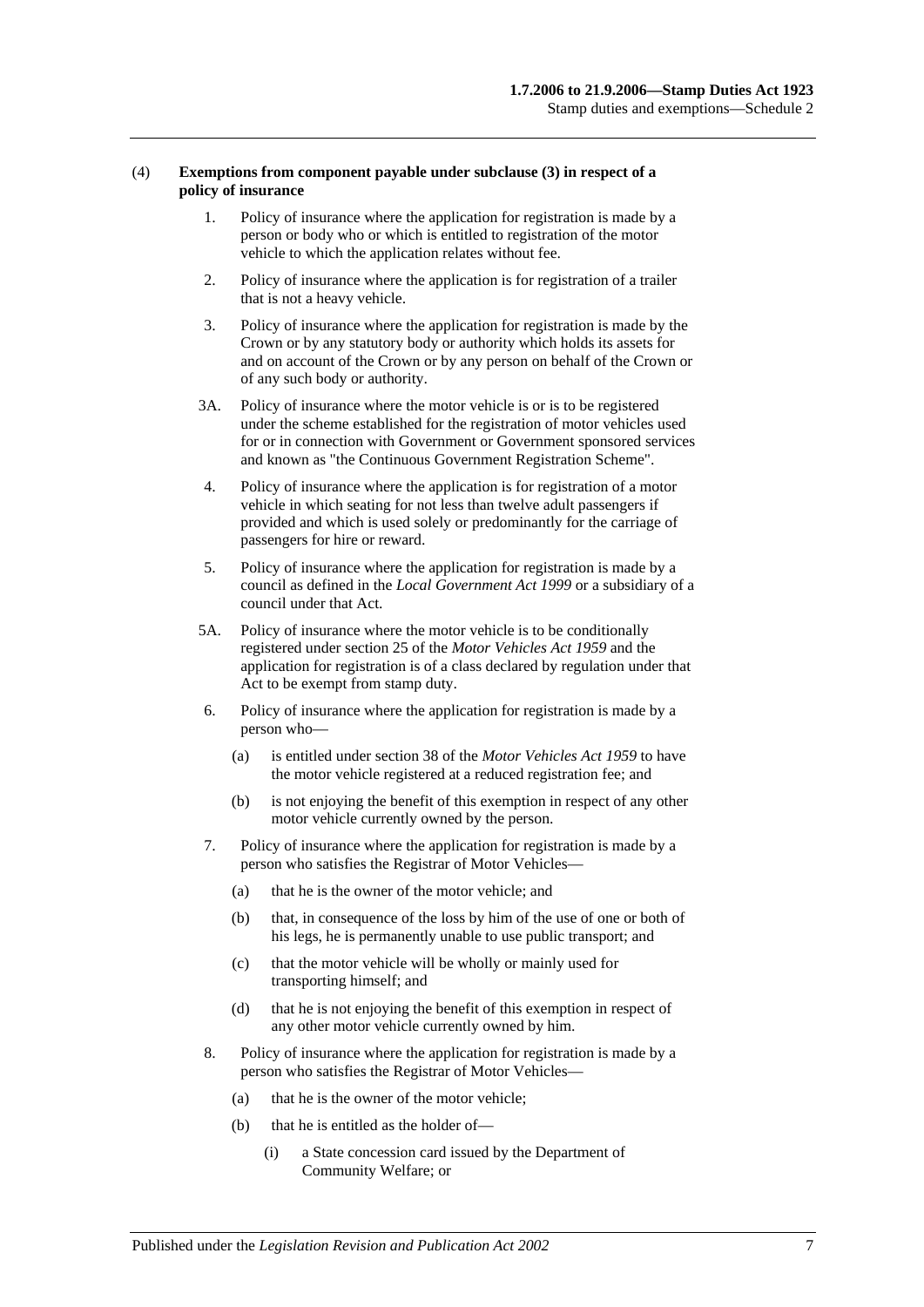(4) **Exemptions from component payable under subclause (3) in respect of a policy of insurance**

1. Policy of insurance where the application for registration is made by a person or body who or which is entitled to registration of the motor vehicle to which the application relates without fee.

2. Policy of insurance where the application is for registration of a trailer that is not a heavy vehicle.

3. Policy of insurance where the application for registration is made by the Crown or by any statutory body or authority which holds its assets for and on account of the Crown or by any person on behalf of the Crown or of any such body or authority.

3A. Policy of insurance where the motor vehicle is or is to be registered under the scheme established for the registration of motor vehicles used for or in connection with Government or Government sponsored services and known as "the Continuous Government Registration Scheme".

4. Policy of insurance where the application is for registration of a motor vehicle in which seating for not less than twelve adult passengers if provided and which is used solely or predominantly for the carriage of passengers for hire or reward.

5. Policy of insurance where the application for registration is made by a council as defined in the *Local Government Act 1999* or a subsidiary of a council under that Act.

5A. Policy of insurance where the motor vehicle is to be conditionally registered under section 25 of the *Motor Vehicles Act 1959* and the application for registration is of a class declared by regulation under that Act to be exempt from stamp duty.

6. Policy of insurance where the application for registration is made by a person who—
   - (a) is entitled under section 38 of the *Motor Vehicles Act 1959* to have the motor vehicle registered at a reduced registration fee; and
   - (b) is not enjoying the benefit of this exemption in respect of any other motor vehicle currently owned by the person.

7. Policy of insurance where the application for registration is made by a person who satisfies the Registrar of Motor Vehicles—
   - (a) that he is the owner of the motor vehicle; and
   - (b) that, in consequence of the loss by him of the use of one or both of his legs, he is permanently unable to use public transport; and
   - (c) that the motor vehicle will be wholly or mainly used for transporting himself; and
   - (d) that he is not enjoying the benefit of this exemption in respect of any other motor vehicle currently owned by him.

8. Policy of insurance where the application for registration is made by a person who satisfies the Registrar of Motor Vehicles—
   - (a) that he is the owner of the motor vehicle;
   - (b) that he is entitled as the holder of—
     - (i) a State concession card issued by the Department of Community Welfare; or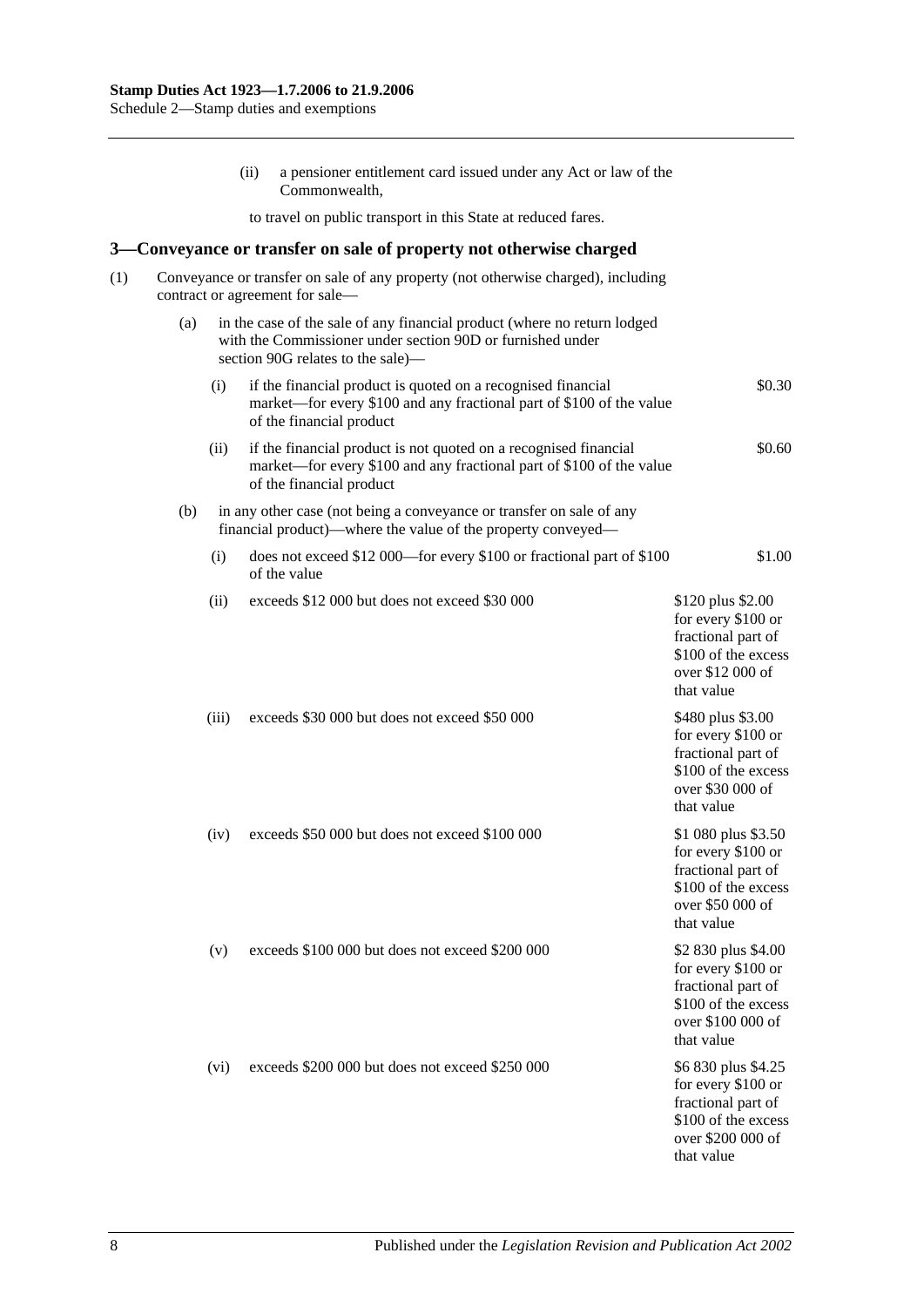(ii) a pensioner entitlement card issued under any Act or law of the Commonwealth,

to travel on public transport in this State at reduced fares.

## 3—Conveyance or transfer on sale of property not otherwise charged

(1) Conveyance or transfer on sale of any property (not otherwise charged), including contract or agreement for sale—

(a) in the case of the sale of any financial product (where no return lodged with the Commissioner under section 90D or furnished under section 90G relates to the sale)—

| | | |
|---|---|---|
| (i) | if the financial product is quoted on a recognised financial market—for every $100 and any fractional part of $100 of the value of the financial product | $0.30 |
| (ii) | if the financial product is not quoted on a recognised financial market—for every $100 and any fractional part of $100 of the value of the financial product | $0.60 |

(b) in any other case (not being a conveyance or transfer on sale of any financial product)—where the value of the property conveyed—

| | | |
|---|---|---|
| (i) | does not exceed $12 000—for every $100 or fractional part of $100 of the value | $1.00 |
| (ii) | exceeds $12 000 but does not exceed $30 000 | $120 plus $2.00 for every $100 or fractional part of $100 of the excess over $12 000 of that value |
| (iii) | exceeds $30 000 but does not exceed $50 000 | $480 plus $3.00 for every $100 or fractional part of $100 of the excess over $30 000 of that value |
| (iv) | exceeds $50 000 but does not exceed $100 000 | $1 080 plus $3.50 for every $100 or fractional part of $100 of the excess over $50 000 of that value |
| (v) | exceeds $100 000 but does not exceed $200 000 | $2 830 plus $4.00 for every $100 or fractional part of $100 of the excess over $100 000 of that value |
| (vi) | exceeds $200 000 but does not exceed $250 000 | $6 830 plus $4.25 for every $100 or fractional part of $100 of the excess over $200 000 of that value |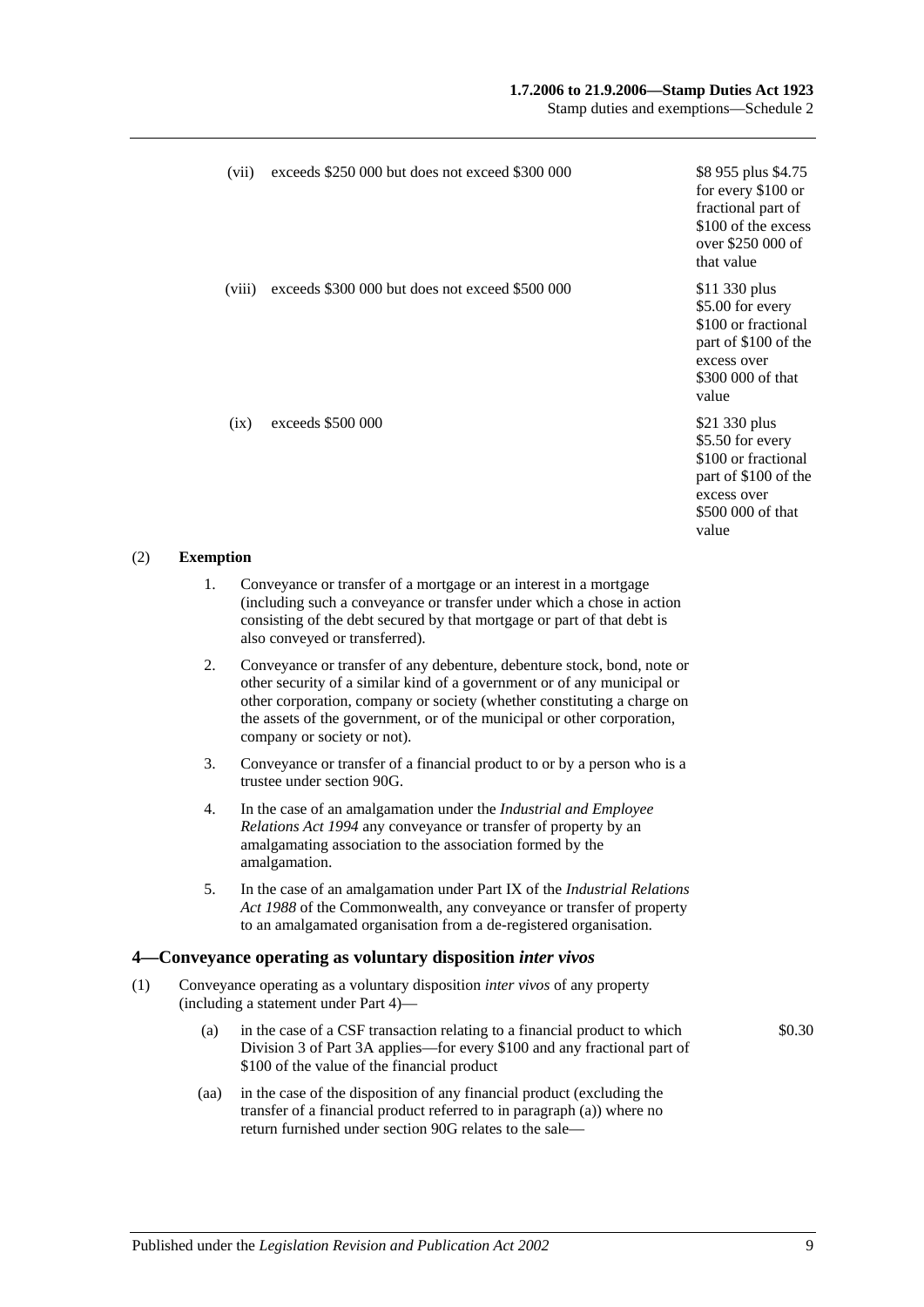| | | |
|---|---|---|
| (vii) | exceeds \$250 000 but does not exceed \$300 000 | \$8 955 plus \$4.75 for every \$100 or fractional part of \$100 of the excess over \$250 000 of that value |
| (viii) | exceeds \$300 000 but does not exceed \$500 000 | \$11 330 plus \$5.00 for every \$100 or fractional part of \$100 of the excess over \$300 000 of that value |
| (ix) | exceeds \$500 000 | \$21 330 plus \$5.50 for every \$100 or fractional part of \$100 of the excess over \$500 000 of that value |

(2) **Exemption**

1. Conveyance or transfer of a mortgage or an interest in a mortgage (including such a conveyance or transfer under which a chose in action consisting of the debt secured by that mortgage or part of that debt is also conveyed or transferred).

2. Conveyance or transfer of any debenture, debenture stock, bond, note or other security of a similar kind of a government or of any municipal or other corporation, company or society (whether constituting a charge on the assets of the government, or of the municipal or other corporation, company or society or not).

3. Conveyance or transfer of a financial product to or by a person who is a trustee under section 90G.

4. In the case of an amalgamation under the *Industrial and Employee Relations Act 1994* any conveyance or transfer of property by an amalgamating association to the association formed by the amalgamation.

5. In the case of an amalgamation under Part IX of the *Industrial Relations Act 1988* of the Commonwealth, any conveyance or transfer of property to an amalgamated organisation from a de-registered organisation.

## 4—Conveyance operating as voluntary disposition *inter vivos*

(1) Conveyance operating as a voluntary disposition *inter vivos* of any property (including a statement under Part 4)—

(a) in the case of a CSF transaction relating to a financial product to which Division 3 of Part 3A applies—for every \$100 and any fractional part of \$100 of the value of the financial product — \$0.30

(aa) in the case of the disposition of any financial product (excluding the transfer of a financial product referred to in paragraph (a)) where no return furnished under section 90G relates to the sale—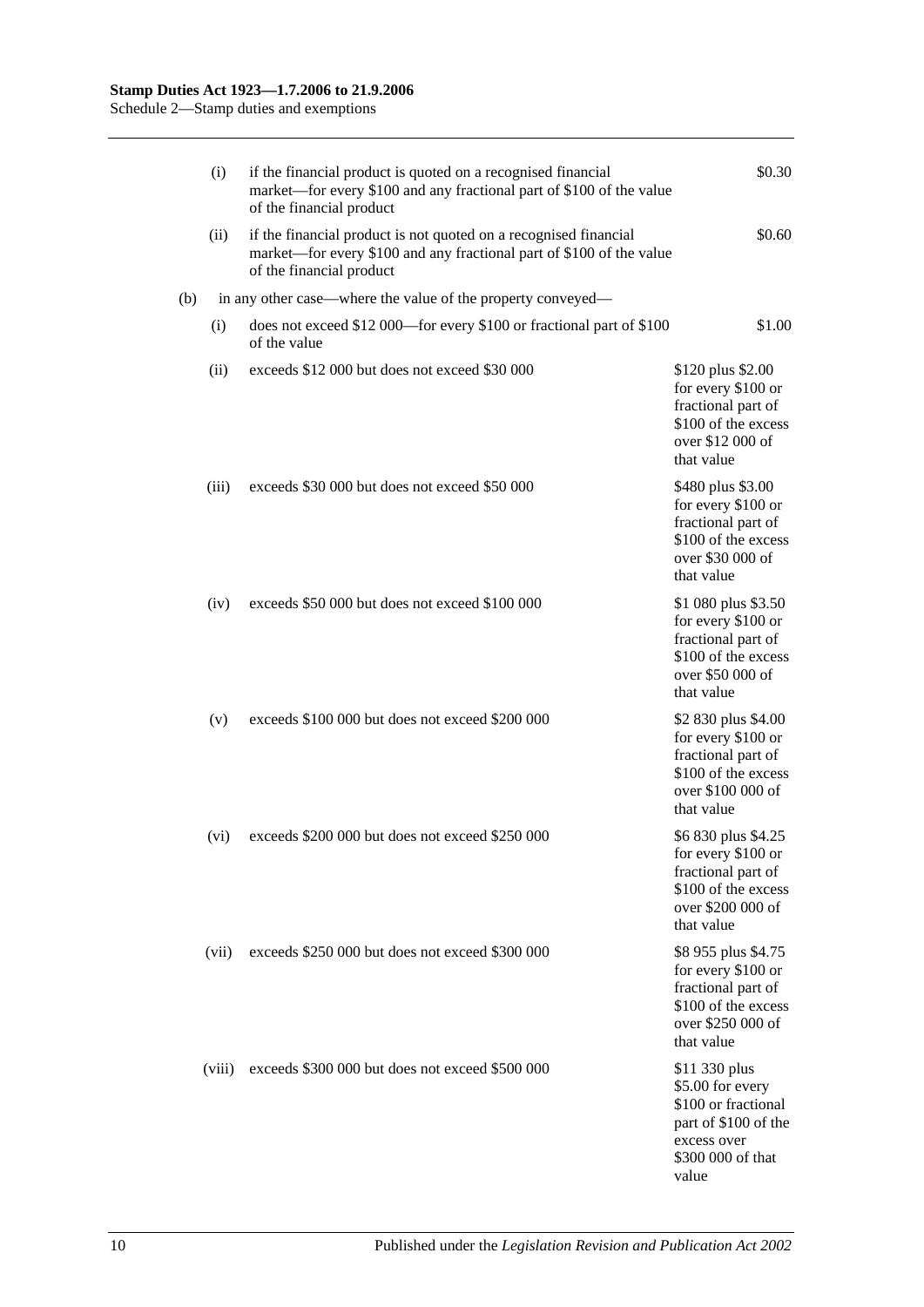(i) if the financial product is quoted on a recognised financial market—for every $100 and any fractional part of $100 of the value of the financial product — $0.30

(ii) if the financial product is not quoted on a recognised financial market—for every $100 and any fractional part of $100 of the value of the financial product — $0.60

(b) in any other case—where the value of the property conveyed—

| | | |
|---|---|---|
| (i) | does not exceed $12 000—for every $100 or fractional part of $100 of the value | $1.00 |
| (ii) | exceeds $12 000 but does not exceed $30 000 | $120 plus $2.00 for every $100 or fractional part of $100 of the excess over $12 000 of that value |
| (iii) | exceeds $30 000 but does not exceed $50 000 | $480 plus $3.00 for every $100 or fractional part of $100 of the excess over $30 000 of that value |
| (iv) | exceeds $50 000 but does not exceed $100 000 | $1 080 plus $3.50 for every $100 or fractional part of $100 of the excess over $50 000 of that value |
| (v) | exceeds $100 000 but does not exceed $200 000 | $2 830 plus $4.00 for every $100 or fractional part of $100 of the excess over $100 000 of that value |
| (vi) | exceeds $200 000 but does not exceed $250 000 | $6 830 plus $4.25 for every $100 or fractional part of $100 of the excess over $200 000 of that value |
| (vii) | exceeds $250 000 but does not exceed $300 000 | $8 955 plus $4.75 for every $100 or fractional part of $100 of the excess over $250 000 of that value |
| (viii) | exceeds $300 000 but does not exceed $500 000 | $11 330 plus $5.00 for every $100 or fractional part of $100 of the excess over $300 000 of that value |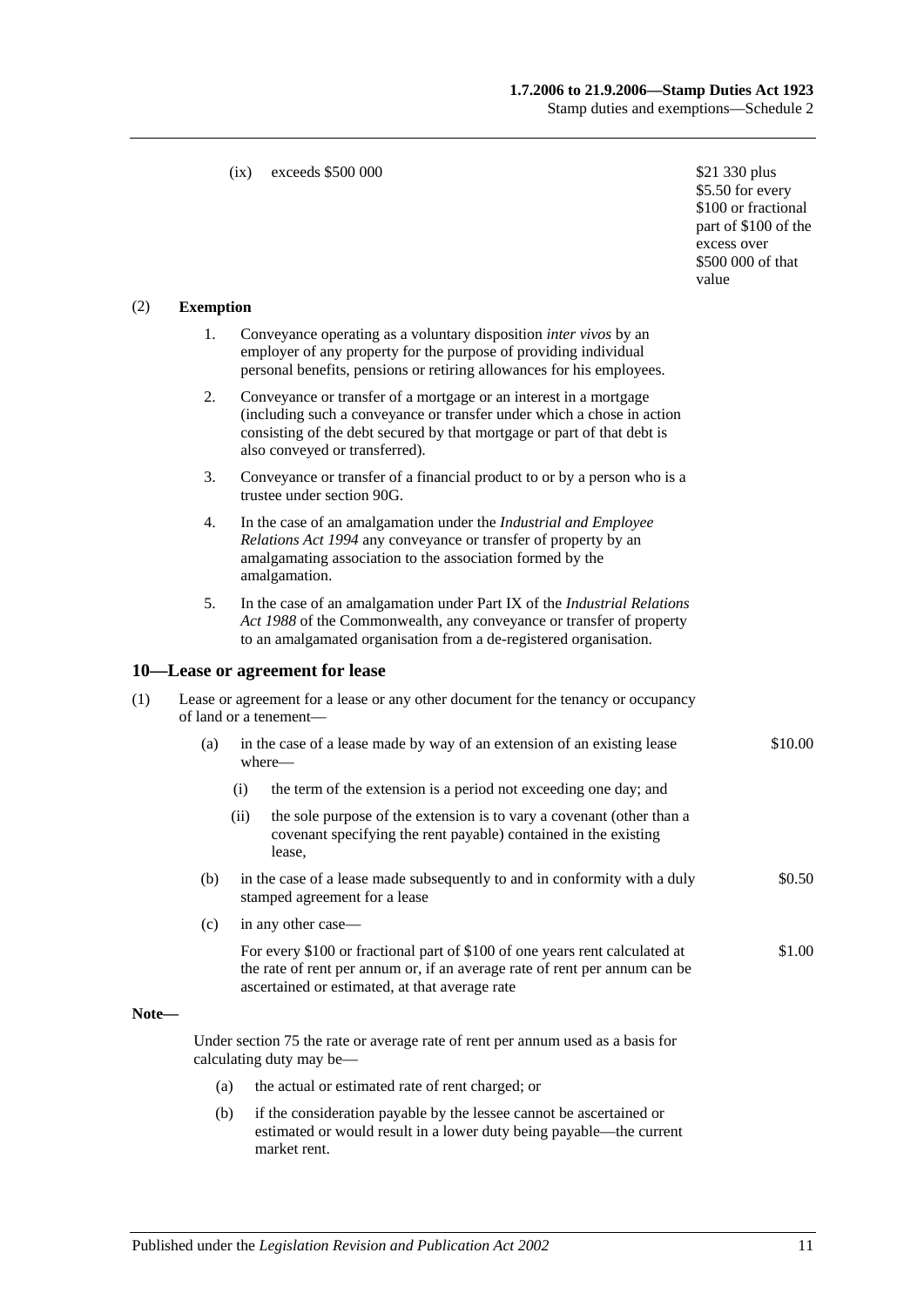(ix) exceeds $500 000 — $21 330 plus $5.50 for every $100 or fractional part of $100 of the excess over $500 000 of that value

(2) **Exemption**

1. Conveyance operating as a voluntary disposition *inter vivos* by an employer of any property for the purpose of providing individual personal benefits, pensions or retiring allowances for his employees.

2. Conveyance or transfer of a mortgage or an interest in a mortgage (including such a conveyance or transfer under which a chose in action consisting of the debt secured by that mortgage or part of that debt is also conveyed or transferred).

3. Conveyance or transfer of a financial product to or by a person who is a trustee under section 90G.

4. In the case of an amalgamation under the *Industrial and Employee Relations Act 1994* any conveyance or transfer of property by an amalgamating association to the association formed by the amalgamation.

5. In the case of an amalgamation under Part IX of the *Industrial Relations Act 1988* of the Commonwealth, any conveyance or transfer of property to an amalgamated organisation from a de-registered organisation.

## 10—Lease or agreement for lease

(1) Lease or agreement for a lease or any other document for the tenancy or occupancy of land or a tenement—

(a) in the case of a lease made by way of an extension of an existing lease where— — $10.00

(i) the term of the extension is a period not exceeding one day; and

(ii) the sole purpose of the extension is to vary a covenant (other than a covenant specifying the rent payable) contained in the existing lease,

(b) in the case of a lease made subsequently to and in conformity with a duly stamped agreement for a lease — $0.50

(c) in any other case—

For every $100 or fractional part of $100 of one years rent calculated at the rate of rent per annum or, if an average rate of rent per annum can be ascertained or estimated, at that average rate — $1.00

**Note—**

Under section 75 the rate or average rate of rent per annum used as a basis for calculating duty may be—

(a) the actual or estimated rate of rent charged; or

(b) if the consideration payable by the lessee cannot be ascertained or estimated or would result in a lower duty being payable—the current market rent.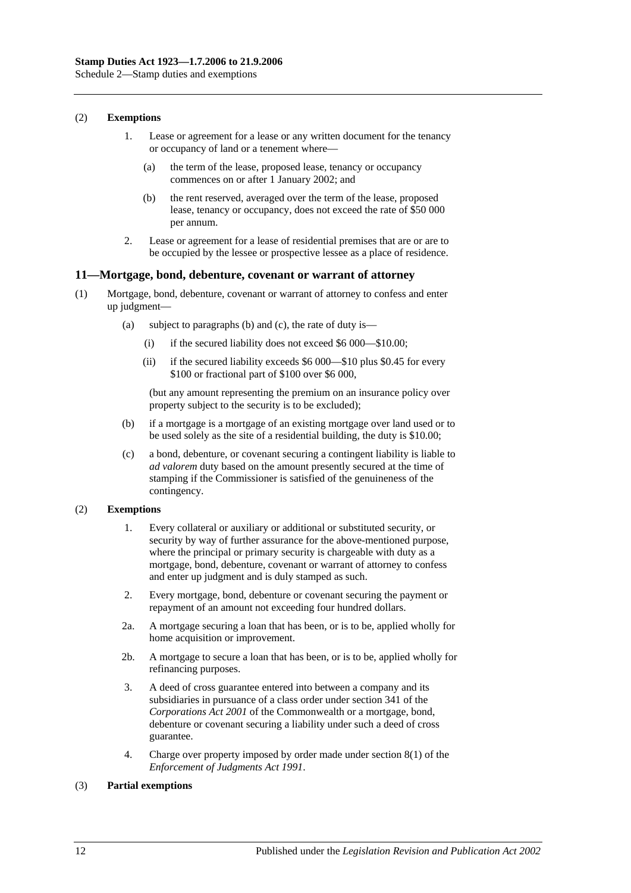(2) **Exemptions**

1. Lease or agreement for a lease or any written document for the tenancy or occupancy of land or a tenement where—

   (a) the term of the lease, proposed lease, tenancy or occupancy commences on or after 1 January 2002; and

   (b) the rent reserved, averaged over the term of the lease, proposed lease, tenancy or occupancy, does not exceed the rate of $50 000 per annum.

2. Lease or agreement for a lease of residential premises that are or are to be occupied by the lessee or prospective lessee as a place of residence.

## 11—Mortgage, bond, debenture, covenant or warrant of attorney

(1) Mortgage, bond, debenture, covenant or warrant of attorney to confess and enter up judgment—

   (a) subject to paragraphs (b) and (c), the rate of duty is—

      (i) if the secured liability does not exceed $6 000—$10.00;

      (ii) if the secured liability exceeds $6 000—$10 plus $0.45 for every $100 or fractional part of $100 over $6 000,

   (but any amount representing the premium on an insurance policy over property subject to the security is to be excluded);

   (b) if a mortgage is a mortgage of an existing mortgage over land used or to be used solely as the site of a residential building, the duty is $10.00;

   (c) a bond, debenture, or covenant securing a contingent liability is liable to *ad valorem* duty based on the amount presently secured at the time of stamping if the Commissioner is satisfied of the genuineness of the contingency.

(2) **Exemptions**

1. Every collateral or auxiliary or additional or substituted security, or security by way of further assurance for the above-mentioned purpose, where the principal or primary security is chargeable with duty as a mortgage, bond, debenture, covenant or warrant of attorney to confess and enter up judgment and is duly stamped as such.

2. Every mortgage, bond, debenture or covenant securing the payment or repayment of an amount not exceeding four hundred dollars.

2a. A mortgage securing a loan that has been, or is to be, applied wholly for home acquisition or improvement.

2b. A mortgage to secure a loan that has been, or is to be, applied wholly for refinancing purposes.

3. A deed of cross guarantee entered into between a company and its subsidiaries in pursuance of a class order under section 341 of the *Corporations Act 2001* of the Commonwealth or a mortgage, bond, debenture or covenant securing a liability under such a deed of cross guarantee.

4. Charge over property imposed by order made under section 8(1) of the *Enforcement of Judgments Act 1991*.

(3) **Partial exemptions**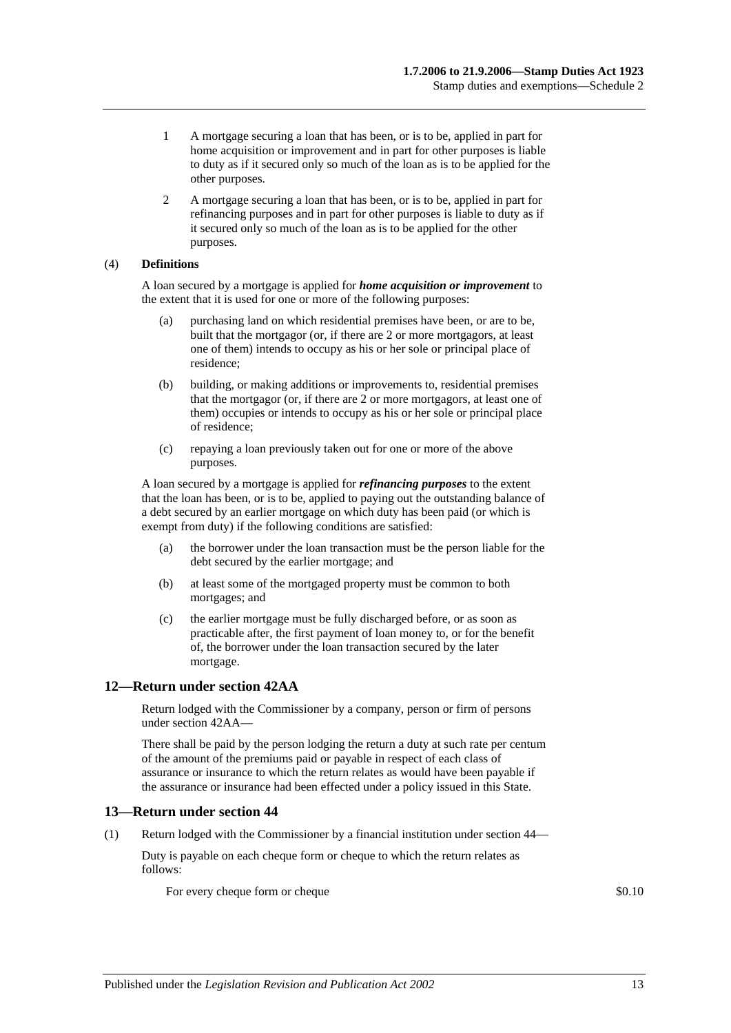1 A mortgage securing a loan that has been, or is to be, applied in part for home acquisition or improvement and in part for other purposes is liable to duty as if it secured only so much of the loan as is to be applied for the other purposes.

2 A mortgage securing a loan that has been, or is to be, applied in part for refinancing purposes and in part for other purposes is liable to duty as if it secured only so much of the loan as is to be applied for the other purposes.

(4) **Definitions**

A loan secured by a mortgage is applied for ***home acquisition or improvement*** to the extent that it is used for one or more of the following purposes:

(a) purchasing land on which residential premises have been, or are to be, built that the mortgagor (or, if there are 2 or more mortgagors, at least one of them) intends to occupy as his or her sole or principal place of residence;

(b) building, or making additions or improvements to, residential premises that the mortgagor (or, if there are 2 or more mortgagors, at least one of them) occupies or intends to occupy as his or her sole or principal place of residence;

(c) repaying a loan previously taken out for one or more of the above purposes.

A loan secured by a mortgage is applied for ***refinancing purposes*** to the extent that the loan has been, or is to be, applied to paying out the outstanding balance of a debt secured by an earlier mortgage on which duty has been paid (or which is exempt from duty) if the following conditions are satisfied:

(a) the borrower under the loan transaction must be the person liable for the debt secured by the earlier mortgage; and

(b) at least some of the mortgaged property must be common to both mortgages; and

(c) the earlier mortgage must be fully discharged before, or as soon as practicable after, the first payment of loan money to, or for the benefit of, the borrower under the loan transaction secured by the later mortgage.

## 12—Return under section 42AA

Return lodged with the Commissioner by a company, person or firm of persons under section 42AA—

There shall be paid by the person lodging the return a duty at such rate per centum of the amount of the premiums paid or payable in respect of each class of assurance or insurance to which the return relates as would have been payable if the assurance or insurance had been effected under a policy issued in this State.

## 13—Return under section 44

(1) Return lodged with the Commissioner by a financial institution under section 44—

Duty is payable on each cheque form or cheque to which the return relates as follows:

For every cheque form or cheque $0.10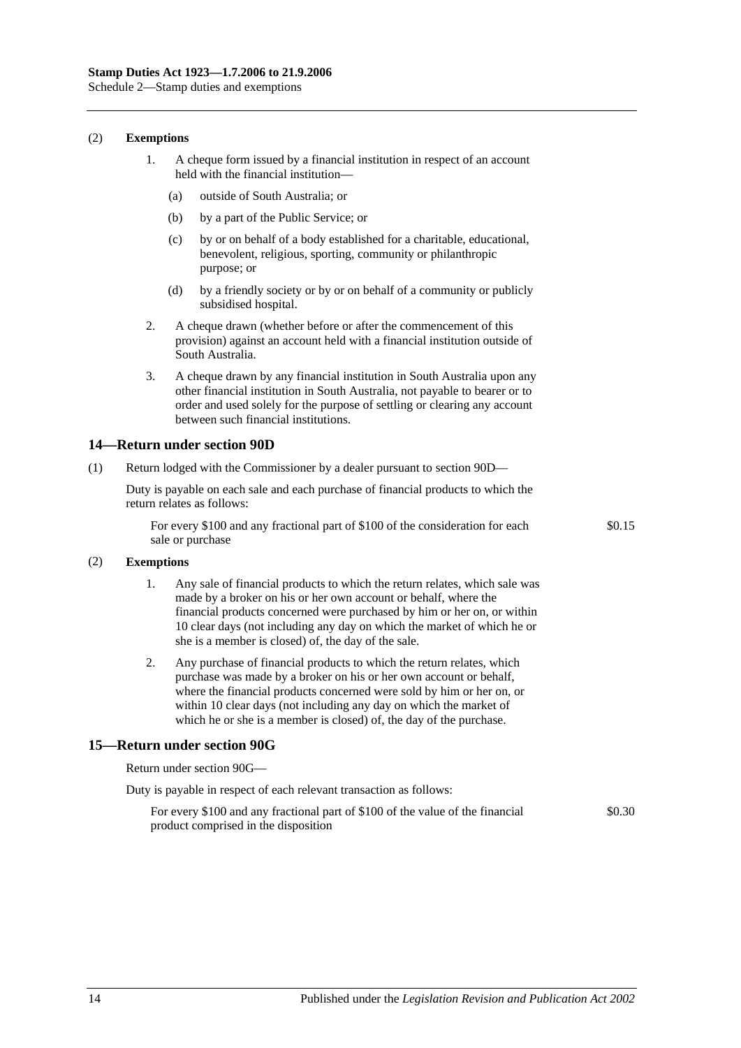(2) **Exemptions**

1. A cheque form issued by a financial institution in respect of an account held with the financial institution—

   (a) outside of South Australia; or

   (b) by a part of the Public Service; or

   (c) by or on behalf of a body established for a charitable, educational, benevolent, religious, sporting, community or philanthropic purpose; or

   (d) by a friendly society or by or on behalf of a community or publicly subsidised hospital.

2. A cheque drawn (whether before or after the commencement of this provision) against an account held with a financial institution outside of South Australia.

3. A cheque drawn by any financial institution in South Australia upon any other financial institution in South Australia, not payable to bearer or to order and used solely for the purpose of settling or clearing any account between such financial institutions.

## 14—Return under section 90D

(1) Return lodged with the Commissioner by a dealer pursuant to section 90D—

Duty is payable on each sale and each purchase of financial products to which the return relates as follows:

For every $100 and any fractional part of $100 of the consideration for each sale or purchase — $0.15

(2) **Exemptions**

1. Any sale of financial products to which the return relates, which sale was made by a broker on his or her own account or behalf, where the financial products concerned were purchased by him or her on, or within 10 clear days (not including any day on which the market of which he or she is a member is closed) of, the day of the sale.

2. Any purchase of financial products to which the return relates, which purchase was made by a broker on his or her own account or behalf, where the financial products concerned were sold by him or her on, or within 10 clear days (not including any day on which the market of which he or she is a member is closed) of, the day of the purchase.

## 15—Return under section 90G

Return under section 90G—

Duty is payable in respect of each relevant transaction as follows:

For every $100 and any fractional part of $100 of the value of the financial product comprised in the disposition — $0.30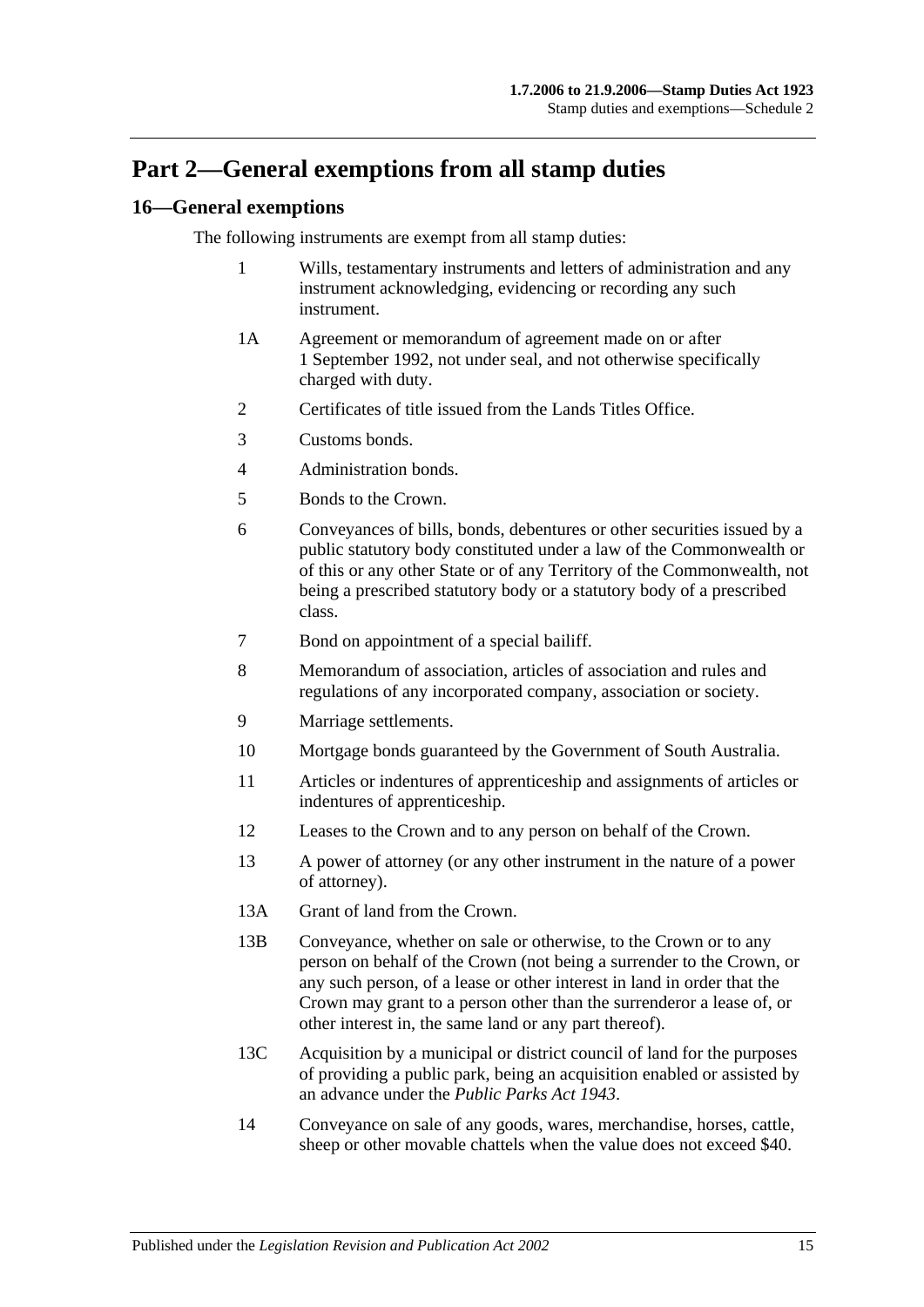# Part 2—General exemptions from all stamp duties

## 16—General exemptions

The following instruments are exempt from all stamp duties:

1 Wills, testamentary instruments and letters of administration and any instrument acknowledging, evidencing or recording any such instrument.

1A Agreement or memorandum of agreement made on or after 1 September 1992, not under seal, and not otherwise specifically charged with duty.

2 Certificates of title issued from the Lands Titles Office.

3 Customs bonds.

4 Administration bonds.

5 Bonds to the Crown.

6 Conveyances of bills, bonds, debentures or other securities issued by a public statutory body constituted under a law of the Commonwealth or of this or any other State or of any Territory of the Commonwealth, not being a prescribed statutory body or a statutory body of a prescribed class.

7 Bond on appointment of a special bailiff.

8 Memorandum of association, articles of association and rules and regulations of any incorporated company, association or society.

9 Marriage settlements.

10 Mortgage bonds guaranteed by the Government of South Australia.

11 Articles or indentures of apprenticeship and assignments of articles or indentures of apprenticeship.

12 Leases to the Crown and to any person on behalf of the Crown.

13 A power of attorney (or any other instrument in the nature of a power of attorney).

13A Grant of land from the Crown.

13B Conveyance, whether on sale or otherwise, to the Crown or to any person on behalf of the Crown (not being a surrender to the Crown, or any such person, of a lease or other interest in land in order that the Crown may grant to a person other than the surrenderor a lease of, or other interest in, the same land or any part thereof).

13C Acquisition by a municipal or district council of land for the purposes of providing a public park, being an acquisition enabled or assisted by an advance under the *Public Parks Act 1943*.

14 Conveyance on sale of any goods, wares, merchandise, horses, cattle, sheep or other movable chattels when the value does not exceed $40.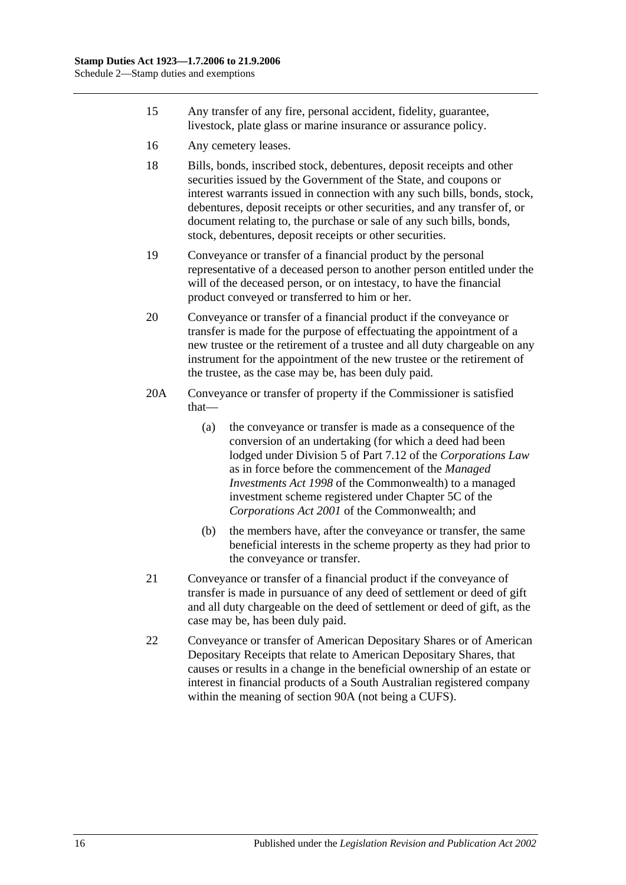15 Any transfer of any fire, personal accident, fidelity, guarantee, livestock, plate glass or marine insurance or assurance policy.

16 Any cemetery leases.

18 Bills, bonds, inscribed stock, debentures, deposit receipts and other securities issued by the Government of the State, and coupons or interest warrants issued in connection with any such bills, bonds, stock, debentures, deposit receipts or other securities, and any transfer of, or document relating to, the purchase or sale of any such bills, bonds, stock, debentures, deposit receipts or other securities.

19 Conveyance or transfer of a financial product by the personal representative of a deceased person to another person entitled under the will of the deceased person, or on intestacy, to have the financial product conveyed or transferred to him or her.

20 Conveyance or transfer of a financial product if the conveyance or transfer is made for the purpose of effectuating the appointment of a new trustee or the retirement of a trustee and all duty chargeable on any instrument for the appointment of the new trustee or the retirement of the trustee, as the case may be, has been duly paid.

20A Conveyance or transfer of property if the Commissioner is satisfied that—

(a) the conveyance or transfer is made as a consequence of the conversion of an undertaking (for which a deed had been lodged under Division 5 of Part 7.12 of the *Corporations Law* as in force before the commencement of the *Managed Investments Act 1998* of the Commonwealth) to a managed investment scheme registered under Chapter 5C of the *Corporations Act 2001* of the Commonwealth; and

(b) the members have, after the conveyance or transfer, the same beneficial interests in the scheme property as they had prior to the conveyance or transfer.

21 Conveyance or transfer of a financial product if the conveyance of transfer is made in pursuance of any deed of settlement or deed of gift and all duty chargeable on the deed of settlement or deed of gift, as the case may be, has been duly paid.

22 Conveyance or transfer of American Depositary Shares or of American Depositary Receipts that relate to American Depositary Shares, that causes or results in a change in the beneficial ownership of an estate or interest in financial products of a South Australian registered company within the meaning of section 90A (not being a CUFS).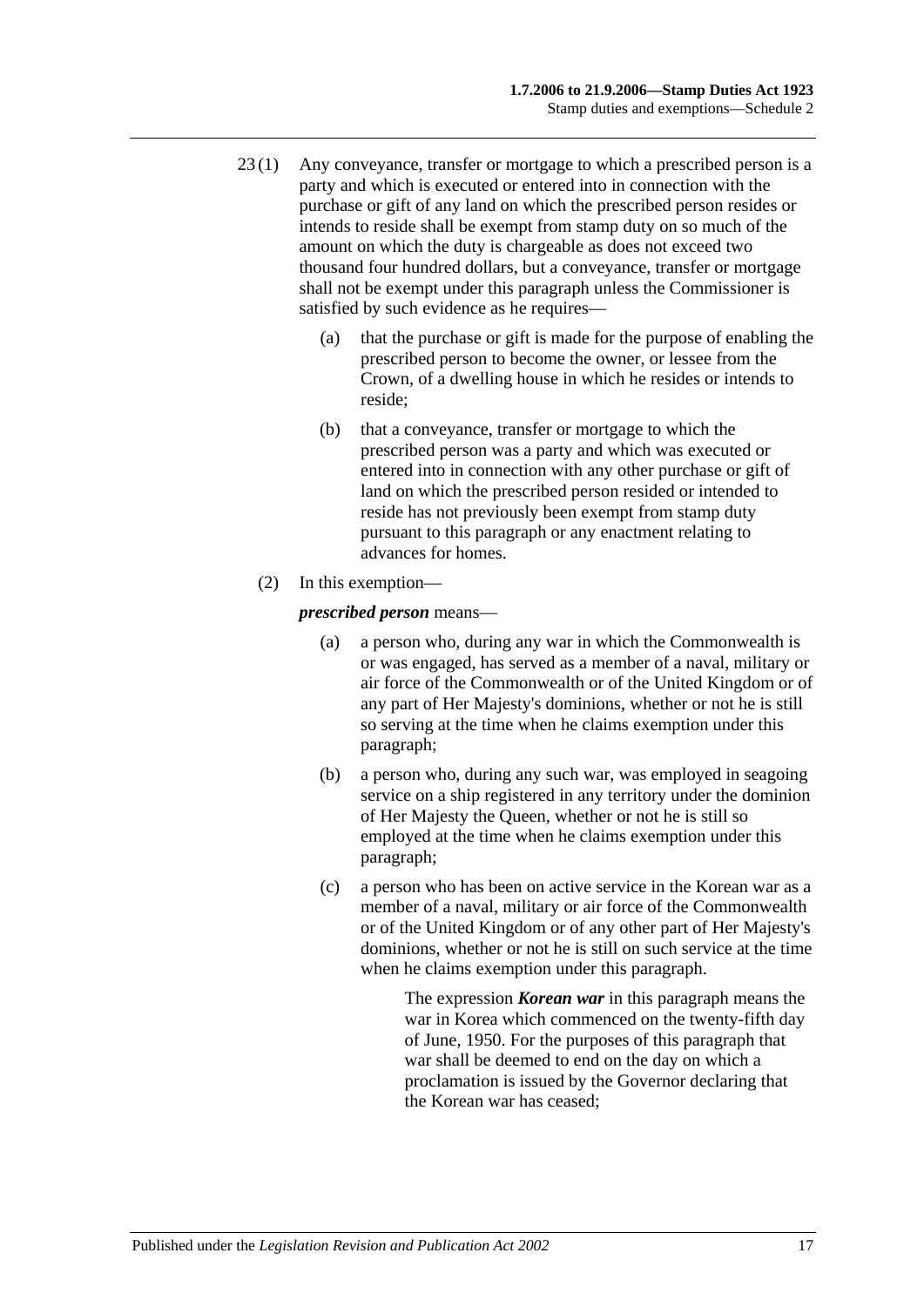23 (1) Any conveyance, transfer or mortgage to which a prescribed person is a party and which is executed or entered into in connection with the purchase or gift of any land on which the prescribed person resides or intends to reside shall be exempt from stamp duty on so much of the amount on which the duty is chargeable as does not exceed two thousand four hundred dollars, but a conveyance, transfer or mortgage shall not be exempt under this paragraph unless the Commissioner is satisfied by such evidence as he requires—

(a) that the purchase or gift is made for the purpose of enabling the prescribed person to become the owner, or lessee from the Crown, of a dwelling house in which he resides or intends to reside;

(b) that a conveyance, transfer or mortgage to which the prescribed person was a party and which was executed or entered into in connection with any other purchase or gift of land on which the prescribed person resided or intended to reside has not previously been exempt from stamp duty pursuant to this paragraph or any enactment relating to advances for homes.

(2) In this exemption—

***prescribed person*** means—

(a) a person who, during any war in which the Commonwealth is or was engaged, has served as a member of a naval, military or air force of the Commonwealth or of the United Kingdom or of any part of Her Majesty's dominions, whether or not he is still so serving at the time when he claims exemption under this paragraph;

(b) a person who, during any such war, was employed in seagoing service on a ship registered in any territory under the dominion of Her Majesty the Queen, whether or not he is still so employed at the time when he claims exemption under this paragraph;

(c) a person who has been on active service in the Korean war as a member of a naval, military or air force of the Commonwealth or of the United Kingdom or of any other part of Her Majesty's dominions, whether or not he is still on such service at the time when he claims exemption under this paragraph.

The expression ***Korean war*** in this paragraph means the war in Korea which commenced on the twenty-fifth day of June, 1950. For the purposes of this paragraph that war shall be deemed to end on the day on which a proclamation is issued by the Governor declaring that the Korean war has ceased;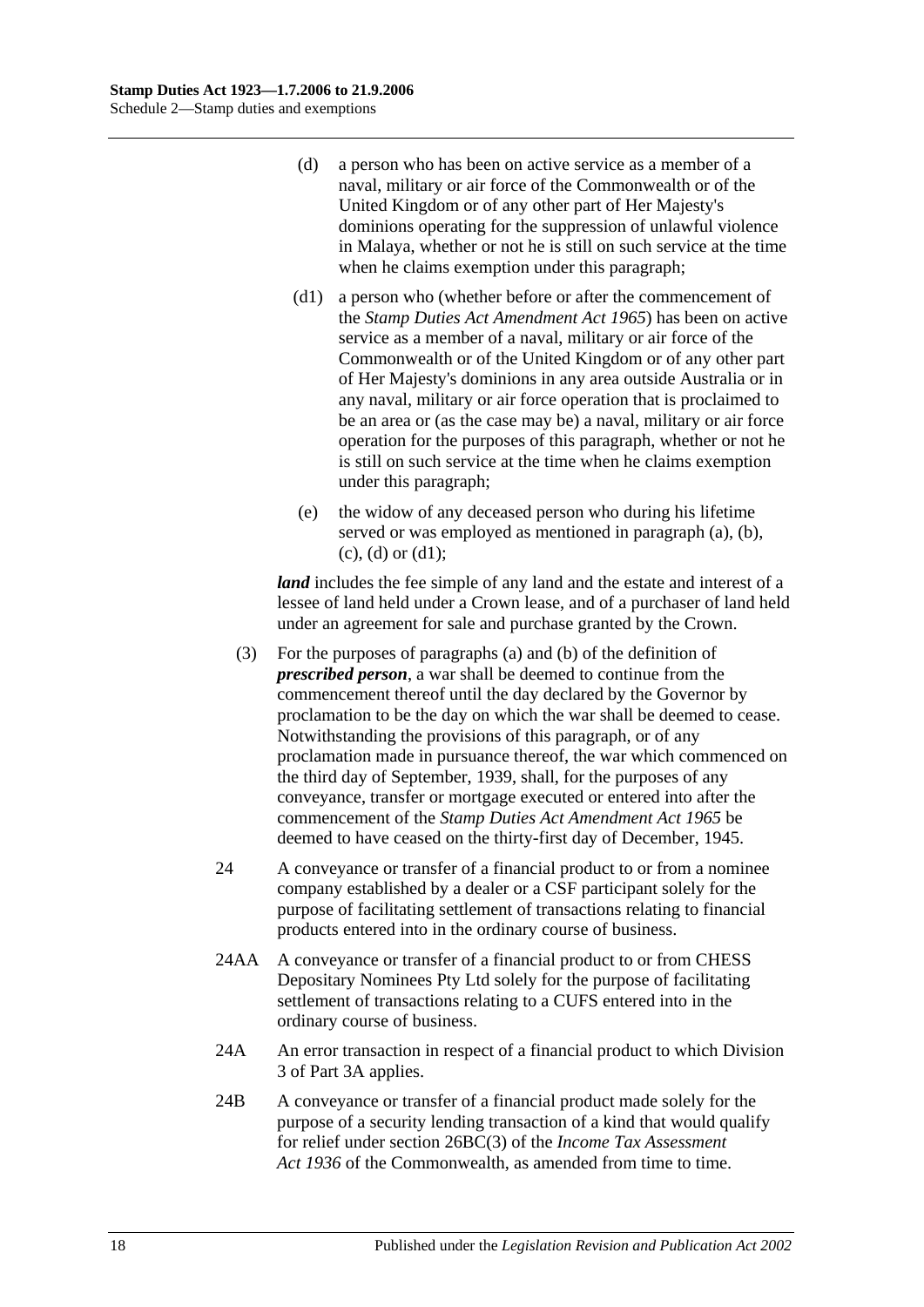(d) a person who has been on active service as a member of a naval, military or air force of the Commonwealth or of the United Kingdom or of any other part of Her Majesty's dominions operating for the suppression of unlawful violence in Malaya, whether or not he is still on such service at the time when he claims exemption under this paragraph;

(d1) a person who (whether before or after the commencement of the *Stamp Duties Act Amendment Act 1965*) has been on active service as a member of a naval, military or air force of the Commonwealth or of the United Kingdom or of any other part of Her Majesty's dominions in any area outside Australia or in any naval, military or air force operation that is proclaimed to be an area or (as the case may be) a naval, military or air force operation for the purposes of this paragraph, whether or not he is still on such service at the time when he claims exemption under this paragraph;

(e) the widow of any deceased person who during his lifetime served or was employed as mentioned in paragraph (a), (b), (c), (d) or (d1);

***land*** includes the fee simple of any land and the estate and interest of a lessee of land held under a Crown lease, and of a purchaser of land held under an agreement for sale and purchase granted by the Crown.

(3) For the purposes of paragraphs (a) and (b) of the definition of ***prescribed person***, a war shall be deemed to continue from the commencement thereof until the day declared by the Governor by proclamation to be the day on which the war shall be deemed to cease. Notwithstanding the provisions of this paragraph, or of any proclamation made in pursuance thereof, the war which commenced on the third day of September, 1939, shall, for the purposes of any conveyance, transfer or mortgage executed or entered into after the commencement of the *Stamp Duties Act Amendment Act 1965* be deemed to have ceased on the thirty-first day of December, 1945.

24 A conveyance or transfer of a financial product to or from a nominee company established by a dealer or a CSF participant solely for the purpose of facilitating settlement of transactions relating to financial products entered into in the ordinary course of business.

24AA A conveyance or transfer of a financial product to or from CHESS Depositary Nominees Pty Ltd solely for the purpose of facilitating settlement of transactions relating to a CUFS entered into in the ordinary course of business.

24A An error transaction in respect of a financial product to which Division 3 of Part 3A applies.

24B A conveyance or transfer of a financial product made solely for the purpose of a security lending transaction of a kind that would qualify for relief under section 26BC(3) of the *Income Tax Assessment Act 1936* of the Commonwealth, as amended from time to time.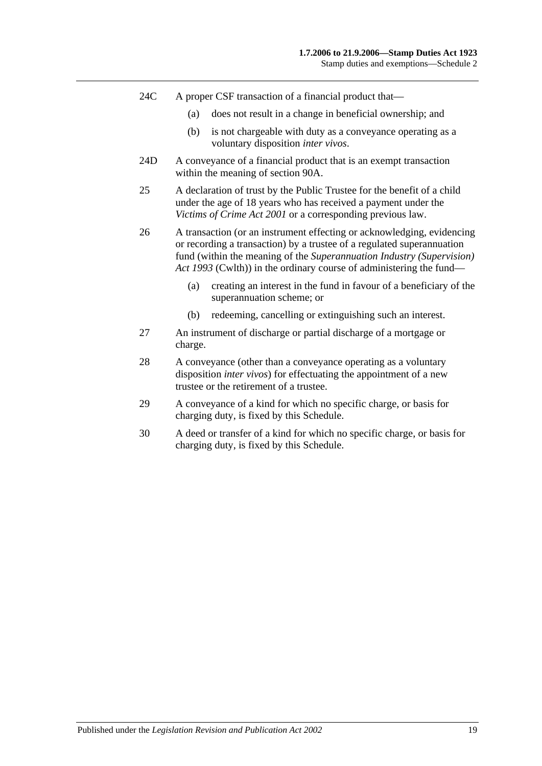24C A proper CSF transaction of a financial product that—

(a) does not result in a change in beneficial ownership; and

(b) is not chargeable with duty as a conveyance operating as a voluntary disposition *inter vivos*.

24D A conveyance of a financial product that is an exempt transaction within the meaning of section 90A.

25 A declaration of trust by the Public Trustee for the benefit of a child under the age of 18 years who has received a payment under the *Victims of Crime Act 2001* or a corresponding previous law.

26 A transaction (or an instrument effecting or acknowledging, evidencing or recording a transaction) by a trustee of a regulated superannuation fund (within the meaning of the *Superannuation Industry (Supervision) Act 1993* (Cwlth)) in the ordinary course of administering the fund—

(a) creating an interest in the fund in favour of a beneficiary of the superannuation scheme; or

(b) redeeming, cancelling or extinguishing such an interest.

27 An instrument of discharge or partial discharge of a mortgage or charge.

28 A conveyance (other than a conveyance operating as a voluntary disposition *inter vivos*) for effectuating the appointment of a new trustee or the retirement of a trustee.

29 A conveyance of a kind for which no specific charge, or basis for charging duty, is fixed by this Schedule.

30 A deed or transfer of a kind for which no specific charge, or basis for charging duty, is fixed by this Schedule.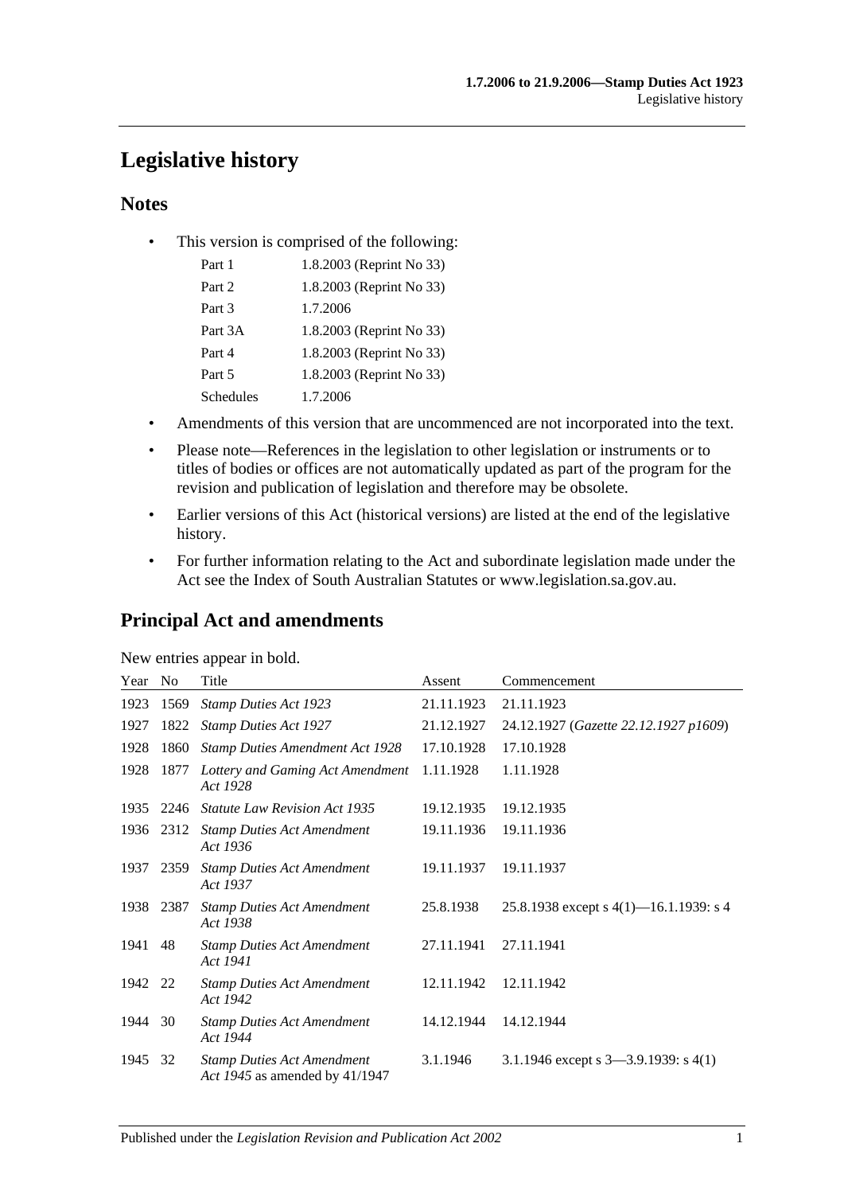# Legislative history

## Notes

- This version is comprised of the following:

| | |
|---|---|
| Part 1 | 1.8.2003 (Reprint No 33) |
| Part 2 | 1.8.2003 (Reprint No 33) |
| Part 3 | 1.7.2006 |
| Part 3A | 1.8.2003 (Reprint No 33) |
| Part 4 | 1.8.2003 (Reprint No 33) |
| Part 5 | 1.8.2003 (Reprint No 33) |
| Schedules | 1.7.2006 |

- Amendments of this version that are uncommenced are not incorporated into the text.
- Please note—References in the legislation to other legislation or instruments or to titles of bodies or offices are not automatically updated as part of the program for the revision and publication of legislation and therefore may be obsolete.
- Earlier versions of this Act (historical versions) are listed at the end of the legislative history.
- For further information relating to the Act and subordinate legislation made under the Act see the Index of South Australian Statutes or www.legislation.sa.gov.au.

## Principal Act and amendments

New entries appear in bold.

| Year | No | Title | Assent | Commencement |
|---|---|---|---|---|
| 1923 | 1569 | *Stamp Duties Act 1923* | 21.11.1923 | 21.11.1923 |
| 1927 | 1822 | *Stamp Duties Act 1927* | 21.12.1927 | 24.12.1927 (*Gazette 22.12.1927 p1609*) |
| 1928 | 1860 | *Stamp Duties Amendment Act 1928* | 17.10.1928 | 17.10.1928 |
| 1928 | 1877 | *Lottery and Gaming Act Amendment Act 1928* | 1.11.1928 | 1.11.1928 |
| 1935 | 2246 | *Statute Law Revision Act 1935* | 19.12.1935 | 19.12.1935 |
| 1936 | 2312 | *Stamp Duties Act Amendment Act 1936* | 19.11.1936 | 19.11.1936 |
| 1937 | 2359 | *Stamp Duties Act Amendment Act 1937* | 19.11.1937 | 19.11.1937 |
| 1938 | 2387 | *Stamp Duties Act Amendment Act 1938* | 25.8.1938 | 25.8.1938 except s 4(1)—16.1.1939: s 4 |
| 1941 | 48 | *Stamp Duties Act Amendment Act 1941* | 27.11.1941 | 27.11.1941 |
| 1942 | 22 | *Stamp Duties Act Amendment Act 1942* | 12.11.1942 | 12.11.1942 |
| 1944 | 30 | *Stamp Duties Act Amendment Act 1944* | 14.12.1944 | 14.12.1944 |
| 1945 | 32 | *Stamp Duties Act Amendment Act 1945* as amended by 41/1947 | 3.1.1946 | 3.1.1946 except s 3—3.9.1939: s 4(1) |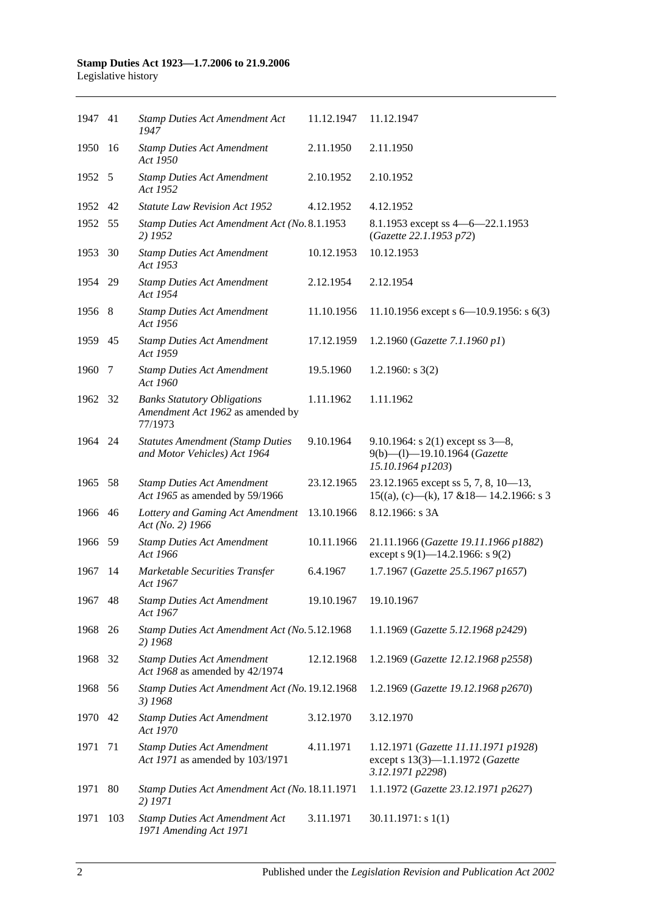| | | | | |
|---|---|---|---|---|
| 1947 | 41 | *Stamp Duties Act Amendment Act 1947* | 11.12.1947 | 11.12.1947 |
| 1950 | 16 | *Stamp Duties Act Amendment Act 1950* | 2.11.1950 | 2.11.1950 |
| 1952 | 5 | *Stamp Duties Act Amendment Act 1952* | 2.10.1952 | 2.10.1952 |
| 1952 | 42 | *Statute Law Revision Act 1952* | 4.12.1952 | 4.12.1952 |
| 1952 | 55 | *Stamp Duties Act Amendment Act (No. 2) 1952* | 8.1.1953 | 8.1.1953 except ss 4—6—22.1.1953 (*Gazette 22.1.1953 p72*) |
| 1953 | 30 | *Stamp Duties Act Amendment Act 1953* | 10.12.1953 | 10.12.1953 |
| 1954 | 29 | *Stamp Duties Act Amendment Act 1954* | 2.12.1954 | 2.12.1954 |
| 1956 | 8 | *Stamp Duties Act Amendment Act 1956* | 11.10.1956 | 11.10.1956 except s 6—10.9.1956: s 6(3) |
| 1959 | 45 | *Stamp Duties Act Amendment Act 1959* | 17.12.1959 | 1.2.1960 (*Gazette 7.1.1960 p1*) |
| 1960 | 7 | *Stamp Duties Act Amendment Act 1960* | 19.5.1960 | 1.2.1960: s 3(2) |
| 1962 | 32 | *Banks Statutory Obligations Amendment Act 1962* as amended by 77/1973 | 1.11.1962 | 1.11.1962 |
| 1964 | 24 | *Statutes Amendment (Stamp Duties and Motor Vehicles) Act 1964* | 9.10.1964 | 9.10.1964: s 2(1) except ss 3—8, 9(b)—(l)—19.10.1964 (*Gazette 15.10.1964 p1203*) |
| 1965 | 58 | *Stamp Duties Act Amendment Act 1965* as amended by 59/1966 | 23.12.1965 | 23.12.1965 except ss 5, 7, 8, 10—13, 15((a), (c)—(k), 17 &18— 14.2.1966: s 3 |
| 1966 | 46 | *Lottery and Gaming Act Amendment Act (No. 2) 1966* | 13.10.1966 | 8.12.1966: s 3A |
| 1966 | 59 | *Stamp Duties Act Amendment Act 1966* | 10.11.1966 | 21.11.1966 (*Gazette 19.11.1966 p1882*) except s 9(1)—14.2.1966: s 9(2) |
| 1967 | 14 | *Marketable Securities Transfer Act 1967* | 6.4.1967 | 1.7.1967 (*Gazette 25.5.1967 p1657*) |
| 1967 | 48 | *Stamp Duties Act Amendment Act 1967* | 19.10.1967 | 19.10.1967 |
| 1968 | 26 | *Stamp Duties Act Amendment Act (No. 2) 1968* | 5.12.1968 | 1.1.1969 (*Gazette 5.12.1968 p2429*) |
| 1968 | 32 | *Stamp Duties Act Amendment Act 1968* as amended by 42/1974 | 12.12.1968 | 1.2.1969 (*Gazette 12.12.1968 p2558*) |
| 1968 | 56 | *Stamp Duties Act Amendment Act (No. 3) 1968* | 19.12.1968 | 1.2.1969 (*Gazette 19.12.1968 p2670*) |
| 1970 | 42 | *Stamp Duties Act Amendment Act 1970* | 3.12.1970 | 3.12.1970 |
| 1971 | 71 | *Stamp Duties Act Amendment Act 1971* as amended by 103/1971 | 4.11.1971 | 1.12.1971 (*Gazette 11.11.1971 p1928*) except s 13(3)—1.1.1972 (*Gazette 3.12.1971 p2298*) |
| 1971 | 80 | *Stamp Duties Act Amendment Act (No. 2) 1971* | 18.11.1971 | 1.1.1972 (*Gazette 23.12.1971 p2627*) |
| 1971 | 103 | *Stamp Duties Act Amendment Act 1971 Amending Act 1971* | 3.11.1971 | 30.11.1971: s 1(1) |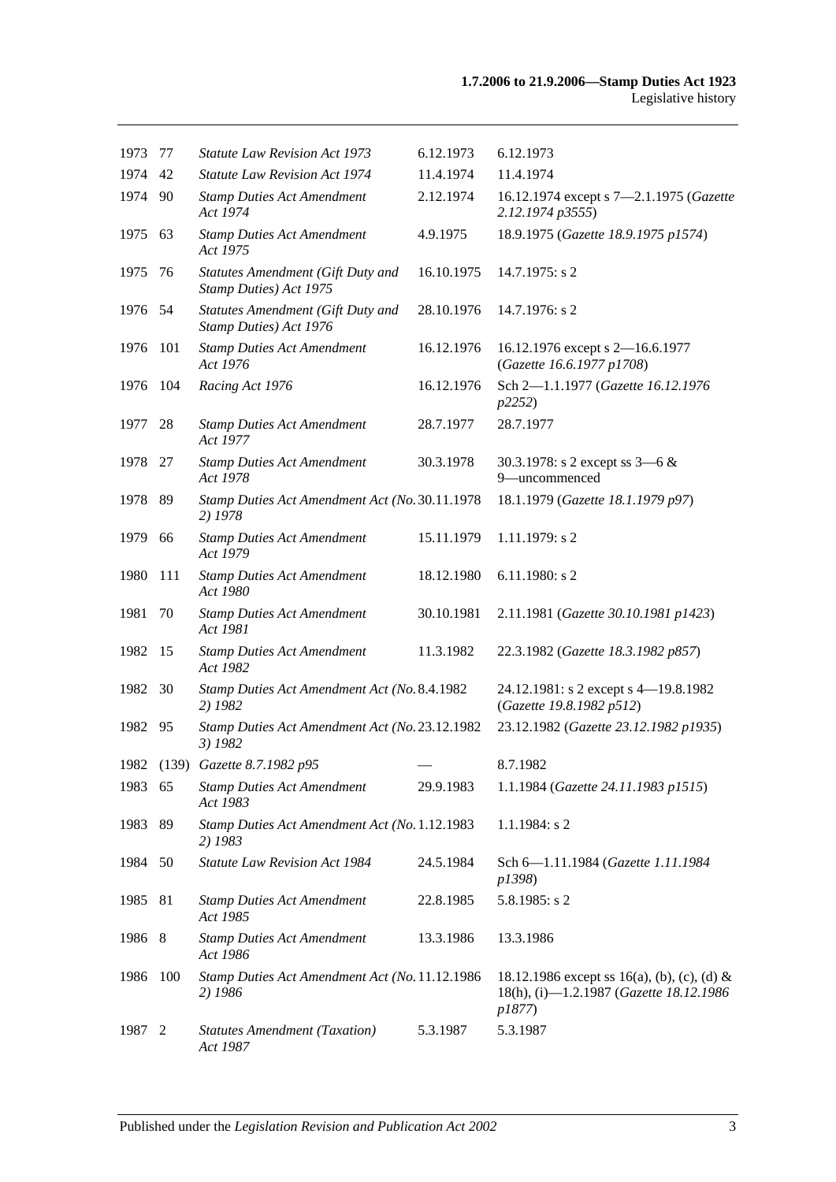| | | | | |
|---|---|---|---|---|
| 1973 | 77 | *Statute Law Revision Act 1973* | 6.12.1973 | 6.12.1973 |
| 1974 | 42 | *Statute Law Revision Act 1974* | 11.4.1974 | 11.4.1974 |
| 1974 | 90 | *Stamp Duties Act Amendment Act 1974* | 2.12.1974 | 16.12.1974 except s 7—2.1.1975 (*Gazette 2.12.1974 p3555*) |
| 1975 | 63 | *Stamp Duties Act Amendment Act 1975* | 4.9.1975 | 18.9.1975 (*Gazette 18.9.1975 p1574*) |
| 1975 | 76 | *Statutes Amendment (Gift Duty and Stamp Duties) Act 1975* | 16.10.1975 | 14.7.1975: s 2 |
| 1976 | 54 | *Statutes Amendment (Gift Duty and Stamp Duties) Act 1976* | 28.10.1976 | 14.7.1976: s 2 |
| 1976 | 101 | *Stamp Duties Act Amendment Act 1976* | 16.12.1976 | 16.12.1976 except s 2—16.6.1977 (*Gazette 16.6.1977 p1708*) |
| 1976 | 104 | *Racing Act 1976* | 16.12.1976 | Sch 2—1.1.1977 (*Gazette 16.12.1976 p2252*) |
| 1977 | 28 | *Stamp Duties Act Amendment Act 1977* | 28.7.1977 | 28.7.1977 |
| 1978 | 27 | *Stamp Duties Act Amendment Act 1978* | 30.3.1978 | 30.3.1978: s 2 except ss 3—6 & 9—uncommenced |
| 1978 | 89 | *Stamp Duties Act Amendment Act (No. 2) 1978* | 30.11.1978 | 18.1.1979 (*Gazette 18.1.1979 p97*) |
| 1979 | 66 | *Stamp Duties Act Amendment Act 1979* | 15.11.1979 | 1.11.1979: s 2 |
| 1980 | 111 | *Stamp Duties Act Amendment Act 1980* | 18.12.1980 | 6.11.1980: s 2 |
| 1981 | 70 | *Stamp Duties Act Amendment Act 1981* | 30.10.1981 | 2.11.1981 (*Gazette 30.10.1981 p1423*) |
| 1982 | 15 | *Stamp Duties Act Amendment Act 1982* | 11.3.1982 | 22.3.1982 (*Gazette 18.3.1982 p857*) |
| 1982 | 30 | *Stamp Duties Act Amendment Act (No. 2) 1982* | 8.4.1982 | 24.12.1981: s 2 except s 4—19.8.1982 (*Gazette 19.8.1982 p512*) |
| 1982 | 95 | *Stamp Duties Act Amendment Act (No. 3) 1982* | 23.12.1982 | 23.12.1982 (*Gazette 23.12.1982 p1935*) |
| 1982 | (139) | *Gazette 8.7.1982 p95* | — | 8.7.1982 |
| 1983 | 65 | *Stamp Duties Act Amendment Act 1983* | 29.9.1983 | 1.1.1984 (*Gazette 24.11.1983 p1515*) |
| 1983 | 89 | *Stamp Duties Act Amendment Act (No. 2) 1983* | 1.12.1983 | 1.1.1984: s 2 |
| 1984 | 50 | *Statute Law Revision Act 1984* | 24.5.1984 | Sch 6—1.11.1984 (*Gazette 1.11.1984 p1398*) |
| 1985 | 81 | *Stamp Duties Act Amendment Act 1985* | 22.8.1985 | 5.8.1985: s 2 |
| 1986 | 8 | *Stamp Duties Act Amendment Act 1986* | 13.3.1986 | 13.3.1986 |
| 1986 | 100 | *Stamp Duties Act Amendment Act (No. 2) 1986* | 11.12.1986 | 18.12.1986 except ss 16(a), (b), (c), (d) & 18(h), (i)—1.2.1987 (*Gazette 18.12.1986 p1877*) |
| 1987 | 2 | *Statutes Amendment (Taxation) Act 1987* | 5.3.1987 | 5.3.1987 |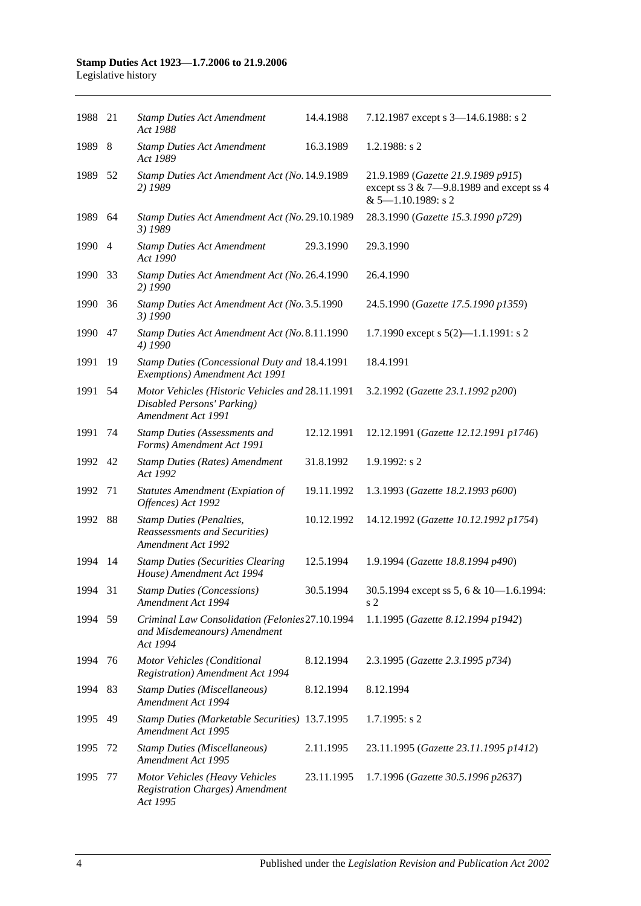| | | | | |
|---|---|---|---|---|
| 1988 | 21 | *Stamp Duties Act Amendment Act 1988* | 14.4.1988 | 7.12.1987 except s 3—14.6.1988: s 2 |
| 1989 | 8 | *Stamp Duties Act Amendment Act 1989* | 16.3.1989 | 1.2.1988: s 2 |
| 1989 | 52 | *Stamp Duties Act Amendment Act (No. 2) 1989* | 14.9.1989 | 21.9.1989 (*Gazette 21.9.1989 p915*) except ss 3 & 7—9.8.1989 and except ss 4 & 5—1.10.1989: s 2 |
| 1989 | 64 | *Stamp Duties Act Amendment Act (No. 3) 1989* | 29.10.1989 | 28.3.1990 (*Gazette 15.3.1990 p729*) |
| 1990 | 4 | *Stamp Duties Act Amendment Act 1990* | 29.3.1990 | 29.3.1990 |
| 1990 | 33 | *Stamp Duties Act Amendment Act (No. 2) 1990* | 26.4.1990 | 26.4.1990 |
| 1990 | 36 | *Stamp Duties Act Amendment Act (No. 3) 1990* | 3.5.1990 | 24.5.1990 (*Gazette 17.5.1990 p1359*) |
| 1990 | 47 | *Stamp Duties Act Amendment Act (No. 4) 1990* | 8.11.1990 | 1.7.1990 except s 5(2)—1.1.1991: s 2 |
| 1991 | 19 | *Stamp Duties (Concessional Duty and Exemptions) Amendment Act 1991* | 18.4.1991 | 18.4.1991 |
| 1991 | 54 | *Motor Vehicles (Historic Vehicles and Disabled Persons' Parking) Amendment Act 1991* | 28.11.1991 | 3.2.1992 (*Gazette 23.1.1992 p200*) |
| 1991 | 74 | *Stamp Duties (Assessments and Forms) Amendment Act 1991* | 12.12.1991 | 12.12.1991 (*Gazette 12.12.1991 p1746*) |
| 1992 | 42 | *Stamp Duties (Rates) Amendment Act 1992* | 31.8.1992 | 1.9.1992: s 2 |
| 1992 | 71 | *Statutes Amendment (Expiation of Offences) Act 1992* | 19.11.1992 | 1.3.1993 (*Gazette 18.2.1993 p600*) |
| 1992 | 88 | *Stamp Duties (Penalties, Reassessments and Securities) Amendment Act 1992* | 10.12.1992 | 14.12.1992 (*Gazette 10.12.1992 p1754*) |
| 1994 | 14 | *Stamp Duties (Securities Clearing House) Amendment Act 1994* | 12.5.1994 | 1.9.1994 (*Gazette 18.8.1994 p490*) |
| 1994 | 31 | *Stamp Duties (Concessions) Amendment Act 1994* | 30.5.1994 | 30.5.1994 except ss 5, 6 & 10—1.6.1994: s 2 |
| 1994 | 59 | *Criminal Law Consolidation (Felonies and Misdemeanours) Amendment Act 1994* | 27.10.1994 | 1.1.1995 (*Gazette 8.12.1994 p1942*) |
| 1994 | 76 | *Motor Vehicles (Conditional Registration) Amendment Act 1994* | 8.12.1994 | 2.3.1995 (*Gazette 2.3.1995 p734*) |
| 1994 | 83 | *Stamp Duties (Miscellaneous) Amendment Act 1994* | 8.12.1994 | 8.12.1994 |
| 1995 | 49 | *Stamp Duties (Marketable Securities) Amendment Act 1995* | 13.7.1995 | 1.7.1995: s 2 |
| 1995 | 72 | *Stamp Duties (Miscellaneous) Amendment Act 1995* | 2.11.1995 | 23.11.1995 (*Gazette 23.11.1995 p1412*) |
| 1995 | 77 | *Motor Vehicles (Heavy Vehicles Registration Charges) Amendment Act 1995* | 23.11.1995 | 1.7.1996 (*Gazette 30.5.1996 p2637*) |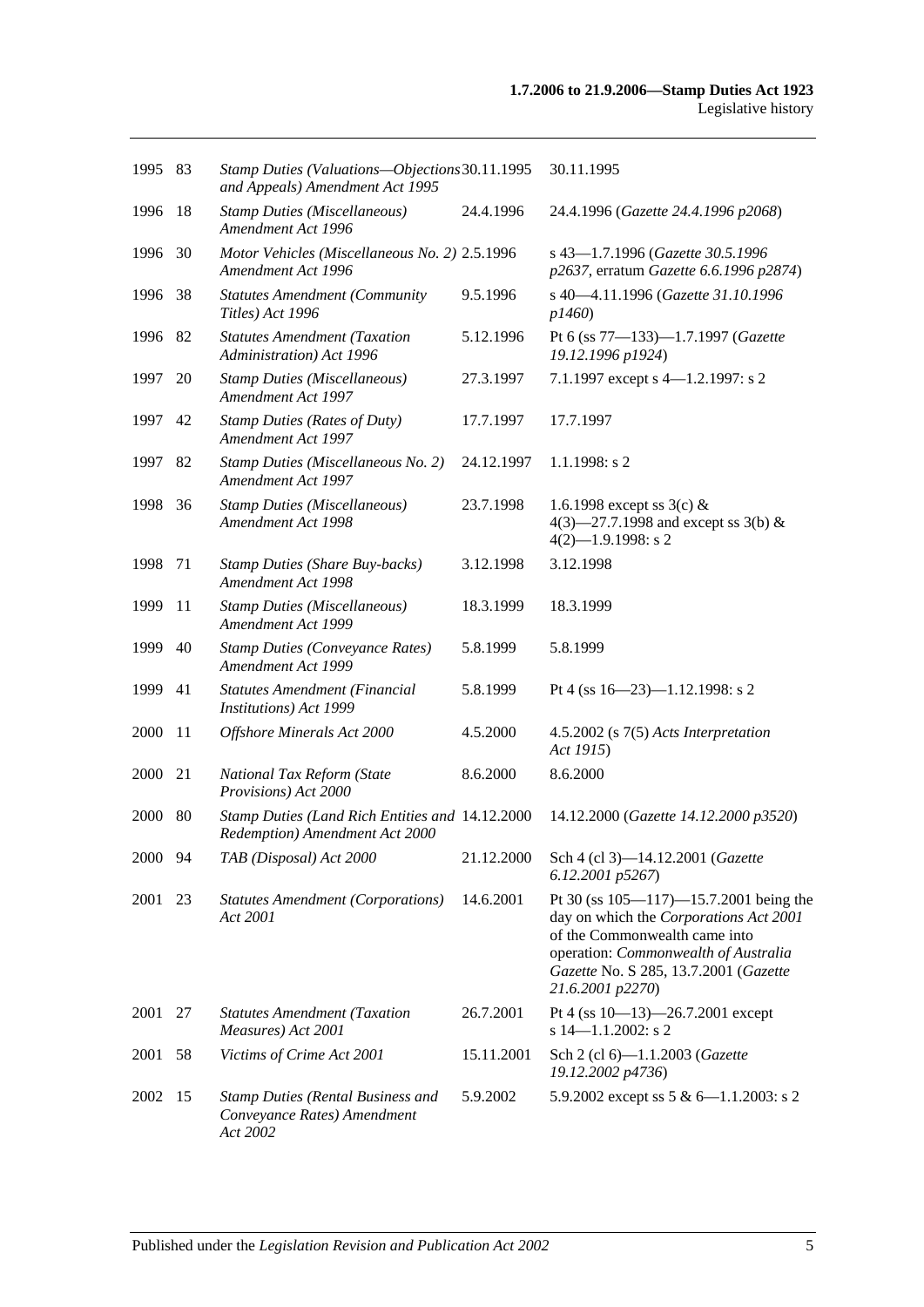| | | | | |
|---|---|---|---|---|
| 1995 | 83 | *Stamp Duties (Valuations—Objections and Appeals) Amendment Act 1995* | 30.11.1995 | 30.11.1995 |
| 1996 | 18 | *Stamp Duties (Miscellaneous) Amendment Act 1996* | 24.4.1996 | 24.4.1996 (*Gazette 24.4.1996 p2068*) |
| 1996 | 30 | *Motor Vehicles (Miscellaneous No. 2) Amendment Act 1996* | 2.5.1996 | s 43—1.7.1996 (*Gazette 30.5.1996 p2637*, erratum *Gazette 6.6.1996 p2874*) |
| 1996 | 38 | *Statutes Amendment (Community Titles) Act 1996* | 9.5.1996 | s 40—4.11.1996 (*Gazette 31.10.1996 p1460*) |
| 1996 | 82 | *Statutes Amendment (Taxation Administration) Act 1996* | 5.12.1996 | Pt 6 (ss 77—133)—1.7.1997 (*Gazette 19.12.1996 p1924*) |
| 1997 | 20 | *Stamp Duties (Miscellaneous) Amendment Act 1997* | 27.3.1997 | 7.1.1997 except s 4—1.2.1997: s 2 |
| 1997 | 42 | *Stamp Duties (Rates of Duty) Amendment Act 1997* | 17.7.1997 | 17.7.1997 |
| 1997 | 82 | *Stamp Duties (Miscellaneous No. 2) Amendment Act 1997* | 24.12.1997 | 1.1.1998: s 2 |
| 1998 | 36 | *Stamp Duties (Miscellaneous) Amendment Act 1998* | 23.7.1998 | 1.6.1998 except ss 3(c) & 4(3)—27.7.1998 and except ss 3(b) & 4(2)—1.9.1998: s 2 |
| 1998 | 71 | *Stamp Duties (Share Buy-backs) Amendment Act 1998* | 3.12.1998 | 3.12.1998 |
| 1999 | 11 | *Stamp Duties (Miscellaneous) Amendment Act 1999* | 18.3.1999 | 18.3.1999 |
| 1999 | 40 | *Stamp Duties (Conveyance Rates) Amendment Act 1999* | 5.8.1999 | 5.8.1999 |
| 1999 | 41 | *Statutes Amendment (Financial Institutions) Act 1999* | 5.8.1999 | Pt 4 (ss 16—23)—1.12.1998: s 2 |
| 2000 | 11 | *Offshore Minerals Act 2000* | 4.5.2000 | 4.5.2002 (s 7(5) *Acts Interpretation Act 1915*) |
| 2000 | 21 | *National Tax Reform (State Provisions) Act 2000* | 8.6.2000 | 8.6.2000 |
| 2000 | 80 | *Stamp Duties (Land Rich Entities and Redemption) Amendment Act 2000* | 14.12.2000 | 14.12.2000 (*Gazette 14.12.2000 p3520*) |
| 2000 | 94 | *TAB (Disposal) Act 2000* | 21.12.2000 | Sch 4 (cl 3)—14.12.2001 (*Gazette 6.12.2001 p5267*) |
| 2001 | 23 | *Statutes Amendment (Corporations) Act 2001* | 14.6.2001 | Pt 30 (ss 105—117)—15.7.2001 being the day on which the *Corporations Act 2001* of the Commonwealth came into operation: *Commonwealth of Australia Gazette* No. S 285, 13.7.2001 (*Gazette 21.6.2001 p2270*) |
| 2001 | 27 | *Statutes Amendment (Taxation Measures) Act 2001* | 26.7.2001 | Pt 4 (ss 10—13)—26.7.2001 except s 14—1.1.2002: s 2 |
| 2001 | 58 | *Victims of Crime Act 2001* | 15.11.2001 | Sch 2 (cl 6)—1.1.2003 (*Gazette 19.12.2002 p4736*) |
| 2002 | 15 | *Stamp Duties (Rental Business and Conveyance Rates) Amendment Act 2002* | 5.9.2002 | 5.9.2002 except ss 5 & 6—1.1.2003: s 2 |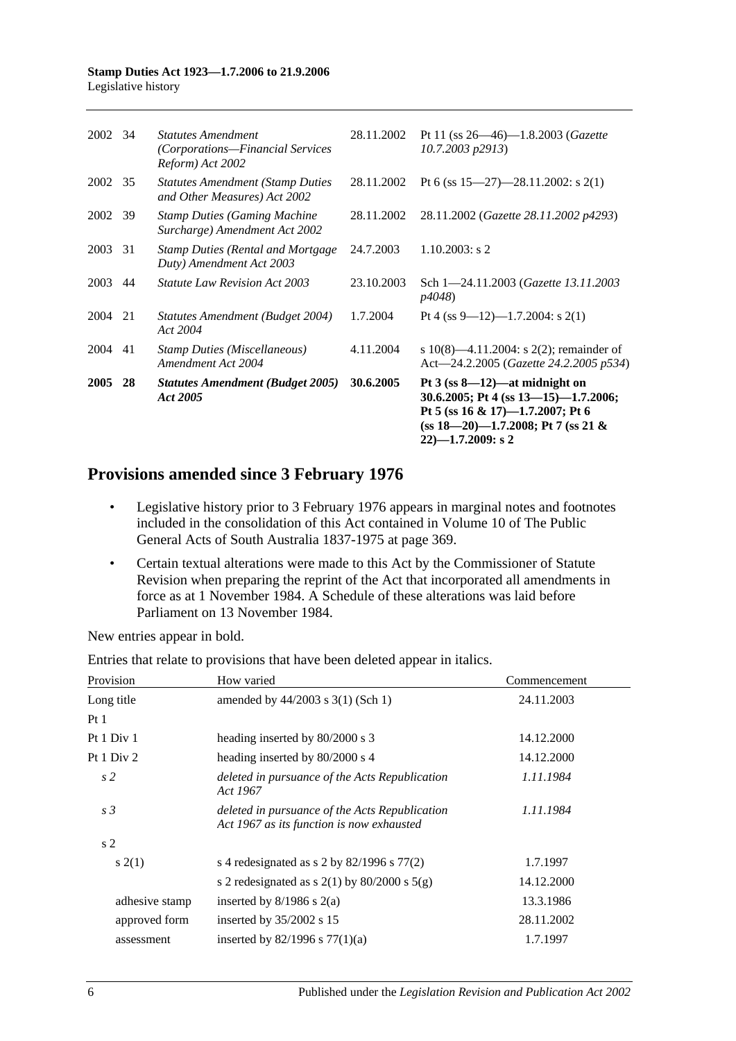| | | | | |
|---|---|---|---|---|
| 2002 | 34 | *Statutes Amendment (Corporations—Financial Services Reform) Act 2002* | 28.11.2002 | Pt 11 (ss 26—46)—1.8.2003 (*Gazette 10.7.2003 p2913*) |
| 2002 | 35 | *Statutes Amendment (Stamp Duties and Other Measures) Act 2002* | 28.11.2002 | Pt 6 (ss 15—27)—28.11.2002: s 2(1) |
| 2002 | 39 | *Stamp Duties (Gaming Machine Surcharge) Amendment Act 2002* | 28.11.2002 | 28.11.2002 (*Gazette 28.11.2002 p4293*) |
| 2003 | 31 | *Stamp Duties (Rental and Mortgage Duty) Amendment Act 2003* | 24.7.2003 | 1.10.2003: s 2 |
| 2003 | 44 | *Statute Law Revision Act 2003* | 23.10.2003 | Sch 1—24.11.2003 (*Gazette 13.11.2003 p4048*) |
| 2004 | 21 | *Statutes Amendment (Budget 2004) Act 2004* | 1.7.2004 | Pt 4 (ss 9—12)—1.7.2004: s 2(1) |
| 2004 | 41 | *Stamp Duties (Miscellaneous) Amendment Act 2004* | 4.11.2004 | s 10(8)—4.11.2004: s 2(2); remainder of Act—24.2.2005 (*Gazette 24.2.2005 p534*) |
| **2005** | **28** | ***Statutes Amendment (Budget 2005) Act 2005*** | **30.6.2005** | **Pt 3 (ss 8—12)—at midnight on 30.6.2005; Pt 4 (ss 13—15)—1.7.2006; Pt 5 (ss 16 & 17)—1.7.2007; Pt 6 (ss 18—20)—1.7.2008; Pt 7 (ss 21 & 22)—1.7.2009: s 2** |

## Provisions amended since 3 February 1976

- Legislative history prior to 3 February 1976 appears in marginal notes and footnotes included in the consolidation of this Act contained in Volume 10 of The Public General Acts of South Australia 1837-1975 at page 369.
- Certain textual alterations were made to this Act by the Commissioner of Statute Revision when preparing the reprint of the Act that incorporated all amendments in force as at 1 November 1984. A Schedule of these alterations was laid before Parliament on 13 November 1984.

New entries appear in bold.

Entries that relate to provisions that have been deleted appear in italics.

| Provision | How varied | Commencement |
|---|---|---|
| Long title | amended by 44/2003 s 3(1) (Sch 1) | 24.11.2003 |
| Pt 1 | | |
| Pt 1 Div 1 | heading inserted by 80/2000 s 3 | 14.12.2000 |
| Pt 1 Div 2 | heading inserted by 80/2000 s 4 | 14.12.2000 |
| *s 2* | *deleted in pursuance of the Acts Republication Act 1967* | *1.11.1984* |
| *s 3* | *deleted in pursuance of the Acts Republication Act 1967 as its function is now exhausted* | *1.11.1984* |
| s 2 | | |
| s 2(1) | s 4 redesignated as s 2 by 82/1996 s 77(2) | 1.7.1997 |
| | s 2 redesignated as s 2(1) by 80/2000 s 5(g) | 14.12.2000 |
| adhesive stamp | inserted by 8/1986 s 2(a) | 13.3.1986 |
| approved form | inserted by 35/2002 s 15 | 28.11.2002 |
| assessment | inserted by 82/1996 s 77(1)(a) | 1.7.1997 |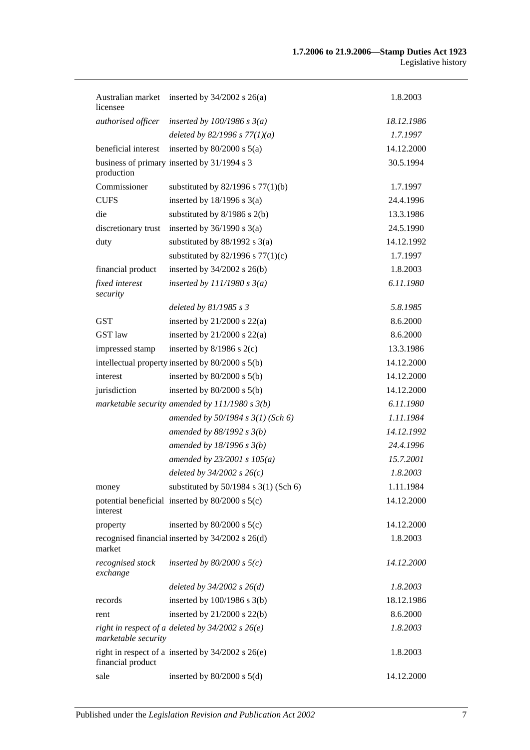| | | |
|---|---|---|
| Australian market licensee | inserted by 34/2002 s 26(a) | 1.8.2003 |
| *authorised officer* | *inserted by 100/1986 s 3(a)* | *18.12.1986* |
| | *deleted by 82/1996 s 77(1)(a)* | *1.7.1997* |
| beneficial interest | inserted by 80/2000 s 5(a) | 14.12.2000 |
| business of primary production | inserted by 31/1994 s 3 | 30.5.1994 |
| Commissioner | substituted by 82/1996 s 77(1)(b) | 1.7.1997 |
| CUFS | inserted by 18/1996 s 3(a) | 24.4.1996 |
| die | substituted by 8/1986 s 2(b) | 13.3.1986 |
| discretionary trust | inserted by 36/1990 s 3(a) | 24.5.1990 |
| duty | substituted by 88/1992 s 3(a) | 14.12.1992 |
| | substituted by 82/1996 s 77(1)(c) | 1.7.1997 |
| financial product | inserted by 34/2002 s 26(b) | 1.8.2003 |
| *fixed interest security* | *inserted by 111/1980 s 3(a)* | *6.11.1980* |
| | *deleted by 81/1985 s 3* | *5.8.1985* |
| GST | inserted by 21/2000 s 22(a) | 8.6.2000 |
| GST law | inserted by 21/2000 s 22(a) | 8.6.2000 |
| impressed stamp | inserted by 8/1986 s 2(c) | 13.3.1986 |
| intellectual property | inserted by 80/2000 s 5(b) | 14.12.2000 |
| interest | inserted by 80/2000 s 5(b) | 14.12.2000 |
| jurisdiction | inserted by 80/2000 s 5(b) | 14.12.2000 |
| *marketable security* | *amended by 111/1980 s 3(b)* | *6.11.1980* |
| | *amended by 50/1984 s 3(1) (Sch 6)* | *1.11.1984* |
| | *amended by 88/1992 s 3(b)* | *14.12.1992* |
| | *amended by 18/1996 s 3(b)* | *24.4.1996* |
| | *amended by 23/2001 s 105(a)* | *15.7.2001* |
| | *deleted by 34/2002 s 26(c)* | *1.8.2003* |
| money | substituted by 50/1984 s 3(1) (Sch 6) | 1.11.1984 |
| potential beneficial interest | inserted by 80/2000 s 5(c) | 14.12.2000 |
| property | inserted by 80/2000 s 5(c) | 14.12.2000 |
| recognised financial market | inserted by 34/2002 s 26(d) | 1.8.2003 |
| *recognised stock exchange* | *inserted by 80/2000 s 5(c)* | *14.12.2000* |
| | *deleted by 34/2002 s 26(d)* | *1.8.2003* |
| records | inserted by 100/1986 s 3(b) | 18.12.1986 |
| rent | inserted by 21/2000 s 22(b) | 8.6.2000 |
| *right in respect of a marketable security* | *deleted by 34/2002 s 26(e)* | *1.8.2003* |
| right in respect of a financial product | inserted by 34/2002 s 26(e) | 1.8.2003 |
| sale | inserted by 80/2000 s 5(d) | 14.12.2000 |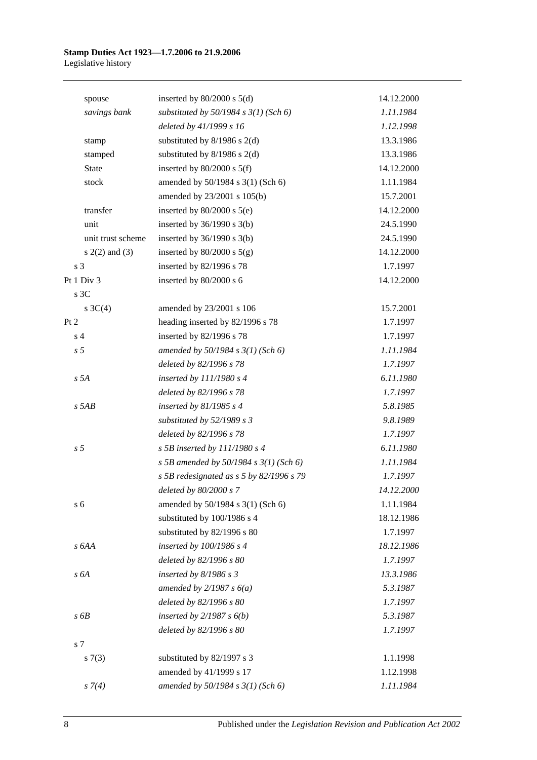| | | |
|---|---|---|
| spouse | inserted by 80/2000 s 5(d) | 14.12.2000 |
| *savings bank* | *substituted by 50/1984 s 3(1) (Sch 6)* | *1.11.1984* |
| | *deleted by 41/1999 s 16* | *1.12.1998* |
| stamp | substituted by 8/1986 s 2(d) | 13.3.1986 |
| stamped | substituted by 8/1986 s 2(d) | 13.3.1986 |
| State | inserted by 80/2000 s 5(f) | 14.12.2000 |
| stock | amended by 50/1984 s 3(1) (Sch 6) | 1.11.1984 |
| | amended by 23/2001 s 105(b) | 15.7.2001 |
| transfer | inserted by 80/2000 s 5(e) | 14.12.2000 |
| unit | inserted by 36/1990 s 3(b) | 24.5.1990 |
| unit trust scheme | inserted by 36/1990 s 3(b) | 24.5.1990 |
| s 2(2) and (3) | inserted by 80/2000 s 5(g) | 14.12.2000 |
| s 3 | inserted by 82/1996 s 78 | 1.7.1997 |
| Pt 1 Div 3 | inserted by 80/2000 s 6 | 14.12.2000 |
| s 3C | | |
| s 3C(4) | amended by 23/2001 s 106 | 15.7.2001 |
| Pt 2 | heading inserted by 82/1996 s 78 | 1.7.1997 |
| s 4 | inserted by 82/1996 s 78 | 1.7.1997 |
| *s 5* | *amended by 50/1984 s 3(1) (Sch 6)* | *1.11.1984* |
| | *deleted by 82/1996 s 78* | *1.7.1997* |
| *s 5A* | *inserted by 111/1980 s 4* | *6.11.1980* |
| | *deleted by 82/1996 s 78* | *1.7.1997* |
| *s 5AB* | *inserted by 81/1985 s 4* | *5.8.1985* |
| | *substituted by 52/1989 s 3* | *9.8.1989* |
| | *deleted by 82/1996 s 78* | *1.7.1997* |
| *s 5* | *s 5B inserted by 111/1980 s 4* | *6.11.1980* |
| | *s 5B amended by 50/1984 s 3(1) (Sch 6)* | *1.11.1984* |
| | *s 5B redesignated as s 5 by 82/1996 s 79* | *1.7.1997* |
| | *deleted by 80/2000 s 7* | *14.12.2000* |
| s 6 | amended by 50/1984 s 3(1) (Sch 6) | 1.11.1984 |
| | substituted by 100/1986 s 4 | 18.12.1986 |
| | substituted by 82/1996 s 80 | 1.7.1997 |
| *s 6AA* | *inserted by 100/1986 s 4* | *18.12.1986* |
| | *deleted by 82/1996 s 80* | *1.7.1997* |
| *s 6A* | *inserted by 8/1986 s 3* | *13.3.1986* |
| | *amended by 2/1987 s 6(a)* | *5.3.1987* |
| | *deleted by 82/1996 s 80* | *1.7.1997* |
| *s 6B* | *inserted by 2/1987 s 6(b)* | *5.3.1987* |
| | *deleted by 82/1996 s 80* | *1.7.1997* |
| s 7 | | |
| s 7(3) | substituted by 82/1997 s 3 | 1.1.1998 |
| | amended by 41/1999 s 17 | 1.12.1998 |
| *s 7(4)* | *amended by 50/1984 s 3(1) (Sch 6)* | *1.11.1984* |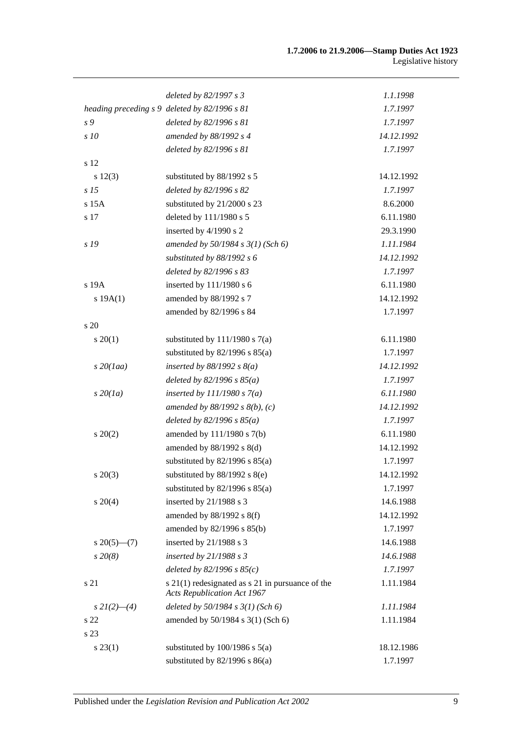| | | |
|---|---|---|
| | *deleted by 82/1997 s 3* | *1.1.1998* |
| *heading preceding s 9* | *deleted by 82/1996 s 81* | *1.7.1997* |
| *s 9* | *deleted by 82/1996 s 81* | *1.7.1997* |
| *s 10* | *amended by 88/1992 s 4* | *14.12.1992* |
| | *deleted by 82/1996 s 81* | *1.7.1997* |
| s 12 | | |
| s 12(3) | substituted by 88/1992 s 5 | 14.12.1992 |
| *s 15* | *deleted by 82/1996 s 82* | *1.7.1997* |
| s 15A | substituted by 21/2000 s 23 | 8.6.2000 |
| s 17 | deleted by 111/1980 s 5 | 6.11.1980 |
| | inserted by 4/1990 s 2 | 29.3.1990 |
| *s 19* | *amended by 50/1984 s 3(1) (Sch 6)* | *1.11.1984* |
| | *substituted by 88/1992 s 6* | *14.12.1992* |
| | *deleted by 82/1996 s 83* | *1.7.1997* |
| s 19A | inserted by 111/1980 s 6 | 6.11.1980 |
| s 19A(1) | amended by 88/1992 s 7 | 14.12.1992 |
| | amended by 82/1996 s 84 | 1.7.1997 |
| s 20 | | |
| s 20(1) | substituted by 111/1980 s 7(a) | 6.11.1980 |
| | substituted by 82/1996 s 85(a) | 1.7.1997 |
| *s 20(1aa)* | *inserted by 88/1992 s 8(a)* | *14.12.1992* |
| | *deleted by 82/1996 s 85(a)* | *1.7.1997* |
| *s 20(1a)* | *inserted by 111/1980 s 7(a)* | *6.11.1980* |
| | *amended by 88/1992 s 8(b), (c)* | *14.12.1992* |
| | *deleted by 82/1996 s 85(a)* | *1.7.1997* |
| s 20(2) | amended by 111/1980 s 7(b) | 6.11.1980 |
| | amended by 88/1992 s 8(d) | 14.12.1992 |
| | substituted by 82/1996 s 85(a) | 1.7.1997 |
| s 20(3) | substituted by 88/1992 s 8(e) | 14.12.1992 |
| | substituted by 82/1996 s 85(a) | 1.7.1997 |
| s 20(4) | inserted by 21/1988 s 3 | 14.6.1988 |
| | amended by 88/1992 s 8(f) | 14.12.1992 |
| | amended by 82/1996 s 85(b) | 1.7.1997 |
| s 20(5)—(7) | inserted by 21/1988 s 3 | 14.6.1988 |
| *s 20(8)* | *inserted by 21/1988 s 3* | *14.6.1988* |
| | *deleted by 82/1996 s 85(c)* | *1.7.1997* |
| s 21 | s 21(1) redesignated as s 21 in pursuance of the *Acts Republication Act 1967* | 1.11.1984 |
| *s 21(2)—(4)* | *deleted by 50/1984 s 3(1) (Sch 6)* | *1.11.1984* |
| s 22 | amended by 50/1984 s 3(1) (Sch 6) | 1.11.1984 |
| s 23 | | |
| s 23(1) | substituted by 100/1986 s 5(a) | 18.12.1986 |
| | substituted by 82/1996 s 86(a) | 1.7.1997 |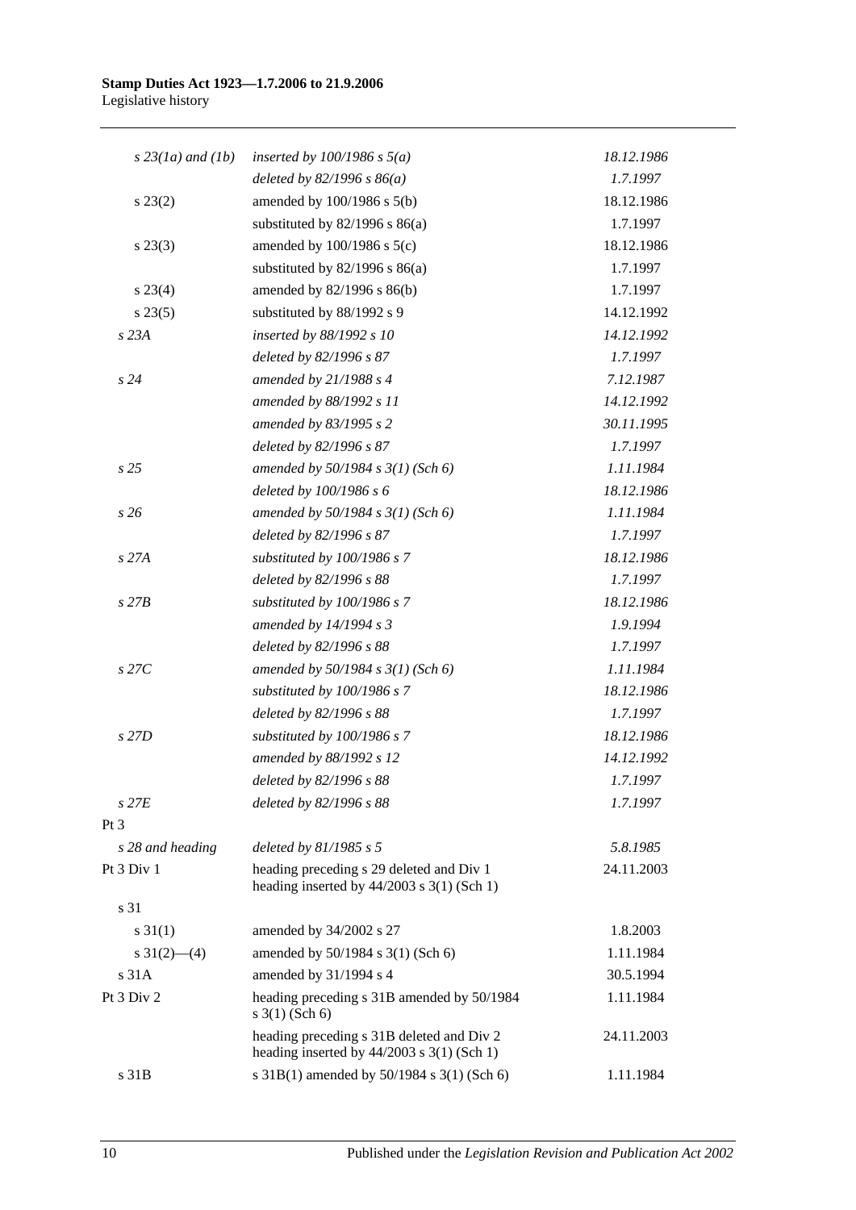| | | |
|---|---|---|
| *s 23(1a) and (1b)* | *inserted by 100/1986 s 5(a)* | *18.12.1986* |
| | *deleted by 82/1996 s 86(a)* | *1.7.1997* |
| s 23(2) | amended by 100/1986 s 5(b) | 18.12.1986 |
| | substituted by 82/1996 s 86(a) | 1.7.1997 |
| s 23(3) | amended by 100/1986 s 5(c) | 18.12.1986 |
| | substituted by 82/1996 s 86(a) | 1.7.1997 |
| s 23(4) | amended by 82/1996 s 86(b) | 1.7.1997 |
| s 23(5) | substituted by 88/1992 s 9 | 14.12.1992 |
| *s 23A* | *inserted by 88/1992 s 10* | *14.12.1992* |
| | *deleted by 82/1996 s 87* | *1.7.1997* |
| *s 24* | *amended by 21/1988 s 4* | *7.12.1987* |
| | *amended by 88/1992 s 11* | *14.12.1992* |
| | *amended by 83/1995 s 2* | *30.11.1995* |
| | *deleted by 82/1996 s 87* | *1.7.1997* |
| *s 25* | *amended by 50/1984 s 3(1) (Sch 6)* | *1.11.1984* |
| | *deleted by 100/1986 s 6* | *18.12.1986* |
| *s 26* | *amended by 50/1984 s 3(1) (Sch 6)* | *1.11.1984* |
| | *deleted by 82/1996 s 87* | *1.7.1997* |
| *s 27A* | *substituted by 100/1986 s 7* | *18.12.1986* |
| | *deleted by 82/1996 s 88* | *1.7.1997* |
| *s 27B* | *substituted by 100/1986 s 7* | *18.12.1986* |
| | *amended by 14/1994 s 3* | *1.9.1994* |
| | *deleted by 82/1996 s 88* | *1.7.1997* |
| *s 27C* | *amended by 50/1984 s 3(1) (Sch 6)* | *1.11.1984* |
| | *substituted by 100/1986 s 7* | *18.12.1986* |
| | *deleted by 82/1996 s 88* | *1.7.1997* |
| *s 27D* | *substituted by 100/1986 s 7* | *18.12.1986* |
| | *amended by 88/1992 s 12* | *14.12.1992* |
| | *deleted by 82/1996 s 88* | *1.7.1997* |
| *s 27E* | *deleted by 82/1996 s 88* | *1.7.1997* |
| Pt 3 | | |
| *s 28 and heading* | *deleted by 81/1985 s 5* | *5.8.1985* |
| Pt 3 Div 1 | heading preceding s 29 deleted and Div 1 heading inserted by 44/2003 s 3(1) (Sch 1) | 24.11.2003 |
| s 31 | | |
| s 31(1) | amended by 34/2002 s 27 | 1.8.2003 |
| s 31(2)—(4) | amended by 50/1984 s 3(1) (Sch 6) | 1.11.1984 |
| s 31A | amended by 31/1994 s 4 | 30.5.1994 |
| Pt 3 Div 2 | heading preceding s 31B amended by 50/1984 s 3(1) (Sch 6) | 1.11.1984 |
| | heading preceding s 31B deleted and Div 2 heading inserted by 44/2003 s 3(1) (Sch 1) | 24.11.2003 |
| s 31B | s 31B(1) amended by 50/1984 s 3(1) (Sch 6) | 1.11.1984 |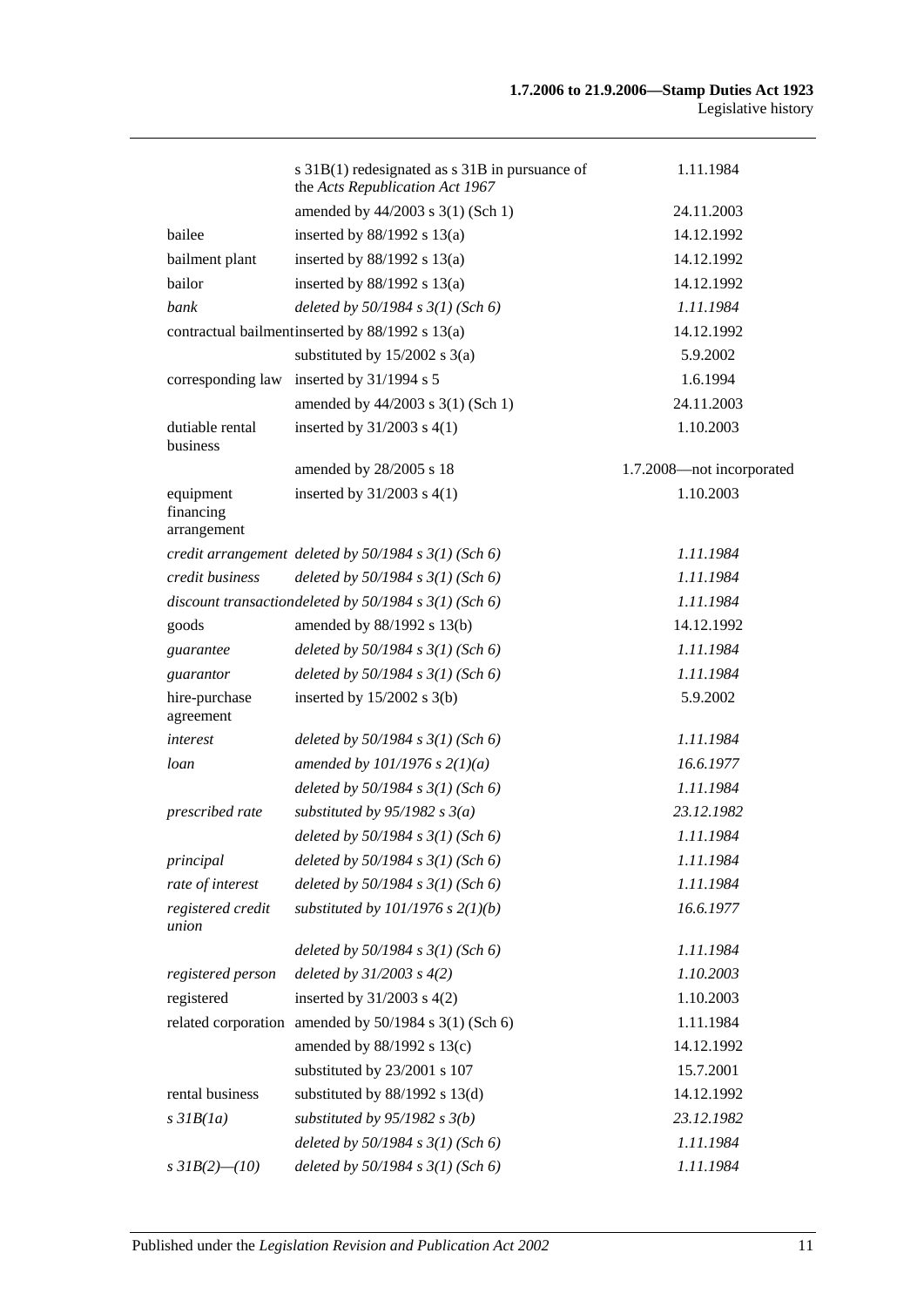| | | |
|---|---|---|
| | s 31B(1) redesignated as s 31B in pursuance of the *Acts Republication Act 1967* | 1.11.1984 |
| | amended by 44/2003 s 3(1) (Sch 1) | 24.11.2003 |
| bailee | inserted by 88/1992 s 13(a) | 14.12.1992 |
| bailment plant | inserted by 88/1992 s 13(a) | 14.12.1992 |
| bailor | inserted by 88/1992 s 13(a) | 14.12.1992 |
| *bank* | *deleted by 50/1984 s 3(1) (Sch 6)* | *1.11.1984* |
| contractual bailment | inserted by 88/1992 s 13(a) | 14.12.1992 |
| | substituted by 15/2002 s 3(a) | 5.9.2002 |
| corresponding law | inserted by 31/1994 s 5 | 1.6.1994 |
| | amended by 44/2003 s 3(1) (Sch 1) | 24.11.2003 |
| dutiable rental business | inserted by 31/2003 s 4(1) | 1.10.2003 |
| | amended by 28/2005 s 18 | 1.7.2008—not incorporated |
| equipment financing arrangement | inserted by 31/2003 s 4(1) | 1.10.2003 |
| *credit arrangement* | *deleted by 50/1984 s 3(1) (Sch 6)* | *1.11.1984* |
| *credit business* | *deleted by 50/1984 s 3(1) (Sch 6)* | *1.11.1984* |
| *discount transaction* | *deleted by 50/1984 s 3(1) (Sch 6)* | *1.11.1984* |
| goods | amended by 88/1992 s 13(b) | 14.12.1992 |
| *guarantee* | *deleted by 50/1984 s 3(1) (Sch 6)* | *1.11.1984* |
| *guarantor* | *deleted by 50/1984 s 3(1) (Sch 6)* | *1.11.1984* |
| hire-purchase agreement | inserted by 15/2002 s 3(b) | 5.9.2002 |
| *interest* | *deleted by 50/1984 s 3(1) (Sch 6)* | *1.11.1984* |
| *loan* | *amended by 101/1976 s 2(1)(a)* | *16.6.1977* |
| | *deleted by 50/1984 s 3(1) (Sch 6)* | *1.11.1984* |
| *prescribed rate* | *substituted by 95/1982 s 3(a)* | *23.12.1982* |
| | *deleted by 50/1984 s 3(1) (Sch 6)* | *1.11.1984* |
| *principal* | *deleted by 50/1984 s 3(1) (Sch 6)* | *1.11.1984* |
| *rate of interest* | *deleted by 50/1984 s 3(1) (Sch 6)* | *1.11.1984* |
| *registered credit union* | *substituted by 101/1976 s 2(1)(b)* | *16.6.1977* |
| | *deleted by 50/1984 s 3(1) (Sch 6)* | *1.11.1984* |
| *registered person* | *deleted by 31/2003 s 4(2)* | *1.10.2003* |
| registered | inserted by 31/2003 s 4(2) | 1.10.2003 |
| related corporation | amended by 50/1984 s 3(1) (Sch 6) | 1.11.1984 |
| | amended by 88/1992 s 13(c) | 14.12.1992 |
| | substituted by 23/2001 s 107 | 15.7.2001 |
| rental business | substituted by 88/1992 s 13(d) | 14.12.1992 |
| *s 31B(1a)* | *substituted by 95/1982 s 3(b)* | *23.12.1982* |
| | *deleted by 50/1984 s 3(1) (Sch 6)* | *1.11.1984* |
| *s 31B(2)—(10)* | *deleted by 50/1984 s 3(1) (Sch 6)* | *1.11.1984* |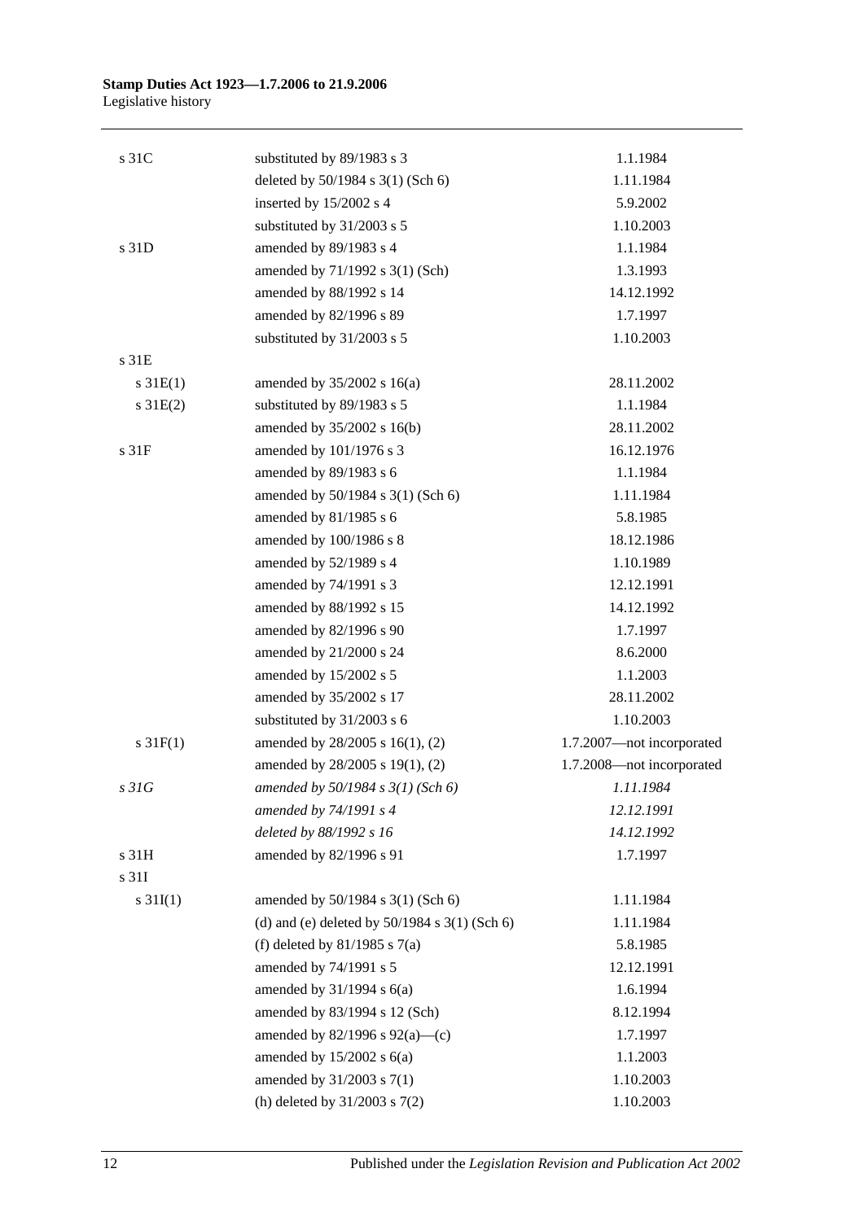| | | |
|---|---|---|
| s 31C | substituted by 89/1983 s 3 | 1.1.1984 |
| | deleted by 50/1984 s 3(1) (Sch 6) | 1.11.1984 |
| | inserted by 15/2002 s 4 | 5.9.2002 |
| | substituted by 31/2003 s 5 | 1.10.2003 |
| s 31D | amended by 89/1983 s 4 | 1.1.1984 |
| | amended by 71/1992 s 3(1) (Sch) | 1.3.1993 |
| | amended by 88/1992 s 14 | 14.12.1992 |
| | amended by 82/1996 s 89 | 1.7.1997 |
| | substituted by 31/2003 s 5 | 1.10.2003 |
| s 31E | | |
| s 31E(1) | amended by 35/2002 s 16(a) | 28.11.2002 |
| s 31E(2) | substituted by 89/1983 s 5 | 1.1.1984 |
| | amended by 35/2002 s 16(b) | 28.11.2002 |
| s 31F | amended by 101/1976 s 3 | 16.12.1976 |
| | amended by 89/1983 s 6 | 1.1.1984 |
| | amended by 50/1984 s 3(1) (Sch 6) | 1.11.1984 |
| | amended by 81/1985 s 6 | 5.8.1985 |
| | amended by 100/1986 s 8 | 18.12.1986 |
| | amended by 52/1989 s 4 | 1.10.1989 |
| | amended by 74/1991 s 3 | 12.12.1991 |
| | amended by 88/1992 s 15 | 14.12.1992 |
| | amended by 82/1996 s 90 | 1.7.1997 |
| | amended by 21/2000 s 24 | 8.6.2000 |
| | amended by 15/2002 s 5 | 1.1.2003 |
| | amended by 35/2002 s 17 | 28.11.2002 |
| | substituted by 31/2003 s 6 | 1.10.2003 |
| s 31F(1) | amended by 28/2005 s 16(1), (2) | 1.7.2007—not incorporated |
| | amended by 28/2005 s 19(1), (2) | 1.7.2008—not incorporated |
| *s 31G* | *amended by 50/1984 s 3(1) (Sch 6)* | *1.11.1984* |
| | *amended by 74/1991 s 4* | *12.12.1991* |
| | *deleted by 88/1992 s 16* | *14.12.1992* |
| s 31H | amended by 82/1996 s 91 | 1.7.1997 |
| s 31I | | |
| s 31I(1) | amended by 50/1984 s 3(1) (Sch 6) | 1.11.1984 |
| | (d) and (e) deleted by 50/1984 s 3(1) (Sch 6) | 1.11.1984 |
| | (f) deleted by 81/1985 s 7(a) | 5.8.1985 |
| | amended by 74/1991 s 5 | 12.12.1991 |
| | amended by 31/1994 s 6(a) | 1.6.1994 |
| | amended by 83/1994 s 12 (Sch) | 8.12.1994 |
| | amended by 82/1996 s 92(a)—(c) | 1.7.1997 |
| | amended by 15/2002 s 6(a) | 1.1.2003 |
| | amended by 31/2003 s 7(1) | 1.10.2003 |
| | (h) deleted by 31/2003 s 7(2) | 1.10.2003 |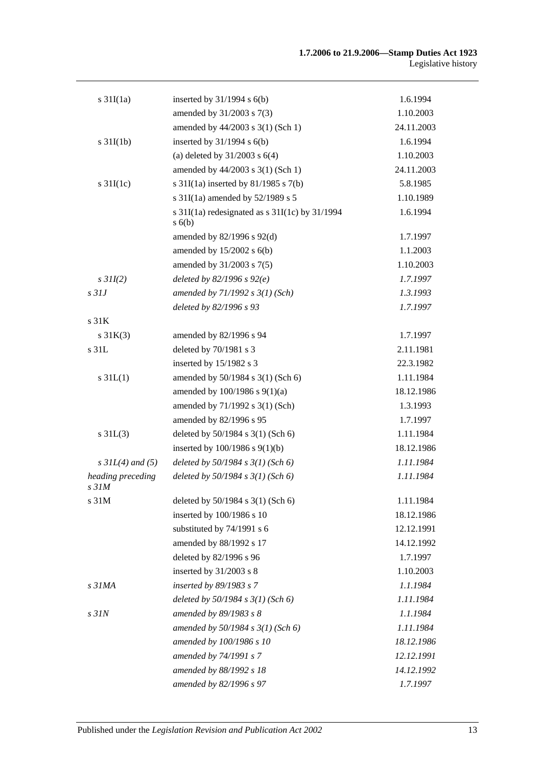| | | |
|---|---|---|
| s 31I(1a) | inserted by 31/1994 s 6(b) | 1.6.1994 |
| | amended by 31/2003 s 7(3) | 1.10.2003 |
| | amended by 44/2003 s 3(1) (Sch 1) | 24.11.2003 |
| s 31I(1b) | inserted by 31/1994 s 6(b) | 1.6.1994 |
| | (a) deleted by 31/2003 s 6(4) | 1.10.2003 |
| | amended by 44/2003 s 3(1) (Sch 1) | 24.11.2003 |
| s 31I(1c) | s 31I(1a) inserted by 81/1985 s 7(b) | 5.8.1985 |
| | s 31I(1a) amended by 52/1989 s 5 | 1.10.1989 |
| | s 31I(1a) redesignated as s 31I(1c) by 31/1994 s 6(b) | 1.6.1994 |
| | amended by 82/1996 s 92(d) | 1.7.1997 |
| | amended by 15/2002 s 6(b) | 1.1.2003 |
| | amended by 31/2003 s 7(5) | 1.10.2003 |
| *s 31I(2)* | *deleted by 82/1996 s 92(e)* | *1.7.1997* |
| *s 31J* | *amended by 71/1992 s 3(1) (Sch)* | *1.3.1993* |
| | *deleted by 82/1996 s 93* | *1.7.1997* |
| s 31K | | |
| s 31K(3) | amended by 82/1996 s 94 | 1.7.1997 |
| s 31L | deleted by 70/1981 s 3 | 2.11.1981 |
| | inserted by 15/1982 s 3 | 22.3.1982 |
| s 31L(1) | amended by 50/1984 s 3(1) (Sch 6) | 1.11.1984 |
| | amended by 100/1986 s 9(1)(a) | 18.12.1986 |
| | amended by 71/1992 s 3(1) (Sch) | 1.3.1993 |
| | amended by 82/1996 s 95 | 1.7.1997 |
| s 31L(3) | deleted by 50/1984 s 3(1) (Sch 6) | 1.11.1984 |
| | inserted by 100/1986 s 9(1)(b) | 18.12.1986 |
| *s 31L(4) and (5)* | *deleted by 50/1984 s 3(1) (Sch 6)* | *1.11.1984* |
| *heading preceding s 31M* | *deleted by 50/1984 s 3(1) (Sch 6)* | *1.11.1984* |
| s 31M | deleted by 50/1984 s 3(1) (Sch 6) | 1.11.1984 |
| | inserted by 100/1986 s 10 | 18.12.1986 |
| | substituted by 74/1991 s 6 | 12.12.1991 |
| | amended by 88/1992 s 17 | 14.12.1992 |
| | deleted by 82/1996 s 96 | 1.7.1997 |
| | inserted by 31/2003 s 8 | 1.10.2003 |
| *s 31MA* | *inserted by 89/1983 s 7* | *1.1.1984* |
| | *deleted by 50/1984 s 3(1) (Sch 6)* | *1.11.1984* |
| *s 31N* | *amended by 89/1983 s 8* | *1.1.1984* |
| | *amended by 50/1984 s 3(1) (Sch 6)* | *1.11.1984* |
| | *amended by 100/1986 s 10* | *18.12.1986* |
| | *amended by 74/1991 s 7* | *12.12.1991* |
| | *amended by 88/1992 s 18* | *14.12.1992* |
| | *amended by 82/1996 s 97* | *1.7.1997* |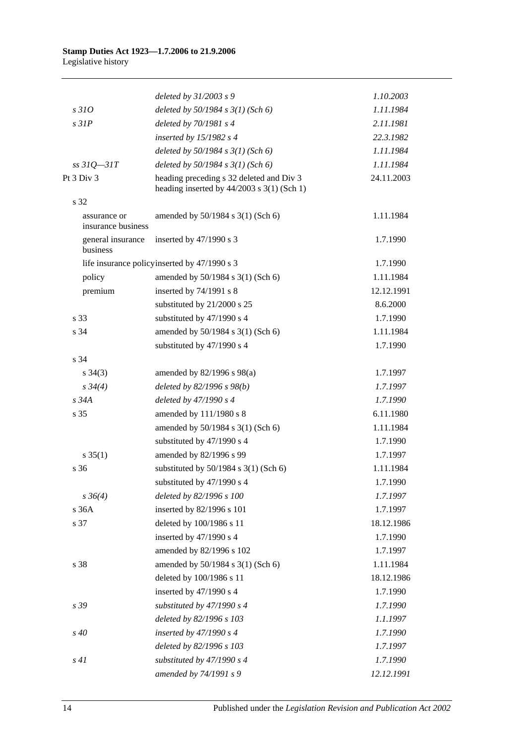| | | |
|---|---|---|
| | *deleted by 31/2003 s 9* | *1.10.2003* |
| *s 31O* | *deleted by 50/1984 s 3(1) (Sch 6)* | *1.11.1984* |
| *s 31P* | *deleted by 70/1981 s 4* | *2.11.1981* |
| | *inserted by 15/1982 s 4* | *22.3.1982* |
| | *deleted by 50/1984 s 3(1) (Sch 6)* | *1.11.1984* |
| *ss 31Q—31T* | *deleted by 50/1984 s 3(1) (Sch 6)* | *1.11.1984* |
| Pt 3 Div 3 | heading preceding s 32 deleted and Div 3 heading inserted by 44/2003 s 3(1) (Sch 1) | 24.11.2003 |
| s 32 | | |
| assurance or insurance business | amended by 50/1984 s 3(1) (Sch 6) | 1.11.1984 |
| general insurance business | inserted by 47/1990 s 3 | 1.7.1990 |
| life insurance policy | inserted by 47/1990 s 3 | 1.7.1990 |
| policy | amended by 50/1984 s 3(1) (Sch 6) | 1.11.1984 |
| premium | inserted by 74/1991 s 8 | 12.12.1991 |
| | substituted by 21/2000 s 25 | 8.6.2000 |
| s 33 | substituted by 47/1990 s 4 | 1.7.1990 |
| s 34 | amended by 50/1984 s 3(1) (Sch 6) | 1.11.1984 |
| | substituted by 47/1990 s 4 | 1.7.1990 |
| s 34 | | |
| s 34(3) | amended by 82/1996 s 98(a) | 1.7.1997 |
| *s 34(4)* | *deleted by 82/1996 s 98(b)* | *1.7.1997* |
| *s 34A* | *deleted by 47/1990 s 4* | *1.7.1990* |
| s 35 | amended by 111/1980 s 8 | 6.11.1980 |
| | amended by 50/1984 s 3(1) (Sch 6) | 1.11.1984 |
| | substituted by 47/1990 s 4 | 1.7.1990 |
| s 35(1) | amended by 82/1996 s 99 | 1.7.1997 |
| s 36 | substituted by 50/1984 s 3(1) (Sch 6) | 1.11.1984 |
| | substituted by 47/1990 s 4 | 1.7.1990 |
| *s 36(4)* | *deleted by 82/1996 s 100* | *1.7.1997* |
| s 36A | inserted by 82/1996 s 101 | 1.7.1997 |
| s 37 | deleted by 100/1986 s 11 | 18.12.1986 |
| | inserted by 47/1990 s 4 | 1.7.1990 |
| | amended by 82/1996 s 102 | 1.7.1997 |
| s 38 | amended by 50/1984 s 3(1) (Sch 6) | 1.11.1984 |
| | deleted by 100/1986 s 11 | 18.12.1986 |
| | inserted by 47/1990 s 4 | 1.7.1990 |
| *s 39* | *substituted by 47/1990 s 4* | *1.7.1990* |
| | *deleted by 82/1996 s 103* | *1.1.1997* |
| *s 40* | *inserted by 47/1990 s 4* | *1.7.1990* |
| | *deleted by 82/1996 s 103* | *1.7.1997* |
| *s 41* | *substituted by 47/1990 s 4* | *1.7.1990* |
| | *amended by 74/1991 s 9* | *12.12.1991* |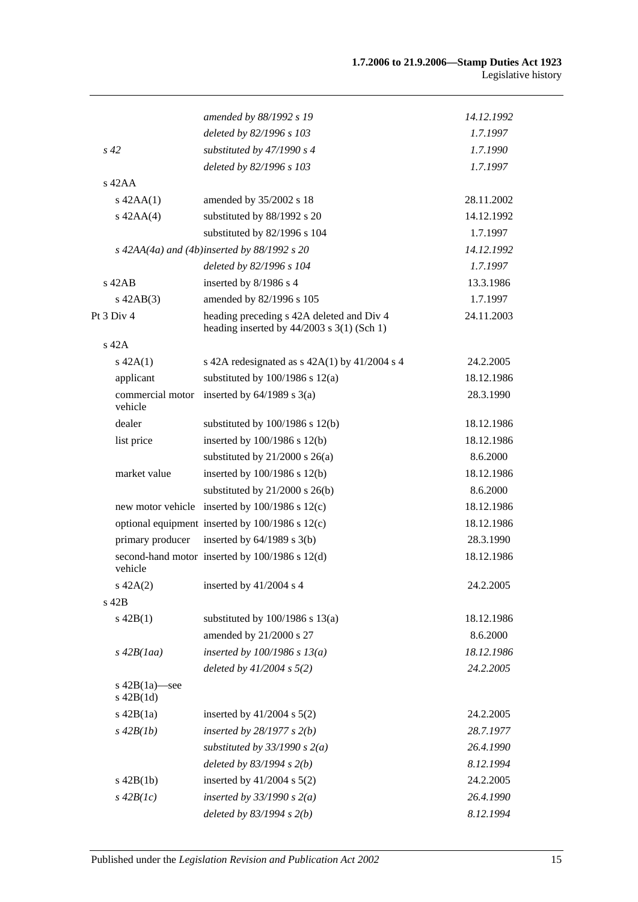| | | |
|---|---|---|
| | *amended by 88/1992 s 19* | *14.12.1992* |
| | *deleted by 82/1996 s 103* | *1.7.1997* |
| *s 42* | *substituted by 47/1990 s 4* | *1.7.1990* |
| | *deleted by 82/1996 s 103* | *1.7.1997* |
| s 42AA | | |
| s 42AA(1) | amended by 35/2002 s 18 | 28.11.2002 |
| s 42AA(4) | substituted by 88/1992 s 20 | 14.12.1992 |
| | substituted by 82/1996 s 104 | 1.7.1997 |
| *s 42AA(4a) and (4b)* | *inserted by 88/1992 s 20* | *14.12.1992* |
| | *deleted by 82/1996 s 104* | *1.7.1997* |
| s 42AB | inserted by 8/1986 s 4 | 13.3.1986 |
| s 42AB(3) | amended by 82/1996 s 105 | 1.7.1997 |
| Pt 3 Div 4 | heading preceding s 42A deleted and Div 4 heading inserted by 44/2003 s 3(1) (Sch 1) | 24.11.2003 |
| s 42A | | |
| s 42A(1) | s 42A redesignated as s 42A(1) by 41/2004 s 4 | 24.2.2005 |
| applicant | substituted by 100/1986 s 12(a) | 18.12.1986 |
| commercial motor vehicle | inserted by 64/1989 s 3(a) | 28.3.1990 |
| dealer | substituted by 100/1986 s 12(b) | 18.12.1986 |
| list price | inserted by 100/1986 s 12(b) | 18.12.1986 |
| | substituted by 21/2000 s 26(a) | 8.6.2000 |
| market value | inserted by 100/1986 s 12(b) | 18.12.1986 |
| | substituted by 21/2000 s 26(b) | 8.6.2000 |
| new motor vehicle | inserted by 100/1986 s 12(c) | 18.12.1986 |
| optional equipment | inserted by 100/1986 s 12(c) | 18.12.1986 |
| primary producer | inserted by 64/1989 s 3(b) | 28.3.1990 |
| second-hand motor vehicle | inserted by 100/1986 s 12(d) | 18.12.1986 |
| s 42A(2) | inserted by 41/2004 s 4 | 24.2.2005 |
| s 42B | | |
| s 42B(1) | substituted by 100/1986 s 13(a) | 18.12.1986 |
| | amended by 21/2000 s 27 | 8.6.2000 |
| *s 42B(1aa)* | *inserted by 100/1986 s 13(a)* | *18.12.1986* |
| | *deleted by 41/2004 s 5(2)* | *24.2.2005* |
| s 42B(1a)—see s 42B(1d) | | |
| s 42B(1a) | inserted by 41/2004 s 5(2) | 24.2.2005 |
| *s 42B(1b)* | *inserted by 28/1977 s 2(b)* | *28.7.1977* |
| | *substituted by 33/1990 s 2(a)* | *26.4.1990* |
| | *deleted by 83/1994 s 2(b)* | *8.12.1994* |
| s 42B(1b) | inserted by 41/2004 s 5(2) | 24.2.2005 |
| *s 42B(1c)* | *inserted by 33/1990 s 2(a)* | *26.4.1990* |
| | *deleted by 83/1994 s 2(b)* | *8.12.1994* |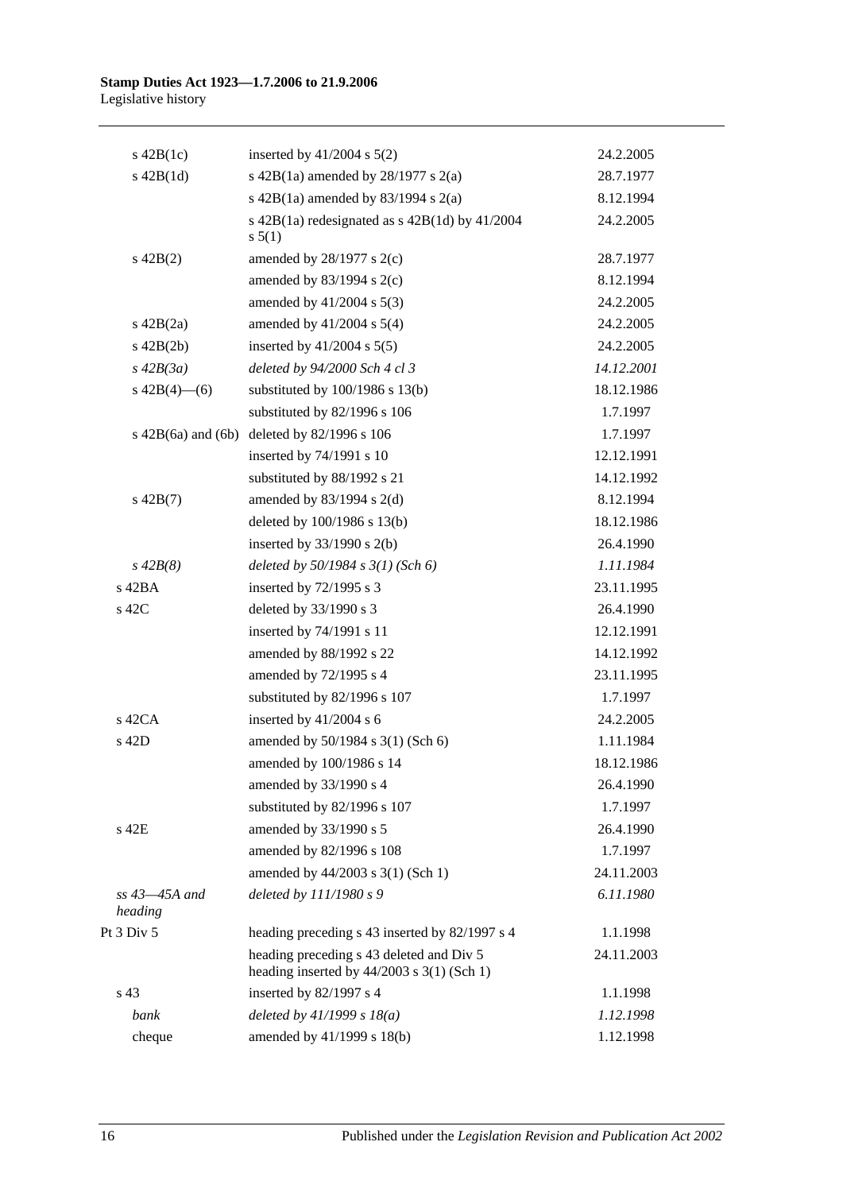| | | |
|---|---|---|
| s 42B(1c) | inserted by 41/2004 s 5(2) | 24.2.2005 |
| s 42B(1d) | s 42B(1a) amended by 28/1977 s 2(a) | 28.7.1977 |
| | s 42B(1a) amended by 83/1994 s 2(a) | 8.12.1994 |
| | s 42B(1a) redesignated as s 42B(1d) by 41/2004 s 5(1) | 24.2.2005 |
| s 42B(2) | amended by 28/1977 s 2(c) | 28.7.1977 |
| | amended by 83/1994 s 2(c) | 8.12.1994 |
| | amended by 41/2004 s 5(3) | 24.2.2005 |
| s 42B(2a) | amended by 41/2004 s 5(4) | 24.2.2005 |
| s 42B(2b) | inserted by 41/2004 s 5(5) | 24.2.2005 |
| *s 42B(3a)* | *deleted by 94/2000 Sch 4 cl 3* | *14.12.2001* |
| s 42B(4)—(6) | substituted by 100/1986 s 13(b) | 18.12.1986 |
| | substituted by 82/1996 s 106 | 1.7.1997 |
| s 42B(6a) and (6b) | deleted by 82/1996 s 106 | 1.7.1997 |
| | inserted by 74/1991 s 10 | 12.12.1991 |
| | substituted by 88/1992 s 21 | 14.12.1992 |
| s 42B(7) | amended by 83/1994 s 2(d) | 8.12.1994 |
| | deleted by 100/1986 s 13(b) | 18.12.1986 |
| | inserted by 33/1990 s 2(b) | 26.4.1990 |
| *s 42B(8)* | *deleted by 50/1984 s 3(1) (Sch 6)* | *1.11.1984* |
| s 42BA | inserted by 72/1995 s 3 | 23.11.1995 |
| s 42C | deleted by 33/1990 s 3 | 26.4.1990 |
| | inserted by 74/1991 s 11 | 12.12.1991 |
| | amended by 88/1992 s 22 | 14.12.1992 |
| | amended by 72/1995 s 4 | 23.11.1995 |
| | substituted by 82/1996 s 107 | 1.7.1997 |
| s 42CA | inserted by 41/2004 s 6 | 24.2.2005 |
| s 42D | amended by 50/1984 s 3(1) (Sch 6) | 1.11.1984 |
| | amended by 100/1986 s 14 | 18.12.1986 |
| | amended by 33/1990 s 4 | 26.4.1990 |
| | substituted by 82/1996 s 107 | 1.7.1997 |
| s 42E | amended by 33/1990 s 5 | 26.4.1990 |
| | amended by 82/1996 s 108 | 1.7.1997 |
| | amended by 44/2003 s 3(1) (Sch 1) | 24.11.2003 |
| *ss 43—45A and heading* | *deleted by 111/1980 s 9* | *6.11.1980* |
| Pt 3 Div 5 | heading preceding s 43 inserted by 82/1997 s 4 | 1.1.1998 |
| | heading preceding s 43 deleted and Div 5 heading inserted by 44/2003 s 3(1) (Sch 1) | 24.11.2003 |
| s 43 | inserted by 82/1997 s 4 | 1.1.1998 |
| *bank* | *deleted by 41/1999 s 18(a)* | *1.12.1998* |
| cheque | amended by 41/1999 s 18(b) | 1.12.1998 |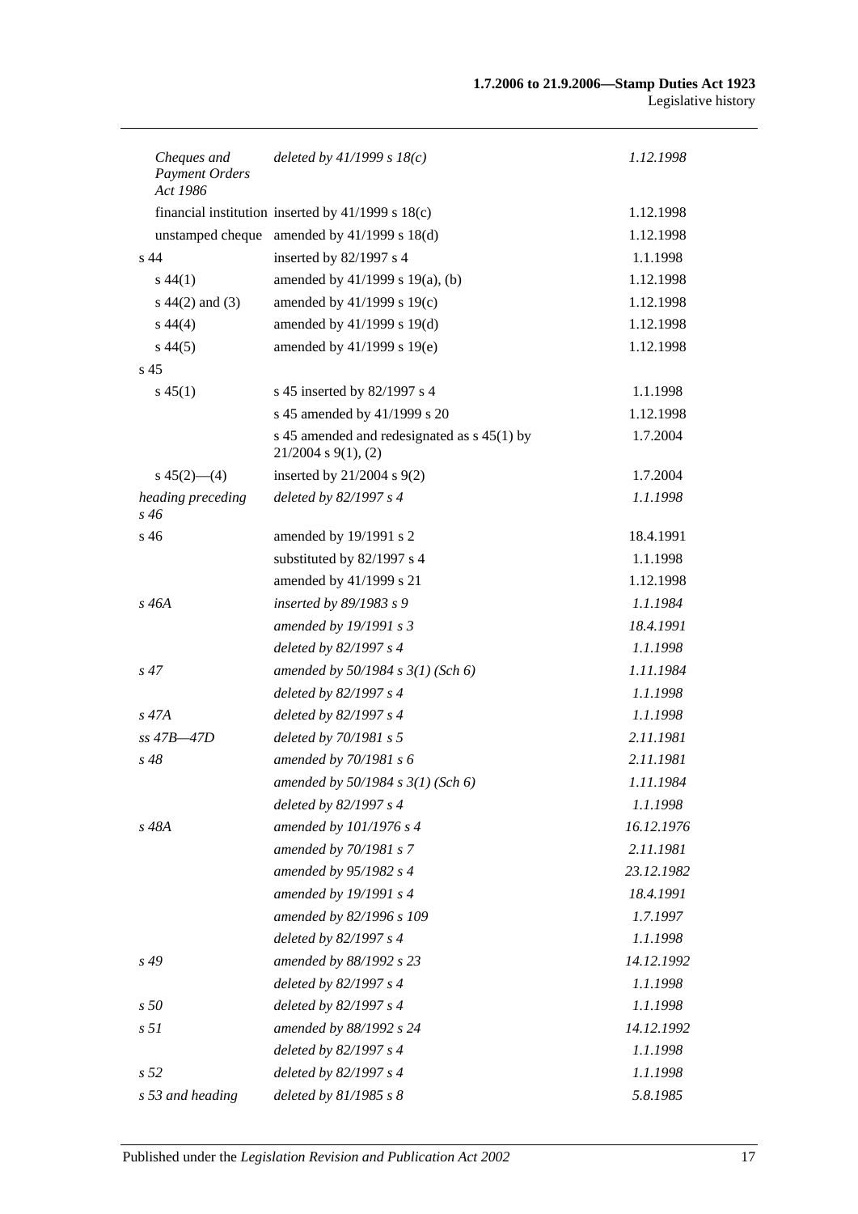| | | |
|---|---|---|
| *Cheques and Payment Orders Act 1986* | *deleted by 41/1999 s 18(c)* | *1.12.1998* |
| financial institution | inserted by 41/1999 s 18(c) | 1.12.1998 |
| unstamped cheque | amended by 41/1999 s 18(d) | 1.12.1998 |
| s 44 | inserted by 82/1997 s 4 | 1.1.1998 |
| s 44(1) | amended by 41/1999 s 19(a), (b) | 1.12.1998 |
| s 44(2) and (3) | amended by 41/1999 s 19(c) | 1.12.1998 |
| s 44(4) | amended by 41/1999 s 19(d) | 1.12.1998 |
| s 44(5) | amended by 41/1999 s 19(e) | 1.12.1998 |
| s 45 | | |
| s 45(1) | s 45 inserted by 82/1997 s 4 | 1.1.1998 |
| | s 45 amended by 41/1999 s 20 | 1.12.1998 |
| | s 45 amended and redesignated as s 45(1) by 21/2004 s 9(1), (2) | 1.7.2004 |
| s 45(2)—(4) | inserted by 21/2004 s 9(2) | 1.7.2004 |
| *heading preceding s 46* | *deleted by 82/1997 s 4* | *1.1.1998* |
| s 46 | amended by 19/1991 s 2 | 18.4.1991 |
| | substituted by 82/1997 s 4 | 1.1.1998 |
| | amended by 41/1999 s 21 | 1.12.1998 |
| *s 46A* | *inserted by 89/1983 s 9* | *1.1.1984* |
| | *amended by 19/1991 s 3* | *18.4.1991* |
| | *deleted by 82/1997 s 4* | *1.1.1998* |
| *s 47* | *amended by 50/1984 s 3(1) (Sch 6)* | *1.11.1984* |
| | *deleted by 82/1997 s 4* | *1.1.1998* |
| *s 47A* | *deleted by 82/1997 s 4* | *1.1.1998* |
| *ss 47B—47D* | *deleted by 70/1981 s 5* | *2.11.1981* |
| *s 48* | *amended by 70/1981 s 6* | *2.11.1981* |
| | *amended by 50/1984 s 3(1) (Sch 6)* | *1.11.1984* |
| | *deleted by 82/1997 s 4* | *1.1.1998* |
| *s 48A* | *amended by 101/1976 s 4* | *16.12.1976* |
| | *amended by 70/1981 s 7* | *2.11.1981* |
| | *amended by 95/1982 s 4* | *23.12.1982* |
| | *amended by 19/1991 s 4* | *18.4.1991* |
| | *amended by 82/1996 s 109* | *1.7.1997* |
| | *deleted by 82/1997 s 4* | *1.1.1998* |
| *s 49* | *amended by 88/1992 s 23* | *14.12.1992* |
| | *deleted by 82/1997 s 4* | *1.1.1998* |
| *s 50* | *deleted by 82/1997 s 4* | *1.1.1998* |
| *s 51* | *amended by 88/1992 s 24* | *14.12.1992* |
| | *deleted by 82/1997 s 4* | *1.1.1998* |
| *s 52* | *deleted by 82/1997 s 4* | *1.1.1998* |
| *s 53 and heading* | *deleted by 81/1985 s 8* | *5.8.1985* |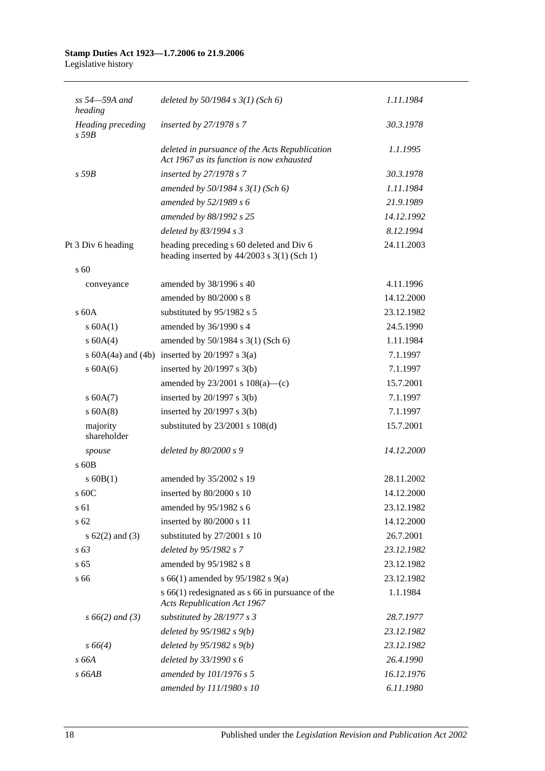| | | |
|---|---|---|
| *ss 54—59A and heading* | *deleted by 50/1984 s 3(1) (Sch 6)* | *1.11.1984* |
| *Heading preceding s 59B* | *inserted by 27/1978 s 7* | *30.3.1978* |
| | *deleted in pursuance of the Acts Republication Act 1967 as its function is now exhausted* | *1.1.1995* |
| *s 59B* | *inserted by 27/1978 s 7* | *30.3.1978* |
| | *amended by 50/1984 s 3(1) (Sch 6)* | *1.11.1984* |
| | *amended by 52/1989 s 6* | *21.9.1989* |
| | *amended by 88/1992 s 25* | *14.12.1992* |
| | *deleted by 83/1994 s 3* | *8.12.1994* |
| Pt 3 Div 6 heading | heading preceding s 60 deleted and Div 6 heading inserted by 44/2003 s 3(1) (Sch 1) | 24.11.2003 |
| s 60 | | |
| conveyance | amended by 38/1996 s 40 | 4.11.1996 |
| | amended by 80/2000 s 8 | 14.12.2000 |
| s 60A | substituted by 95/1982 s 5 | 23.12.1982 |
| s 60A(1) | amended by 36/1990 s 4 | 24.5.1990 |
| s 60A(4) | amended by 50/1984 s 3(1) (Sch 6) | 1.11.1984 |
| s 60A(4a) and (4b) | inserted by 20/1997 s 3(a) | 7.1.1997 |
| s 60A(6) | inserted by 20/1997 s 3(b) | 7.1.1997 |
| | amended by 23/2001 s 108(a)—(c) | 15.7.2001 |
| s 60A(7) | inserted by 20/1997 s 3(b) | 7.1.1997 |
| s 60A(8) | inserted by 20/1997 s 3(b) | 7.1.1997 |
| majority shareholder | substituted by 23/2001 s 108(d) | 15.7.2001 |
| *spouse* | *deleted by 80/2000 s 9* | *14.12.2000* |
| s 60B | | |
| s 60B(1) | amended by 35/2002 s 19 | 28.11.2002 |
| s 60C | inserted by 80/2000 s 10 | 14.12.2000 |
| s 61 | amended by 95/1982 s 6 | 23.12.1982 |
| s 62 | inserted by 80/2000 s 11 | 14.12.2000 |
| s 62(2) and (3) | substituted by 27/2001 s 10 | 26.7.2001 |
| *s 63* | *deleted by 95/1982 s 7* | *23.12.1982* |
| s 65 | amended by 95/1982 s 8 | 23.12.1982 |
| s 66 | s 66(1) amended by 95/1982 s 9(a) | 23.12.1982 |
| | s 66(1) redesignated as s 66 in pursuance of the *Acts Republication Act 1967* | 1.1.1984 |
| *s 66(2) and (3)* | *substituted by 28/1977 s 3* | *28.7.1977* |
| | *deleted by 95/1982 s 9(b)* | *23.12.1982* |
| *s 66(4)* | *deleted by 95/1982 s 9(b)* | *23.12.1982* |
| *s 66A* | *deleted by 33/1990 s 6* | *26.4.1990* |
| *s 66AB* | *amended by 101/1976 s 5* | *16.12.1976* |
| | *amended by 111/1980 s 10* | *6.11.1980* |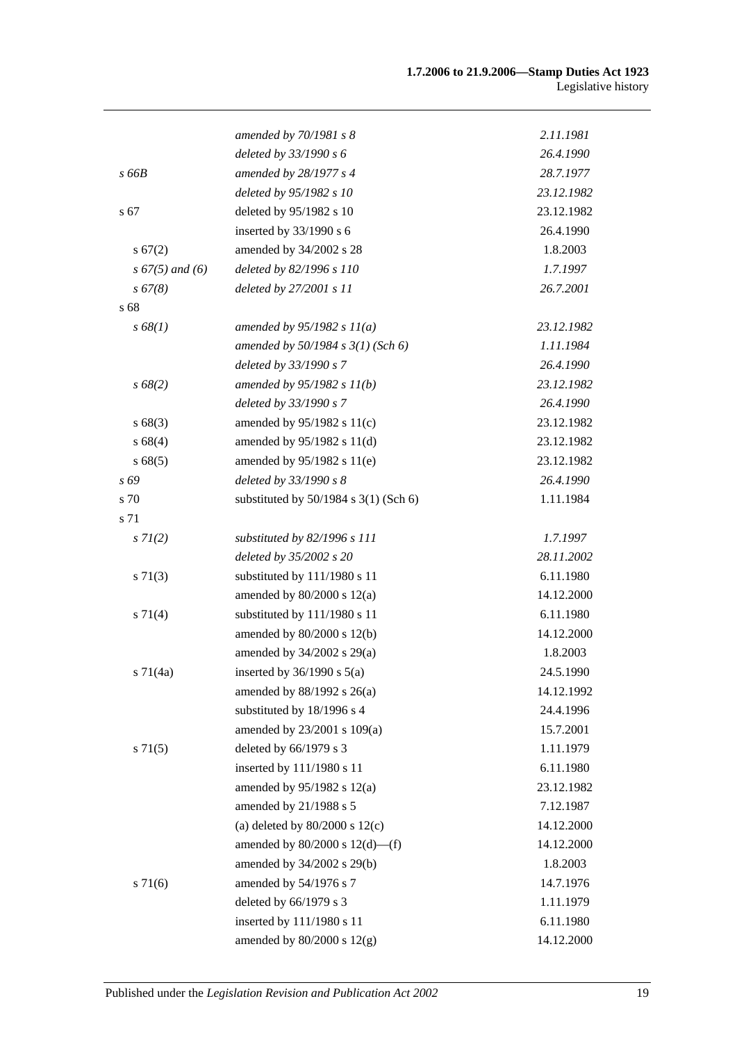| | | |
|---|---|---|
| | *amended by 70/1981 s 8* | *2.11.1981* |
| | *deleted by 33/1990 s 6* | *26.4.1990* |
| *s 66B* | *amended by 28/1977 s 4* | *28.7.1977* |
| | *deleted by 95/1982 s 10* | *23.12.1982* |
| s 67 | deleted by 95/1982 s 10 | 23.12.1982 |
| | inserted by 33/1990 s 6 | 26.4.1990 |
| s 67(2) | amended by 34/2002 s 28 | 1.8.2003 |
| *s 67(5) and (6)* | *deleted by 82/1996 s 110* | *1.7.1997* |
| *s 67(8)* | *deleted by 27/2001 s 11* | *26.7.2001* |
| s 68 | | |
| *s 68(1)* | *amended by 95/1982 s 11(a)* | *23.12.1982* |
| | *amended by 50/1984 s 3(1) (Sch 6)* | *1.11.1984* |
| | *deleted by 33/1990 s 7* | *26.4.1990* |
| *s 68(2)* | *amended by 95/1982 s 11(b)* | *23.12.1982* |
| | *deleted by 33/1990 s 7* | *26.4.1990* |
| s 68(3) | amended by 95/1982 s 11(c) | 23.12.1982 |
| s 68(4) | amended by 95/1982 s 11(d) | 23.12.1982 |
| s 68(5) | amended by 95/1982 s 11(e) | 23.12.1982 |
| *s 69* | *deleted by 33/1990 s 8* | *26.4.1990* |
| s 70 | substituted by 50/1984 s 3(1) (Sch 6) | 1.11.1984 |
| s 71 | | |
| *s 71(2)* | *substituted by 82/1996 s 111* | *1.7.1997* |
| | *deleted by 35/2002 s 20* | *28.11.2002* |
| s 71(3) | substituted by 111/1980 s 11 | 6.11.1980 |
| | amended by 80/2000 s 12(a) | 14.12.2000 |
| s 71(4) | substituted by 111/1980 s 11 | 6.11.1980 |
| | amended by 80/2000 s 12(b) | 14.12.2000 |
| | amended by 34/2002 s 29(a) | 1.8.2003 |
| s 71(4a) | inserted by 36/1990 s 5(a) | 24.5.1990 |
| | amended by 88/1992 s 26(a) | 14.12.1992 |
| | substituted by 18/1996 s 4 | 24.4.1996 |
| | amended by 23/2001 s 109(a) | 15.7.2001 |
| s 71(5) | deleted by 66/1979 s 3 | 1.11.1979 |
| | inserted by 111/1980 s 11 | 6.11.1980 |
| | amended by 95/1982 s 12(a) | 23.12.1982 |
| | amended by 21/1988 s 5 | 7.12.1987 |
| | (a) deleted by 80/2000 s 12(c) | 14.12.2000 |
| | amended by 80/2000 s 12(d)—(f) | 14.12.2000 |
| | amended by 34/2002 s 29(b) | 1.8.2003 |
| s 71(6) | amended by 54/1976 s 7 | 14.7.1976 |
| | deleted by 66/1979 s 3 | 1.11.1979 |
| | inserted by 111/1980 s 11 | 6.11.1980 |
| | amended by 80/2000 s 12(g) | 14.12.2000 |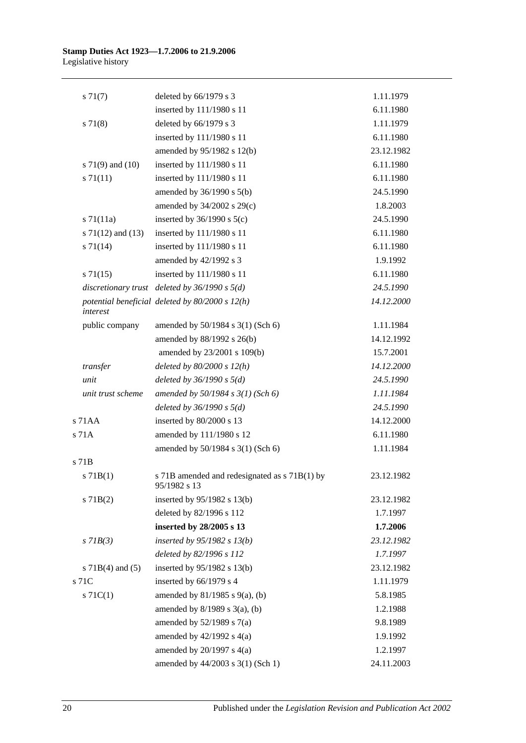| | | |
|---|---|---|
| s 71(7) | deleted by 66/1979 s 3 | 1.11.1979 |
| | inserted by 111/1980 s 11 | 6.11.1980 |
| s 71(8) | deleted by 66/1979 s 3 | 1.11.1979 |
| | inserted by 111/1980 s 11 | 6.11.1980 |
| | amended by 95/1982 s 12(b) | 23.12.1982 |
| s 71(9) and (10) | inserted by 111/1980 s 11 | 6.11.1980 |
| s 71(11) | inserted by 111/1980 s 11 | 6.11.1980 |
| | amended by 36/1990 s 5(b) | 24.5.1990 |
| | amended by 34/2002 s 29(c) | 1.8.2003 |
| s 71(11a) | inserted by 36/1990 s 5(c) | 24.5.1990 |
| s 71(12) and (13) | inserted by 111/1980 s 11 | 6.11.1980 |
| s 71(14) | inserted by 111/1980 s 11 | 6.11.1980 |
| | amended by 42/1992 s 3 | 1.9.1992 |
| s 71(15) | inserted by 111/1980 s 11 | 6.11.1980 |
| *discretionary trust* | *deleted by 36/1990 s 5(d)* | *24.5.1990* |
| *potential beneficial interest* | *deleted by 80/2000 s 12(h)* | *14.12.2000* |
| public company | amended by 50/1984 s 3(1) (Sch 6) | 1.11.1984 |
| | amended by 88/1992 s 26(b) | 14.12.1992 |
| | amended by 23/2001 s 109(b) | 15.7.2001 |
| *transfer* | *deleted by 80/2000 s 12(h)* | *14.12.2000* |
| *unit* | *deleted by 36/1990 s 5(d)* | *24.5.1990* |
| *unit trust scheme* | *amended by 50/1984 s 3(1) (Sch 6)* | *1.11.1984* |
| | *deleted by 36/1990 s 5(d)* | *24.5.1990* |
| s 71AA | inserted by 80/2000 s 13 | 14.12.2000 |
| s 71A | amended by 111/1980 s 12 | 6.11.1980 |
| | amended by 50/1984 s 3(1) (Sch 6) | 1.11.1984 |
| s 71B | | |
| s 71B(1) | s 71B amended and redesignated as s 71B(1) by 95/1982 s 13 | 23.12.1982 |
| s 71B(2) | inserted by 95/1982 s 13(b) | 23.12.1982 |
| | deleted by 82/1996 s 112 | 1.7.1997 |
| | **inserted by 28/2005 s 13** | **1.7.2006** |
| *s 71B(3)* | *inserted by 95/1982 s 13(b)* | *23.12.1982* |
| | *deleted by 82/1996 s 112* | *1.7.1997* |
| s 71B(4) and (5) | inserted by 95/1982 s 13(b) | 23.12.1982 |
| s 71C | inserted by 66/1979 s 4 | 1.11.1979 |
| s 71C(1) | amended by 81/1985 s 9(a), (b) | 5.8.1985 |
| | amended by 8/1989 s 3(a), (b) | 1.2.1988 |
| | amended by 52/1989 s 7(a) | 9.8.1989 |
| | amended by 42/1992 s 4(a) | 1.9.1992 |
| | amended by 20/1997 s 4(a) | 1.2.1997 |
| | amended by 44/2003 s 3(1) (Sch 1) | 24.11.2003 |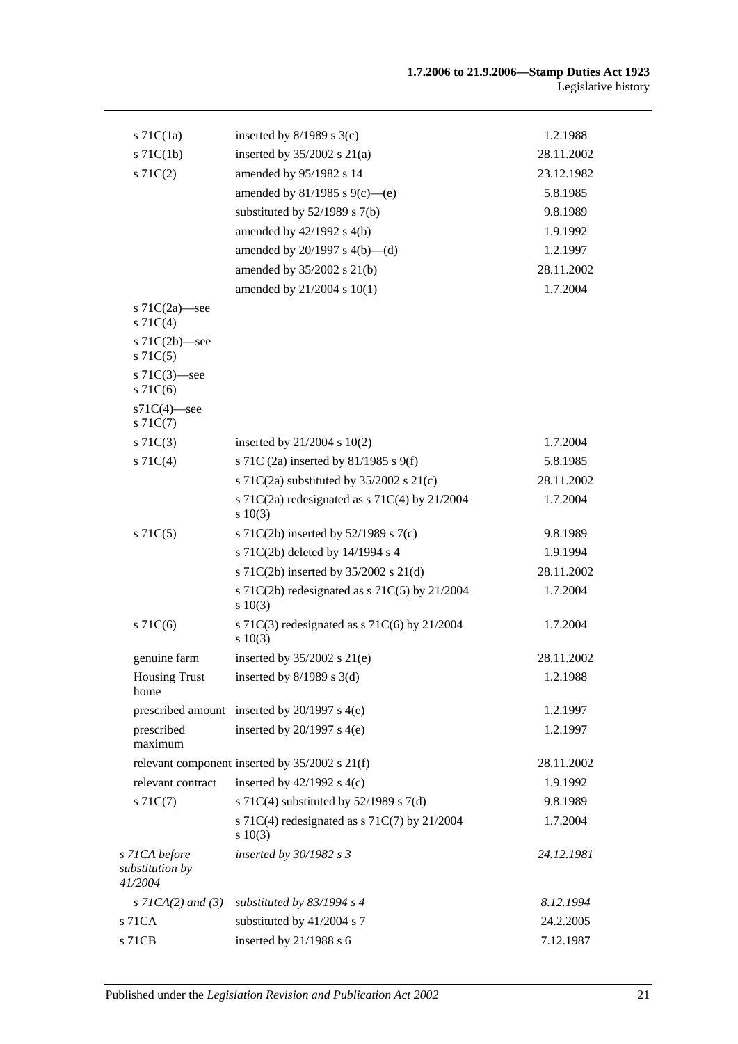| | | |
|---|---|---|
| s 71C(1a) | inserted by 8/1989 s 3(c) | 1.2.1988 |
| s 71C(1b) | inserted by 35/2002 s 21(a) | 28.11.2002 |
| s 71C(2) | amended by 95/1982 s 14 | 23.12.1982 |
| | amended by 81/1985 s 9(c)—(e) | 5.8.1985 |
| | substituted by 52/1989 s 7(b) | 9.8.1989 |
| | amended by 42/1992 s 4(b) | 1.9.1992 |
| | amended by 20/1997 s 4(b)—(d) | 1.2.1997 |
| | amended by 35/2002 s 21(b) | 28.11.2002 |
| | amended by 21/2004 s 10(1) | 1.7.2004 |
| s 71C(2a)—see s 71C(4) | | |
| s 71C(2b)—see s 71C(5) | | |
| s 71C(3)—see s 71C(6) | | |
| s71C(4)—see s 71C(7) | | |
| s 71C(3) | inserted by 21/2004 s 10(2) | 1.7.2004 |
| s 71C(4) | s 71C (2a) inserted by 81/1985 s 9(f) | 5.8.1985 |
| | s 71C(2a) substituted by 35/2002 s 21(c) | 28.11.2002 |
| | s 71C(2a) redesignated as s 71C(4) by 21/2004 s 10(3) | 1.7.2004 |
| s 71C(5) | s 71C(2b) inserted by 52/1989 s 7(c) | 9.8.1989 |
| | s 71C(2b) deleted by 14/1994 s 4 | 1.9.1994 |
| | s 71C(2b) inserted by 35/2002 s 21(d) | 28.11.2002 |
| | s 71C(2b) redesignated as s 71C(5) by 21/2004 s 10(3) | 1.7.2004 |
| s 71C(6) | s 71C(3) redesignated as s 71C(6) by 21/2004 s 10(3) | 1.7.2004 |
| genuine farm | inserted by 35/2002 s 21(e) | 28.11.2002 |
| Housing Trust home | inserted by 8/1989 s 3(d) | 1.2.1988 |
| prescribed amount | inserted by 20/1997 s 4(e) | 1.2.1997 |
| prescribed maximum | inserted by 20/1997 s 4(e) | 1.2.1997 |
| relevant component | inserted by 35/2002 s 21(f) | 28.11.2002 |
| relevant contract | inserted by 42/1992 s 4(c) | 1.9.1992 |
| s 71C(7) | s 71C(4) substituted by 52/1989 s 7(d) | 9.8.1989 |
| | s 71C(4) redesignated as s 71C(7) by 21/2004 s 10(3) | 1.7.2004 |
| *s 71CA before substitution by 41/2004* | *inserted by 30/1982 s 3* | *24.12.1981* |
| *s 71CA(2) and (3)* | *substituted by 83/1994 s 4* | *8.12.1994* |
| s 71CA | substituted by 41/2004 s 7 | 24.2.2005 |
| s 71CB | inserted by 21/1988 s 6 | 7.12.1987 |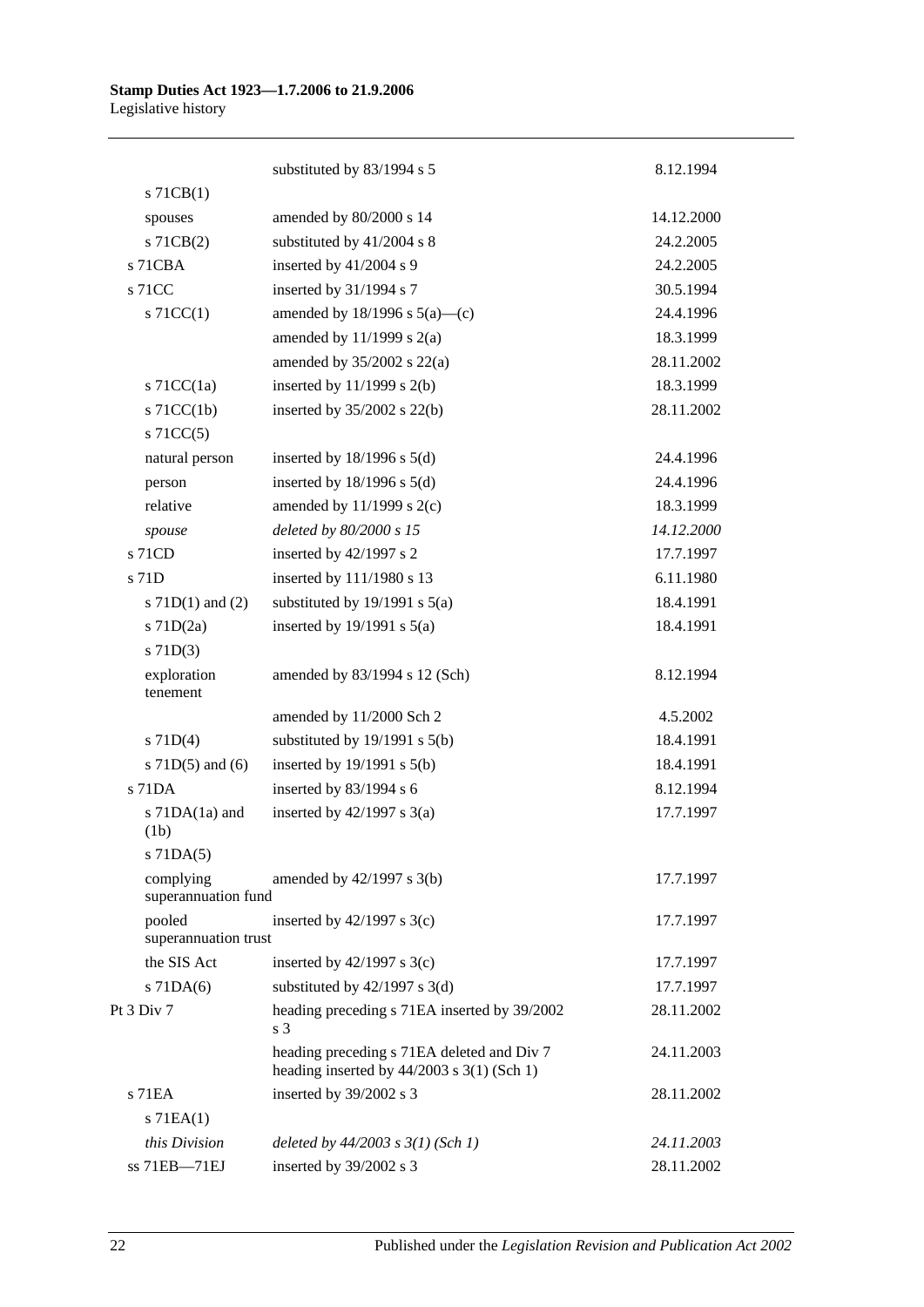| | | |
|---|---|---|
| | substituted by 83/1994 s 5 | 8.12.1994 |
| s 71CB(1) | | |
| spouses | amended by 80/2000 s 14 | 14.12.2000 |
| s 71CB(2) | substituted by 41/2004 s 8 | 24.2.2005 |
| s 71CBA | inserted by 41/2004 s 9 | 24.2.2005 |
| s 71CC | inserted by 31/1994 s 7 | 30.5.1994 |
| s 71CC(1) | amended by 18/1996 s 5(a)—(c) | 24.4.1996 |
| | amended by 11/1999 s 2(a) | 18.3.1999 |
| | amended by 35/2002 s 22(a) | 28.11.2002 |
| s 71CC(1a) | inserted by 11/1999 s 2(b) | 18.3.1999 |
| s 71CC(1b) | inserted by 35/2002 s 22(b) | 28.11.2002 |
| s 71CC(5) | | |
| natural person | inserted by 18/1996 s 5(d) | 24.4.1996 |
| person | inserted by 18/1996 s 5(d) | 24.4.1996 |
| relative | amended by 11/1999 s 2(c) | 18.3.1999 |
| *spouse* | *deleted by 80/2000 s 15* | *14.12.2000* |
| s 71CD | inserted by 42/1997 s 2 | 17.7.1997 |
| s 71D | inserted by 111/1980 s 13 | 6.11.1980 |
| s 71D(1) and (2) | substituted by 19/1991 s 5(a) | 18.4.1991 |
| s 71D(2a) | inserted by 19/1991 s 5(a) | 18.4.1991 |
| s 71D(3) | | |
| exploration tenement | amended by 83/1994 s 12 (Sch) | 8.12.1994 |
| | amended by 11/2000 Sch 2 | 4.5.2002 |
| s 71D(4) | substituted by 19/1991 s 5(b) | 18.4.1991 |
| s 71D(5) and (6) | inserted by 19/1991 s 5(b) | 18.4.1991 |
| s 71DA | inserted by 83/1994 s 6 | 8.12.1994 |
| s 71DA(1a) and (1b) | inserted by 42/1997 s 3(a) | 17.7.1997 |
| s 71DA(5) | | |
| complying superannuation fund | amended by 42/1997 s 3(b) | 17.7.1997 |
| pooled superannuation trust | inserted by 42/1997 s 3(c) | 17.7.1997 |
| the SIS Act | inserted by 42/1997 s 3(c) | 17.7.1997 |
| s 71DA(6) | substituted by 42/1997 s 3(d) | 17.7.1997 |
| Pt 3 Div 7 | heading preceding s 71EA inserted by 39/2002 s 3 | 28.11.2002 |
| | heading preceding s 71EA deleted and Div 7 heading inserted by 44/2003 s 3(1) (Sch 1) | 24.11.2003 |
| s 71EA | inserted by 39/2002 s 3 | 28.11.2002 |
| s 71EA(1) | | |
| *this Division* | *deleted by 44/2003 s 3(1) (Sch 1)* | *24.11.2003* |
| ss 71EB—71EJ | inserted by 39/2002 s 3 | 28.11.2002 |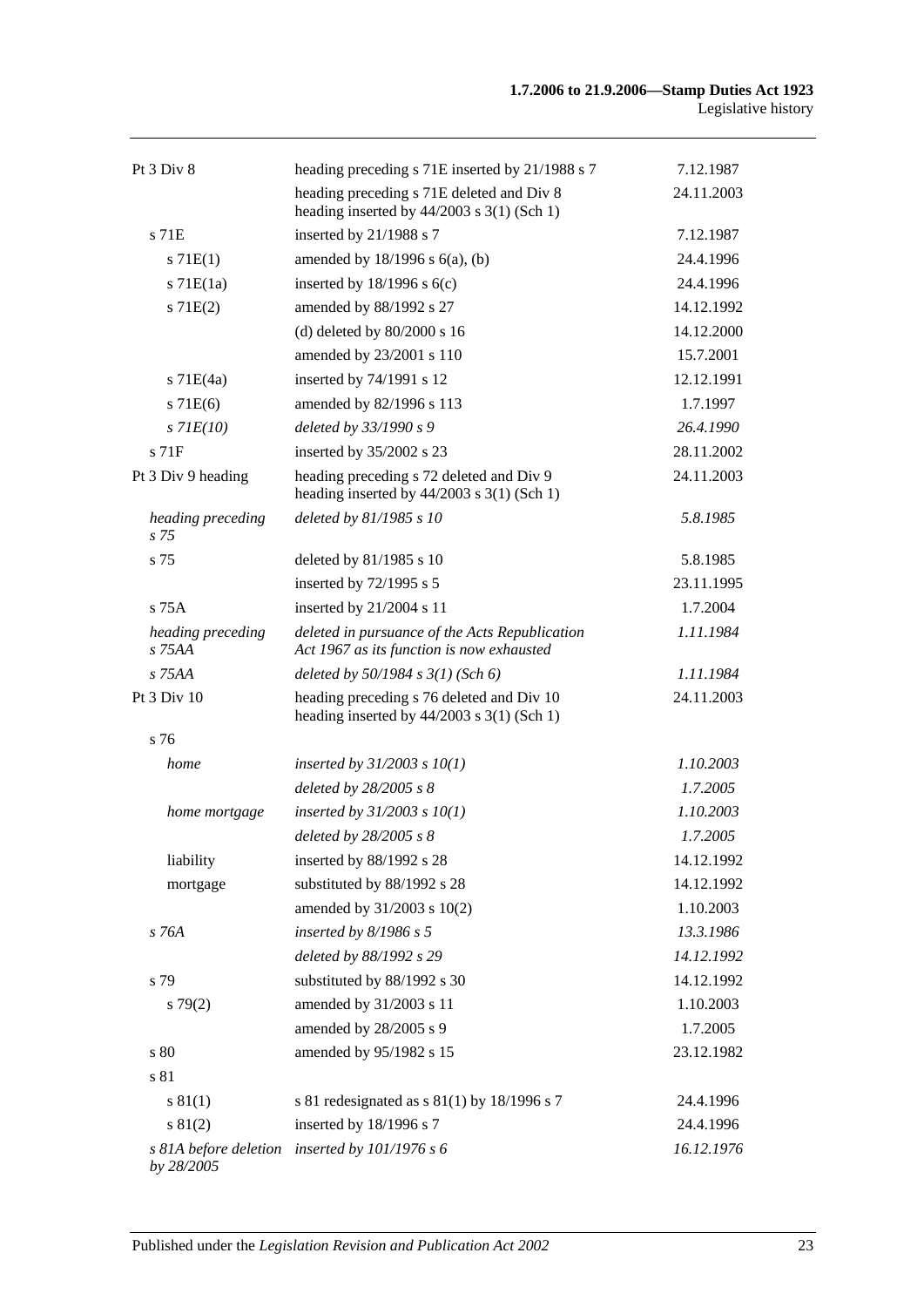| | | |
|---|---|---|
| Pt 3 Div 8 | heading preceding s 71E inserted by 21/1988 s 7 | 7.12.1987 |
| | heading preceding s 71E deleted and Div 8 heading inserted by 44/2003 s 3(1) (Sch 1) | 24.11.2003 |
| s 71E | inserted by 21/1988 s 7 | 7.12.1987 |
| s 71E(1) | amended by 18/1996 s 6(a), (b) | 24.4.1996 |
| s 71E(1a) | inserted by 18/1996 s 6(c) | 24.4.1996 |
| s 71E(2) | amended by 88/1992 s 27 | 14.12.1992 |
| | (d) deleted by 80/2000 s 16 | 14.12.2000 |
| | amended by 23/2001 s 110 | 15.7.2001 |
| s 71E(4a) | inserted by 74/1991 s 12 | 12.12.1991 |
| s 71E(6) | amended by 82/1996 s 113 | 1.7.1997 |
| *s 71E(10)* | *deleted by 33/1990 s 9* | *26.4.1990* |
| s 71F | inserted by 35/2002 s 23 | 28.11.2002 |
| Pt 3 Div 9 heading | heading preceding s 72 deleted and Div 9 heading inserted by 44/2003 s 3(1) (Sch 1) | 24.11.2003 |
| *heading preceding s 75* | *deleted by 81/1985 s 10* | *5.8.1985* |
| s 75 | deleted by 81/1985 s 10 | 5.8.1985 |
| | inserted by 72/1995 s 5 | 23.11.1995 |
| s 75A | inserted by 21/2004 s 11 | 1.7.2004 |
| *heading preceding s 75AA* | *deleted in pursuance of the Acts Republication Act 1967 as its function is now exhausted* | *1.11.1984* |
| *s 75AA* | *deleted by 50/1984 s 3(1) (Sch 6)* | *1.11.1984* |
| Pt 3 Div 10 | heading preceding s 76 deleted and Div 10 heading inserted by 44/2003 s 3(1) (Sch 1) | 24.11.2003 |
| s 76 | | |
| *home* | *inserted by 31/2003 s 10(1)* | *1.10.2003* |
| | *deleted by 28/2005 s 8* | *1.7.2005* |
| *home mortgage* | *inserted by 31/2003 s 10(1)* | *1.10.2003* |
| | *deleted by 28/2005 s 8* | *1.7.2005* |
| liability | inserted by 88/1992 s 28 | 14.12.1992 |
| mortgage | substituted by 88/1992 s 28 | 14.12.1992 |
| | amended by 31/2003 s 10(2) | 1.10.2003 |
| *s 76A* | *inserted by 8/1986 s 5* | *13.3.1986* |
| | *deleted by 88/1992 s 29* | *14.12.1992* |
| s 79 | substituted by 88/1992 s 30 | 14.12.1992 |
| s 79(2) | amended by 31/2003 s 11 | 1.10.2003 |
| | amended by 28/2005 s 9 | 1.7.2005 |
| s 80 | amended by 95/1982 s 15 | 23.12.1982 |
| s 81 | | |
| s 81(1) | s 81 redesignated as s 81(1) by 18/1996 s 7 | 24.4.1996 |
| s 81(2) | inserted by 18/1996 s 7 | 24.4.1996 |
| *s 81A before deletion by 28/2005* | *inserted by 101/1976 s 6* | *16.12.1976* |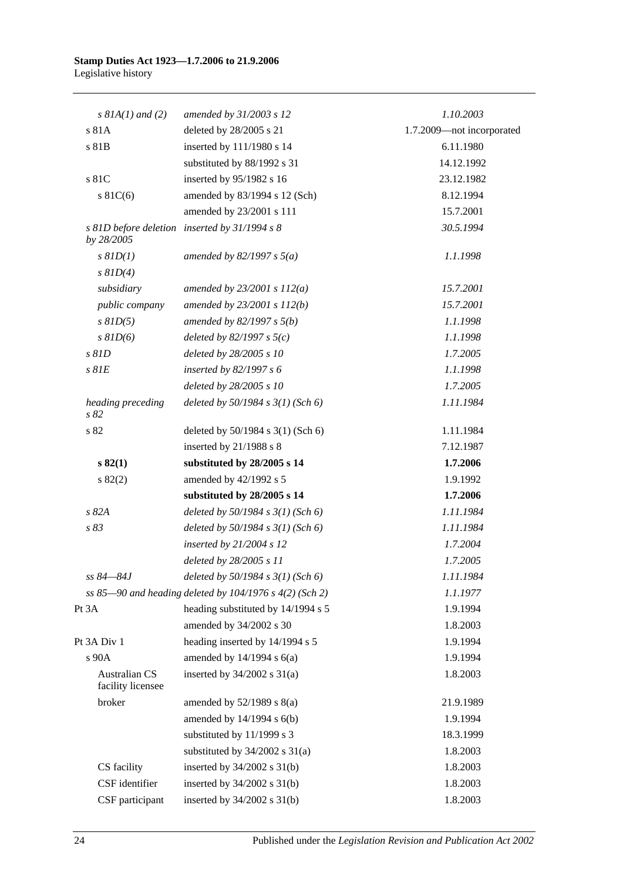| | | |
|---|---|---|
| *s 81A(1) and (2)* | *amended by 31/2003 s 12* | *1.10.2003* |
| s 81A | deleted by 28/2005 s 21 | 1.7.2009—not incorporated |
| s 81B | inserted by 111/1980 s 14 | 6.11.1980 |
| | substituted by 88/1992 s 31 | 14.12.1992 |
| s 81C | inserted by 95/1982 s 16 | 23.12.1982 |
| s 81C(6) | amended by 83/1994 s 12 (Sch) | 8.12.1994 |
| | amended by 23/2001 s 111 | 15.7.2001 |
| *s 81D before deletion by 28/2005* | *inserted by 31/1994 s 8* | *30.5.1994* |
| *s 81D(1)* | *amended by 82/1997 s 5(a)* | *1.1.1998* |
| *s 81D(4)* | | |
| *subsidiary* | *amended by 23/2001 s 112(a)* | *15.7.2001* |
| *public company* | *amended by 23/2001 s 112(b)* | *15.7.2001* |
| *s 81D(5)* | *amended by 82/1997 s 5(b)* | *1.1.1998* |
| *s 81D(6)* | *deleted by 82/1997 s 5(c)* | *1.1.1998* |
| *s 81D* | *deleted by 28/2005 s 10* | *1.7.2005* |
| *s 81E* | *inserted by 82/1997 s 6* | *1.1.1998* |
| | *deleted by 28/2005 s 10* | *1.7.2005* |
| *heading preceding s 82* | *deleted by 50/1984 s 3(1) (Sch 6)* | *1.11.1984* |
| s 82 | deleted by 50/1984 s 3(1) (Sch 6) | 1.11.1984 |
| | inserted by 21/1988 s 8 | 7.12.1987 |
| **s 82(1)** | **substituted by 28/2005 s 14** | **1.7.2006** |
| s 82(2) | amended by 42/1992 s 5 | 1.9.1992 |
| | **substituted by 28/2005 s 14** | **1.7.2006** |
| *s 82A* | *deleted by 50/1984 s 3(1) (Sch 6)* | *1.11.1984* |
| *s 83* | *deleted by 50/1984 s 3(1) (Sch 6)* | *1.11.1984* |
| | *inserted by 21/2004 s 12* | *1.7.2004* |
| | *deleted by 28/2005 s 11* | *1.7.2005* |
| *ss 84—84J* | *deleted by 50/1984 s 3(1) (Sch 6)* | *1.11.1984* |
| *ss 85—90 and heading* | *deleted by 104/1976 s 4(2) (Sch 2)* | *1.1.1977* |
| Pt 3A | heading substituted by 14/1994 s 5 | 1.9.1994 |
| | amended by 34/2002 s 30 | 1.8.2003 |
| Pt 3A Div 1 | heading inserted by 14/1994 s 5 | 1.9.1994 |
| s 90A | amended by 14/1994 s 6(a) | 1.9.1994 |
| Australian CS facility licensee | inserted by 34/2002 s 31(a) | 1.8.2003 |
| broker | amended by 52/1989 s 8(a) | 21.9.1989 |
| | amended by 14/1994 s 6(b) | 1.9.1994 |
| | substituted by 11/1999 s 3 | 18.3.1999 |
| | substituted by 34/2002 s 31(a) | 1.8.2003 |
| CS facility | inserted by 34/2002 s 31(b) | 1.8.2003 |
| CSF identifier | inserted by 34/2002 s 31(b) | 1.8.2003 |
| CSF participant | inserted by 34/2002 s 31(b) | 1.8.2003 |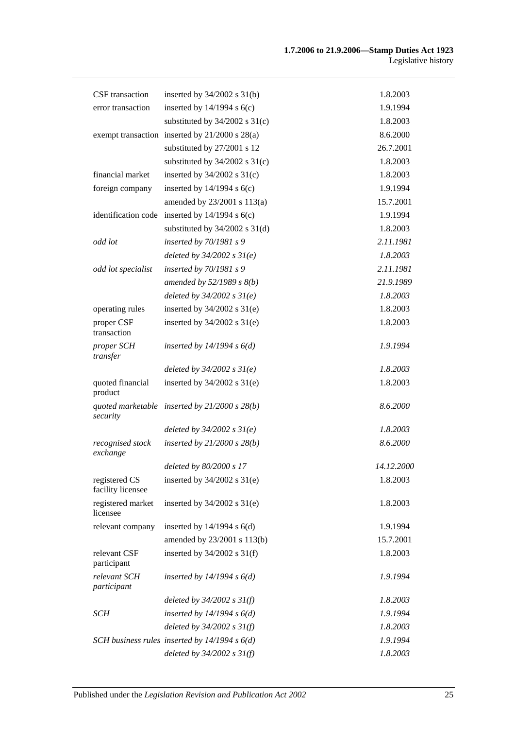| | | |
|---|---|---|
| CSF transaction | inserted by 34/2002 s 31(b) | 1.8.2003 |
| error transaction | inserted by 14/1994 s 6(c) | 1.9.1994 |
| | substituted by 34/2002 s 31(c) | 1.8.2003 |
| exempt transaction | inserted by 21/2000 s 28(a) | 8.6.2000 |
| | substituted by 27/2001 s 12 | 26.7.2001 |
| | substituted by 34/2002 s 31(c) | 1.8.2003 |
| financial market | inserted by 34/2002 s 31(c) | 1.8.2003 |
| foreign company | inserted by 14/1994 s 6(c) | 1.9.1994 |
| | amended by 23/2001 s 113(a) | 15.7.2001 |
| identification code | inserted by 14/1994 s 6(c) | 1.9.1994 |
| | substituted by 34/2002 s 31(d) | 1.8.2003 |
| *odd lot* | *inserted by 70/1981 s 9* | *2.11.1981* |
| | *deleted by 34/2002 s 31(e)* | *1.8.2003* |
| *odd lot specialist* | *inserted by 70/1981 s 9* | *2.11.1981* |
| | *amended by 52/1989 s 8(b)* | *21.9.1989* |
| | *deleted by 34/2002 s 31(e)* | *1.8.2003* |
| operating rules | inserted by 34/2002 s 31(e) | 1.8.2003 |
| proper CSF transaction | inserted by 34/2002 s 31(e) | 1.8.2003 |
| *proper SCH transfer* | *inserted by 14/1994 s 6(d)* | *1.9.1994* |
| | *deleted by 34/2002 s 31(e)* | *1.8.2003* |
| quoted financial product | inserted by 34/2002 s 31(e) | 1.8.2003 |
| *quoted marketable security* | *inserted by 21/2000 s 28(b)* | *8.6.2000* |
| | *deleted by 34/2002 s 31(e)* | *1.8.2003* |
| *recognised stock exchange* | *inserted by 21/2000 s 28(b)* | *8.6.2000* |
| | *deleted by 80/2000 s 17* | *14.12.2000* |
| registered CS facility licensee | inserted by 34/2002 s 31(e) | 1.8.2003 |
| registered market licensee | inserted by 34/2002 s 31(e) | 1.8.2003 |
| relevant company | inserted by 14/1994 s 6(d) | 1.9.1994 |
| | amended by 23/2001 s 113(b) | 15.7.2001 |
| relevant CSF participant | inserted by 34/2002 s 31(f) | 1.8.2003 |
| *relevant SCH participant* | *inserted by 14/1994 s 6(d)* | *1.9.1994* |
| | *deleted by 34/2002 s 31(f)* | *1.8.2003* |
| *SCH* | *inserted by 14/1994 s 6(d)* | *1.9.1994* |
| | *deleted by 34/2002 s 31(f)* | *1.8.2003* |
| *SCH business rules* | *inserted by 14/1994 s 6(d)* | *1.9.1994* |
| | *deleted by 34/2002 s 31(f)* | *1.8.2003* |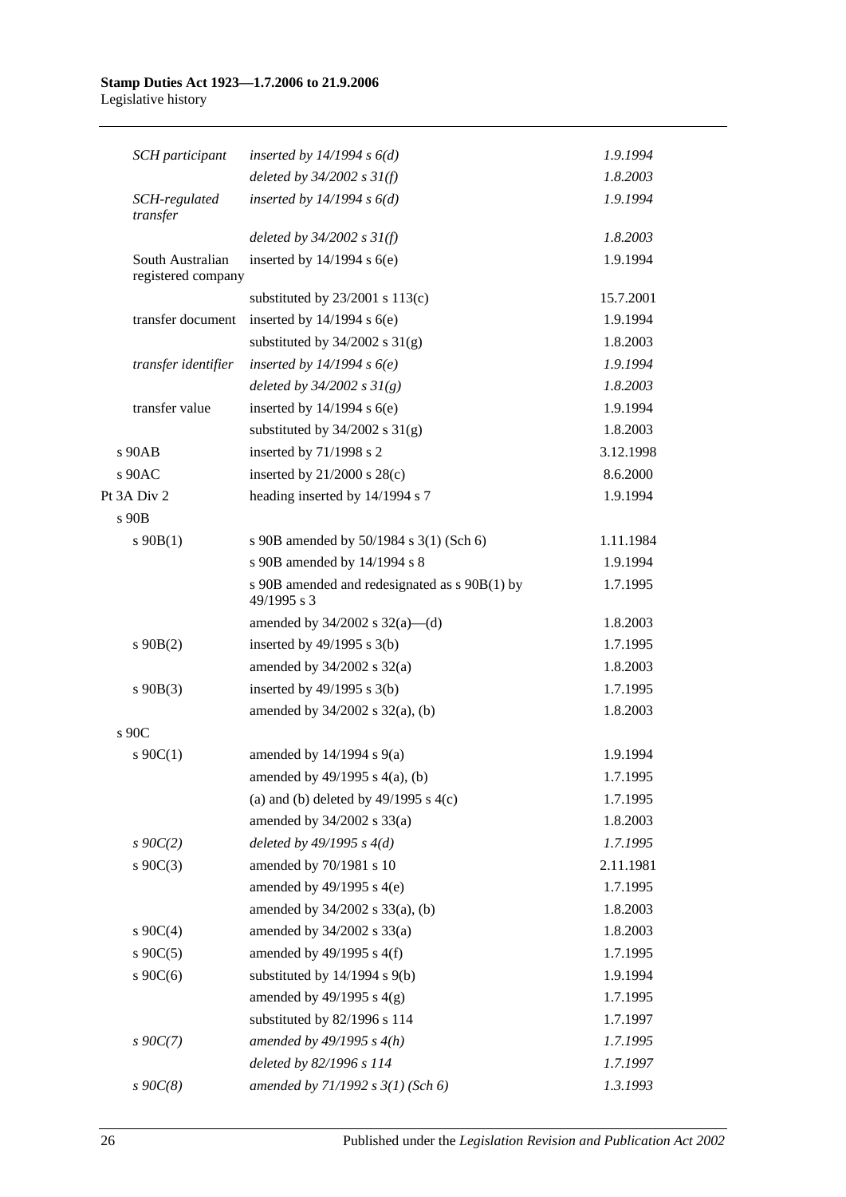| | | |
|---|---|---|
| *SCH participant* | *inserted by 14/1994 s 6(d)* | *1.9.1994* |
| | *deleted by 34/2002 s 31(f)* | *1.8.2003* |
| *SCH-regulated transfer* | *inserted by 14/1994 s 6(d)* | *1.9.1994* |
| | *deleted by 34/2002 s 31(f)* | *1.8.2003* |
| South Australian registered company | inserted by 14/1994 s 6(e) | 1.9.1994 |
| | substituted by 23/2001 s 113(c) | 15.7.2001 |
| transfer document | inserted by 14/1994 s 6(e) | 1.9.1994 |
| | substituted by 34/2002 s 31(g) | 1.8.2003 |
| *transfer identifier* | *inserted by 14/1994 s 6(e)* | *1.9.1994* |
| | *deleted by 34/2002 s 31(g)* | *1.8.2003* |
| transfer value | inserted by 14/1994 s 6(e) | 1.9.1994 |
| | substituted by 34/2002 s 31(g) | 1.8.2003 |
| s 90AB | inserted by 71/1998 s 2 | 3.12.1998 |
| s 90AC | inserted by 21/2000 s 28(c) | 8.6.2000 |
| Pt 3A Div 2 | heading inserted by 14/1994 s 7 | 1.9.1994 |
| s 90B | | |
| s 90B(1) | s 90B amended by 50/1984 s 3(1) (Sch 6) | 1.11.1984 |
| | s 90B amended by 14/1994 s 8 | 1.9.1994 |
| | s 90B amended and redesignated as s 90B(1) by 49/1995 s 3 | 1.7.1995 |
| | amended by 34/2002 s 32(a)—(d) | 1.8.2003 |
| s 90B(2) | inserted by 49/1995 s 3(b) | 1.7.1995 |
| | amended by 34/2002 s 32(a) | 1.8.2003 |
| s 90B(3) | inserted by 49/1995 s 3(b) | 1.7.1995 |
| | amended by 34/2002 s 32(a), (b) | 1.8.2003 |
| s 90C | | |
| s 90C(1) | amended by 14/1994 s 9(a) | 1.9.1994 |
| | amended by 49/1995 s 4(a), (b) | 1.7.1995 |
| | (a) and (b) deleted by 49/1995 s 4(c) | 1.7.1995 |
| | amended by 34/2002 s 33(a) | 1.8.2003 |
| *s 90C(2)* | *deleted by 49/1995 s 4(d)* | *1.7.1995* |
| s 90C(3) | amended by 70/1981 s 10 | 2.11.1981 |
| | amended by 49/1995 s 4(e) | 1.7.1995 |
| | amended by 34/2002 s 33(a), (b) | 1.8.2003 |
| s 90C(4) | amended by 34/2002 s 33(a) | 1.8.2003 |
| s 90C(5) | amended by 49/1995 s 4(f) | 1.7.1995 |
| s 90C(6) | substituted by 14/1994 s 9(b) | 1.9.1994 |
| | amended by 49/1995 s 4(g) | 1.7.1995 |
| | substituted by 82/1996 s 114 | 1.7.1997 |
| *s 90C(7)* | *amended by 49/1995 s 4(h)* | *1.7.1995* |
| | *deleted by 82/1996 s 114* | *1.7.1997* |
| *s 90C(8)* | *amended by 71/1992 s 3(1) (Sch 6)* | *1.3.1993* |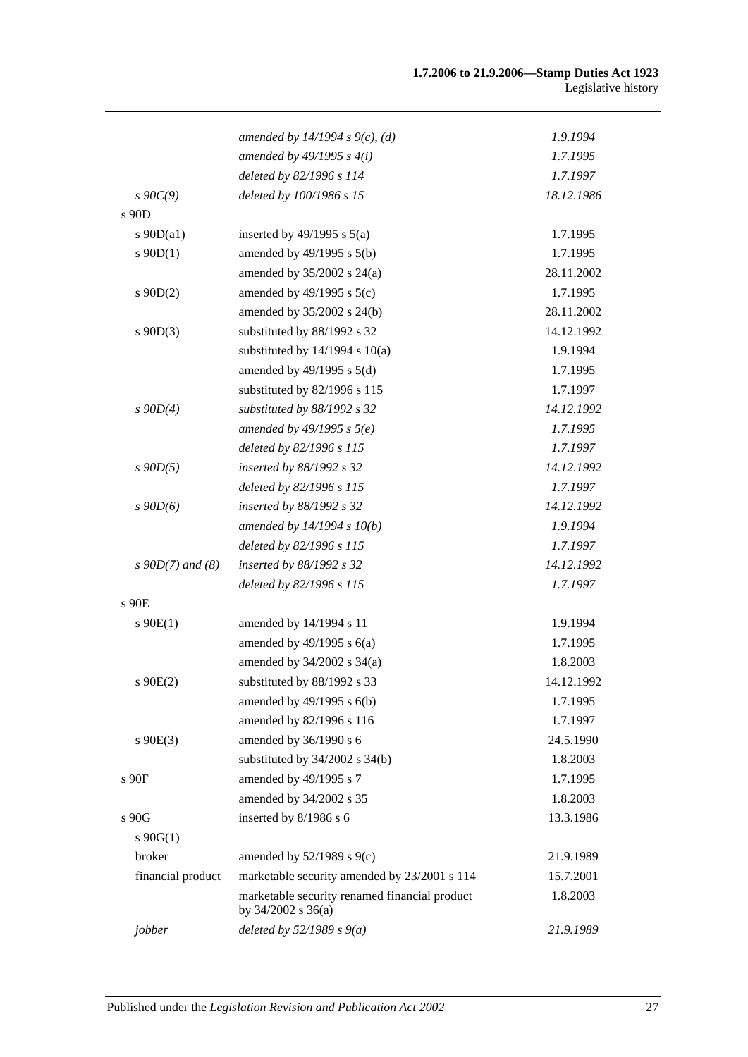| | | |
|---|---|---|
| | *amended by 14/1994 s 9(c), (d)* | *1.9.1994* |
| | *amended by 49/1995 s 4(i)* | *1.7.1995* |
| | *deleted by 82/1996 s 114* | *1.7.1997* |
| *s 90C(9)* | *deleted by 100/1986 s 15* | *18.12.1986* |
| s 90D | | |
| s 90D(a1) | inserted by 49/1995 s 5(a) | 1.7.1995 |
| s 90D(1) | amended by 49/1995 s 5(b) | 1.7.1995 |
| | amended by 35/2002 s 24(a) | 28.11.2002 |
| s 90D(2) | amended by 49/1995 s 5(c) | 1.7.1995 |
| | amended by 35/2002 s 24(b) | 28.11.2002 |
| s 90D(3) | substituted by 88/1992 s 32 | 14.12.1992 |
| | substituted by 14/1994 s 10(a) | 1.9.1994 |
| | amended by 49/1995 s 5(d) | 1.7.1995 |
| | substituted by 82/1996 s 115 | 1.7.1997 |
| *s 90D(4)* | *substituted by 88/1992 s 32* | *14.12.1992* |
| | *amended by 49/1995 s 5(e)* | *1.7.1995* |
| | *deleted by 82/1996 s 115* | *1.7.1997* |
| *s 90D(5)* | *inserted by 88/1992 s 32* | *14.12.1992* |
| | *deleted by 82/1996 s 115* | *1.7.1997* |
| *s 90D(6)* | *inserted by 88/1992 s 32* | *14.12.1992* |
| | *amended by 14/1994 s 10(b)* | *1.9.1994* |
| | *deleted by 82/1996 s 115* | *1.7.1997* |
| *s 90D(7) and (8)* | *inserted by 88/1992 s 32* | *14.12.1992* |
| | *deleted by 82/1996 s 115* | *1.7.1997* |
| s 90E | | |
| s 90E(1) | amended by 14/1994 s 11 | 1.9.1994 |
| | amended by 49/1995 s 6(a) | 1.7.1995 |
| | amended by 34/2002 s 34(a) | 1.8.2003 |
| s 90E(2) | substituted by 88/1992 s 33 | 14.12.1992 |
| | amended by 49/1995 s 6(b) | 1.7.1995 |
| | amended by 82/1996 s 116 | 1.7.1997 |
| s 90E(3) | amended by 36/1990 s 6 | 24.5.1990 |
| | substituted by 34/2002 s 34(b) | 1.8.2003 |
| s 90F | amended by 49/1995 s 7 | 1.7.1995 |
| | amended by 34/2002 s 35 | 1.8.2003 |
| s 90G | inserted by 8/1986 s 6 | 13.3.1986 |
| s 90G(1) | | |
| broker | amended by 52/1989 s 9(c) | 21.9.1989 |
| financial product | marketable security amended by 23/2001 s 114 | 15.7.2001 |
| | marketable security renamed financial product by 34/2002 s 36(a) | 1.8.2003 |
| *jobber* | *deleted by 52/1989 s 9(a)* | *21.9.1989* |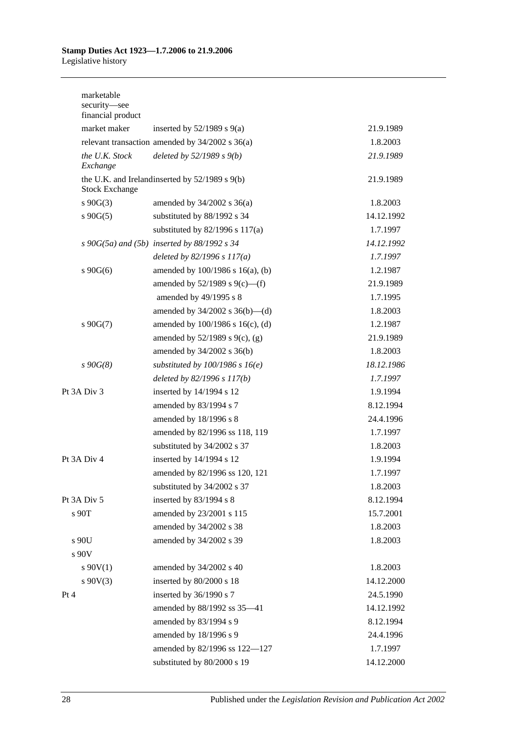| | | |
|---|---|---|
| marketable security—see financial product | | |
| market maker | inserted by 52/1989 s 9(a) | 21.9.1989 |
| relevant transaction | amended by 34/2002 s 36(a) | 1.8.2003 |
| *the U.K. Stock Exchange* | *deleted by 52/1989 s 9(b)* | *21.9.1989* |
| the U.K. and Ireland Stock Exchange | inserted by 52/1989 s 9(b) | 21.9.1989 |
| s 90G(3) | amended by 34/2002 s 36(a) | 1.8.2003 |
| s 90G(5) | substituted by 88/1992 s 34 | 14.12.1992 |
| | substituted by 82/1996 s 117(a) | 1.7.1997 |
| *s 90G(5a) and (5b)* | *inserted by 88/1992 s 34* | *14.12.1992* |
| | *deleted by 82/1996 s 117(a)* | *1.7.1997* |
| s 90G(6) | amended by 100/1986 s 16(a), (b) | 1.2.1987 |
| | amended by 52/1989 s 9(c)—(f) | 21.9.1989 |
| | amended by 49/1995 s 8 | 1.7.1995 |
| | amended by 34/2002 s 36(b)—(d) | 1.8.2003 |
| s 90G(7) | amended by 100/1986 s 16(c), (d) | 1.2.1987 |
| | amended by 52/1989 s 9(c), (g) | 21.9.1989 |
| | amended by 34/2002 s 36(b) | 1.8.2003 |
| *s 90G(8)* | *substituted by 100/1986 s 16(e)* | *18.12.1986* |
| | *deleted by 82/1996 s 117(b)* | *1.7.1997* |
| Pt 3A Div 3 | inserted by 14/1994 s 12 | 1.9.1994 |
| | amended by 83/1994 s 7 | 8.12.1994 |
| | amended by 18/1996 s 8 | 24.4.1996 |
| | amended by 82/1996 ss 118, 119 | 1.7.1997 |
| | substituted by 34/2002 s 37 | 1.8.2003 |
| Pt 3A Div 4 | inserted by 14/1994 s 12 | 1.9.1994 |
| | amended by 82/1996 ss 120, 121 | 1.7.1997 |
| | substituted by 34/2002 s 37 | 1.8.2003 |
| Pt 3A Div 5 | inserted by 83/1994 s 8 | 8.12.1994 |
| s 90T | amended by 23/2001 s 115 | 15.7.2001 |
| | amended by 34/2002 s 38 | 1.8.2003 |
| s 90U | amended by 34/2002 s 39 | 1.8.2003 |
| s 90V | | |
| s 90V(1) | amended by 34/2002 s 40 | 1.8.2003 |
| s 90V(3) | inserted by 80/2000 s 18 | 14.12.2000 |
| Pt 4 | inserted by 36/1990 s 7 | 24.5.1990 |
| | amended by 88/1992 ss 35—41 | 14.12.1992 |
| | amended by 83/1994 s 9 | 8.12.1994 |
| | amended by 18/1996 s 9 | 24.4.1996 |
| | amended by 82/1996 ss 122—127 | 1.7.1997 |
| | substituted by 80/2000 s 19 | 14.12.2000 |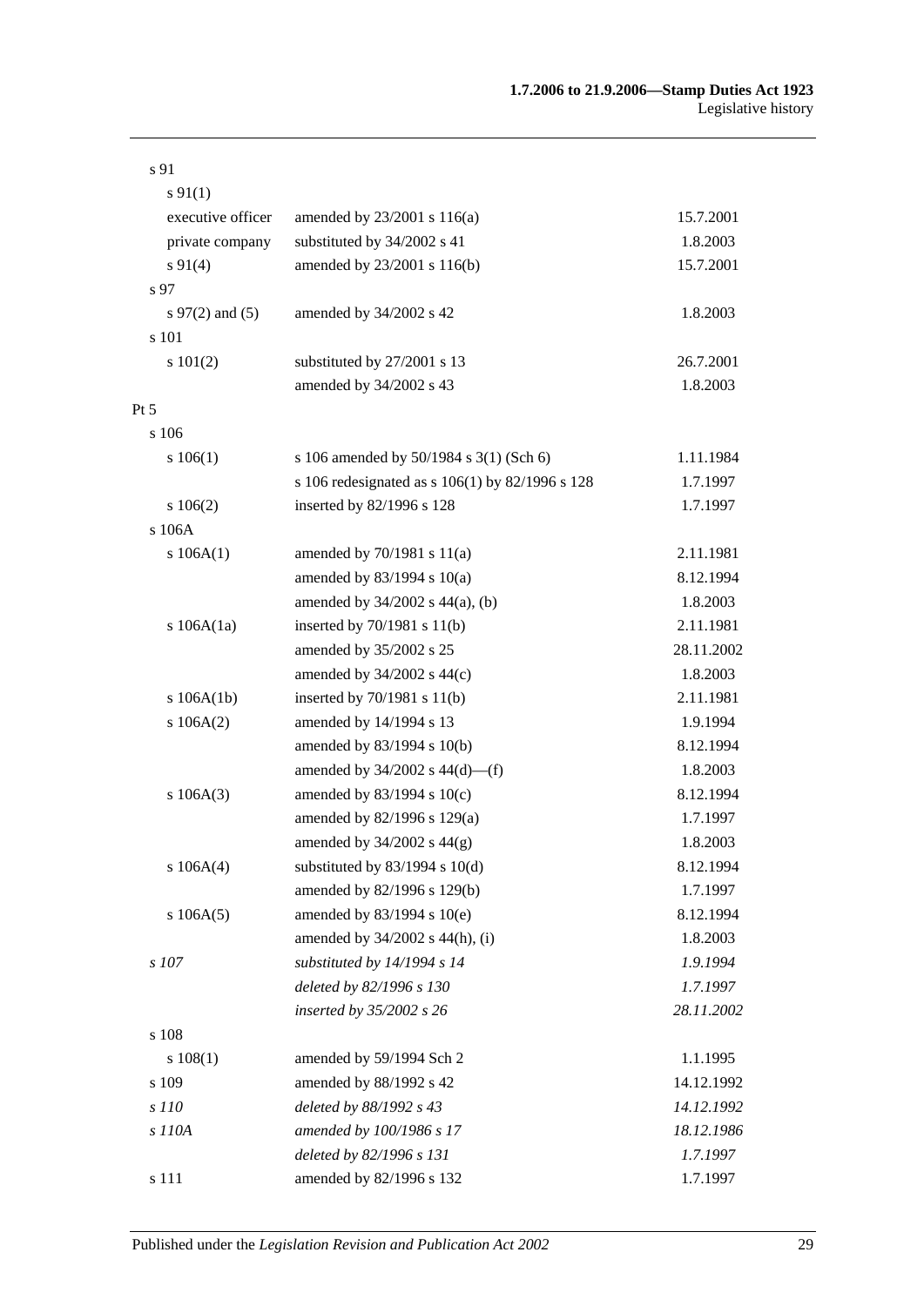| | | |
|---|---|---|
| s 91 | | |
| s 91(1) | | |
| executive officer | amended by 23/2001 s 116(a) | 15.7.2001 |
| private company | substituted by 34/2002 s 41 | 1.8.2003 |
| s 91(4) | amended by 23/2001 s 116(b) | 15.7.2001 |
| s 97 | | |
| s 97(2) and (5) | amended by 34/2002 s 42 | 1.8.2003 |
| s 101 | | |
| s 101(2) | substituted by 27/2001 s 13 | 26.7.2001 |
| | amended by 34/2002 s 43 | 1.8.2003 |
| Pt 5 | | |
| s 106 | | |
| s 106(1) | s 106 amended by 50/1984 s 3(1) (Sch 6) | 1.11.1984 |
| | s 106 redesignated as s 106(1) by 82/1996 s 128 | 1.7.1997 |
| s 106(2) | inserted by 82/1996 s 128 | 1.7.1997 |
| s 106A | | |
| s 106A(1) | amended by 70/1981 s 11(a) | 2.11.1981 |
| | amended by 83/1994 s 10(a) | 8.12.1994 |
| | amended by 34/2002 s 44(a), (b) | 1.8.2003 |
| s 106A(1a) | inserted by 70/1981 s 11(b) | 2.11.1981 |
| | amended by 35/2002 s 25 | 28.11.2002 |
| | amended by 34/2002 s 44(c) | 1.8.2003 |
| s 106A(1b) | inserted by 70/1981 s 11(b) | 2.11.1981 |
| s 106A(2) | amended by 14/1994 s 13 | 1.9.1994 |
| | amended by 83/1994 s 10(b) | 8.12.1994 |
| | amended by 34/2002 s 44(d)—(f) | 1.8.2003 |
| s 106A(3) | amended by 83/1994 s 10(c) | 8.12.1994 |
| | amended by 82/1996 s 129(a) | 1.7.1997 |
| | amended by 34/2002 s 44(g) | 1.8.2003 |
| s 106A(4) | substituted by 83/1994 s 10(d) | 8.12.1994 |
| | amended by 82/1996 s 129(b) | 1.7.1997 |
| s 106A(5) | amended by 83/1994 s 10(e) | 8.12.1994 |
| | amended by 34/2002 s 44(h), (i) | 1.8.2003 |
| *s 107* | *substituted by 14/1994 s 14* | *1.9.1994* |
| | *deleted by 82/1996 s 130* | *1.7.1997* |
| | *inserted by 35/2002 s 26* | *28.11.2002* |
| s 108 | | |
| s 108(1) | amended by 59/1994 Sch 2 | 1.1.1995 |
| s 109 | amended by 88/1992 s 42 | 14.12.1992 |
| *s 110* | *deleted by 88/1992 s 43* | *14.12.1992* |
| *s 110A* | *amended by 100/1986 s 17* | *18.12.1986* |
| | *deleted by 82/1996 s 131* | *1.7.1997* |
| s 111 | amended by 82/1996 s 132 | 1.7.1997 |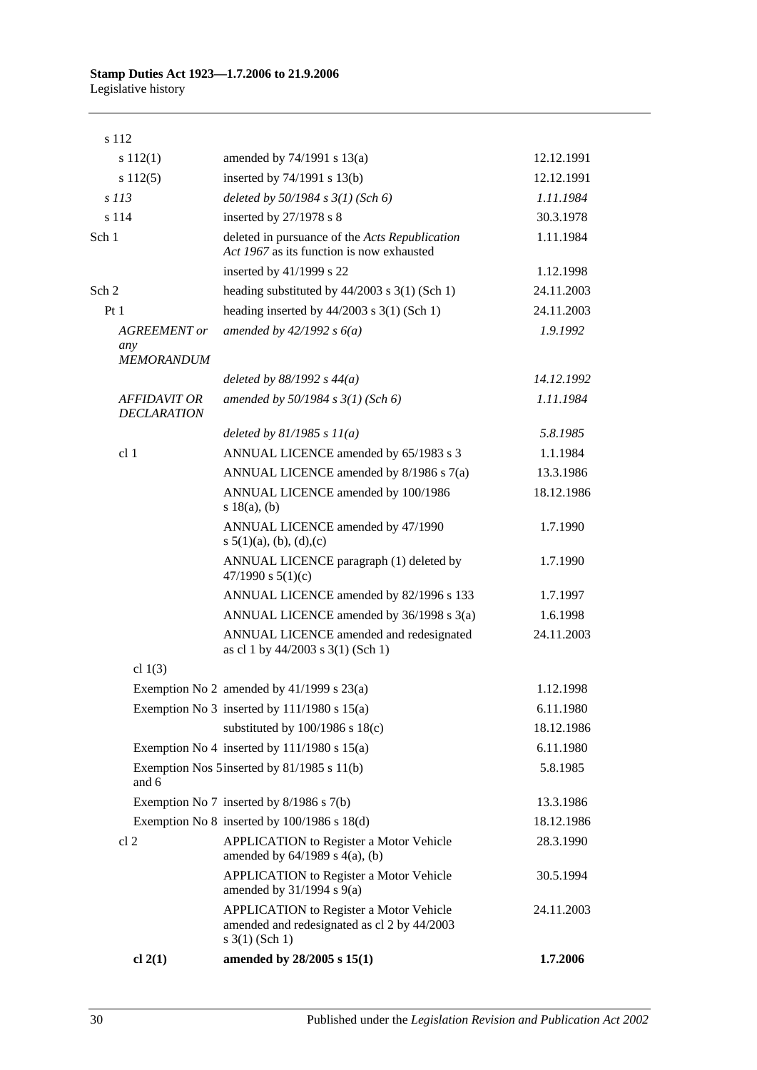| | | |
|---|---|---|
| s 112 | | |
| s 112(1) | amended by 74/1991 s 13(a) | 12.12.1991 |
| s 112(5) | inserted by 74/1991 s 13(b) | 12.12.1991 |
| *s 113* | *deleted by 50/1984 s 3(1) (Sch 6)* | *1.11.1984* |
| s 114 | inserted by 27/1978 s 8 | 30.3.1978 |
| Sch 1 | deleted in pursuance of the *Acts Republication Act 1967* as its function is now exhausted | 1.11.1984 |
| | inserted by 41/1999 s 22 | 1.12.1998 |
| Sch 2 | heading substituted by 44/2003 s 3(1) (Sch 1) | 24.11.2003 |
| Pt 1 | heading inserted by 44/2003 s 3(1) (Sch 1) | 24.11.2003 |
| *AGREEMENT or any MEMORANDUM* | *amended by 42/1992 s 6(a)* | *1.9.1992* |
| | *deleted by 88/1992 s 44(a)* | *14.12.1992* |
| *AFFIDAVIT OR DECLARATION* | *amended by 50/1984 s 3(1) (Sch 6)* | *1.11.1984* |
| | *deleted by 81/1985 s 11(a)* | *5.8.1985* |
| cl 1 | ANNUAL LICENCE amended by 65/1983 s 3 | 1.1.1984 |
| | ANNUAL LICENCE amended by 8/1986 s 7(a) | 13.3.1986 |
| | ANNUAL LICENCE amended by 100/1986 s 18(a), (b) | 18.12.1986 |
| | ANNUAL LICENCE amended by 47/1990 s 5(1)(a), (b), (d),(c) | 1.7.1990 |
| | ANNUAL LICENCE paragraph (1) deleted by 47/1990 s 5(1)(c) | 1.7.1990 |
| | ANNUAL LICENCE amended by 82/1996 s 133 | 1.7.1997 |
| | ANNUAL LICENCE amended by 36/1998 s 3(a) | 1.6.1998 |
| | ANNUAL LICENCE amended and redesignated as cl 1 by 44/2003 s 3(1) (Sch 1) | 24.11.2003 |
| cl 1(3) | | |
| | Exemption No 2 amended by 41/1999 s 23(a) | 1.12.1998 |
| | Exemption No 3 inserted by 111/1980 s 15(a) | 6.11.1980 |
| | substituted by 100/1986 s 18(c) | 18.12.1986 |
| | Exemption No 4 inserted by 111/1980 s 15(a) | 6.11.1980 |
| | Exemption Nos 5 and 6 inserted by 81/1985 s 11(b) | 5.8.1985 |
| | Exemption No 7 inserted by 8/1986 s 7(b) | 13.3.1986 |
| | Exemption No 8 inserted by 100/1986 s 18(d) | 18.12.1986 |
| cl 2 | APPLICATION to Register a Motor Vehicle amended by 64/1989 s 4(a), (b) | 28.3.1990 |
| | APPLICATION to Register a Motor Vehicle amended by 31/1994 s 9(a) | 30.5.1994 |
| | APPLICATION to Register a Motor Vehicle amended and redesignated as cl 2 by 44/2003 s 3(1) (Sch 1) | 24.11.2003 |
| **cl 2(1)** | **amended by 28/2005 s 15(1)** | **1.7.2006** |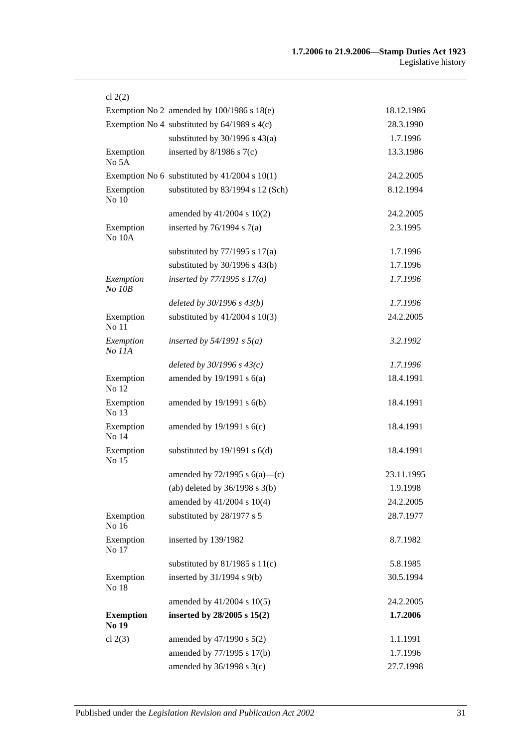| | | |
|---|---|---|
| cl 2(2) | | |
| Exemption No 2 | amended by 100/1986 s 18(e) | 18.12.1986 |
| Exemption No 4 | substituted by 64/1989 s 4(c) | 28.3.1990 |
| | substituted by 30/1996 s 43(a) | 1.7.1996 |
| Exemption No 5A | inserted by 8/1986 s 7(c) | 13.3.1986 |
| Exemption No 6 | substituted by 41/2004 s 10(1) | 24.2.2005 |
| Exemption No 10 | substituted by 83/1994 s 12 (Sch) | 8.12.1994 |
| | amended by 41/2004 s 10(2) | 24.2.2005 |
| Exemption No 10A | inserted by 76/1994 s 7(a) | 2.3.1995 |
| | substituted by 77/1995 s 17(a) | 1.7.1996 |
| | substituted by 30/1996 s 43(b) | 1.7.1996 |
| *Exemption No 10B* | *inserted by 77/1995 s 17(a)* | *1.7.1996* |
| | *deleted by 30/1996 s 43(b)* | *1.7.1996* |
| Exemption No 11 | substituted by 41/2004 s 10(3) | 24.2.2005 |
| *Exemption No 11A* | *inserted by 54/1991 s 5(a)* | *3.2.1992* |
| | *deleted by 30/1996 s 43(c)* | *1.7.1996* |
| Exemption No 12 | amended by 19/1991 s 6(a) | 18.4.1991 |
| Exemption No 13 | amended by 19/1991 s 6(b) | 18.4.1991 |
| Exemption No 14 | amended by 19/1991 s 6(c) | 18.4.1991 |
| Exemption No 15 | substituted by 19/1991 s 6(d) | 18.4.1991 |
| | amended by 72/1995 s 6(a)—(c) | 23.11.1995 |
| | (ab) deleted by 36/1998 s 3(b) | 1.9.1998 |
| | amended by 41/2004 s 10(4) | 24.2.2005 |
| Exemption No 16 | substituted by 28/1977 s 5 | 28.7.1977 |
| Exemption No 17 | inserted by 139/1982 | 8.7.1982 |
| | substituted by 81/1985 s 11(c) | 5.8.1985 |
| Exemption No 18 | inserted by 31/1994 s 9(b) | 30.5.1994 |
| | amended by 41/2004 s 10(5) | 24.2.2005 |
| **Exemption No 19** | **inserted by 28/2005 s 15(2)** | **1.7.2006** |
| cl 2(3) | amended by 47/1990 s 5(2) | 1.1.1991 |
| | amended by 77/1995 s 17(b) | 1.7.1996 |
| | amended by 36/1998 s 3(c) | 27.7.1998 |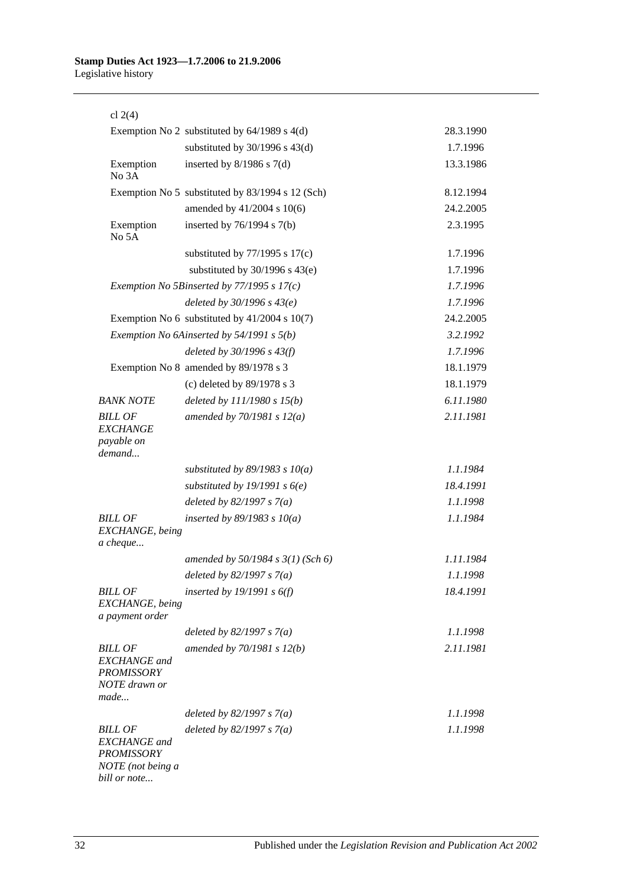| | | |
|---|---|---|
| cl 2(4) | | |
| Exemption No 2 | substituted by 64/1989 s 4(d) | 28.3.1990 |
| | substituted by 30/1996 s 43(d) | 1.7.1996 |
| Exemption No 3A | inserted by 8/1986 s 7(d) | 13.3.1986 |
| Exemption No 5 | substituted by 83/1994 s 12 (Sch) | 8.12.1994 |
| | amended by 41/2004 s 10(6) | 24.2.2005 |
| Exemption No 5A | inserted by 76/1994 s 7(b) | 2.3.1995 |
| | substituted by 77/1995 s 17(c) | 1.7.1996 |
| | substituted by 30/1996 s 43(e) | 1.7.1996 |
| *Exemption No 5B* | *inserted by 77/1995 s 17(c)* | *1.7.1996* |
| | *deleted by 30/1996 s 43(e)* | *1.7.1996* |
| Exemption No 6 | substituted by 41/2004 s 10(7) | 24.2.2005 |
| *Exemption No 6A* | *inserted by 54/1991 s 5(b)* | *3.2.1992* |
| | *deleted by 30/1996 s 43(f)* | *1.7.1996* |
| Exemption No 8 | amended by 89/1978 s 3 | 18.1.1979 |
| | (c) deleted by 89/1978 s 3 | 18.1.1979 |
| *BANK NOTE* | *deleted by 111/1980 s 15(b)* | *6.11.1980* |
| *BILL OF EXCHANGE payable on demand...* | *amended by 70/1981 s 12(a)* | *2.11.1981* |
| | *substituted by 89/1983 s 10(a)* | *1.1.1984* |
| | *substituted by 19/1991 s 6(e)* | *18.4.1991* |
| | *deleted by 82/1997 s 7(a)* | *1.1.1998* |
| *BILL OF EXCHANGE, being a cheque...* | *inserted by 89/1983 s 10(a)* | *1.1.1984* |
| | *amended by 50/1984 s 3(1) (Sch 6)* | *1.11.1984* |
| | *deleted by 82/1997 s 7(a)* | *1.1.1998* |
| *BILL OF EXCHANGE, being a payment order* | *inserted by 19/1991 s 6(f)* | *18.4.1991* |
| | *deleted by 82/1997 s 7(a)* | *1.1.1998* |
| *BILL OF EXCHANGE and PROMISSORY NOTE drawn or made...* | *amended by 70/1981 s 12(b)* | *2.11.1981* |
| | *deleted by 82/1997 s 7(a)* | *1.1.1998* |
| *BILL OF EXCHANGE and PROMISSORY NOTE (not being a bill or note...* | *deleted by 82/1997 s 7(a)* | *1.1.1998* |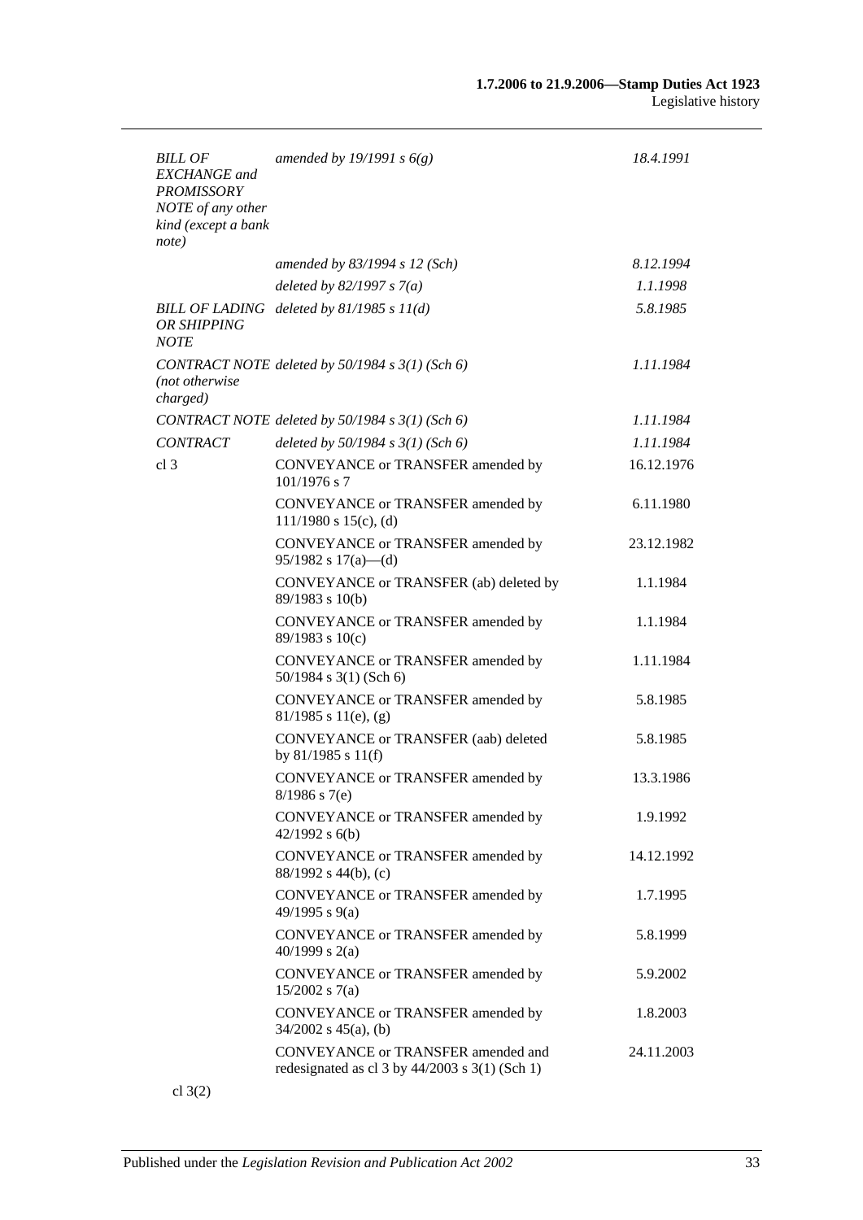| | | |
|---|---|---|
| *BILL OF EXCHANGE and PROMISSORY NOTE of any other kind (except a bank note)* | *amended by 19/1991 s 6(g)* | *18.4.1991* |
| | *amended by 83/1994 s 12 (Sch)* | *8.12.1994* |
| | *deleted by 82/1997 s 7(a)* | *1.1.1998* |
| *BILL OF LADING OR SHIPPING NOTE* | *deleted by 81/1985 s 11(d)* | *5.8.1985* |
| *CONTRACT NOTE (not otherwise charged)* | *deleted by 50/1984 s 3(1) (Sch 6)* | *1.11.1984* |
| *CONTRACT NOTE* | *deleted by 50/1984 s 3(1) (Sch 6)* | *1.11.1984* |
| *CONTRACT* | *deleted by 50/1984 s 3(1) (Sch 6)* | *1.11.1984* |
| cl 3 | CONVEYANCE or TRANSFER amended by 101/1976 s 7 | 16.12.1976 |
| | CONVEYANCE or TRANSFER amended by 111/1980 s 15(c), (d) | 6.11.1980 |
| | CONVEYANCE or TRANSFER amended by 95/1982 s 17(a)—(d) | 23.12.1982 |
| | CONVEYANCE or TRANSFER (ab) deleted by 89/1983 s 10(b) | 1.1.1984 |
| | CONVEYANCE or TRANSFER amended by 89/1983 s 10(c) | 1.1.1984 |
| | CONVEYANCE or TRANSFER amended by 50/1984 s 3(1) (Sch 6) | 1.11.1984 |
| | CONVEYANCE or TRANSFER amended by 81/1985 s 11(e), (g) | 5.8.1985 |
| | CONVEYANCE or TRANSFER (aab) deleted by 81/1985 s 11(f) | 5.8.1985 |
| | CONVEYANCE or TRANSFER amended by 8/1986 s 7(e) | 13.3.1986 |
| | CONVEYANCE or TRANSFER amended by 42/1992 s 6(b) | 1.9.1992 |
| | CONVEYANCE or TRANSFER amended by 88/1992 s 44(b), (c) | 14.12.1992 |
| | CONVEYANCE or TRANSFER amended by 49/1995 s 9(a) | 1.7.1995 |
| | CONVEYANCE or TRANSFER amended by 40/1999 s 2(a) | 5.8.1999 |
| | CONVEYANCE or TRANSFER amended by 15/2002 s 7(a) | 5.9.2002 |
| | CONVEYANCE or TRANSFER amended by 34/2002 s 45(a), (b) | 1.8.2003 |
| | CONVEYANCE or TRANSFER amended and redesignated as cl 3 by 44/2003 s 3(1) (Sch 1) | 24.11.2003 |
| cl 3(2) | | |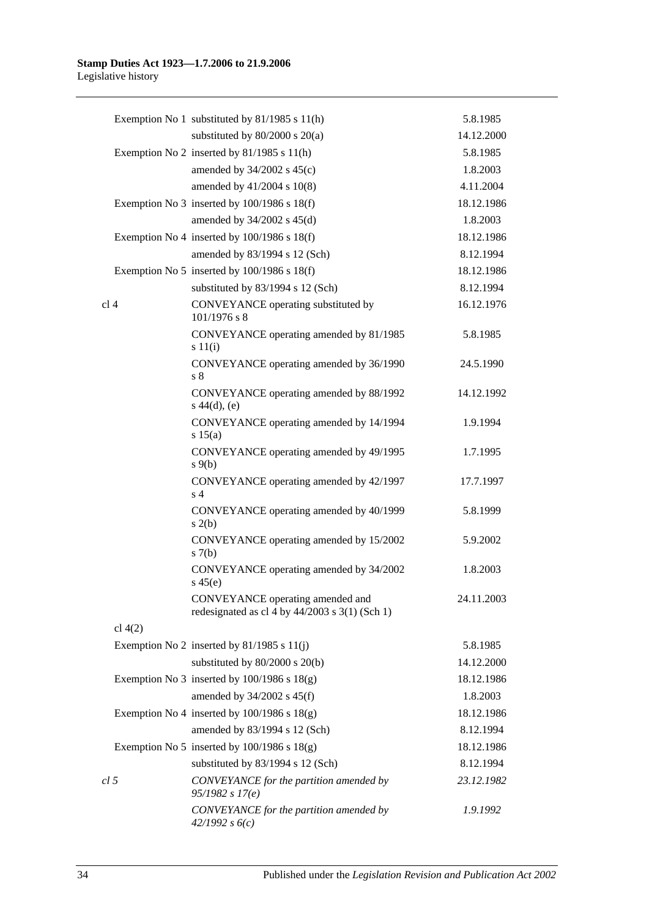| | | |
|---|---|---|
| | Exemption No 1 substituted by 81/1985 s 11(h) | 5.8.1985 |
| | substituted by 80/2000 s 20(a) | 14.12.2000 |
| | Exemption No 2 inserted by 81/1985 s 11(h) | 5.8.1985 |
| | amended by 34/2002 s 45(c) | 1.8.2003 |
| | amended by 41/2004 s 10(8) | 4.11.2004 |
| | Exemption No 3 inserted by 100/1986 s 18(f) | 18.12.1986 |
| | amended by 34/2002 s 45(d) | 1.8.2003 |
| | Exemption No 4 inserted by 100/1986 s 18(f) | 18.12.1986 |
| | amended by 83/1994 s 12 (Sch) | 8.12.1994 |
| | Exemption No 5 inserted by 100/1986 s 18(f) | 18.12.1986 |
| | substituted by 83/1994 s 12 (Sch) | 8.12.1994 |
| cl 4 | CONVEYANCE operating substituted by 101/1976 s 8 | 16.12.1976 |
| | CONVEYANCE operating amended by 81/1985 s 11(i) | 5.8.1985 |
| | CONVEYANCE operating amended by 36/1990 s 8 | 24.5.1990 |
| | CONVEYANCE operating amended by 88/1992 s 44(d), (e) | 14.12.1992 |
| | CONVEYANCE operating amended by 14/1994 s 15(a) | 1.9.1994 |
| | CONVEYANCE operating amended by 49/1995 s 9(b) | 1.7.1995 |
| | CONVEYANCE operating amended by 42/1997 s 4 | 17.7.1997 |
| | CONVEYANCE operating amended by 40/1999 s 2(b) | 5.8.1999 |
| | CONVEYANCE operating amended by 15/2002 s 7(b) | 5.9.2002 |
| | CONVEYANCE operating amended by 34/2002 s 45(e) | 1.8.2003 |
| | CONVEYANCE operating amended and redesignated as cl 4 by 44/2003 s 3(1) (Sch 1) | 24.11.2003 |
| cl 4(2) | | |
| | Exemption No 2 inserted by 81/1985 s 11(j) | 5.8.1985 |
| | substituted by 80/2000 s 20(b) | 14.12.2000 |
| | Exemption No 3 inserted by 100/1986 s 18(g) | 18.12.1986 |
| | amended by 34/2002 s 45(f) | 1.8.2003 |
| | Exemption No 4 inserted by 100/1986 s 18(g) | 18.12.1986 |
| | amended by 83/1994 s 12 (Sch) | 8.12.1994 |
| | Exemption No 5 inserted by 100/1986 s 18(g) | 18.12.1986 |
| | substituted by 83/1994 s 12 (Sch) | 8.12.1994 |
| *cl 5* | *CONVEYANCE for the partition amended by 95/1982 s 17(e)* | *23.12.1982* |
| | *CONVEYANCE for the partition amended by 42/1992 s 6(c)* | *1.9.1992* |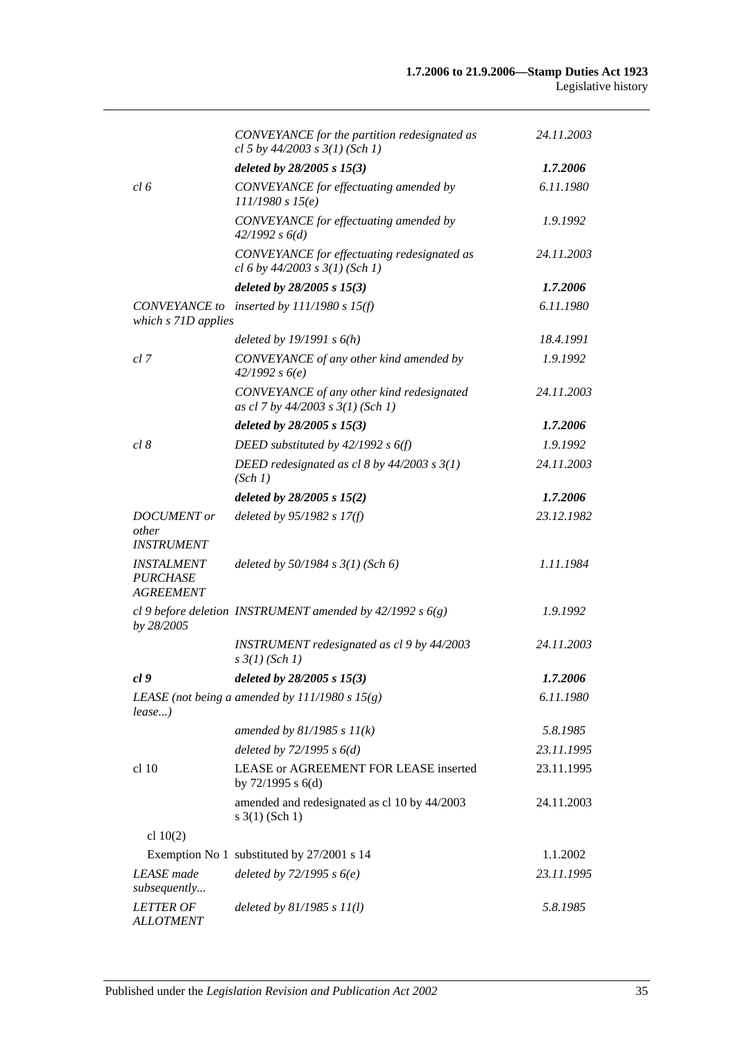| | | |
|---|---|---|
| | *CONVEYANCE for the partition redesignated as cl 5 by 44/2003 s 3(1) (Sch 1)* | *24.11.2003* |
| | ***deleted by 28/2005 s 15(3)*** | ***1.7.2006*** |
| *cl 6* | *CONVEYANCE for effectuating amended by 111/1980 s 15(e)* | *6.11.1980* |
| | *CONVEYANCE for effectuating amended by 42/1992 s 6(d)* | *1.9.1992* |
| | *CONVEYANCE for effectuating redesignated as cl 6 by 44/2003 s 3(1) (Sch 1)* | *24.11.2003* |
| | ***deleted by 28/2005 s 15(3)*** | ***1.7.2006*** |
| *CONVEYANCE to which s 71D applies* | *inserted by 111/1980 s 15(f)* | *6.11.1980* |
| | *deleted by 19/1991 s 6(h)* | *18.4.1991* |
| *cl 7* | *CONVEYANCE of any other kind amended by 42/1992 s 6(e)* | *1.9.1992* |
| | *CONVEYANCE of any other kind redesignated as cl 7 by 44/2003 s 3(1) (Sch 1)* | *24.11.2003* |
| | ***deleted by 28/2005 s 15(3)*** | ***1.7.2006*** |
| *cl 8* | *DEED substituted by 42/1992 s 6(f)* | *1.9.1992* |
| | *DEED redesignated as cl 8 by 44/2003 s 3(1) (Sch 1)* | *24.11.2003* |
| | ***deleted by 28/2005 s 15(2)*** | ***1.7.2006*** |
| *DOCUMENT or other INSTRUMENT* | *deleted by 95/1982 s 17(f)* | *23.12.1982* |
| *INSTALMENT PURCHASE AGREEMENT* | *deleted by 50/1984 s 3(1) (Sch 6)* | *1.11.1984* |
| *cl 9 before deletion by 28/2005* | *INSTRUMENT amended by 42/1992 s 6(g)* | *1.9.1992* |
| | *INSTRUMENT redesignated as cl 9 by 44/2003 s 3(1) (Sch 1)* | *24.11.2003* |
| ***cl 9*** | ***deleted by 28/2005 s 15(3)*** | ***1.7.2006*** |
| *LEASE (not being a lease...)* | *amended by 111/1980 s 15(g)* | *6.11.1980* |
| | *amended by 81/1985 s 11(k)* | *5.8.1985* |
| | *deleted by 72/1995 s 6(d)* | *23.11.1995* |
| cl 10 | LEASE or AGREEMENT FOR LEASE inserted by 72/1995 s 6(d) | 23.11.1995 |
| | amended and redesignated as cl 10 by 44/2003 s 3(1) (Sch 1) | 24.11.2003 |
| cl 10(2) | | |
| Exemption No 1 | substituted by 27/2001 s 14 | 1.1.2002 |
| *LEASE made subsequently...* | *deleted by 72/1995 s 6(e)* | *23.11.1995* |
| *LETTER OF ALLOTMENT* | *deleted by 81/1985 s 11(l)* | *5.8.1985* |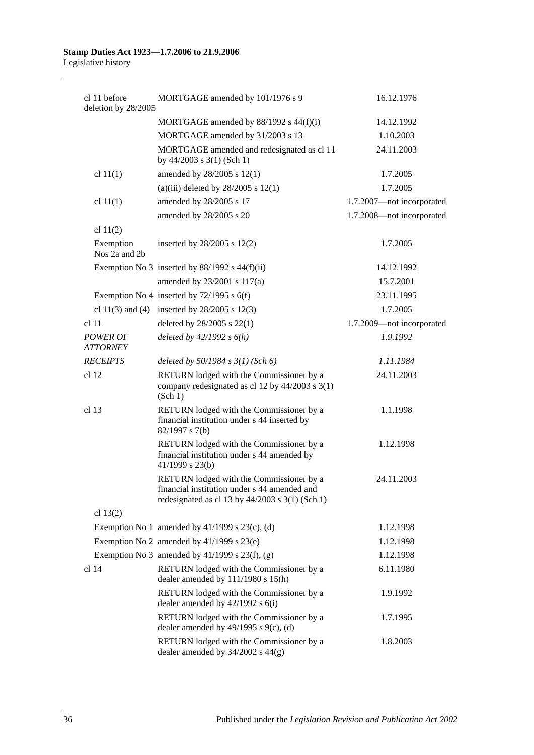| | | |
|---|---|---|
| cl 11 before deletion by 28/2005 | MORTGAGE amended by 101/1976 s 9 | 16.12.1976 |
| | MORTGAGE amended by 88/1992 s 44(f)(i) | 14.12.1992 |
| | MORTGAGE amended by 31/2003 s 13 | 1.10.2003 |
| | MORTGAGE amended and redesignated as cl 11 by 44/2003 s 3(1) (Sch 1) | 24.11.2003 |
| cl 11(1) | amended by 28/2005 s 12(1) | 1.7.2005 |
| | (a)(iii) deleted by 28/2005 s 12(1) | 1.7.2005 |
| cl 11(1) | amended by 28/2005 s 17 | 1.7.2007—not incorporated |
| | amended by 28/2005 s 20 | 1.7.2008—not incorporated |
| cl 11(2) | | |
| Exemption Nos 2a and 2b | inserted by 28/2005 s 12(2) | 1.7.2005 |
| | Exemption No 3 inserted by 88/1992 s 44(f)(ii) | 14.12.1992 |
| | amended by 23/2001 s 117(a) | 15.7.2001 |
| | Exemption No 4 inserted by 72/1995 s 6(f) | 23.11.1995 |
| | cl 11(3) and (4) inserted by 28/2005 s 12(3) | 1.7.2005 |
| cl 11 | deleted by 28/2005 s 22(1) | 1.7.2009—not incorporated |
| *POWER OF ATTORNEY* | *deleted by 42/1992 s 6(h)* | *1.9.1992* |
| *RECEIPTS* | *deleted by 50/1984 s 3(1) (Sch 6)* | *1.11.1984* |
| cl 12 | RETURN lodged with the Commissioner by a company redesignated as cl 12 by 44/2003 s 3(1) (Sch 1) | 24.11.2003 |
| cl 13 | RETURN lodged with the Commissioner by a financial institution under s 44 inserted by 82/1997 s 7(b) | 1.1.1998 |
| | RETURN lodged with the Commissioner by a financial institution under s 44 amended by 41/1999 s 23(b) | 1.12.1998 |
| | RETURN lodged with the Commissioner by a financial institution under s 44 amended and redesignated as cl 13 by 44/2003 s 3(1) (Sch 1) | 24.11.2003 |
| cl 13(2) | | |
| | Exemption No 1 amended by 41/1999 s 23(c), (d) | 1.12.1998 |
| | Exemption No 2 amended by 41/1999 s 23(e) | 1.12.1998 |
| | Exemption No 3 amended by 41/1999 s 23(f), (g) | 1.12.1998 |
| cl 14 | RETURN lodged with the Commissioner by a dealer amended by 111/1980 s 15(h) | 6.11.1980 |
| | RETURN lodged with the Commissioner by a dealer amended by 42/1992 s 6(i) | 1.9.1992 |
| | RETURN lodged with the Commissioner by a dealer amended by 49/1995 s 9(c), (d) | 1.7.1995 |
| | RETURN lodged with the Commissioner by a dealer amended by 34/2002 s 44(g) | 1.8.2003 |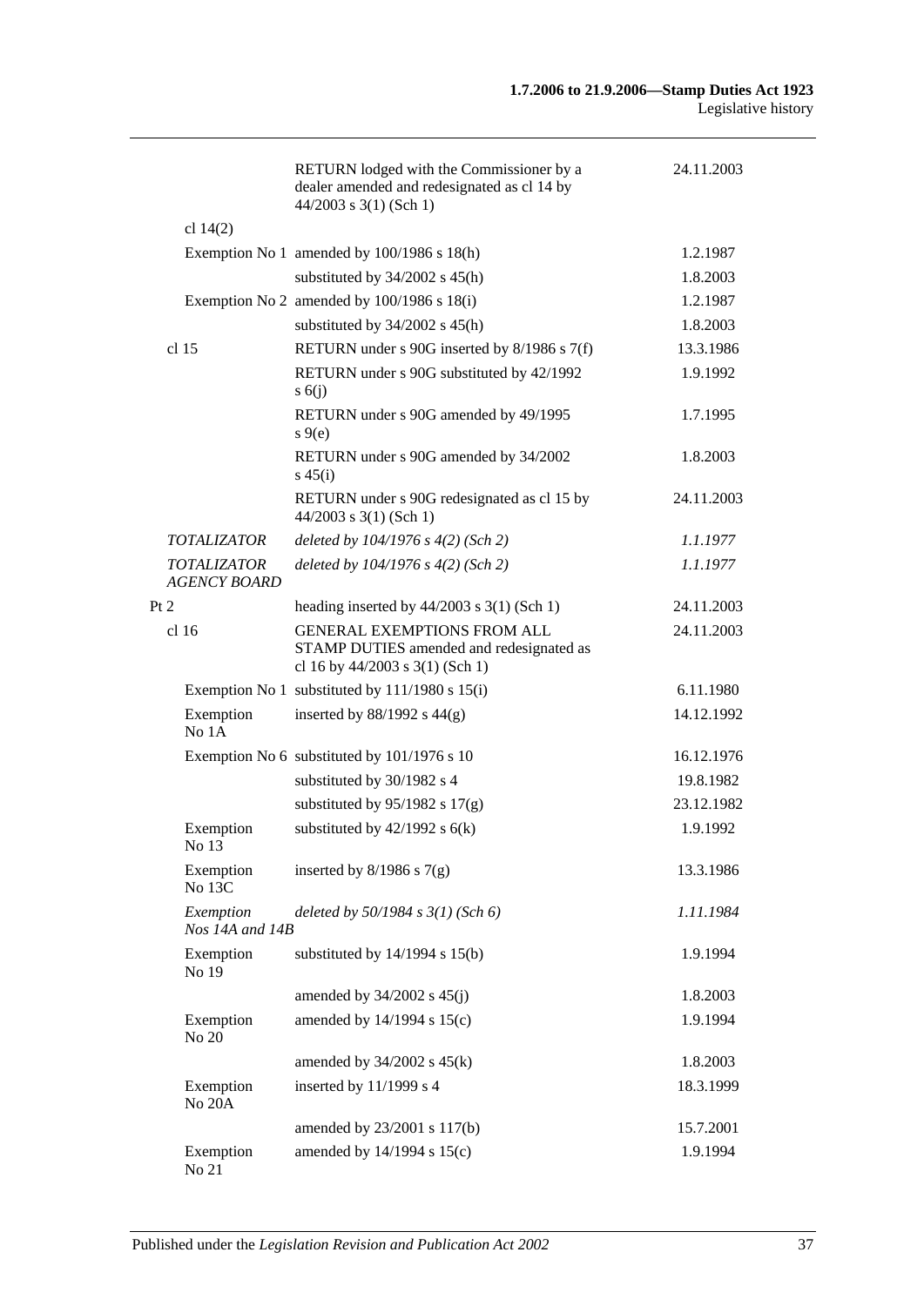| | | |
|---|---|---|
| | RETURN lodged with the Commissioner by a dealer amended and redesignated as cl 14 by 44/2003 s 3(1) (Sch 1) | 24.11.2003 |
| cl 14(2) | | |
| Exemption No 1 | amended by 100/1986 s 18(h) | 1.2.1987 |
| | substituted by 34/2002 s 45(h) | 1.8.2003 |
| Exemption No 2 | amended by 100/1986 s 18(i) | 1.2.1987 |
| | substituted by 34/2002 s 45(h) | 1.8.2003 |
| cl 15 | RETURN under s 90G inserted by 8/1986 s 7(f) | 13.3.1986 |
| | RETURN under s 90G substituted by 42/1992 s 6(j) | 1.9.1992 |
| | RETURN under s 90G amended by 49/1995 s 9(e) | 1.7.1995 |
| | RETURN under s 90G amended by 34/2002 s 45(i) | 1.8.2003 |
| | RETURN under s 90G redesignated as cl 15 by 44/2003 s 3(1) (Sch 1) | 24.11.2003 |
| *TOTALIZATOR* | *deleted by 104/1976 s 4(2) (Sch 2)* | *1.1.1977* |
| *TOTALIZATOR AGENCY BOARD* | *deleted by 104/1976 s 4(2) (Sch 2)* | *1.1.1977* |
| Pt 2 | heading inserted by 44/2003 s 3(1) (Sch 1) | 24.11.2003 |
| cl 16 | GENERAL EXEMPTIONS FROM ALL STAMP DUTIES amended and redesignated as cl 16 by 44/2003 s 3(1) (Sch 1) | 24.11.2003 |
| Exemption No 1 | substituted by 111/1980 s 15(i) | 6.11.1980 |
| Exemption No 1A | inserted by 88/1992 s 44(g) | 14.12.1992 |
| Exemption No 6 | substituted by 101/1976 s 10 | 16.12.1976 |
| | substituted by 30/1982 s 4 | 19.8.1982 |
| | substituted by 95/1982 s 17(g) | 23.12.1982 |
| Exemption No 13 | substituted by 42/1992 s 6(k) | 1.9.1992 |
| Exemption No 13C | inserted by 8/1986 s 7(g) | 13.3.1986 |
| *Exemption Nos 14A and 14B* | *deleted by 50/1984 s 3(1) (Sch 6)* | *1.11.1984* |
| Exemption No 19 | substituted by 14/1994 s 15(b) | 1.9.1994 |
| | amended by 34/2002 s 45(j) | 1.8.2003 |
| Exemption No 20 | amended by 14/1994 s 15(c) | 1.9.1994 |
| | amended by 34/2002 s 45(k) | 1.8.2003 |
| Exemption No 20A | inserted by 11/1999 s 4 | 18.3.1999 |
| | amended by 23/2001 s 117(b) | 15.7.2001 |
| Exemption No 21 | amended by 14/1994 s 15(c) | 1.9.1994 |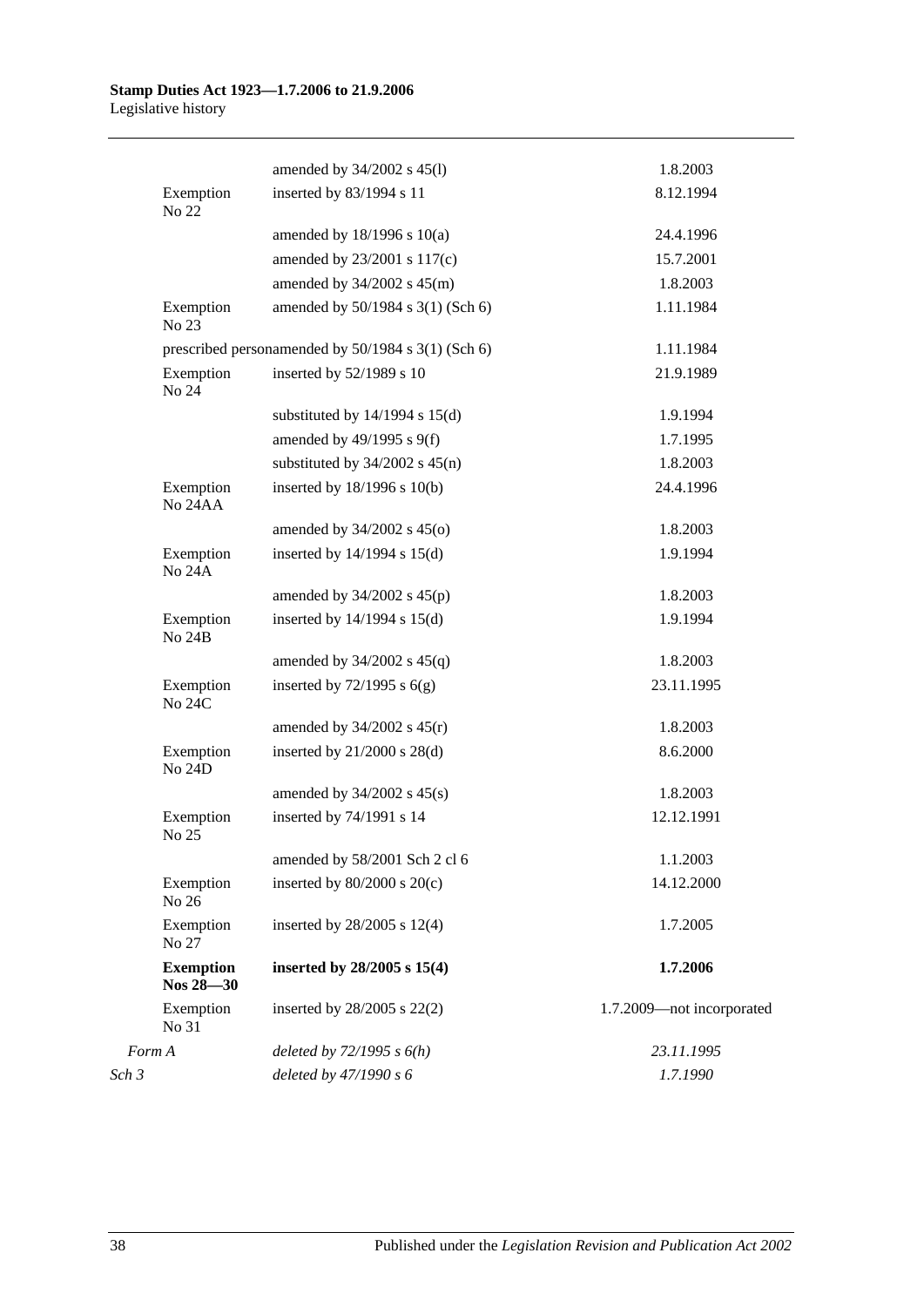| | | | |
|---|---|---|---|
| | | amended by 34/2002 s 45(l) | 1.8.2003 |
| | Exemption No 22 | inserted by 83/1994 s 11 | 8.12.1994 |
| | | amended by 18/1996 s 10(a) | 24.4.1996 |
| | | amended by 23/2001 s 117(c) | 15.7.2001 |
| | | amended by 34/2002 s 45(m) | 1.8.2003 |
| | Exemption No 23 | amended by 50/1984 s 3(1) (Sch 6) | 1.11.1984 |
| | | prescribed personamended by 50/1984 s 3(1) (Sch 6) | 1.11.1984 |
| | Exemption No 24 | inserted by 52/1989 s 10 | 21.9.1989 |
| | | substituted by 14/1994 s 15(d) | 1.9.1994 |
| | | amended by 49/1995 s 9(f) | 1.7.1995 |
| | | substituted by 34/2002 s 45(n) | 1.8.2003 |
| | Exemption No 24AA | inserted by 18/1996 s 10(b) | 24.4.1996 |
| | | amended by 34/2002 s 45(o) | 1.8.2003 |
| | Exemption No 24A | inserted by 14/1994 s 15(d) | 1.9.1994 |
| | | amended by 34/2002 s 45(p) | 1.8.2003 |
| | Exemption No 24B | inserted by 14/1994 s 15(d) | 1.9.1994 |
| | | amended by 34/2002 s 45(q) | 1.8.2003 |
| | Exemption No 24C | inserted by 72/1995 s 6(g) | 23.11.1995 |
| | | amended by 34/2002 s 45(r) | 1.8.2003 |
| | Exemption No 24D | inserted by 21/2000 s 28(d) | 8.6.2000 |
| | | amended by 34/2002 s 45(s) | 1.8.2003 |
| | Exemption No 25 | inserted by 74/1991 s 14 | 12.12.1991 |
| | | amended by 58/2001 Sch 2 cl 6 | 1.1.2003 |
| | Exemption No 26 | inserted by 80/2000 s 20(c) | 14.12.2000 |
| | Exemption No 27 | inserted by 28/2005 s 12(4) | 1.7.2005 |
| | **Exemption Nos 28—30** | **inserted by 28/2005 s 15(4)** | **1.7.2006** |
| | Exemption No 31 | inserted by 28/2005 s 22(2) | 1.7.2009—not incorporated |
| *Form A* | | *deleted by 72/1995 s 6(h)* | *23.11.1995* |
| *Sch 3* | | *deleted by 47/1990 s 6* | *1.7.1990* |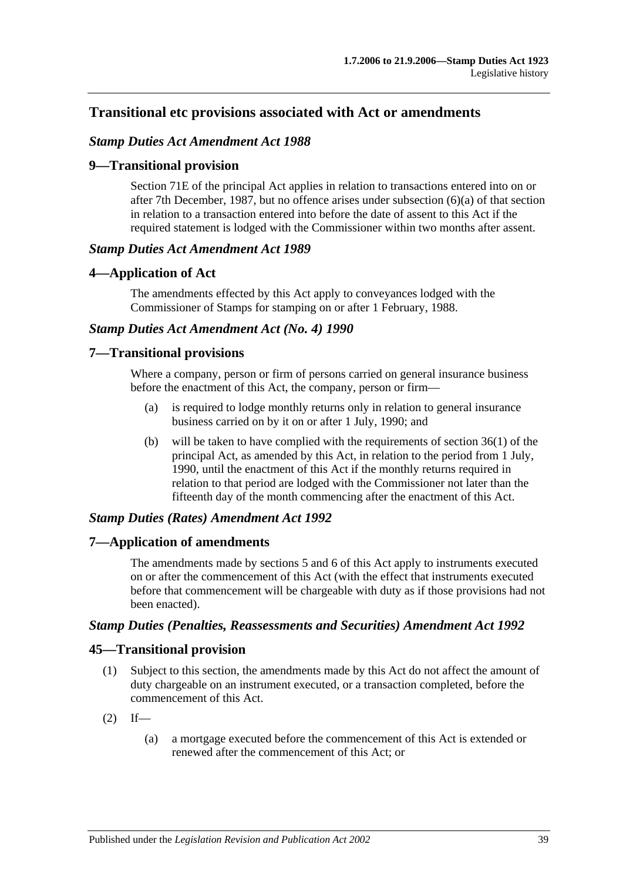## Transitional etc provisions associated with Act or amendments

### *Stamp Duties Act Amendment Act 1988*

### 9—Transitional provision

Section 71E of the principal Act applies in relation to transactions entered into on or after 7th December, 1987, but no offence arises under subsection (6)(a) of that section in relation to a transaction entered into before the date of assent to this Act if the required statement is lodged with the Commissioner within two months after assent.

### *Stamp Duties Act Amendment Act 1989*

### 4—Application of Act

The amendments effected by this Act apply to conveyances lodged with the Commissioner of Stamps for stamping on or after 1 February, 1988.

### *Stamp Duties Act Amendment Act (No. 4) 1990*

### 7—Transitional provisions

Where a company, person or firm of persons carried on general insurance business before the enactment of this Act, the company, person or firm—

- (a) is required to lodge monthly returns only in relation to general insurance business carried on by it on or after 1 July, 1990; and
- (b) will be taken to have complied with the requirements of section 36(1) of the principal Act, as amended by this Act, in relation to the period from 1 July, 1990, until the enactment of this Act if the monthly returns required in relation to that period are lodged with the Commissioner not later than the fifteenth day of the month commencing after the enactment of this Act.

### *Stamp Duties (Rates) Amendment Act 1992*

### 7—Application of amendments

The amendments made by sections 5 and 6 of this Act apply to instruments executed on or after the commencement of this Act (with the effect that instruments executed before that commencement will be chargeable with duty as if those provisions had not been enacted).

### *Stamp Duties (Penalties, Reassessments and Securities) Amendment Act 1992*

### 45—Transitional provision

- (1) Subject to this section, the amendments made by this Act do not affect the amount of duty chargeable on an instrument executed, or a transaction completed, before the commencement of this Act.
- (2) If—
  - (a) a mortgage executed before the commencement of this Act is extended or renewed after the commencement of this Act; or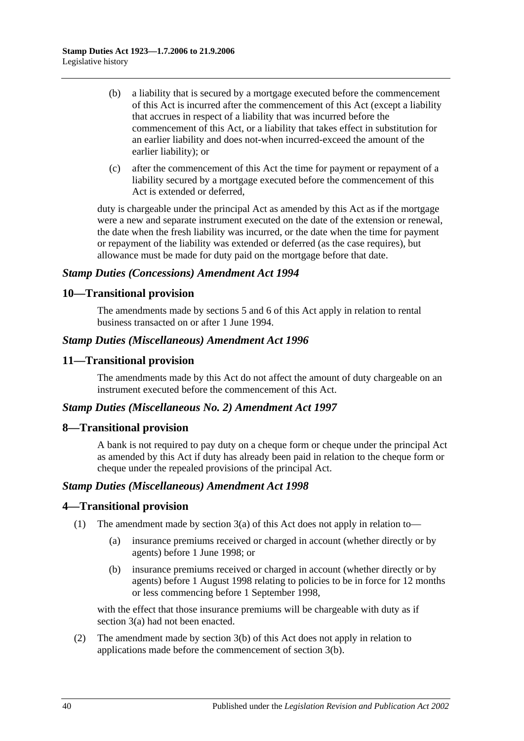(b) a liability that is secured by a mortgage executed before the commencement of this Act is incurred after the commencement of this Act (except a liability that accrues in respect of a liability that was incurred before the commencement of this Act, or a liability that takes effect in substitution for an earlier liability and does not-when incurred-exceed the amount of the earlier liability); or

(c) after the commencement of this Act the time for payment or repayment of a liability secured by a mortgage executed before the commencement of this Act is extended or deferred,

duty is chargeable under the principal Act as amended by this Act as if the mortgage were a new and separate instrument executed on the date of the extension or renewal, the date when the fresh liability was incurred, or the date when the time for payment or repayment of the liability was extended or deferred (as the case requires), but allowance must be made for duty paid on the mortgage before that date.

### *Stamp Duties (Concessions) Amendment Act 1994*

## 10—Transitional provision

The amendments made by sections 5 and 6 of this Act apply in relation to rental business transacted on or after 1 June 1994.

### *Stamp Duties (Miscellaneous) Amendment Act 1996*

## 11—Transitional provision

The amendments made by this Act do not affect the amount of duty chargeable on an instrument executed before the commencement of this Act.

### *Stamp Duties (Miscellaneous No. 2) Amendment Act 1997*

## 8—Transitional provision

A bank is not required to pay duty on a cheque form or cheque under the principal Act as amended by this Act if duty has already been paid in relation to the cheque form or cheque under the repealed provisions of the principal Act.

### *Stamp Duties (Miscellaneous) Amendment Act 1998*

## 4—Transitional provision

(1) The amendment made by section 3(a) of this Act does not apply in relation to—

(a) insurance premiums received or charged in account (whether directly or by agents) before 1 June 1998; or

(b) insurance premiums received or charged in account (whether directly or by agents) before 1 August 1998 relating to policies to be in force for 12 months or less commencing before 1 September 1998,

with the effect that those insurance premiums will be chargeable with duty as if section 3(a) had not been enacted.

(2) The amendment made by section 3(b) of this Act does not apply in relation to applications made before the commencement of section 3(b).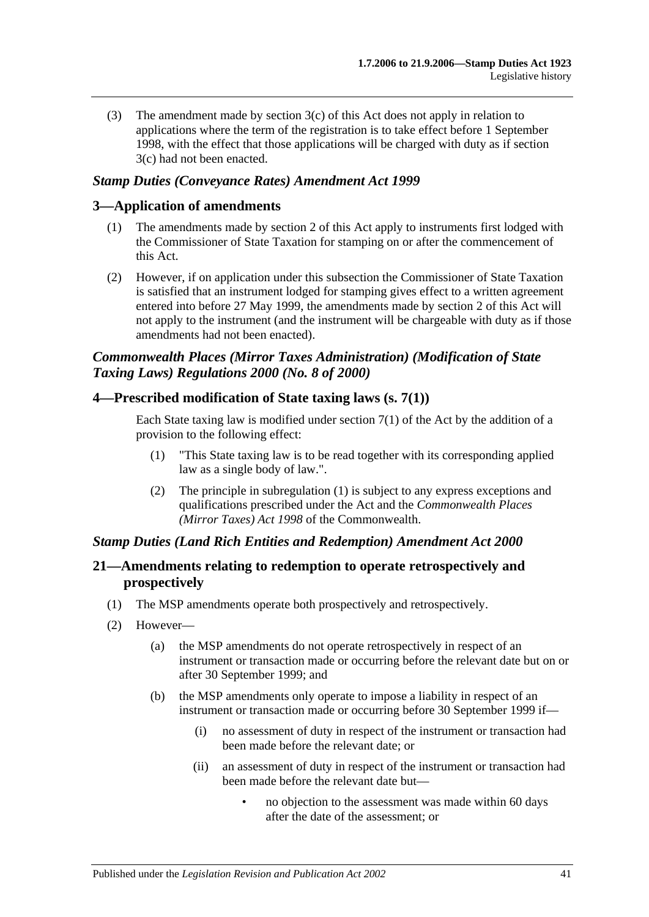(3) The amendment made by section 3(c) of this Act does not apply in relation to applications where the term of the registration is to take effect before 1 September 1998, with the effect that those applications will be charged with duty as if section 3(c) had not been enacted.

### *Stamp Duties (Conveyance Rates) Amendment Act 1999*

## 3—Application of amendments

(1) The amendments made by section 2 of this Act apply to instruments first lodged with the Commissioner of State Taxation for stamping on or after the commencement of this Act.

(2) However, if on application under this subsection the Commissioner of State Taxation is satisfied that an instrument lodged for stamping gives effect to a written agreement entered into before 27 May 1999, the amendments made by section 2 of this Act will not apply to the instrument (and the instrument will be chargeable with duty as if those amendments had not been enacted).

### *Commonwealth Places (Mirror Taxes Administration) (Modification of State Taxing Laws) Regulations 2000 (No. 8 of 2000)*

## 4—Prescribed modification of State taxing laws (s. 7(1))

Each State taxing law is modified under section 7(1) of the Act by the addition of a provision to the following effect:

(1) "This State taxing law is to be read together with its corresponding applied law as a single body of law.".

(2) The principle in subregulation (1) is subject to any express exceptions and qualifications prescribed under the Act and the *Commonwealth Places (Mirror Taxes) Act 1998* of the Commonwealth.

### *Stamp Duties (Land Rich Entities and Redemption) Amendment Act 2000*

## 21—Amendments relating to redemption to operate retrospectively and prospectively

(1) The MSP amendments operate both prospectively and retrospectively.

(2) However—

(a) the MSP amendments do not operate retrospectively in respect of an instrument or transaction made or occurring before the relevant date but on or after 30 September 1999; and

(b) the MSP amendments only operate to impose a liability in respect of an instrument or transaction made or occurring before 30 September 1999 if—

(i) no assessment of duty in respect of the instrument or transaction had been made before the relevant date; or

(ii) an assessment of duty in respect of the instrument or transaction had been made before the relevant date but—

- no objection to the assessment was made within 60 days after the date of the assessment; or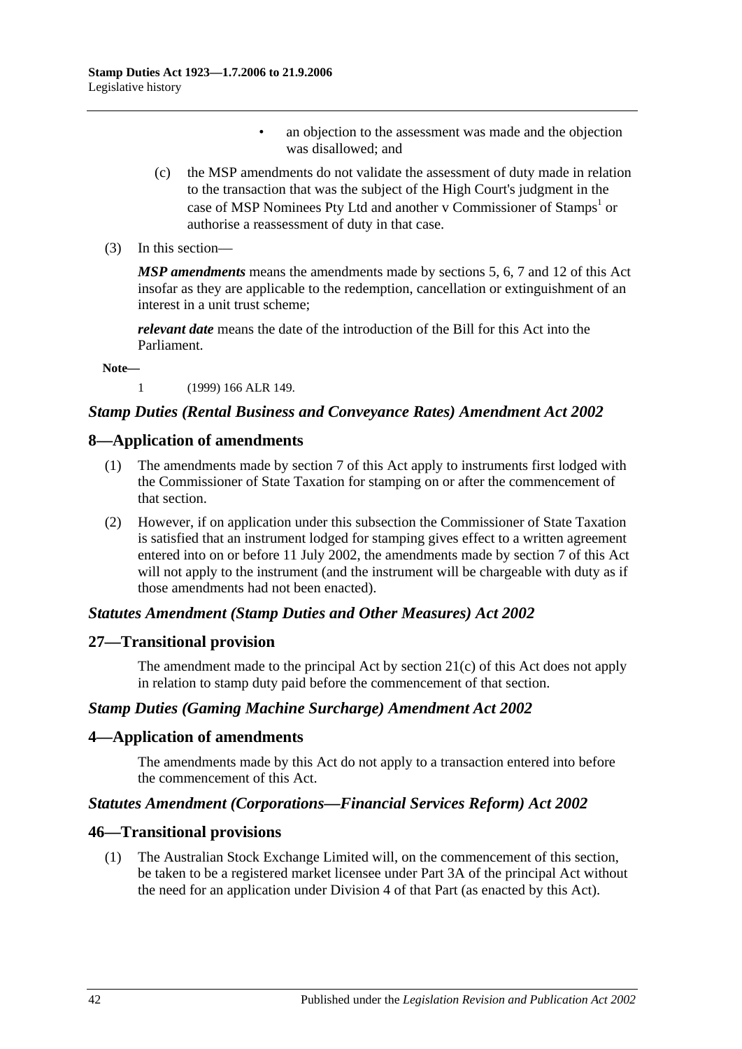- an objection to the assessment was made and the objection was disallowed; and

(c) the MSP amendments do not validate the assessment of duty made in relation to the transaction that was the subject of the High Court's judgment in the case of MSP Nominees Pty Ltd and another v Commissioner of Stamps[1] or authorise a reassessment of duty in that case.

(3) In this section—

***MSP amendments*** means the amendments made by sections 5, 6, 7 and 12 of this Act insofar as they are applicable to the redemption, cancellation or extinguishment of an interest in a unit trust scheme;

***relevant date*** means the date of the introduction of the Bill for this Act into the Parliament.

**Note—**

1 (1999) 166 ALR 149.

### *Stamp Duties (Rental Business and Conveyance Rates) Amendment Act 2002*

## 8—Application of amendments

(1) The amendments made by section 7 of this Act apply to instruments first lodged with the Commissioner of State Taxation for stamping on or after the commencement of that section.

(2) However, if on application under this subsection the Commissioner of State Taxation is satisfied that an instrument lodged for stamping gives effect to a written agreement entered into on or before 11 July 2002, the amendments made by section 7 of this Act will not apply to the instrument (and the instrument will be chargeable with duty as if those amendments had not been enacted).

### *Statutes Amendment (Stamp Duties and Other Measures) Act 2002*

## 27—Transitional provision

The amendment made to the principal Act by section 21(c) of this Act does not apply in relation to stamp duty paid before the commencement of that section.

### *Stamp Duties (Gaming Machine Surcharge) Amendment Act 2002*

## 4—Application of amendments

The amendments made by this Act do not apply to a transaction entered into before the commencement of this Act.

### *Statutes Amendment (Corporations—Financial Services Reform) Act 2002*

## 46—Transitional provisions

(1) The Australian Stock Exchange Limited will, on the commencement of this section, be taken to be a registered market licensee under Part 3A of the principal Act without the need for an application under Division 4 of that Part (as enacted by this Act).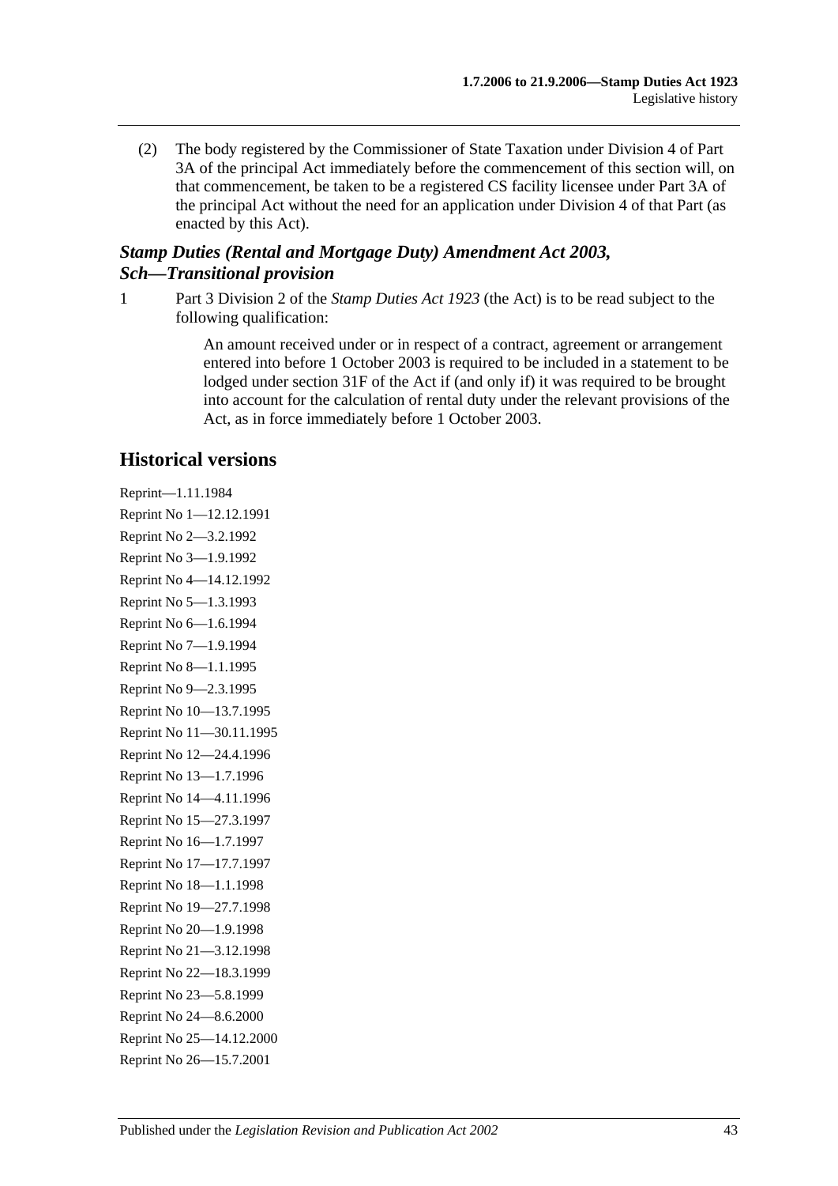(2) The body registered by the Commissioner of State Taxation under Division 4 of Part 3A of the principal Act immediately before the commencement of this section will, on that commencement, be taken to be a registered CS facility licensee under Part 3A of the principal Act without the need for an application under Division 4 of that Part (as enacted by this Act).

### *Stamp Duties (Rental and Mortgage Duty) Amendment Act 2003, Sch—Transitional provision*

1 Part 3 Division 2 of the *Stamp Duties Act 1923* (the Act) is to be read subject to the following qualification:

> An amount received under or in respect of a contract, agreement or arrangement entered into before 1 October 2003 is required to be included in a statement to be lodged under section 31F of the Act if (and only if) it was required to be brought into account for the calculation of rental duty under the relevant provisions of the Act, as in force immediately before 1 October 2003.

## Historical versions

Reprint—1.11.1984

Reprint No 1—12.12.1991

Reprint No 2—3.2.1992

Reprint No 3—1.9.1992

Reprint No 4—14.12.1992

Reprint No 5—1.3.1993

Reprint No 6—1.6.1994

Reprint No 7—1.9.1994

Reprint No 8—1.1.1995

Reprint No 9—2.3.1995

Reprint No 10—13.7.1995

Reprint No 11—30.11.1995

Reprint No 12—24.4.1996

Reprint No 13—1.7.1996

Reprint No 14—4.11.1996

Reprint No 15—27.3.1997

Reprint No 16—1.7.1997

Reprint No 17—17.7.1997

Reprint No 18—1.1.1998

Reprint No 19—27.7.1998

Reprint No 20—1.9.1998

Reprint No 21—3.12.1998

Reprint No 22—18.3.1999

Reprint No 23—5.8.1999

Reprint No 24—8.6.2000

Reprint No 25—14.12.2000

Reprint No 26—15.7.2001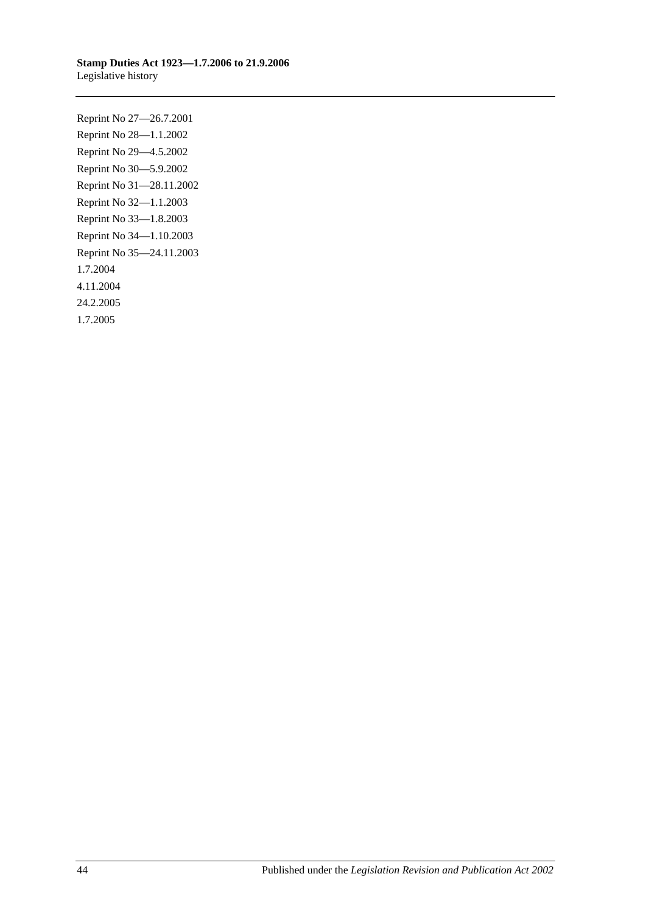Reprint No 27—26.7.2001

Reprint No 28—1.1.2002

Reprint No 29—4.5.2002

Reprint No 30—5.9.2002

Reprint No 31—28.11.2002

Reprint No 32—1.1.2003

Reprint No 33—1.8.2003

Reprint No 34—1.10.2003

Reprint No 35—24.11.2003

1.7.2004

4.11.2004

24.2.2005

1.7.2005